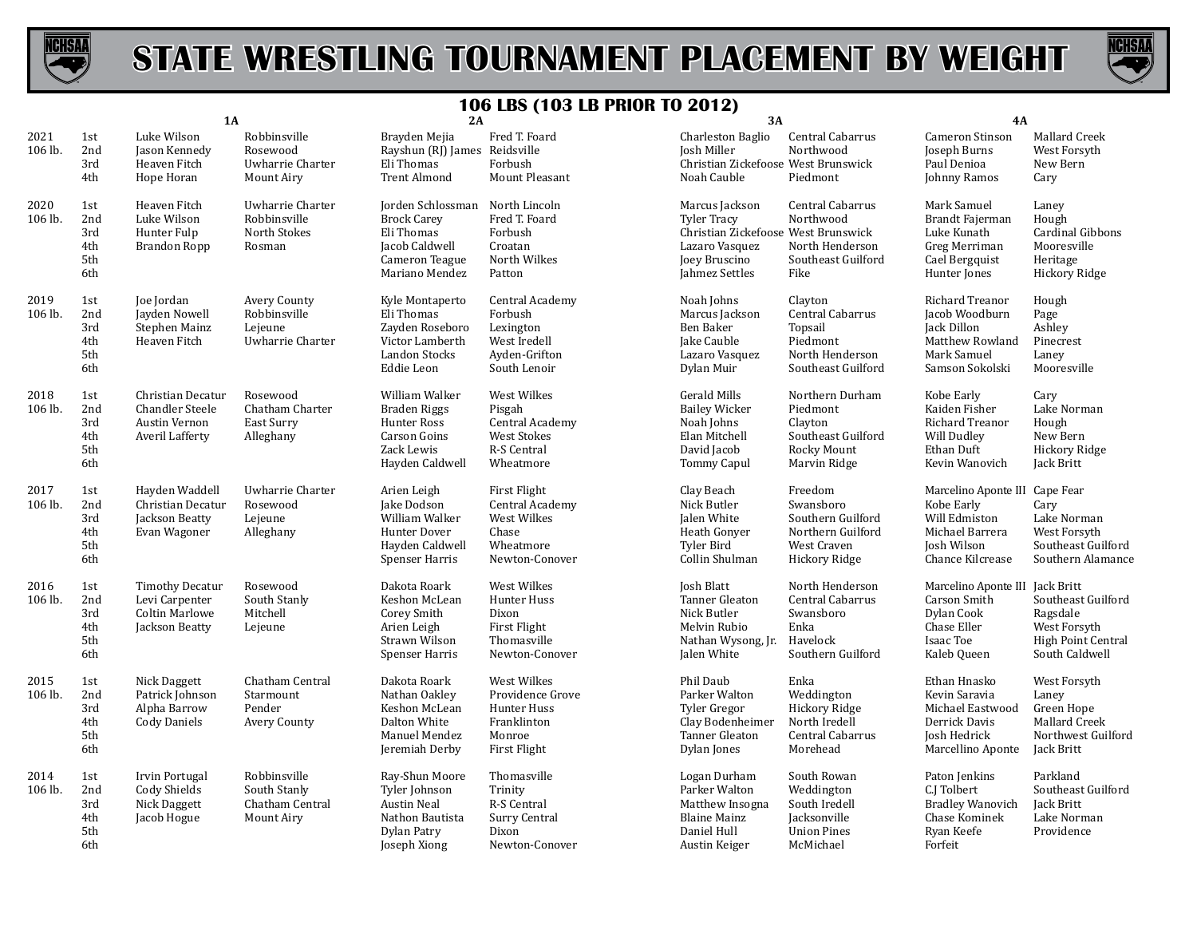# STATE WRESTLING TOURNAMENT PLACEMENT BY WEIGHT

## 106 LBS (103 LB PRIOR TO 2012)

| Year | Place | 1A | | 2A | | 3A | | 4A | |
|---|---|---|---|---|---|---|---|---|---|
| 2021 106 lb. | 1st | Luke Wilson | Robbinsville | Brayden Mejia | Fred T. Foard | Charleston Baglio | Central Cabarrus | Cameron Stinson | Mallard Creek |
| | 2nd | Jason Kennedy | Rosewood | Rayshun (RJ) James | Reidsville | Josh Miller | Northwood | Joseph Burns | West Forsyth |
| | 3rd | Heaven Fitch | Uwharrie Charter | Eli Thomas | Forbush | Christian Zickefoose | West Brunswick | Paul Denioa | New Bern |
| | 4th | Hope Horan | Mount Airy | Trent Almond | Mount Pleasant | Noah Cauble | Piedmont | Johnny Ramos | Cary |
| 2020 106 lb. | 1st | Heaven Fitch | Uwharrie Charter | Jorden Schlossman | North Lincoln | Marcus Jackson | Central Cabarrus | Mark Samuel | Laney |
| | 2nd | Luke Wilson | Robbinsville | Brock Carey | Fred T. Foard | Tyler Tracy | Northwood | Brandt Fajerman | Hough |
| | 3rd | Hunter Fulp | North Stokes | Eli Thomas | Forbush | Christian Zickefoose | West Brunswick | Luke Kunath | Cardinal Gibbons |
| | 4th | Brandon Ropp | Rosman | Jacob Caldwell | Croatan | Lazaro Vasquez | North Henderson | Greg Merriman | Mooresville |
| | 5th | | | Cameron Teague | North Wilkes | Joey Bruscino | Southeast Guilford | Cael Bergquist | Heritage |
| | 6th | | | Mariano Mendez | Patton | Jahmez Settles | Fike | Hunter Jones | Hickory Ridge |
| 2019 106 lb. | 1st | Joe Jordan | Avery County | Kyle Montaperto | Central Academy | Noah Johns | Clayton | Richard Treanor | Hough |
| | 2nd | Jayden Nowell | Robbinsville | Eli Thomas | Forbush | Marcus Jackson | Central Cabarrus | Jacob Woodburn | Page |
| | 3rd | Stephen Mainz | Lejeune | Zayden Roseboro | Lexington | Ben Baker | Topsail | Jack Dillon | Ashley |
| | 4th | Heaven Fitch | Uwharrie Charter | Victor Lamberth | West Iredell | Jake Cauble | Piedmont | Matthew Rowland | Pinecrest |
| | 5th | | | Landon Stocks | Ayden-Grifton | Lazaro Vasquez | North Henderson | Mark Samuel | Laney |
| | 6th | | | Eddie Leon | South Lenoir | Dylan Muir | Southeast Guilford | Samson Sokolski | Mooresville |
| 2018 106 lb. | 1st | Christian Decatur | Rosewood | William Walker | West Wilkes | Gerald Mills | Northern Durham | Kobe Early | Cary |
| | 2nd | Chandler Steele | Chatham Charter | Braden Riggs | Pisgah | Bailey Wicker | Piedmont | Kaiden Fisher | Lake Norman |
| | 3rd | Austin Vernon | East Surry | Hunter Ross | Central Academy | Noah Johns | Clayton | Richard Treanor | Hough |
| | 4th | Averil Lafferty | Alleghany | Carson Goins | West Stokes | Elan Mitchell | Southeast Guilford | Will Dudley | New Bern |
| | 5th | | | Zack Lewis | R-S Central | David Jacob | Rocky Mount | Ethan Duft | Hickory Ridge |
| | 6th | | | Hayden Caldwell | Wheatmore | Tommy Capul | Marvin Ridge | Kevin Wanovich | Jack Britt |
| 2017 106 lb. | 1st | Hayden Waddell | Uwharrie Charter | Arien Leigh | First Flight | Clay Beach | Freedom | Marcelino Aponte III | Cape Fear |
| | 2nd | Christian Decatur | Rosewood | Jake Dodson | Central Academy | Nick Butler | Swansboro | Kobe Early | Cary |
| | 3rd | Jackson Beatty | Lejeune | William Walker | West Wilkes | Jalen White | Southern Guilford | Will Edmiston | Lake Norman |
| | 4th | Evan Wagoner | Alleghany | Hunter Dover | Chase | Heath Gonyer | Northern Guilford | Michael Barrera | West Forsyth |
| | 5th | | | Hayden Caldwell | Wheatmore | Tyler Bird | West Craven | Josh Wilson | Southeast Guilford |
| | 6th | | | Spenser Harris | Newton-Conover | Collin Shulman | Hickory Ridge | Chance Kilcrease | Southern Alamance |
| 2016 106 lb. | 1st | Timothy Decatur | Rosewood | Dakota Roark | West Wilkes | Josh Blatt | North Henderson | Marcelino Aponte III | Jack Britt |
| | 2nd | Levi Carpenter | South Stanly | Keshon McLean | Hunter Huss | Tanner Gleaton | Central Cabarrus | Carson Smith | Southeast Guilford |
| | 3rd | Coltin Marlowe | Mitchell | Corey Smith | Dixon | Nick Butler | Swansboro | Dylan Cook | Ragsdale |
| | 4th | Jackson Beatty | Lejeune | Arien Leigh | First Flight | Melvin Rubio | Enka | Chase Eller | West Forsyth |
| | 5th | | | Strawn Wilson | Thomasville | Nathan Wysong, Jr. | Havelock | Isaac Toe | High Point Central |
| | 6th | | | Spenser Harris | Newton-Conover | Jalen White | Southern Guilford | Kaleb Queen | South Caldwell |
| 2015 106 lb. | 1st | Nick Daggett | Chatham Central | Dakota Roark | West Wilkes | Phil Daub | Enka | Ethan Hnasko | West Forsyth |
| | 2nd | Patrick Johnson | Starmount | Nathan Oakley | Providence Grove | Parker Walton | Weddington | Kevin Saravia | Laney |
| | 3rd | Alpha Barrow | Pender | Keshon McLean | Hunter Huss | Tyler Gregor | Hickory Ridge | Michael Eastwood | Green Hope |
| | 4th | Cody Daniels | Avery County | Dalton White | Franklinton | Clay Bodenheimer | North Iredell | Derrick Davis | Mallard Creek |
| | 5th | | | Manuel Mendez | Monroe | Tanner Gleaton | Central Cabarrus | Josh Hedrick | Northwest Guilford |
| | 6th | | | Jeremiah Derby | First Flight | Dylan Jones | Morehead | Marcellino Aponte | Jack Britt |
| 2014 106 lb. | 1st | Irvin Portugal | Robbinsville | Ray-Shun Moore | Thomasville | Logan Durham | South Rowan | Paton Jenkins | Parkland |
| | 2nd | Cody Shields | South Stanly | Tyler Johnson | Trinity | Parker Walton | Weddington | C.J Tolbert | Southeast Guilford |
| | 3rd | Nick Daggett | Chatham Central | Austin Neal | R-S Central | Matthew Insogna | South Iredell | Bradley Wanovich | Jack Britt |
| | 4th | Jacob Hogue | Mount Airy | Nathon Bautista | Surry Central | Blaine Mainz | Jacksonville | Chase Kominek | Lake Norman |
| | 5th | | | Dylan Patry | Dixon | Daniel Hull | Union Pines | Ryan Keefe | Providence |
| | 6th | | | Joseph Xiong | Newton-Conover | Austin Keiger | McMichael | Forfeit | |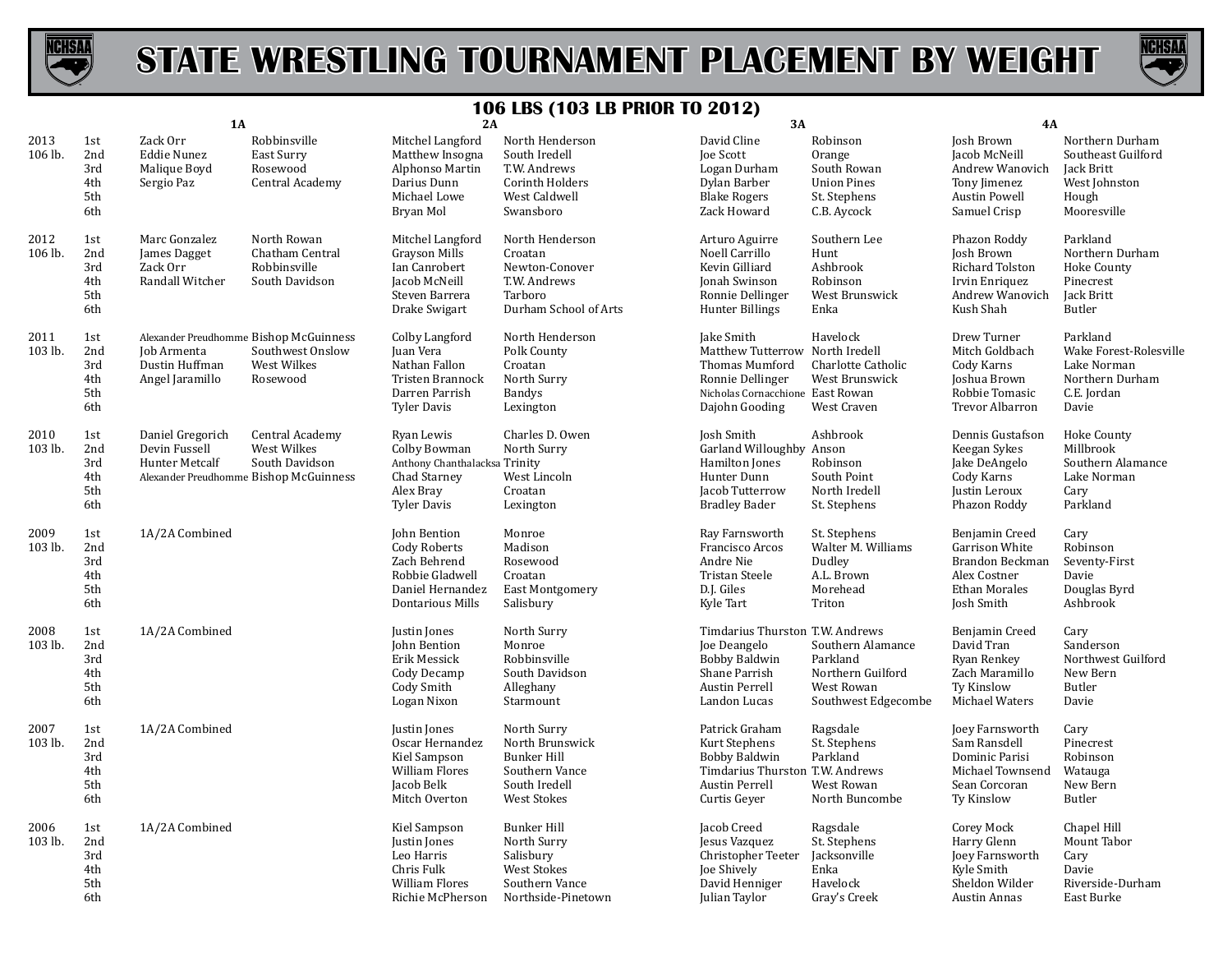# STATE WRESTLING TOURNAMENT PLACEMENT BY WEIGHT

## 106 LBS (103 LB PRIOR TO 2012)

| Year | Place | 1A | | 2A | | 3A | | 4A | |
|---|---|---|---|---|---|---|---|---|---|
| 2013 | 1st | Zack Orr | Robbinsville | Mitchel Langford | North Henderson | David Cline | Robinson | Josh Brown | Northern Durham |
| 106 lb. | 2nd | Eddie Nunez | East Surry | Matthew Insogna | South Iredell | Joe Scott | Orange | Jacob McNeill | Southeast Guilford |
| | 3rd | Malique Boyd | Rosewood | Alphonso Martin | T.W. Andrews | Logan Durham | South Rowan | Andrew Wanovich | Jack Britt |
| | 4th | Sergio Paz | Central Academy | Darius Dunn | Corinth Holders | Dylan Barber | Union Pines | Tony Jimenez | West Johnston |
| | 5th | | | Michael Lowe | West Caldwell | Blake Rogers | St. Stephens | Austin Powell | Hough |
| | 6th | | | Bryan Mol | Swansboro | Zack Howard | C.B. Aycock | Samuel Crisp | Mooresville |
| 2012 | 1st | Marc Gonzalez | North Rowan | Mitchel Langford | North Henderson | Arturo Aguirre | Southern Lee | Phazon Roddy | Parkland |
| 106 lb. | 2nd | James Dagget | Chatham Central | Grayson Mills | Croatan | Noell Carrillo | Hunt | Josh Brown | Northern Durham |
| | 3rd | Zack Orr | Robbinsville | Ian Canrobert | Newton-Conover | Kevin Gilliard | Ashbrook | Richard Tolston | Hoke County |
| | 4th | Randall Witcher | South Davidson | Jacob McNeill | T.W. Andrews | Jonah Swinson | Robinson | Irvin Enriquez | Pinecrest |
| | 5th | | | Steven Barrera | Tarboro | Ronnie Dellinger | West Brunswick | Andrew Wanovich | Jack Britt |
| | 6th | | | Drake Swigart | Durham School of Arts | Hunter Billings | Enka | Kush Shah | Butler |
| 2011 | 1st | Alexander Preudhomme | Bishop McGuinness | Colby Langford | North Henderson | Jake Smith | Havelock | Drew Turner | Parkland |
| 103 lb. | 2nd | Job Armenta | Southwest Onslow | Juan Vera | Polk County | Matthew Tutterrow | North Iredell | Mitch Goldbach | Wake Forest-Rolesville |
| | 3rd | Dustin Huffman | West Wilkes | Nathan Fallon | Croatan | Thomas Mumford | Charlotte Catholic | Cody Karns | Lake Norman |
| | 4th | Angel Jaramillo | Rosewood | Tristen Brannock | North Surry | Ronnie Dellinger | West Brunswick | Joshua Brown | Northern Durham |
| | 5th | | | Darren Parrish | Bandys | Nicholas Cornacchione | East Rowan | Robbie Tomasic | C.E. Jordan |
| | 6th | | | Tyler Davis | Lexington | Dajohn Gooding | West Craven | Trevor Albarron | Davie |
| 2010 | 1st | Daniel Gregorich | Central Academy | Ryan Lewis | Charles D. Owen | Josh Smith | Ashbrook | Dennis Gustafson | Hoke County |
| 103 lb. | 2nd | Devin Fussell | West Wilkes | Colby Bowman | North Surry | Garland Willoughby | Anson | Keegan Sykes | Millbrook |
| | 3rd | Hunter Metcalf | South Davidson | Anthony Chanthalacksa | Trinity | Hamilton Jones | Robinson | Jake DeAngelo | Southern Alamance |
| | 4th | Alexander Preudhomme | Bishop McGuinness | Chad Starney | West Lincoln | Hunter Dunn | South Point | Cody Karns | Lake Norman |
| | 5th | | | Alex Bray | Croatan | Jacob Tutterrow | North Iredell | Justin Leroux | Cary |
| | 6th | | | Tyler Davis | Lexington | Bradley Bader | St. Stephens | Phazon Roddy | Parkland |
| 2009 | 1st | 1A/2A Combined | | John Bention | Monroe | Ray Farnsworth | St. Stephens | Benjamin Creed | Cary |
| 103 lb. | 2nd | | | Cody Roberts | Madison | Francisco Arcos | Walter M. Williams | Garrison White | Robinson |
| | 3rd | | | Zach Behrend | Rosewood | Andre Nie | Dudley | Brandon Beckman | Seventy-First |
| | 4th | | | Robbie Gladwell | Croatan | Tristan Steele | A.L. Brown | Alex Costner | Davie |
| | 5th | | | Daniel Hernandez | East Montgomery | D.J. Giles | Morehead | Ethan Morales | Douglas Byrd |
| | 6th | | | Dontarious Mills | Salisbury | Kyle Tart | Triton | Josh Smith | Ashbrook |
| 2008 | 1st | 1A/2A Combined | | Justin Jones | North Surry | Timdarius Thurston | T.W. Andrews | Benjamin Creed | Cary |
| 103 lb. | 2nd | | | John Bention | Monroe | Joe Deangelo | Southern Alamance | David Tran | Sanderson |
| | 3rd | | | Erik Messick | Robbinsville | Bobby Baldwin | Parkland | Ryan Renkey | Northwest Guilford |
| | 4th | | | Cody Decamp | South Davidson | Shane Parrish | Northern Guilford | Zach Maramillo | New Bern |
| | 5th | | | Cody Smith | Alleghany | Austin Perrell | West Rowan | Ty Kinslow | Butler |
| | 6th | | | Logan Nixon | Starmount | Landon Lucas | Southwest Edgecombe | Michael Waters | Davie |
| 2007 | 1st | 1A/2A Combined | | Justin Jones | North Surry | Patrick Graham | Ragsdale | Joey Farnsworth | Cary |
| 103 lb. | 2nd | | | Oscar Hernandez | North Brunswick | Kurt Stephens | St. Stephens | Sam Ransdell | Pinecrest |
| | 3rd | | | Kiel Sampson | Bunker Hill | Bobby Baldwin | Parkland | Dominic Parisi | Robinson |
| | 4th | | | William Flores | Southern Vance | Timdarius Thurston | T.W. Andrews | Michael Townsend | Watauga |
| | 5th | | | Jacob Belk | South Iredell | Austin Perrell | West Rowan | Sean Corcoran | New Bern |
| | 6th | | | Mitch Overton | West Stokes | Curtis Geyer | North Buncombe | Ty Kinslow | Butler |
| 2006 | 1st | 1A/2A Combined | | Kiel Sampson | Bunker Hill | Jacob Creed | Ragsdale | Corey Mock | Chapel Hill |
| 103 lb. | 2nd | | | Justin Jones | North Surry | Jesus Vazquez | St. Stephens | Harry Glenn | Mount Tabor |
| | 3rd | | | Leo Harris | Salisbury | Christopher Teeter | Jacksonville | Joey Farnsworth | Cary |
| | 4th | | | Chris Fulk | West Stokes | Joe Shively | Enka | Kyle Smith | Davie |
| | 5th | | | William Flores | Southern Vance | David Henniger | Havelock | Sheldon Wilder | Riverside-Durham |
| | 6th | | | Richie McPherson | Northside-Pinetown | Julian Taylor | Gray's Creek | Austin Annas | East Burke |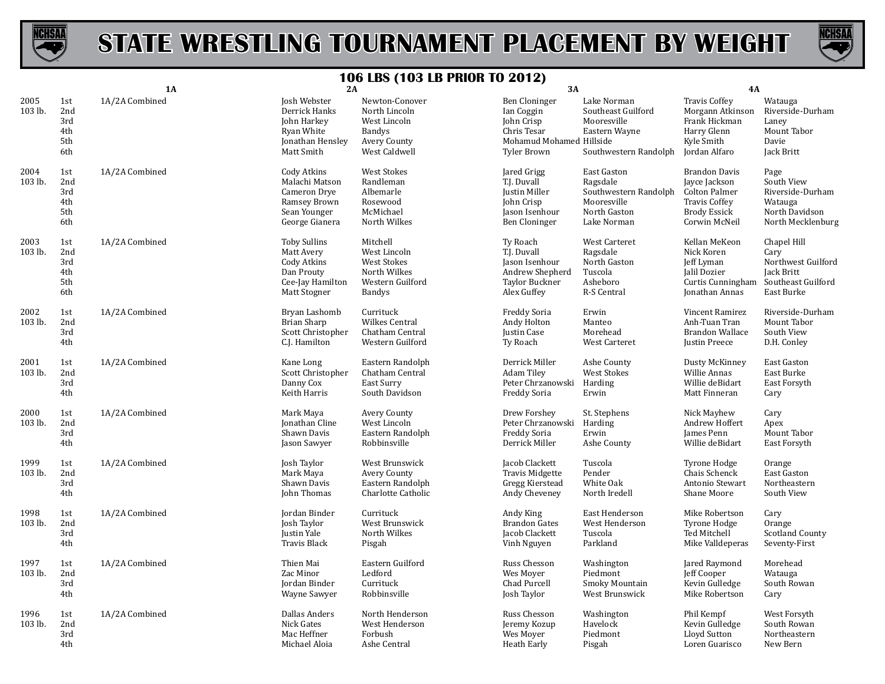# STATE WRESTLING TOURNAMENT PLACEMENT BY WEIGHT

## 106 LBS (103 LB PRIOR TO 2012)

| Year | Place | 1A | | 2A | | 3A | | 4A | |
|---|---|---|---|---|---|---|---|---|---|
| 2005 103 lb. | 1st | 1A/2A Combined | | Josh Webster | Newton-Conover | Ben Cloninger | Lake Norman | Travis Coffey | Watauga |
| | 2nd | | | Derrick Hanks | North Lincoln | Ian Coggin | Southeast Guilford | Morgann Atkinson | Riverside-Durham |
| | 3rd | | | John Harkey | West Lincoln | John Crisp | Mooresville | Frank Hickman | Laney |
| | 4th | | | Ryan White | Bandys | Chris Tesar | Eastern Wayne | Harry Glenn | Mount Tabor |
| | 5th | | | Jonathan Hensley | Avery County | Mohamud Mohamed | Hillside | Kyle Smith | Davie |
| | 6th | | | Matt Smith | West Caldwell | Tyler Brown | Southwestern Randolph | Jordan Alfaro | Jack Britt |
| 2004 103 lb. | 1st | 1A/2A Combined | | Cody Atkins | West Stokes | Jared Grigg | East Gaston | Brandon Davis | Page |
| | 2nd | | | Malachi Matson | Randleman | T.J. Duvall | Ragsdale | Jayce Jackson | South View |
| | 3rd | | | Cameron Drye | Albemarle | Justin Miller | Southwestern Randolph | Colton Palmer | Riverside-Durham |
| | 4th | | | Ramsey Brown | Rosewood | John Crisp | Mooresville | Travis Coffey | Watauga |
| | 5th | | | Sean Younger | McMichael | Jason Isenhour | North Gaston | Brody Essick | North Davidson |
| | 6th | | | George Gianera | North Wilkes | Ben Cloninger | Lake Norman | Corwin McNeil | North Mecklenburg |
| 2003 103 lb. | 1st | 1A/2A Combined | | Toby Sullins | Mitchell | Ty Roach | West Carteret | Kellan McKeon | Chapel Hill |
| | 2nd | | | Matt Avery | West Lincoln | T.J. Duvall | Ragsdale | Nick Koren | Cary |
| | 3rd | | | Cody Atkins | West Stokes | Jason Isenhour | North Gaston | Jeff Lyman | Northwest Guilford |
| | 4th | | | Dan Prouty | North Wilkes | Andrew Shepherd | Tuscola | Jalil Dozier | Jack Britt |
| | 5th | | | Cee-Jay Hamilton | Western Guilford | Taylor Buckner | Asheboro | Curtis Cunningham | Southeast Guilford |
| | 6th | | | Matt Stogner | Bandys | Alex Guffey | R-S Central | Jonathan Annas | East Burke |
| 2002 103 lb. | 1st | 1A/2A Combined | | Bryan Lashomb | Currituck | Freddy Soria | Erwin | Vincent Ramirez | Riverside-Durham |
| | 2nd | | | Brian Sharp | Wilkes Central | Andy Holton | Manteo | Anh-Tuan Tran | Mount Tabor |
| | 3rd | | | Scott Christopher | Chatham Central | Justin Case | Morehead | Brandon Wallace | South View |
| | 4th | | | C.J. Hamilton | Western Guilford | Ty Roach | West Carteret | Justin Preece | D.H. Conley |
| 2001 103 lb. | 1st | 1A/2A Combined | | Kane Long | Eastern Randolph | Derrick Miller | Ashe County | Dusty McKinney | East Gaston |
| | 2nd | | | Scott Christopher | Chatham Central | Adam Tiley | West Stokes | Willie Annas | East Burke |
| | 3rd | | | Danny Cox | East Surry | Peter Chrzanowski | Harding | Willie deBidart | East Forsyth |
| | 4th | | | Keith Harris | South Davidson | Freddy Soria | Erwin | Matt Finneran | Cary |
| 2000 103 lb. | 1st | 1A/2A Combined | | Mark Maya | Avery County | Drew Forshey | St. Stephens | Nick Mayhew | Cary |
| | 2nd | | | Jonathan Cline | West Lincoln | Peter Chrzanowski | Harding | Andrew Hoffert | Apex |
| | 3rd | | | Shawn Davis | Eastern Randolph | Freddy Soria | Erwin | James Penn | Mount Tabor |
| | 4th | | | Jason Sawyer | Robbinsville | Derrick Miller | Ashe County | Willie deBidart | East Forsyth |
| 1999 103 lb. | 1st | 1A/2A Combined | | Josh Taylor | West Brunswick | Jacob Clackett | Tuscola | Tyrone Hodge | Orange |
| | 2nd | | | Mark Maya | Avery County | Travis Midgette | Pender | Chais Schenck | East Gaston |
| | 3rd | | | Shawn Davis | Eastern Randolph | Gregg Kierstead | White Oak | Antonio Stewart | Northeastern |
| | 4th | | | John Thomas | Charlotte Catholic | Andy Cheveney | North Iredell | Shane Moore | South View |
| 1998 103 lb. | 1st | 1A/2A Combined | | Jordan Binder | Currituck | Andy King | East Henderson | Mike Robertson | Cary |
| | 2nd | | | Josh Taylor | West Brunswick | Brandon Gates | West Henderson | Tyrone Hodge | Orange |
| | 3rd | | | Justin Yale | North Wilkes | Jacob Clackett | Tuscola | Ted Mitchell | Scotland County |
| | 4th | | | Travis Black | Pisgah | Vinh Nguyen | Parkland | Mike Valldeperas | Seventy-First |
| 1997 103 lb. | 1st | 1A/2A Combined | | Thien Mai | Eastern Guilford | Russ Chesson | Washington | Jared Raymond | Morehead |
| | 2nd | | | Zac Minor | Ledford | Wes Moyer | Piedmont | Jeff Cooper | Watauga |
| | 3rd | | | Jordan Binder | Currituck | Chad Purcell | Smoky Mountain | Kevin Gulledge | South Rowan |
| | 4th | | | Wayne Sawyer | Robbinsville | Josh Taylor | West Brunswick | Mike Robertson | Cary |
| 1996 103 lb. | 1st | 1A/2A Combined | | Dallas Anders | North Henderson | Russ Chesson | Washington | Phil Kempf | West Forsyth |
| | 2nd | | | Nick Gates | West Henderson | Jeremy Kozup | Havelock | Kevin Gulledge | South Rowan |
| | 3rd | | | Mac Heffner | Forbush | Wes Moyer | Piedmont | Lloyd Sutton | Northeastern |
| | 4th | | | Michael Aloia | Ashe Central | Heath Early | Pisgah | Loren Guarisco | New Bern |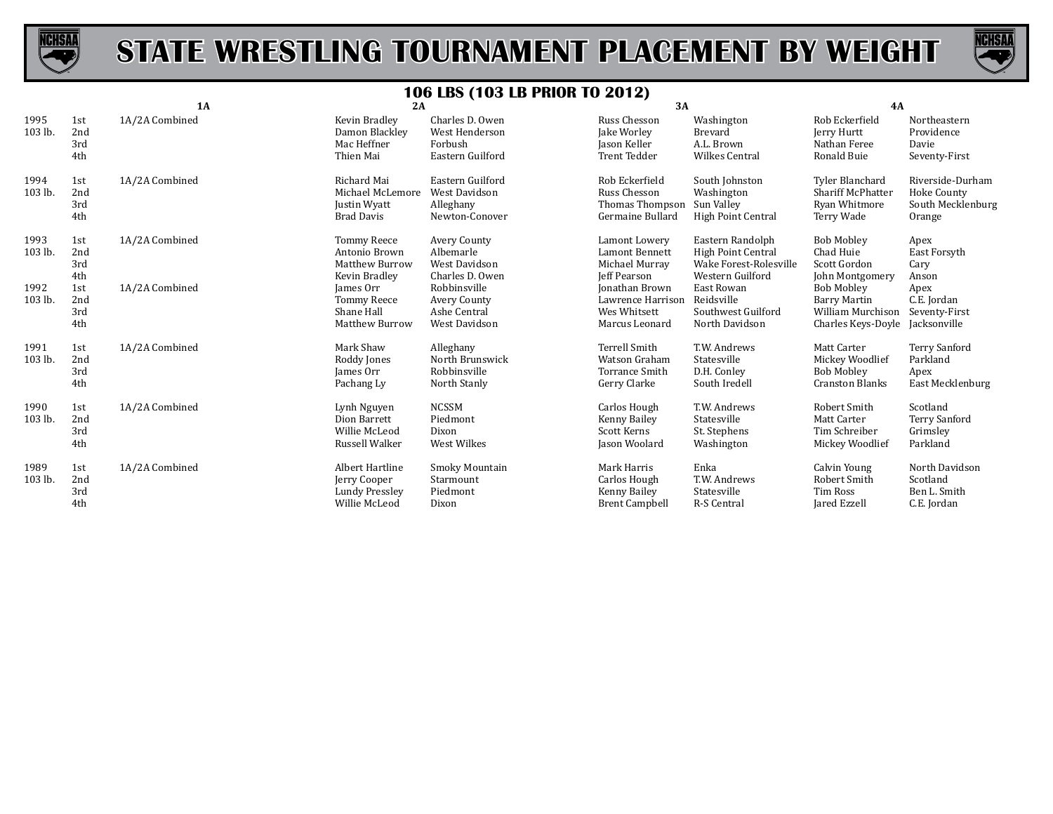# STATE WRESTLING TOURNAMENT PLACEMENT BY WEIGHT

## 106 LBS (103 LB PRIOR TO 2012)

| Year | Place | 1A | | 2A | | 3A | | 4A | |
|---|---|---|---|---|---|---|---|---|---|
| 1995 | 1st | 1A/2A Combined | | Kevin Bradley | Charles D. Owen | Russ Chesson | Washington | Rob Eckerfield | Northeastern |
| 103 lb. | 2nd | | | Damon Blackley | West Henderson | Jake Worley | Brevard | Jerry Hurtt | Providence |
| | 3rd | | | Mac Heffner | Forbush | Jason Keller | A.L. Brown | Nathan Feree | Davie |
| | 4th | | | Thien Mai | Eastern Guilford | Trent Tedder | Wilkes Central | Ronald Buie | Seventy-First |
| 1994 | 1st | 1A/2A Combined | | Richard Mai | Eastern Guilford | Rob Eckerfield | South Johnston | Tyler Blanchard | Riverside-Durham |
| 103 lb. | 2nd | | | Michael McLemore | West Davidson | Russ Chesson | Washington | Shariff McPhatter | Hoke County |
| | 3rd | | | Justin Wyatt | Alleghany | Thomas Thompson | Sun Valley | Ryan Whitmore | South Mecklenburg |
| | 4th | | | Brad Davis | Newton-Conover | Germaine Bullard | High Point Central | Terry Wade | Orange |
| 1993 | 1st | 1A/2A Combined | | Tommy Reece | Avery County | Lamont Lowery | Eastern Randolph | Bob Mobley | Apex |
| 103 lb. | 2nd | | | Antonio Brown | Albemarle | Lamont Bennett | High Point Central | Chad Huie | East Forsyth |
| | 3rd | | | Matthew Burrow | West Davidson | Michael Murray | Wake Forest-Rolesville | Scott Gordon | Cary |
| | 4th | | | Kevin Bradley | Charles D. Owen | Jeff Pearson | Western Guilford | John Montgomery | Anson |
| 1992 | 1st | 1A/2A Combined | | James Orr | Robbinsville | Jonathan Brown | East Rowan | Bob Mobley | Apex |
| 103 lb. | 2nd | | | Tommy Reece | Avery County | Lawrence Harrison | Reidsville | Barry Martin | C.E. Jordan |
| | 3rd | | | Shane Hall | Ashe Central | Wes Whitsett | Southwest Guilford | William Murchison | Seventy-First |
| | 4th | | | Matthew Burrow | West Davidson | Marcus Leonard | North Davidson | Charles Keys-Doyle | Jacksonville |
| 1991 | 1st | 1A/2A Combined | | Mark Shaw | Alleghany | Terrell Smith | T.W. Andrews | Matt Carter | Terry Sanford |
| 103 lb. | 2nd | | | Roddy Jones | North Brunswick | Watson Graham | Statesville | Mickey Woodlief | Parkland |
| | 3rd | | | James Orr | Robbinsville | Torrance Smith | D.H. Conley | Bob Mobley | Apex |
| | 4th | | | Pachang Ly | North Stanly | Gerry Clarke | South Iredell | Cranston Blanks | East Mecklenburg |
| 1990 | 1st | 1A/2A Combined | | Lynh Nguyen | NCSSM | Carlos Hough | T.W. Andrews | Robert Smith | Scotland |
| 103 lb. | 2nd | | | Dion Barrett | Piedmont | Kenny Bailey | Statesville | Matt Carter | Terry Sanford |
| | 3rd | | | Willie McLeod | Dixon | Scott Kerns | St. Stephens | Tim Schreiber | Grimsley |
| | 4th | | | Russell Walker | West Wilkes | Jason Woolard | Washington | Mickey Woodlief | Parkland |
| 1989 | 1st | 1A/2A Combined | | Albert Hartline | Smoky Mountain | Mark Harris | Enka | Calvin Young | North Davidson |
| 103 lb. | 2nd | | | Jerry Cooper | Starmount | Carlos Hough | T.W. Andrews | Robert Smith | Scotland |
| | 3rd | | | Lundy Pressley | Piedmont | Kenny Bailey | Statesville | Tim Ross | Ben L. Smith |
| | 4th | | | Willie McLeod | Dixon | Brent Campbell | R-S Central | Jared Ezzell | C.E. Jordan |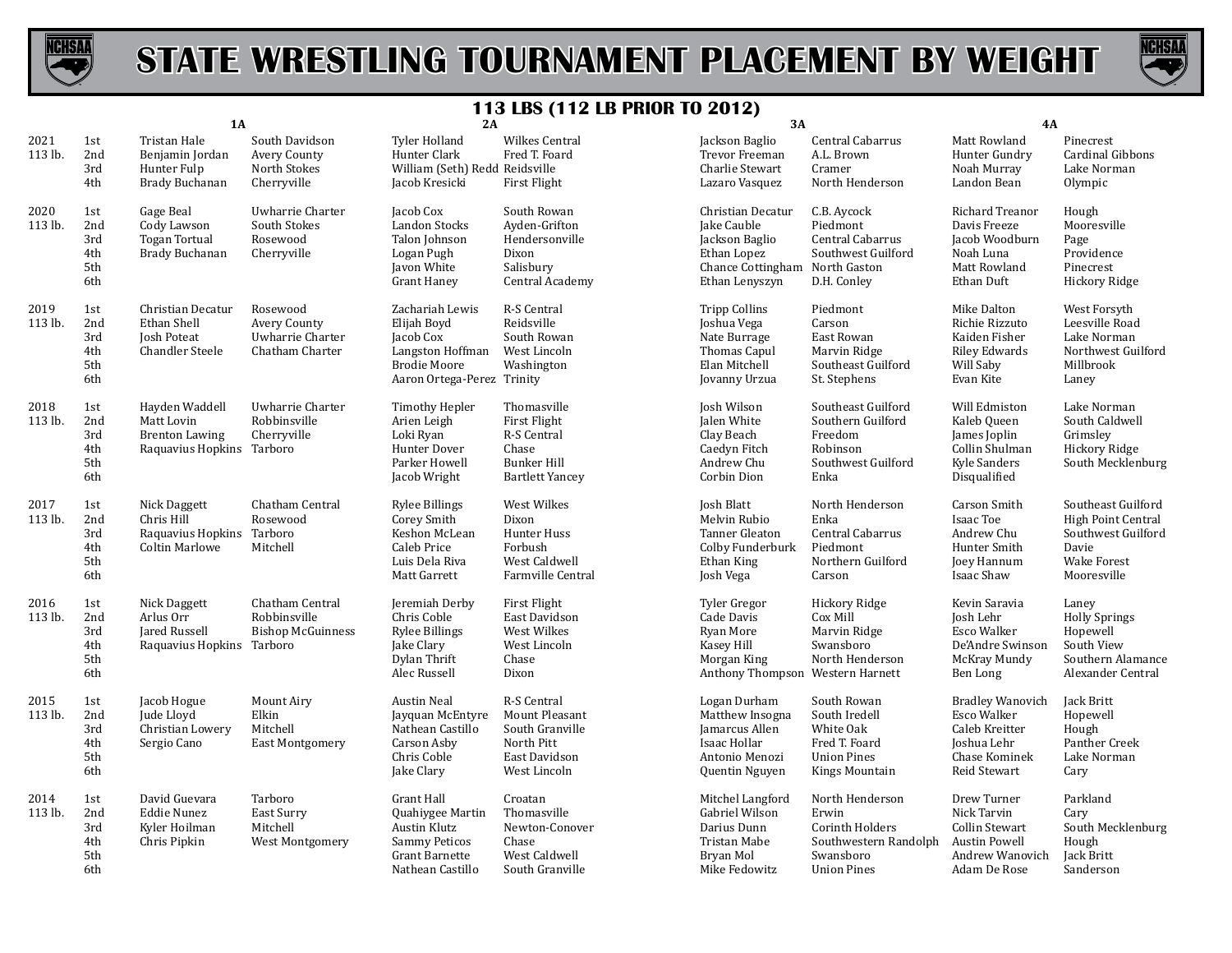# STATE WRESTLING TOURNAMENT PLACEMENT BY WEIGHT

## 113 LBS (112 LB PRIOR TO 2012)

| Year | Place | 1A | | 2A | | 3A | | 4A | |
|---|---|---|---|---|---|---|---|---|---|
| 2021 | 1st | Tristan Hale | South Davidson | Tyler Holland | Wilkes Central | Jackson Baglio | Central Cabarrus | Matt Rowland | Pinecrest |
| 113 lb. | 2nd | Benjamin Jordan | Avery County | Hunter Clark | Fred T. Foard | Trevor Freeman | A.L. Brown | Hunter Gundry | Cardinal Gibbons |
| | 3rd | Hunter Fulp | North Stokes | William (Seth) Redd | Reidsville | Charlie Stewart | Cramer | Noah Murray | Lake Norman |
| | 4th | Brady Buchanan | Cherryville | Jacob Kresicki | First Flight | Lazaro Vasquez | North Henderson | Landon Bean | Olympic |
| 2020 | 1st | Gage Beal | Uwharrie Charter | Jacob Cox | South Rowan | Christian Decatur | C.B. Aycock | Richard Treanor | Hough |
| 113 lb. | 2nd | Cody Lawson | South Stokes | Landon Stocks | Ayden-Grifton | Jake Cauble | Piedmont | Davis Freeze | Mooresville |
| | 3rd | Togan Tortual | Rosewood | Talon Johnson | Hendersonville | Jackson Baglio | Central Cabarrus | Jacob Woodburn | Page |
| | 4th | Brady Buchanan | Cherryville | Logan Pugh | Dixon | Ethan Lopez | Southwest Guilford | Noah Luna | Providence |
| | 5th | | | Javon White | Salisbury | Chance Cottingham | North Gaston | Matt Rowland | Pinecrest |
| | 6th | | | Grant Haney | Central Academy | Ethan Lenyszyn | D.H. Conley | Ethan Duft | Hickory Ridge |
| 2019 | 1st | Christian Decatur | Rosewood | Zachariah Lewis | R-S Central | Tripp Collins | Piedmont | Mike Dalton | West Forsyth |
| 113 lb. | 2nd | Ethan Shell | Avery County | Elijah Boyd | Reidsville | Joshua Vega | Carson | Richie Rizzuto | Leesville Road |
| | 3rd | Josh Poteat | Uwharrie Charter | Jacob Cox | South Rowan | Nate Burrage | East Rowan | Kaiden Fisher | Lake Norman |
| | 4th | Chandler Steele | Chatham Charter | Langston Hoffman | West Lincoln | Thomas Capul | Marvin Ridge | Riley Edwards | Northwest Guilford |
| | 5th | | | Brodie Moore | Washington | Elan Mitchell | Southeast Guilford | Will Saby | Millbrook |
| | 6th | | | Aaron Ortega-Perez | Trinity | Jovanny Urzua | St. Stephens | Evan Kite | Laney |
| 2018 | 1st | Hayden Waddell | Uwharrie Charter | Timothy Hepler | Thomasville | Josh Wilson | Southeast Guilford | Will Edmiston | Lake Norman |
| 113 lb. | 2nd | Matt Lovin | Robbinsville | Arien Leigh | First Flight | Jalen White | Southern Guilford | Kaleb Queen | South Caldwell |
| | 3rd | Brenton Lawing | Cherryville | Loki Ryan | R-S Central | Clay Beach | Freedom | James Joplin | Grimsley |
| | 4th | Raquavius Hopkins | Tarboro | Hunter Dover | Chase | Caedyn Fitch | Robinson | Collin Shulman | Hickory Ridge |
| | 5th | | | Parker Howell | Bunker Hill | Andrew Chu | Southwest Guilford | Kyle Sanders | South Mecklenburg |
| | 6th | | | Jacob Wright | Bartlett Yancey | Corbin Dion | Enka | Disqualified | |
| 2017 | 1st | Nick Daggett | Chatham Central | Rylee Billings | West Wilkes | Josh Blatt | North Henderson | Carson Smith | Southeast Guilford |
| 113 lb. | 2nd | Chris Hill | Rosewood | Corey Smith | Dixon | Melvin Rubio | Enka | Isaac Toe | High Point Central |
| | 3rd | Raquavius Hopkins | Tarboro | Keshon McLean | Hunter Huss | Tanner Gleaton | Central Cabarrus | Andrew Chu | Southwest Guilford |
| | 4th | Coltin Marlowe | Mitchell | Caleb Price | Forbush | Colby Funderburk | Piedmont | Hunter Smith | Davie |
| | 5th | | | Luis Dela Riva | West Caldwell | Ethan King | Northern Guilford | Joey Hannum | Wake Forest |
| | 6th | | | Matt Garrett | Farmville Central | Josh Vega | Carson | Isaac Shaw | Mooresville |
| 2016 | 1st | Nick Daggett | Chatham Central | Jeremiah Derby | First Flight | Tyler Gregor | Hickory Ridge | Kevin Saravia | Laney |
| 113 lb. | 2nd | Arlus Orr | Robbinsville | Chris Coble | East Davidson | Cade Davis | Cox Mill | Josh Lehr | Holly Springs |
| | 3rd | Jared Russell | Bishop McGuinness | Rylee Billings | West Wilkes | Ryan More | Marvin Ridge | Esco Walker | Hopewell |
| | 4th | Raquavius Hopkins | Tarboro | Jake Clary | West Lincoln | Kasey Hill | Swansboro | De'Andre Swinson | South View |
| | 5th | | | Dylan Thrift | Chase | Morgan King | North Henderson | McKray Mundy | Southern Alamance |
| | 6th | | | Alec Russell | Dixon | Anthony Thompson | Western Harnett | Ben Long | Alexander Central |
| 2015 | 1st | Jacob Hogue | Mount Airy | Austin Neal | R-S Central | Logan Durham | South Rowan | Bradley Wanovich | Jack Britt |
| 113 lb. | 2nd | Jude Lloyd | Elkin | Jayquan McEntyre | Mount Pleasant | Matthew Insogna | South Iredell | Esco Walker | Hopewell |
| | 3rd | Christian Lowery | Mitchell | Nathean Castillo | South Granville | Jamarcus Allen | White Oak | Caleb Kreitter | Hough |
| | 4th | Sergio Cano | East Montgomery | Carson Asby | North Pitt | Isaac Hollar | Fred T. Foard | Joshua Lehr | Panther Creek |
| | 5th | | | Chris Coble | East Davidson | Antonio Menozi | Union Pines | Chase Kominek | Lake Norman |
| | 6th | | | Jake Clary | West Lincoln | Quentin Nguyen | Kings Mountain | Reid Stewart | Cary |
| 2014 | 1st | David Guevara | Tarboro | Grant Hall | Croatan | Mitchel Langford | North Henderson | Drew Turner | Parkland |
| 113 lb. | 2nd | Eddie Nunez | East Surry | Quahiygee Martin | Thomasville | Gabriel Wilson | Erwin | Nick Tarvin | Cary |
| | 3rd | Kyler Hoilman | Mitchell | Austin Klutz | Newton-Conover | Darius Dunn | Corinth Holders | Collin Stewart | South Mecklenburg |
| | 4th | Chris Pipkin | West Montgomery | Sammy Peticos | Chase | Tristan Mabe | Southwestern Randolph | Austin Powell | Hough |
| | 5th | | | Grant Barnette | West Caldwell | Bryan Mol | Swansboro | Andrew Wanovich | Jack Britt |
| | 6th | | | Nathean Castillo | South Granville | Mike Fedowitz | Union Pines | Adam De Rose | Sanderson |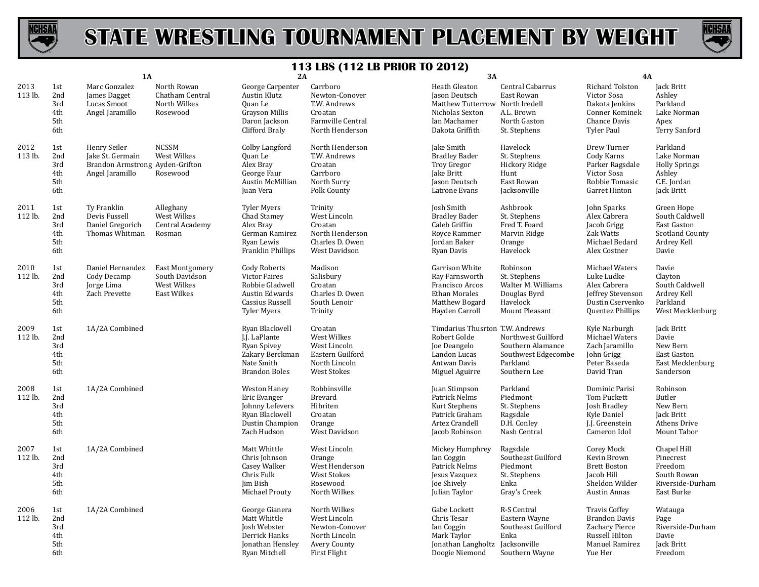# STATE WRESTLING TOURNAMENT PLACEMENT BY WEIGHT

## 113 LBS (112 LB PRIOR TO 2012)

| Year | Place | 1A | | 2A | | 3A | | 4A | |
|---|---|---|---|---|---|---|---|---|---|
| 2013 113 lb. | 1st | Marc Gonzalez | North Rowan | George Carpenter | Carrboro | Heath Gleaton | Central Cabarrus | Richard Tolston | Jack Britt |
| | 2nd | James Dagget | Chatham Central | Austin Klutz | Newton-Conover | Jason Deutsch | East Rowan | Victor Sosa | Ashley |
| | 3rd | Lucas Smoot | North Wilkes | Quan Le | T.W. Andrews | Matthew Tutterrow | North Iredell | Dakota Jenkins | Parkland |
| | 4th | Angel Jaramillo | Rosewood | Grayson Millis | Croatan | Nicholas Sexton | A.L. Brown | Conner Kominek | Lake Norman |
| | 5th | | | Daron Jackson | Farmville Central | Ian Machamer | North Gaston | Chance Davis | Apex |
| | 6th | | | Clifford Braly | North Henderson | Dakota Griffith | St. Stephens | Tyler Paul | Terry Sanford |
| 2012 113 lb. | 1st | Henry Seiler | NCSSM | Colby Langford | North Henderson | Jake Smith | Havelock | Drew Turner | Parkland |
| | 2nd | Jake St. Germain | West Wilkes | Quan Le | T.W. Andrews | Bradley Bader | St. Stephens | Cody Karns | Lake Norman |
| | 3rd | Brandon Armstrong | Ayden-Grifton | Alex Bray | Croatan | Troy Gregor | Hickory Ridge | Parker Ragsdale | Holly Springs |
| | 4th | Angel Jaramillo | Rosewood | George Faur | Carrboro | Jake Britt | Hunt | Victor Sosa | Ashley |
| | 5th | | | Austin McMillian | North Surry | Jason Deutsch | East Rowan | Robbie Tomasic | C.E. Jordan |
| | 6th | | | Juan Vera | Polk County | Latrone Evans | Jacksonville | Garret Hinton | Jack Britt |
| 2011 112 lb. | 1st | Ty Franklin | Alleghany | Tyler Myers | Trinity | Josh Smith | Ashbrook | John Sparks | Green Hope |
| | 2nd | Devis Fussell | West Wilkes | Chad Stamey | West Lincoln | Bradley Bader | St. Stephens | Alex Cabrera | South Caldwell |
| | 3rd | Daniel Gregorich | Central Academy | Alex Bray | Croatan | Caleb Griffin | Fred T. Foard | Jacob Grigg | East Gaston |
| | 4th | Thomas Whitman | Rosman | German Ramirez | North Henderson | Royce Rammer | Marvin Ridge | Zak Watts | Scotland County |
| | 5th | | | Ryan Lewis | Charles D. Owen | Jordan Baker | Orange | Michael Bedard | Ardrey Kell |
| | 6th | | | Franklin Phillips | West Davidson | Ryan Davis | Havelock | Alex Costner | Davie |
| 2010 112 lb. | 1st | Daniel Hernandez | East Montgomery | Cody Roberts | Madison | Garrison White | Robinson | Michael Waters | Davie |
| | 2nd | Cody Decamp | South Davidson | Victor Faires | Salisbury | Ray Farnsworth | St. Stephens | Luke Ludke | Clayton |
| | 3rd | Jorge Lima | West Wilkes | Robbie Gladwell | Croatan | Francisco Arcos | Walter M. Williams | Alex Cabrera | South Caldwell |
| | 4th | Zach Prevette | East Wilkes | Austin Edwards | Charles D. Owen | Ethan Morales | Douglas Byrd | Jeffrey Stevenson | Ardrey Kell |
| | 5th | | | Cassius Russell | South Lenoir | Matthew Bogard | Havelock | Dustin Cservenko | Parkland |
| | 6th | | | Tyler Myers | Trinity | Hayden Carroll | Mount Pleasant | Quentez Phillips | West Mecklenburg |
| 2009 112 lb. | 1st | 1A/2A Combined | | Ryan Blackwell | Croatan | Timdarius Thusrton | T.W. Andrews | Kyle Narburgh | Jack Britt |
| | 2nd | | | J.J. LaPlante | West Wilkes | Robert Golde | Northwest Guilford | Michael Waters | Davie |
| | 3rd | | | Ryan Spivey | West Lincoln | Joe Deangelo | Southern Alamance | Zach Jaramillo | New Bern |
| | 4th | | | Zakary Berckman | Eastern Guilford | Landon Lucas | Southwest Edgecombe | John Grigg | East Gaston |
| | 5th | | | Nate Smith | North Lincoln | Antwan Davis | Parkland | Peter Baseda | East Mecklenburg |
| | 6th | | | Brandon Boles | West Stokes | Miguel Aguirre | Southern Lee | David Tran | Sanderson |
| 2008 112 lb. | 1st | 1A/2A Combined | | Weston Haney | Robbinsville | Juan Stimpson | Parkland | Dominic Parisi | Robinson |
| | 2nd | | | Eric Evanger | Brevard | Patrick Nelms | Piedmont | Tom Puckett | Butler |
| | 3rd | | | Johnny Lefevers | Hibriten | Kurt Stephens | St. Stephens | Josh Bradley | New Bern |
| | 4th | | | Ryan Blackwell | Croatan | Patrick Graham | Ragsdale | Kyle Daniel | Jack Britt |
| | 5th | | | Dustin Champion | Orange | Artez Crandell | D.H. Conley | J.J. Greenstein | Athens Drive |
| | 6th | | | Zach Hudson | West Davidson | Jacob Robinson | Nash Central | Cameron Idol | Mount Tabor |
| 2007 112 lb. | 1st | 1A/2A Combined | | Matt Whittle | West Lincoln | Mickey Humphrey | Ragsdale | Corey Mock | Chapel Hill |
| | 2nd | | | Chris Johnson | Orange | Ian Coggin | Southeast Guilford | Kevin Brown | Pinecrest |
| | 3rd | | | Casey Walker | West Henderson | Patrick Nelms | Piedmont | Brett Boston | Freedom |
| | 4th | | | Chris Fulk | West Stokes | Jesus Vazquez | St. Stephens | Jacob Hill | South Rowan |
| | 5th | | | Jim Bish | Rosewood | Joe Shively | Enka | Sheldon Wilder | Riverside-Durham |
| | 6th | | | Michael Prouty | North Wilkes | Julian Taylor | Gray's Creek | Austin Annas | East Burke |
| 2006 112 lb. | 1st | 1A/2A Combined | | George Gianera | North Wilkes | Gabe Lockett | R-S Central | Travis Coffey | Watauga |
| | 2nd | | | Matt Whittle | West Lincoln | Chris Tesar | Eastern Wayne | Brandon Davis | Page |
| | 3rd | | | Josh Webster | Newton-Conover | Ian Coggin | Southeast Guilford | Zachary Pierce | Riverside-Durham |
| | 4th | | | Derrick Hanks | North Lincoln | Mark Taylor | Enka | Russell Hilton | Davie |
| | 5th | | | Jonathan Hensley | Avery County | Jonathan Langholtz | Jacksonville | Manuel Ramirez | Jack Britt |
| | 6th | | | Ryan Mitchell | First Flight | Doogie Niemond | Southern Wayne | Yue Her | Freedom |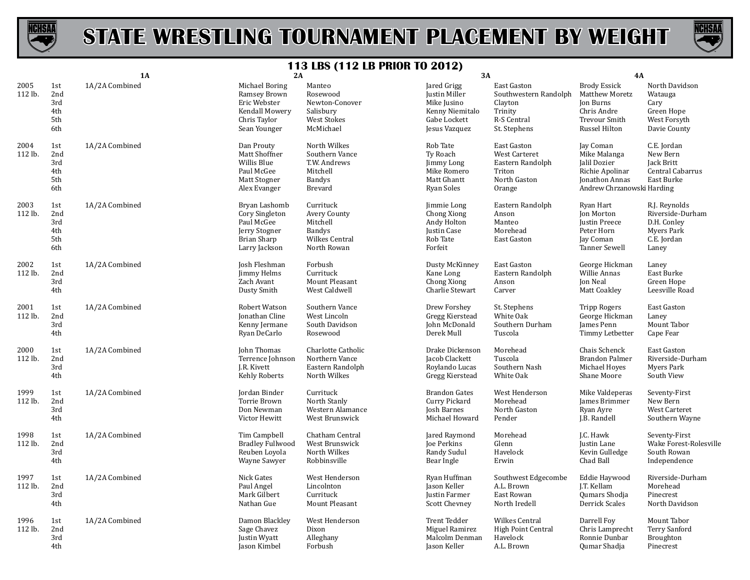# STATE WRESTLING TOURNAMENT PLACEMENT BY WEIGHT

## 113 LBS (112 LB PRIOR TO 2012)

| Year | Place | 1A | 2A | | 3A | | 4A | |
|---|---|---|---|---|---|---|---|---|
| 2005 | 1st | 1A/2A Combined | Michael Boring | Manteo | Jared Grigg | East Gaston | Brody Essick | North Davidson |
| 112 lb. | 2nd | | Ramsey Brown | Rosewood | Justin Miller | Southwestern Randolph | Matthew Moretz | Watauga |
| | 3rd | | Eric Webster | Newton-Conover | Mike Jusino | Clayton | Jon Burns | Cary |
| | 4th | | Kendall Mowery | Salisbury | Kenny Niemitalo | Trinity | Chris Andre | Green Hope |
| | 5th | | Chris Taylor | West Stokes | Gabe Lockett | R-S Central | Trevour Smith | West Forsyth |
| | 6th | | Sean Younger | McMichael | Jesus Vazquez | St. Stephens | Russel Hilton | Davie County |
| 2004 | 1st | 1A/2A Combined | Dan Prouty | North Wilkes | Rob Tate | East Gaston | Jay Coman | C.E. Jordan |
| 112 lb. | 2nd | | Matt Shoffner | Southern Vance | Ty Roach | West Carteret | Mike Malanga | New Bern |
| | 3rd | | Willis Blue | T.W. Andrews | Jimmy Long | Eastern Randolph | Jalil Dozier | Jack Britt |
| | 4th | | Paul McGee | Mitchell | Mike Romero | Triton | Richie Apolinar | Central Cabarrus |
| | 5th | | Matt Stogner | Bandys | Matt Ghantt | North Gaston | Jonathon Annas | East Burke |
| | 6th | | Alex Evanger | Brevard | Ryan Soles | Orange | Andrew Chrzanowski | Harding |
| 2003 | 1st | 1A/2A Combined | Bryan Lashomb | Currituck | Jimmie Long | Eastern Randolph | Ryan Hart | R.J. Reynolds |
| 112 lb. | 2nd | | Cory Singleton | Avery County | Chong Xiong | Anson | Jon Morton | Riverside-Durham |
| | 3rd | | Paul McGee | Mitchell | Andy Holton | Manteo | Justin Preece | D.H. Conley |
| | 4th | | Jerry Stogner | Bandys | Justin Case | Morehead | Peter Horn | Myers Park |
| | 5th | | Brian Sharp | Wilkes Central | Rob Tate | East Gaston | Jay Coman | C.E. Jordan |
| | 6th | | Larry Jackson | North Rowan | Forfeit | | Tanner Sewell | Laney |
| 2002 | 1st | 1A/2A Combined | Josh Fleshman | Forbush | Dusty McKinney | East Gaston | George Hickman | Laney |
| 112 lb. | 2nd | | Jimmy Helms | Currituck | Kane Long | Eastern Randolph | Willie Annas | East Burke |
| | 3rd | | Zach Avant | Mount Pleasant | Chong Xiong | Anson | Jon Neal | Green Hope |
| | 4th | | Dusty Smith | West Caldwell | Charlie Stewart | Carver | Matt Coakley | Leesville Road |
| 2001 | 1st | 1A/2A Combined | Robert Watson | Southern Vance | Drew Forshey | St. Stephens | Tripp Rogers | East Gaston |
| 112 lb. | 2nd | | Jonathan Cline | West Lincoln | Gregg Kierstead | White Oak | George Hickman | Laney |
| | 3rd | | Kenny Jermane | South Davidson | John McDonald | Southern Durham | James Penn | Mount Tabor |
| | 4th | | Ryan DeCarlo | Rosewood | Derek Mull | Tuscola | Timmy Letbetter | Cape Fear |
| 2000 | 1st | 1A/2A Combined | John Thomas | Charlotte Catholic | Drake Dickenson | Morehead | Chais Schenck | East Gaston |
| 112 lb. | 2nd | | Terrence Johnson | Northern Vance | Jacob Clackett | Tuscola | Brandon Palmer | Riverside-Durham |
| | 3rd | | J.R. Kivett | Eastern Randolph | Roylando Lucas | Southern Nash | Michael Hoyes | Myers Park |
| | 4th | | Kehly Roberts | North Wilkes | Gregg Kierstead | White Oak | Shane Moore | South View |
| 1999 | 1st | 1A/2A Combined | Jordan Binder | Currituck | Brandon Gates | West Henderson | Mike Valdeperas | Seventy-First |
| 112 lb. | 2nd | | Torrie Brown | North Stanly | Curry Pickard | Morehead | James Brimmer | New Bern |
| | 3rd | | Don Newman | Western Alamance | Josh Barnes | North Gaston | Ryan Ayre | West Carteret |
| | 4th | | Victor Hewitt | West Brunswick | Michael Howard | Pender | J.B. Randell | Southern Wayne |
| 1998 | 1st | 1A/2A Combined | Tim Campbell | Chatham Central | Jared Raymond | Morehead | J.C. Hawk | Seventy-First |
| 112 lb. | 2nd | | Bradley Fullwood | West Brunswick | Joe Perkins | Glenn | Justin Lane | Wake Forest-Rolesville |
| | 3rd | | Reuben Loyola | North Wilkes | Randy Sudul | Havelock | Kevin Gulledge | South Rowan |
| | 4th | | Wayne Sawyer | Robbinsville | Bear Ingle | Erwin | Chad Ball | Independence |
| 1997 | 1st | 1A/2A Combined | Nick Gates | West Henderson | Ryan Huffman | Southwest Edgecombe | Eddie Haywood | Riverside-Durham |
| 112 lb. | 2nd | | Paul Angel | Lincolnton | Jason Keller | A.L. Brown | J.T. Kellam | Morehead |
| | 3rd | | Mark Gilbert | Currituck | Justin Farmer | East Rowan | Qumars Shodja | Pinecrest |
| | 4th | | Nathan Gue | Mount Pleasant | Scott Chevney | North Iredell | Derrick Scales | North Davidson |
| 1996 | 1st | 1A/2A Combined | Damon Blackley | West Henderson | Trent Tedder | Wilkes Central | Darrell Foy | Mount Tabor |
| 112 lb. | 2nd | | Sage Chavez | Dixon | Miguel Ramirez | High Point Central | Chris Lamprecht | Terry Sanford |
| | 3rd | | Justin Wyatt | Alleghany | Malcolm Denman | Havelock | Ronnie Dunbar | Broughton |
| | 4th | | Jason Kimbel | Forbush | Jason Keller | A.L. Brown | Qumar Shadja | Pinecrest |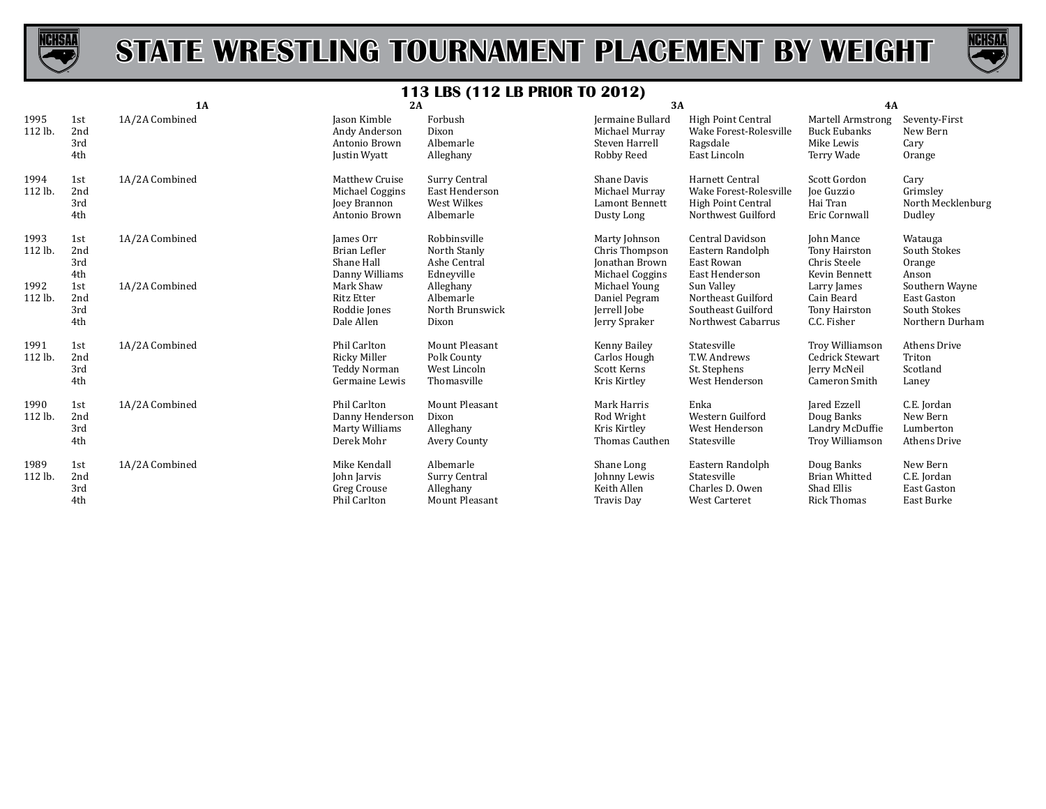# STATE WRESTLING TOURNAMENT PLACEMENT BY WEIGHT

## 113 LBS (112 LB PRIOR TO 2012)

| Year | Place | 1A | 2A | | 3A | | 4A | |
|---|---|---|---|---|---|---|---|---|
| 1995 | 1st | 1A/2A Combined | Jason Kimble | Forbush | Jermaine Bullard | High Point Central | Martell Armstrong | Seventy-First |
| 112 lb. | 2nd | | Andy Anderson | Dixon | Michael Murray | Wake Forest-Rolesville | Buck Eubanks | New Bern |
| | 3rd | | Antonio Brown | Albemarle | Steven Harrell | Ragsdale | Mike Lewis | Cary |
| | 4th | | Justin Wyatt | Alleghany | Robby Reed | East Lincoln | Terry Wade | Orange |
| 1994 | 1st | 1A/2A Combined | Matthew Cruise | Surry Central | Shane Davis | Harnett Central | Scott Gordon | Cary |
| 112 lb. | 2nd | | Michael Coggins | East Henderson | Michael Murray | Wake Forest-Rolesville | Joe Guzzio | Grimsley |
| | 3rd | | Joey Brannon | West Wilkes | Lamont Bennett | High Point Central | Hai Tran | North Mecklenburg |
| | 4th | | Antonio Brown | Albemarle | Dusty Long | Northwest Guilford | Eric Cornwall | Dudley |
| 1993 | 1st | 1A/2A Combined | James Orr | Robbinsville | Marty Johnson | Central Davidson | John Mance | Watauga |
| 112 lb. | 2nd | | Brian Lefler | North Stanly | Chris Thompson | Eastern Randolph | Tony Hairston | South Stokes |
| | 3rd | | Shane Hall | Ashe Central | Jonathan Brown | East Rowan | Chris Steele | Orange |
| | 4th | | Danny Williams | Edneyville | Michael Coggins | East Henderson | Kevin Bennett | Anson |
| 1992 | 1st | 1A/2A Combined | Mark Shaw | Alleghany | Michael Young | Sun Valley | Larry James | Southern Wayne |
| 112 lb. | 2nd | | Ritz Etter | Albemarle | Daniel Pegram | Northeast Guilford | Cain Beard | East Gaston |
| | 3rd | | Roddie Jones | North Brunswick | Jerrell Jobe | Southeast Guilford | Tony Hairston | South Stokes |
| | 4th | | Dale Allen | Dixon | Jerry Spraker | Northwest Cabarrus | C.C. Fisher | Northern Durham |
| 1991 | 1st | 1A/2A Combined | Phil Carlton | Mount Pleasant | Kenny Bailey | Statesville | Troy Williamson | Athens Drive |
| 112 lb. | 2nd | | Ricky Miller | Polk County | Carlos Hough | T.W. Andrews | Cedrick Stewart | Triton |
| | 3rd | | Teddy Norman | West Lincoln | Scott Kerns | St. Stephens | Jerry McNeil | Scotland |
| | 4th | | Germaine Lewis | Thomasville | Kris Kirtley | West Henderson | Cameron Smith | Laney |
| 1990 | 1st | 1A/2A Combined | Phil Carlton | Mount Pleasant | Mark Harris | Enka | Jared Ezzell | C.E. Jordan |
| 112 lb. | 2nd | | Danny Henderson | Dixon | Rod Wright | Western Guilford | Doug Banks | New Bern |
| | 3rd | | Marty Williams | Alleghany | Kris Kirtley | West Henderson | Landry McDuffie | Lumberton |
| | 4th | | Derek Mohr | Avery County | Thomas Cauthen | Statesville | Troy Williamson | Athens Drive |
| 1989 | 1st | 1A/2A Combined | Mike Kendall | Albemarle | Shane Long | Eastern Randolph | Doug Banks | New Bern |
| 112 lb. | 2nd | | John Jarvis | Surry Central | Johnny Lewis | Statesville | Brian Whitted | C.E. Jordan |
| | 3rd | | Greg Crouse | Alleghany | Keith Allen | Charles D. Owen | Shad Ellis | East Gaston |
| | 4th | | Phil Carlton | Mount Pleasant | Travis Day | West Carteret | Rick Thomas | East Burke |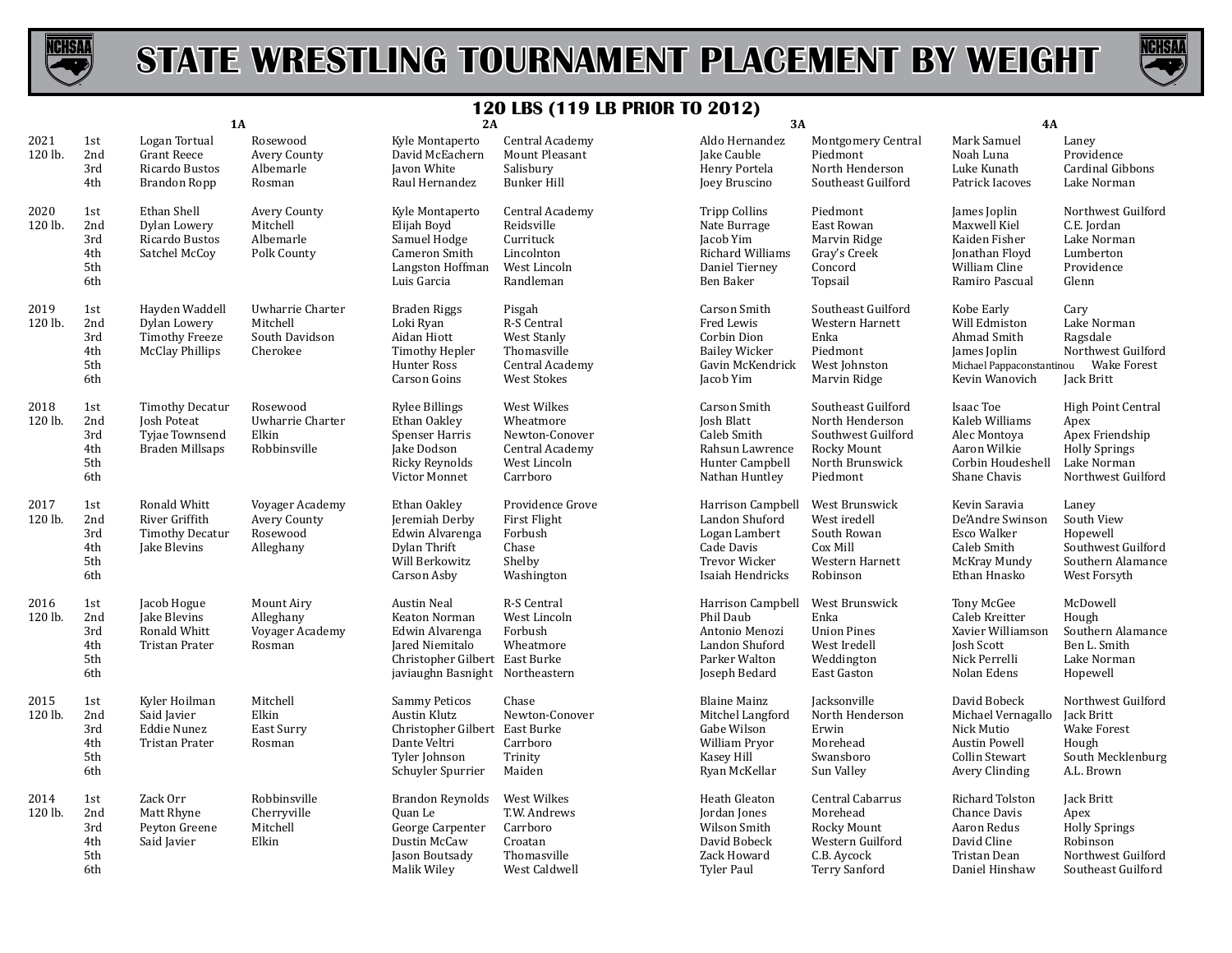# STATE WRESTLING TOURNAMENT PLACEMENT BY WEIGHT

## 120 LBS (119 LB PRIOR TO 2012)

| Year | Place | 1A | | 2A | | 3A | | 4A | |
|---|---|---|---|---|---|---|---|---|---|
| 2021 120 lb. | 1st | Logan Tortual | Rosewood | Kyle Montaperto | Central Academy | Aldo Hernandez | Montgomery Central | Mark Samuel | Laney |
| | 2nd | Grant Reece | Avery County | David McEachern | Mount Pleasant | Jake Cauble | Piedmont | Noah Luna | Providence |
| | 3rd | Ricardo Bustos | Albemarle | Javon White | Salisbury | Henry Portela | North Henderson | Luke Kunath | Cardinal Gibbons |
| | 4th | Brandon Ropp | Rosman | Raul Hernandez | Bunker Hill | Joey Bruscino | Southeast Guilford | Patrick Iacoves | Lake Norman |
| 2020 120 lb. | 1st | Ethan Shell | Avery County | Kyle Montaperto | Central Academy | Tripp Collins | Piedmont | James Joplin | Northwest Guilford |
| | 2nd | Dylan Lowery | Mitchell | Elijah Boyd | Reidsville | Nate Burrage | East Rowan | Maxwell Kiel | C.E. Jordan |
| | 3rd | Ricardo Bustos | Albemarle | Samuel Hodge | Currituck | Jacob Yim | Marvin Ridge | Kaiden Fisher | Lake Norman |
| | 4th | Satchel McCoy | Polk County | Cameron Smith | Lincolnton | Richard Williams | Gray's Creek | Jonathan Floyd | Lumberton |
| | 5th | | | Langston Hoffman | West Lincoln | Daniel Tierney | Concord | William Cline | Providence |
| | 6th | | | Luis Garcia | Randleman | Ben Baker | Topsail | Ramiro Pascual | Glenn |
| 2019 120 lb. | 1st | Hayden Waddell | Uwharrie Charter | Braden Riggs | Pisgah | Carson Smith | Southeast Guilford | Kobe Early | Cary |
| | 2nd | Dylan Lowery | Mitchell | Loki Ryan | R-S Central | Fred Lewis | Western Harnett | Will Edmiston | Lake Norman |
| | 3rd | Timothy Freeze | South Davidson | Aidan Hiott | West Stanly | Corbin Dion | Enka | Ahmad Smith | Ragsdale |
| | 4th | McClay Phillips | Cherokee | Timothy Hepler | Thomasville | Bailey Wicker | Piedmont | James Joplin | Northwest Guilford |
| | 5th | | | Hunter Ross | Central Academy | Gavin McKendrick | West Johnston | Michael Pappaconstantinou | Wake Forest |
| | 6th | | | Carson Goins | West Stokes | Jacob Yim | Marvin Ridge | Kevin Wanovich | Jack Britt |
| 2018 120 lb. | 1st | Timothy Decatur | Rosewood | Rylee Billings | West Wilkes | Carson Smith | Southeast Guilford | Isaac Toe | High Point Central |
| | 2nd | Josh Poteat | Uwharrie Charter | Ethan Oakley | Wheatmore | Josh Blatt | North Henderson | Kaleb Williams | Apex |
| | 3rd | Tyjae Townsend | Elkin | Spenser Harris | Newton-Conover | Caleb Smith | Southwest Guilford | Alec Montoya | Apex Friendship |
| | 4th | Braden Millsaps | Robbinsville | Jake Dodson | Central Academy | Rahsun Lawrence | Rocky Mount | Aaron Wilkie | Holly Springs |
| | 5th | | | Ricky Reynolds | West Lincoln | Hunter Campbell | North Brunswick | Corbin Houdeshell | Lake Norman |
| | 6th | | | Victor Monnet | Carrboro | Nathan Huntley | Piedmont | Shane Chavis | Northwest Guilford |
| 2017 120 lb. | 1st | Ronald Whitt | Voyager Academy | Ethan Oakley | Providence Grove | Harrison Campbell | West Brunswick | Kevin Saravia | Laney |
| | 2nd | River Griffith | Avery County | Jeremiah Derby | First Flight | Landon Shuford | West iredell | De'Andre Swinson | South View |
| | 3rd | Timothy Decatur | Rosewood | Edwin Alvarenga | Forbush | Logan Lambert | South Rowan | Esco Walker | Hopewell |
| | 4th | Jake Blevins | Alleghany | Dylan Thrift | Chase | Cade Davis | Cox Mill | Caleb Smith | Southwest Guilford |
| | 5th | | | Will Berkowitz | Shelby | Trevor Wicker | Western Harnett | McKray Mundy | Southern Alamance |
| | 6th | | | Carson Asby | Washington | Isaiah Hendricks | Robinson | Ethan Hnasko | West Forsyth |
| 2016 120 lb. | 1st | Jacob Hogue | Mount Airy | Austin Neal | R-S Central | Harrison Campbell | West Brunswick | Tony McGee | McDowell |
| | 2nd | Jake Blevins | Alleghany | Keaton Norman | West Lincoln | Phil Daub | Enka | Caleb Kreitter | Hough |
| | 3rd | Ronald Whitt | Voyager Academy | Edwin Alvarenga | Forbush | Antonio Menozi | Union Pines | Xavier Williamson | Southern Alamance |
| | 4th | Tristan Prater | Rosman | Jared Niemitalo | Wheatmore | Landon Shuford | West Iredell | Josh Scott | Ben L. Smith |
| | 5th | | | Christopher Gilbert | East Burke | Parker Walton | Weddington | Nick Perrelli | Lake Norman |
| | 6th | | | javiaughn Basnight | Northeastern | Joseph Bedard | East Gaston | Nolan Edens | Hopewell |
| 2015 120 lb. | 1st | Kyler Hoilman | Mitchell | Sammy Peticos | Chase | Blaine Mainz | Jacksonville | David Bobeck | Northwest Guilford |
| | 2nd | Said Javier | Elkin | Austin Klutz | Newton-Conover | Mitchel Langford | North Henderson | Michael Vernagallo | Jack Britt |
| | 3rd | Eddie Nunez | East Surry | Christopher Gilbert | East Burke | Gabe Wilson | Erwin | Nick Mutio | Wake Forest |
| | 4th | Tristan Prater | Rosman | Dante Veltri | Carrboro | William Pryor | Morehead | Austin Powell | Hough |
| | 5th | | | Tyler Johnson | Trinity | Kasey Hill | Swansboro | Collin Stewart | South Mecklenburg |
| | 6th | | | Schuyler Spurrier | Maiden | Ryan McKellar | Sun Valley | Avery Clinding | A.L. Brown |
| 2014 120 lb. | 1st | Zack Orr | Robbinsville | Brandon Reynolds | West Wilkes | Heath Gleaton | Central Cabarrus | Richard Tolston | Jack Britt |
| | 2nd | Matt Rhyne | Cherryville | Quan Le | T.W. Andrews | Jordan Jones | Morehead | Chance Davis | Apex |
| | 3rd | Peyton Greene | Mitchell | George Carpenter | Carrboro | Wilson Smith | Rocky Mount | Aaron Redus | Holly Springs |
| | 4th | Said Javier | Elkin | Dustin McCaw | Croatan | David Bobeck | Western Guilford | David Cline | Robinson |
| | 5th | | | Jason Boutsady | Thomasville | Zack Howard | C.B. Aycock | Tristan Dean | Northwest Guilford |
| | 6th | | | Malik Wiley | West Caldwell | Tyler Paul | Terry Sanford | Daniel Hinshaw | Southeast Guilford |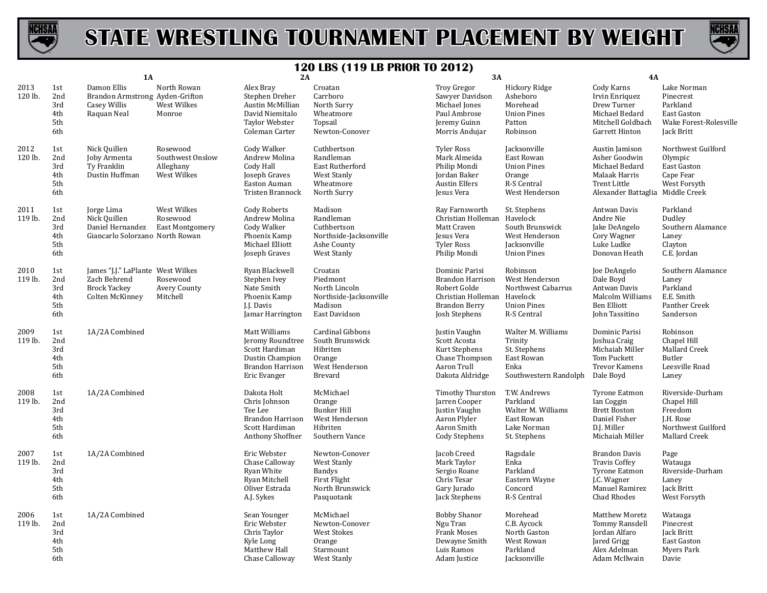# STATE WRESTLING TOURNAMENT PLACEMENT BY WEIGHT

## 120 LBS (119 LB PRIOR TO 2012)

| Year | Place | 1A | | 2A | | 3A | | 4A | |
|---|---|---|---|---|---|---|---|---|---|
| 2013 120 lb. | 1st | Damon Ellis | North Rowan | Alex Bray | Croatan | Troy Gregor | Hickory Ridge | Cody Karns | Lake Norman |
| | 2nd | Brandon Armstrong | Ayden-Grifton | Stephen Dreher | Carrboro | Sawyer Davidson | Asheboro | Irvin Enriquez | Pinecrest |
| | 3rd | Casey Willis | West Wilkes | Austin McMillian | North Surry | Michael Jones | Morehead | Drew Turner | Parkland |
| | 4th | Raquan Neal | Monroe | David Niemitalo | Wheatmore | Paul Ambrose | Union Pines | Michael Bedard | East Gaston |
| | 5th | | | Taylor Webster | Topsail | Jeremy Guinn | Patton | Mitchell Goldbach | Wake Forest-Rolesville |
| | 6th | | | Coleman Carter | Newton-Conover | Morris Andujar | Robinson | Garrett Hinton | Jack Britt |
| 2012 120 lb. | 1st | Nick Quillen | Rosewood | Cody Walker | Cuthbertson | Tyler Ross | Jacksonville | Austin Jamison | Northwest Guilford |
| | 2nd | Joby Armenta | Southwest Onslow | Andrew Molina | Randleman | Mark Almeida | East Rowan | Asher Goodwin | Olympic |
| | 3rd | Ty Franklin | Alleghany | Cody Hall | East Rutherford | Philip Mondi | Union Pines | Michael Bedard | East Gaston |
| | 4th | Dustin Huffman | West Wilkes | Joseph Graves | West Stanly | Jordan Baker | Orange | Malaak Harris | Cape Fear |
| | 5th | | | Easton Auman | Wheatmore | Austin Elfers | R-S Central | Trent Little | West Forsyth |
| | 6th | | | Tristen Brannock | North Surry | Jesus Vera | West Henderson | Alexander Battaglia | Middle Creek |
| 2011 119 lb. | 1st | Jorge Lima | West Wilkes | Cody Roberts | Madison | Ray Farnsworth | St. Stephens | Antwan Davis | Parkland |
| | 2nd | Nick Quillen | Rosewood | Andrew Molina | Randleman | Christian Holleman | Havelock | Andre Nie | Dudley |
| | 3rd | Daniel Hernandez | East Montgomery | Cody Walker | Cuthbertson | Matt Craven | South Brunswick | Jake DeAngelo | Southern Alamance |
| | 4th | Giancarlo Solorzano | North Rowan | Phoenix Kamp | Northside-Jacksonville | Jesus Vera | West Henderson | Cory Wagner | Laney |
| | 5th | | | Michael Elliott | Ashe County | Tyler Ross | Jacksonville | Luke Ludke | Clayton |
| | 6th | | | Joseph Graves | West Stanly | Philip Mondi | Union Pines | Donovan Heath | C.E. Jordan |
| 2010 119 lb. | 1st | James "J.J." LaPlante | West Wilkes | Ryan Blackwell | Croatan | Dominic Parisi | Robinson | Joe DeAngelo | Southern Alamance |
| | 2nd | Zach Behrend | Rosewood | Stephen Ivey | Piedmont | Brandon Harrison | West Henderson | Dale Boyd | Laney |
| | 3rd | Brock Yackey | Avery County | Nate Smith | North Lincoln | Robert Golde | Northwest Cabarrus | Antwan Davis | Parkland |
| | 4th | Colten McKinney | Mitchell | Phoenix Kamp | Northside-Jacksonville | Christian Holleman | Havelock | Malcolm Williams | E.E. Smith |
| | 5th | | | J.J. Davis | Madison | Brandon Berry | Union Pines | Ben Elliott | Panther Creek |
| | 6th | | | Jamar Harrington | East Davidson | Josh Stephens | R-S Central | John Tassitino | Sanderson |
| 2009 119 lb. | 1st | 1A/2A Combined | | Matt Williams | Cardinal Gibbons | Justin Vaughn | Walter M. Williams | Dominic Parisi | Robinson |
| | 2nd | | | Jeromy Roundtree | South Brunswick | Scott Acosta | Trinity | Joshua Craig | Chapel Hill |
| | 3rd | | | Scott Hardiman | Hibriten | Kurt Stephens | St. Stephens | Michaiah Miller | Mallard Creek |
| | 4th | | | Dustin Champion | Orange | Chase Thompson | East Rowan | Tom Puckett | Butler |
| | 5th | | | Brandon Harrison | West Henderson | Aaron Trull | Enka | Trevor Kamens | Leesville Road |
| | 6th | | | Eric Evanger | Brevard | Dakota Aldridge | Southwestern Randolph | Dale Boyd | Laney |
| 2008 119 lb. | 1st | 1A/2A Combined | | Dakota Holt | McMichael | Timothy Thurston | T.W. Andrews | Tyrone Eatmon | Riverside-Durham |
| | 2nd | | | Chris Johnson | Orange | Jarren Cooper | Parkland | Ian Coggin | Chapel Hill |
| | 3rd | | | Tee Lee | Bunker Hill | Justin Vaughn | Walter M. Williams | Brett Boston | Freedom |
| | 4th | | | Brandon Harrison | West Henderson | Aaron Plyler | East Rowan | Daniel Fisher | J.H. Rose |
| | 5th | | | Scott Hardiman | Hibriten | Aaron Smith | Lake Norman | D.J. Miller | Northwest Guilford |
| | 6th | | | Anthony Shoffner | Southern Vance | Cody Stephens | St. Stephens | Michaiah Miller | Mallard Creek |
| 2007 119 lb. | 1st | 1A/2A Combined | | Eric Webster | Newton-Conover | Jacob Creed | Ragsdale | Brandon Davis | Page |
| | 2nd | | | Chase Calloway | West Stanly | Mark Taylor | Enka | Travis Coffey | Watauga |
| | 3rd | | | Ryan White | Bandys | Sergio Roane | Parkland | Tyrone Eatmon | Riverside-Durham |
| | 4th | | | Ryan Mitchell | First Flight | Chris Tesar | Eastern Wayne | J.C. Wagner | Laney |
| | 5th | | | Oliver Estrada | North Brunswick | Gary Jurado | Concord | Manuel Ramirez | Jack Britt |
| | 6th | | | A.J. Sykes | Pasquotank | Jack Stephens | R-S Central | Chad Rhodes | West Forsyth |
| 2006 119 lb. | 1st | 1A/2A Combined | | Sean Younger | McMichael | Bobby Shanor | Morehead | Matthew Moretz | Watauga |
| | 2nd | | | Eric Webster | Newton-Conover | Ngu Tran | C.B. Aycock | Tommy Ransdell | Pinecrest |
| | 3rd | | | Chris Taylor | West Stokes | Frank Moses | North Gaston | Jordan Alfaro | Jack Britt |
| | 4th | | | Kyle Long | Orange | Dewayne Smith | West Rowan | Jared Grigg | East Gaston |
| | 5th | | | Matthew Hall | Starmount | Luis Ramos | Parkland | Alex Adelman | Myers Park |
| | 6th | | | Chase Calloway | West Stanly | Adam Justice | Jacksonville | Adam McIlwain | Davie |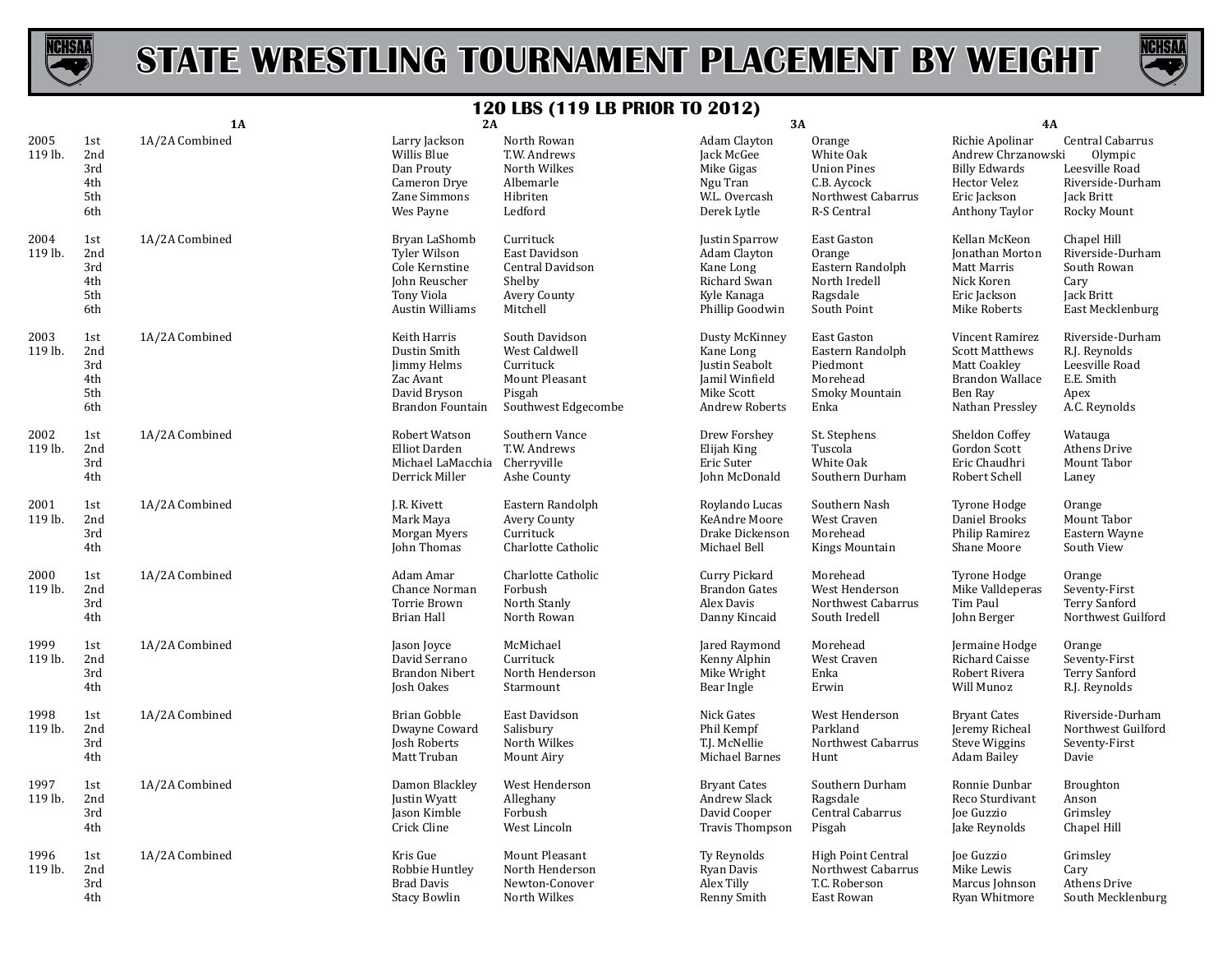# STATE WRESTLING TOURNAMENT PLACEMENT BY WEIGHT

## 120 LBS (119 LB PRIOR TO 2012)

| Year | Place | 1A | 2A | | 3A | | 4A | |
|---|---|---|---|---|---|---|---|---|
| 2005 119 lb. | 1st | 1A/2A Combined | Larry Jackson | North Rowan | Adam Clayton | Orange | Richie Apolinar | Central Cabarrus |
| | 2nd | | Willis Blue | T.W. Andrews | Jack McGee | White Oak | Andrew Chrzanowski | Olympic |
| | 3rd | | Dan Prouty | North Wilkes | Mike Gigas | Union Pines | Billy Edwards | Leesville Road |
| | 4th | | Cameron Drye | Albemarle | Ngu Tran | C.B. Aycock | Hector Velez | Riverside-Durham |
| | 5th | | Zane Simmons | Hibriten | W.L. Overcash | Northwest Cabarrus | Eric Jackson | Jack Britt |
| | 6th | | Wes Payne | Ledford | Derek Lytle | R-S Central | Anthony Taylor | Rocky Mount |
| 2004 119 lb. | 1st | 1A/2A Combined | Bryan LaShomb | Currituck | Justin Sparrow | East Gaston | Kellan McKeon | Chapel Hill |
| | 2nd | | Tyler Wilson | East Davidson | Adam Clayton | Orange | Jonathan Morton | Riverside-Durham |
| | 3rd | | Cole Kernstine | Central Davidson | Kane Long | Eastern Randolph | Matt Marris | South Rowan |
| | 4th | | John Reuscher | Shelby | Richard Swan | North Iredell | Nick Koren | Cary |
| | 5th | | Tony Viola | Avery County | Kyle Kanaga | Ragsdale | Eric Jackson | Jack Britt |
| | 6th | | Austin Williams | Mitchell | Phillip Goodwin | South Point | Mike Roberts | East Mecklenburg |
| 2003 119 lb. | 1st | 1A/2A Combined | Keith Harris | South Davidson | Dusty McKinney | East Gaston | Vincent Ramirez | Riverside-Durham |
| | 2nd | | Dustin Smith | West Caldwell | Kane Long | Eastern Randolph | Scott Matthews | R.J. Reynolds |
| | 3rd | | Jimmy Helms | Currituck | Justin Seabolt | Piedmont | Matt Coakley | Leesville Road |
| | 4th | | Zac Avant | Mount Pleasant | Jamil Winfield | Morehead | Brandon Wallace | E.E. Smith |
| | 5th | | David Bryson | Pisgah | Mike Scott | Smoky Mountain | Ben Ray | Apex |
| | 6th | | Brandon Fountain | Southwest Edgecombe | Andrew Roberts | Enka | Nathan Pressley | A.C. Reynolds |
| 2002 119 lb. | 1st | 1A/2A Combined | Robert Watson | Southern Vance | Drew Forshey | St. Stephens | Sheldon Coffey | Watauga |
| | 2nd | | Elliot Darden | T.W. Andrews | Elijah King | Tuscola | Gordon Scott | Athens Drive |
| | 3rd | | Michael LaMacchia | Cherryville | Eric Suter | White Oak | Eric Chaudhri | Mount Tabor |
| | 4th | | Derrick Miller | Ashe County | John McDonald | Southern Durham | Robert Schell | Laney |
| 2001 119 lb. | 1st | 1A/2A Combined | J.R. Kivett | Eastern Randolph | Roylando Lucas | Southern Nash | Tyrone Hodge | Orange |
| | 2nd | | Mark Maya | Avery County | KeAndre Moore | West Craven | Daniel Brooks | Mount Tabor |
| | 3rd | | Morgan Myers | Currituck | Drake Dickenson | Morehead | Philip Ramirez | Eastern Wayne |
| | 4th | | John Thomas | Charlotte Catholic | Michael Bell | Kings Mountain | Shane Moore | South View |
| 2000 119 lb. | 1st | 1A/2A Combined | Adam Amar | Charlotte Catholic | Curry Pickard | Morehead | Tyrone Hodge | Orange |
| | 2nd | | Chance Norman | Forbush | Brandon Gates | West Henderson | Mike Valldeperas | Seventy-First |
| | 3rd | | Torrie Brown | North Stanly | Alex Davis | Northwest Cabarrus | Tim Paul | Terry Sanford |
| | 4th | | Brian Hall | North Rowan | Danny Kincaid | South Iredell | John Berger | Northwest Guilford |
| 1999 119 lb. | 1st | 1A/2A Combined | Jason Joyce | McMichael | Jared Raymond | Morehead | Jermaine Hodge | Orange |
| | 2nd | | David Serrano | Currituck | Kenny Alphin | West Craven | Richard Caisse | Seventy-First |
| | 3rd | | Brandon Nibert | North Henderson | Mike Wright | Enka | Robert Rivera | Terry Sanford |
| | 4th | | Josh Oakes | Starmount | Bear Ingle | Erwin | Will Munoz | R.J. Reynolds |
| 1998 119 lb. | 1st | 1A/2A Combined | Brian Gobble | East Davidson | Nick Gates | West Henderson | Bryant Cates | Riverside-Durham |
| | 2nd | | Dwayne Coward | Salisbury | Phil Kempf | Parkland | Jeremy Richeal | Northwest Guilford |
| | 3rd | | Josh Roberts | North Wilkes | T.J. McNellie | Northwest Cabarrus | Steve Wiggins | Seventy-First |
| | 4th | | Matt Truban | Mount Airy | Michael Barnes | Hunt | Adam Bailey | Davie |
| 1997 119 lb. | 1st | 1A/2A Combined | Damon Blackley | West Henderson | Bryant Cates | Southern Durham | Ronnie Dunbar | Broughton |
| | 2nd | | Justin Wyatt | Alleghany | Andrew Slack | Ragsdale | Reco Sturdivant | Anson |
| | 3rd | | Jason Kimble | Forbush | David Cooper | Central Cabarrus | Joe Guzzio | Grimsley |
| | 4th | | Crick Cline | West Lincoln | Travis Thompson | Pisgah | Jake Reynolds | Chapel Hill |
| 1996 119 lb. | 1st | 1A/2A Combined | Kris Gue | Mount Pleasant | Ty Reynolds | High Point Central | Joe Guzzio | Grimsley |
| | 2nd | | Robbie Huntley | North Henderson | Ryan Davis | Northwest Cabarrus | Mike Lewis | Cary |
| | 3rd | | Brad Davis | Newton-Conover | Alex Tilly | T.C. Roberson | Marcus Johnson | Athens Drive |
| | 4th | | Stacy Bowlin | North Wilkes | Renny Smith | East Rowan | Ryan Whitmore | South Mecklenburg |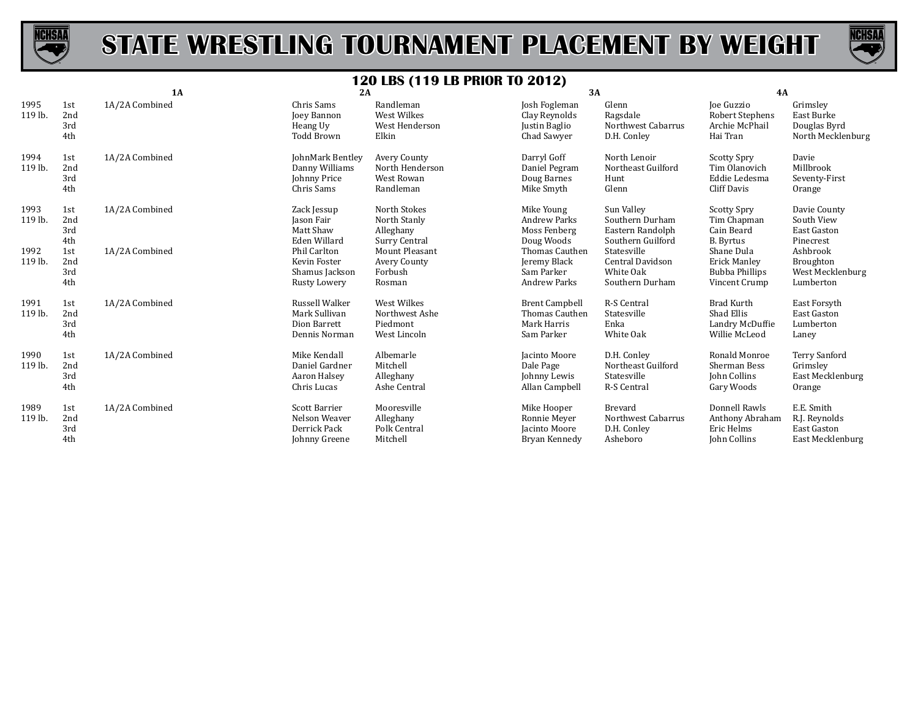# STATE WRESTLING TOURNAMENT PLACEMENT BY WEIGHT

## 120 LBS (119 LB PRIOR TO 2012)

| Year | Place | 1A | | 2A | | 3A | | 4A | |
|---|---|---|---|---|---|---|---|---|---|
| 1995 | 1st | 1A/2A Combined | | Chris Sams | Randleman | Josh Fogleman | Glenn | Joe Guzzio | Grimsley |
| 119 lb. | 2nd | | | Joey Bannon | West Wilkes | Clay Reynolds | Ragsdale | Robert Stephens | East Burke |
| | 3rd | | | Heang Uy | West Henderson | Justin Baglio | Northwest Cabarrus | Archie McPhail | Douglas Byrd |
| | 4th | | | Todd Brown | Elkin | Chad Sawyer | D.H. Conley | Hai Tran | North Mecklenburg |
| 1994 | 1st | 1A/2A Combined | | JohnMark Bentley | Avery County | Darryl Goff | North Lenoir | Scotty Spry | Davie |
| 119 lb. | 2nd | | | Danny Williams | North Henderson | Daniel Pegram | Northeast Guilford | Tim Olanovich | Millbrook |
| | 3rd | | | Johnny Price | West Rowan | Doug Barnes | Hunt | Eddie Ledesma | Seventy-First |
| | 4th | | | Chris Sams | Randleman | Mike Smyth | Glenn | Cliff Davis | Orange |
| 1993 | 1st | 1A/2A Combined | | Zack Jessup | North Stokes | Mike Young | Sun Valley | Scotty Spry | Davie County |
| 119 lb. | 2nd | | | Jason Fair | North Stanly | Andrew Parks | Southern Durham | Tim Chapman | South View |
| | 3rd | | | Matt Shaw | Alleghany | Moss Fenberg | Eastern Randolph | Cain Beard | East Gaston |
| | 4th | | | Eden Willard | Surry Central | Doug Woods | Southern Guilford | B. Byrtus | Pinecrest |
| 1992 | 1st | 1A/2A Combined | | Phil Carlton | Mount Pleasant | Thomas Cauthen | Statesville | Shane Dula | Ashbrook |
| 119 lb. | 2nd | | | Kevin Foster | Avery County | Jeremy Black | Central Davidson | Erick Manley | Broughton |
| | 3rd | | | Shamus Jackson | Forbush | Sam Parker | White Oak | Bubba Phillips | West Mecklenburg |
| | 4th | | | Rusty Lowery | Rosman | Andrew Parks | Southern Durham | Vincent Crump | Lumberton |
| 1991 | 1st | 1A/2A Combined | | Russell Walker | West Wilkes | Brent Campbell | R-S Central | Brad Kurth | East Forsyth |
| 119 lb. | 2nd | | | Mark Sullivan | Northwest Ashe | Thomas Cauthen | Statesville | Shad Ellis | East Gaston |
| | 3rd | | | Dion Barrett | Piedmont | Mark Harris | Enka | Landry McDuffie | Lumberton |
| | 4th | | | Dennis Norman | West Lincoln | Sam Parker | White Oak | Willie McLeod | Laney |
| 1990 | 1st | 1A/2A Combined | | Mike Kendall | Albemarle | Jacinto Moore | D.H. Conley | Ronald Monroe | Terry Sanford |
| 119 lb. | 2nd | | | Daniel Gardner | Mitchell | Dale Page | Northeast Guilford | Sherman Bess | Grimsley |
| | 3rd | | | Aaron Halsey | Alleghany | Johnny Lewis | Statesville | John Collins | East Mecklenburg |
| | 4th | | | Chris Lucas | Ashe Central | Allan Campbell | R-S Central | Gary Woods | Orange |
| 1989 | 1st | 1A/2A Combined | | Scott Barrier | Mooresville | Mike Hooper | Brevard | Donnell Rawls | E.E. Smith |
| 119 lb. | 2nd | | | Nelson Weaver | Alleghany | Ronnie Meyer | Northwest Cabarrus | Anthony Abraham | R.J. Reynolds |
| | 3rd | | | Derrick Pack | Polk Central | Jacinto Moore | D.H. Conley | Eric Helms | East Gaston |
| | 4th | | | Johnny Greene | Mitchell | Bryan Kennedy | Asheboro | John Collins | East Mecklenburg |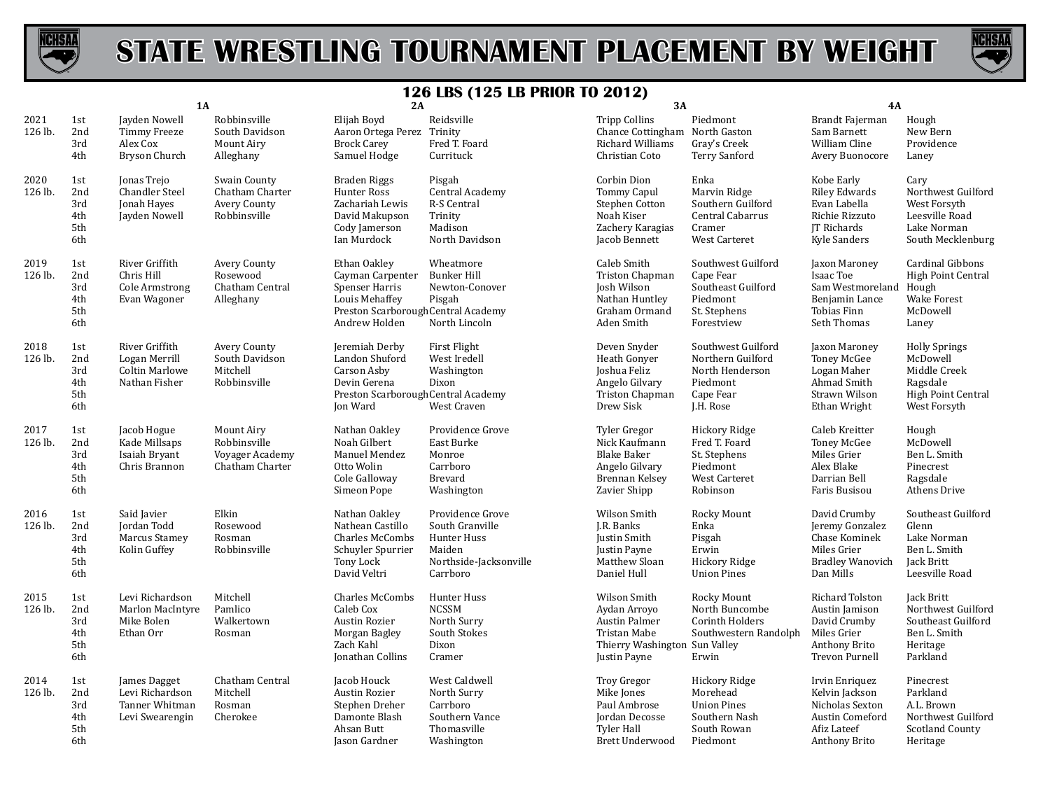# STATE WRESTLING TOURNAMENT PLACEMENT BY WEIGHT

## 126 LBS (125 LB PRIOR TO 2012)

| Year | Place | 1A | | 2A | | 3A | | 4A | |
|---|---|---|---|---|---|---|---|---|---|
| 2021 | 1st | Jayden Nowell | Robbinsville | Elijah Boyd | Reidsville | Tripp Collins | Piedmont | Brandt Fajerman | Hough |
| 126 lb. | 2nd | Timmy Freeze | South Davidson | Aaron Ortega Perez | Trinity | Chance Cottingham | North Gaston | Sam Barnett | New Bern |
| | 3rd | Alex Cox | Mount Airy | Brock Carey | Fred T. Foard | Richard Williams | Gray's Creek | William Cline | Providence |
| | 4th | Bryson Church | Alleghany | Samuel Hodge | Currituck | Christian Coto | Terry Sanford | Avery Buonocore | Laney |
| 2020 | 1st | Jonas Trejo | Swain County | Braden Riggs | Pisgah | Corbin Dion | Enka | Kobe Early | Cary |
| 126 lb. | 2nd | Chandler Steel | Chatham Charter | Hunter Ross | Central Academy | Tommy Capul | Marvin Ridge | Riley Edwards | Northwest Guilford |
| | 3rd | Jonah Hayes | Avery County | Zachariah Lewis | R-S Central | Stephen Cotton | Southern Guilford | Evan Labella | West Forsyth |
| | 4th | Jayden Nowell | Robbinsville | David Makupson | Trinity | Noah Kiser | Central Cabarrus | Richie Rizzuto | Leesville Road |
| | 5th | | | Cody Jamerson | Madison | Zachery Karagias | Cramer | JT Richards | Lake Norman |
| | 6th | | | Ian Murdock | North Davidson | Jacob Bennett | West Carteret | Kyle Sanders | South Mecklenburg |
| 2019 | 1st | River Griffith | Avery County | Ethan Oakley | Wheatmore | Caleb Smith | Southwest Guilford | Jaxon Maroney | Cardinal Gibbons |
| 126 lb. | 2nd | Chris Hill | Rosewood | Cayman Carpenter | Bunker Hill | Triston Chapman | Cape Fear | Isaac Toe | High Point Central |
| | 3rd | Cole Armstrong | Chatham Central | Spenser Harris | Newton-Conover | Josh Wilson | Southeast Guilford | Sam Westmoreland | Hough |
| | 4th | Evan Wagoner | Alleghany | Louis Mehaffey | Pisgah | Nathan Huntley | Piedmont | Benjamin Lance | Wake Forest |
| | 5th | | | Preston Scarborough | Central Academy | Graham Ormand | St. Stephens | Tobias Finn | McDowell |
| | 6th | | | Andrew Holden | North Lincoln | Aden Smith | Forestview | Seth Thomas | Laney |
| 2018 | 1st | River Griffith | Avery County | Jeremiah Derby | First Flight | Deven Snyder | Southwest Guilford | Jaxon Maroney | Holly Springs |
| 126 lb. | 2nd | Logan Merrill | South Davidson | Landon Shuford | West Iredell | Heath Gonyer | Northern Guilford | Toney McGee | McDowell |
| | 3rd | Coltin Marlowe | Mitchell | Carson Asby | Washington | Joshua Feliz | North Henderson | Logan Maher | Middle Creek |
| | 4th | Nathan Fisher | Robbinsville | Devin Gerena | Dixon | Angelo Gilvary | Piedmont | Ahmad Smith | Ragsdale |
| | 5th | | | Preston Scarborough | Central Academy | Triston Chapman | Cape Fear | Strawn Wilson | High Point Central |
| | 6th | | | Jon Ward | West Craven | Drew Sisk | J.H. Rose | Ethan Wright | West Forsyth |
| 2017 | 1st | Jacob Hogue | Mount Airy | Nathan Oakley | Providence Grove | Tyler Gregor | Hickory Ridge | Caleb Kreitter | Hough |
| 126 lb. | 2nd | Kade Millsaps | Robbinsville | Noah Gilbert | East Burke | Nick Kaufmann | Fred T. Foard | Toney McGee | McDowell |
| | 3rd | Isaiah Bryant | Voyager Academy | Manuel Mendez | Monroe | Blake Baker | St. Stephens | Miles Grier | Ben L. Smith |
| | 4th | Chris Brannon | Chatham Charter | Otto Wolin | Carrboro | Angelo Gilvary | Piedmont | Alex Blake | Pinecrest |
| | 5th | | | Cole Galloway | Brevard | Brennan Kelsey | West Carteret | Darrian Bell | Ragsdale |
| | 6th | | | Simeon Pope | Washington | Zavier Shipp | Robinson | Faris Busisou | Athens Drive |
| 2016 | 1st | Said Javier | Elkin | Nathan Oakley | Providence Grove | Wilson Smith | Rocky Mount | David Crumby | Southeast Guilford |
| 126 lb. | 2nd | Jordan Todd | Rosewood | Nathean Castillo | South Granville | J.R. Banks | Enka | Jeremy Gonzalez | Glenn |
| | 3rd | Marcus Stamey | Rosman | Charles McCombs | Hunter Huss | Justin Smith | Pisgah | Chase Kominek | Lake Norman |
| | 4th | Kolin Guffey | Robbinsville | Schuyler Spurrier | Maiden | Justin Payne | Erwin | Miles Grier | Ben L. Smith |
| | 5th | | | Tony Lock | Northside-Jacksonville | Matthew Sloan | Hickory Ridge | Bradley Wanovich | Jack Britt |
| | 6th | | | David Veltri | Carrboro | Daniel Hull | Union Pines | Dan Mills | Leesville Road |
| 2015 | 1st | Levi Richardson | Mitchell | Charles McCombs | Hunter Huss | Wilson Smith | Rocky Mount | Richard Tolston | Jack Britt |
| 126 lb. | 2nd | Marlon MacIntyre | Pamlico | Caleb Cox | NCSSM | Aydan Arroyo | North Buncombe | Austin Jamison | Northwest Guilford |
| | 3rd | Mike Bolen | Walkertown | Austin Rozier | North Surry | Austin Palmer | Corinth Holders | David Crumby | Southeast Guilford |
| | 4th | Ethan Orr | Rosman | Morgan Bagley | South Stokes | Tristan Mabe | Southwestern Randolph | Miles Grier | Ben L. Smith |
| | 5th | | | Zach Kahl | Dixon | Thierry Washington | Sun Valley | Anthony Brito | Heritage |
| | 6th | | | Jonathan Collins | Cramer | Justin Payne | Erwin | Trevon Purnell | Parkland |
| 2014 | 1st | James Dagget | Chatham Central | Jacob Houck | West Caldwell | Troy Gregor | Hickory Ridge | Irvin Enriquez | Pinecrest |
| 126 lb. | 2nd | Levi Richardson | Mitchell | Austin Rozier | North Surry | Mike Jones | Morehead | Kelvin Jackson | Parkland |
| | 3rd | Tanner Whitman | Rosman | Stephen Dreher | Carrboro | Paul Ambrose | Union Pines | Nicholas Sexton | A.L. Brown |
| | 4th | Levi Swearengin | Cherokee | Damonte Blash | Southern Vance | Jordan Decosse | Southern Nash | Austin Comeford | Northwest Guilford |
| | 5th | | | Ahsan Butt | Thomasville | Tyler Hall | South Rowan | Afiz Lateef | Scotland County |
| | 6th | | | Jason Gardner | Washington | Brett Underwood | Piedmont | Anthony Brito | Heritage |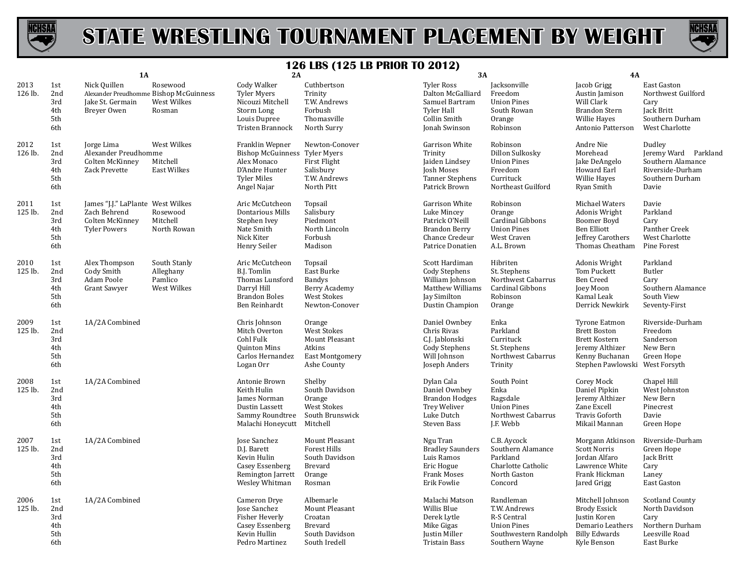# STATE WRESTLING TOURNAMENT PLACEMENT BY WEIGHT

## 126 LBS (125 LB PRIOR TO 2012)

| Year | Place | 1A | | 2A | | 3A | | 4A | |
|---|---|---|---|---|---|---|---|---|---|
| 2013 126 lb. | 1st | Nick Quillen | Rosewood | Cody Walker | Cuthbertson | Tyler Ross | Jacksonville | Jacob Grigg | East Gaston |
| | 2nd | Alexander Preudhomme | Bishop McGuinness | Tyler Myers | Trinity | Dalton McGalliard | Freedom | Austin Jamison | Northwest Guilford |
| | 3rd | Jake St. Germain | West Wilkes | Nicouzi Mitchell | T.W. Andrews | Samuel Bartram | Union Pines | Will Clark | Cary |
| | 4th | Breyer Owen | Rosman | Storm Long | Forbush | Tyler Hall | South Rowan | Brandon Stern | Jack Britt |
| | 5th | | | Louis Dupree | Thomasville | Collin Smith | Orange | Willie Hayes | Southern Durham |
| | 6th | | | Tristen Brannock | North Surry | Jonah Swinson | Robinson | Antonio Patterson | West Charlotte |
| 2012 126 lb. | 1st | Jorge Lima | West Wilkes | Franklin Wepner | Newton-Conover | Garrison White | Robinson | Andre Nie | Dudley |
| | 2nd | Alexander Preudhomme | | Bishop McGuinness | Tyler Myers | Trinity | Dillon Sulkosky | Morehead | Jeremy Ward Parkland |
| | 3rd | Colten McKinney | Mitchell | Alex Monaco | First Flight | Jaiden Lindsey | Union Pines | Jake DeAngelo | Southern Alamance |
| | 4th | Zack Prevette | East Wilkes | D'Andre Hunter | Salisbury | Josh Moses | Freedom | Howard Earl | Riverside-Durham |
| | 5th | | | Tyler Miles | T.W. Andrews | Tanner Stephens | Currituck | Willie Hayes | Southern Durham |
| | 6th | | | Angel Najar | North Pitt | Patrick Brown | Northeast Guilford | Ryan Smith | Davie |
| 2011 125 lb. | 1st | James "J.J." LaPlante | West Wilkes | Aric McCutcheon | Topsail | Garrison White | Robinson | Michael Waters | Davie |
| | 2nd | Zach Behrend | Rosewood | Dontarious Mills | Salisbury | Luke Mincey | Orange | Adonis Wright | Parkland |
| | 3rd | Colten McKinney | Mitchell | Stephen Ivey | Piedmont | Patrick O'Neill | Cardinal Gibbons | Boomer Boyd | Cary |
| | 4th | Tyler Powers | North Rowan | Nate Smith | North Lincoln | Brandon Berry | Union Pines | Ben Elliott | Panther Creek |
| | 5th | | | Nick Kiter | Forbush | Chance Credeur | West Craven | Jeffrey Carothers | West Charlotte |
| | 6th | | | Henry Seiler | Madison | Patrice Donatien | A.L. Brown | Thomas Cheatham | Pine Forest |
| 2010 125 lb. | 1st | Alex Thompson | South Stanly | Aric McCutcheon | Topsail | Scott Hardiman | Hibriten | Adonis Wright | Parkland |
| | 2nd | Cody Smith | Alleghany | B.J. Tomlin | East Burke | Cody Stephens | St. Stephens | Tom Puckett | Butler |
| | 3rd | Adam Poole | Pamlico | Thomas Lunsford | Bandys | William Johnson | Northwest Cabarrus | Ben Creed | Cary |
| | 4th | Grant Sawyer | West Wilkes | Darryl Hill | Berry Academy | Matthew Williams | Cardinal Gibbons | Joey Moon | Southern Alamance |
| | 5th | | | Brandon Boles | West Stokes | Jay Similton | Robinson | Kamal Leak | South View |
| | 6th | | | Ben Reinhardt | Newton-Conover | Dustin Champion | Orange | Derrick Newkirk | Seventy-First |
| 2009 125 lb. | 1st | 1A/2A Combined | | Chris Johnson | Orange | Daniel Ownbey | Enka | Tyrone Eatmon | Riverside-Durham |
| | 2nd | | | Mitch Overton | West Stokes | Chris Rivas | Parkland | Brett Boston | Freedom |
| | 3rd | | | Cohl Fulk | Mount Pleasant | C.J. Jablonski | Currituck | Brett Kostern | Sanderson |
| | 4th | | | Quinton Mins | Atkins | Cody Stephens | St. Stephens | Jeremy Althizer | New Bern |
| | 5th | | | Carlos Hernandez | East Montgomery | Will Johnson | Northwest Cabarrus | Kenny Buchanan | Green Hope |
| | 6th | | | Logan Orr | Ashe County | Joseph Anders | Trinity | Stephen Pawlowski | West Forsyth |
| 2008 125 lb. | 1st | 1A/2A Combined | | Antonie Brown | Shelby | Dylan Cala | South Point | Corey Mock | Chapel Hill |
| | 2nd | | | Keith Hulin | South Davidson | Daniel Ownbey | Enka | Daniel Pipkin | West Johnston |
| | 3rd | | | James Norman | Orange | Brandon Hodges | Ragsdale | Jeremy Althizer | New Bern |
| | 4th | | | Dustin Lassett | West Stokes | Trey Weliver | Union Pines | Zane Excell | Pinecrest |
| | 5th | | | Sammy Roundtree | South Brunswick | Luke Dutch | Northwest Cabarrus | Travis Goforth | Davie |
| | 6th | | | Malachi Honeycutt | Mitchell | Steven Bass | J.F. Webb | Mikail Mannan | Green Hope |
| 2007 125 lb. | 1st | 1A/2A Combined | | Jose Sanchez | Mount Pleasant | Ngu Tran | C.B. Aycock | Morgann Atkinson | Riverside-Durham |
| | 2nd | | | D.J. Barett | Forest Hills | Bradley Saunders | Southern Alamance | Scott Norris | Green Hope |
| | 3rd | | | Kevin Hulin | South Davidson | Luis Ramos | Parkland | Jordan Alfaro | Jack Britt |
| | 4th | | | Casey Essenberg | Brevard | Eric Hogue | Charlotte Catholic | Lawrence White | Cary |
| | 5th | | | Remington Jarrett | Orange | Frank Moses | North Gaston | Frank Hickman | Laney |
| | 6th | | | Wesley Whitman | Rosman | Erik Fowlie | Concord | Jared Grigg | East Gaston |
| 2006 125 lb. | 1st | 1A/2A Combined | | Cameron Drye | Albemarle | Malachi Matson | Randleman | Mitchell Johnson | Scotland County |
| | 2nd | | | Jose Sanchez | Mount Pleasant | Willis Blue | T.W. Andrews | Brody Essick | North Davidson |
| | 3rd | | | Fisher Heverly | Croatan | Derek Lytle | R-S Central | Justin Koren | Cary |
| | 4th | | | Casey Essenberg | Brevard | Mike Gigas | Union Pines | Demario Leathers | Northern Durham |
| | 5th | | | Kevin Hullin | South Davidson | Justin Miller | Southwestern Randolph | Billy Edwards | Leesville Road |
| | 6th | | | Pedro Martinez | South Iredell | Tristain Bass | Southern Wayne | Kyle Benson | East Burke |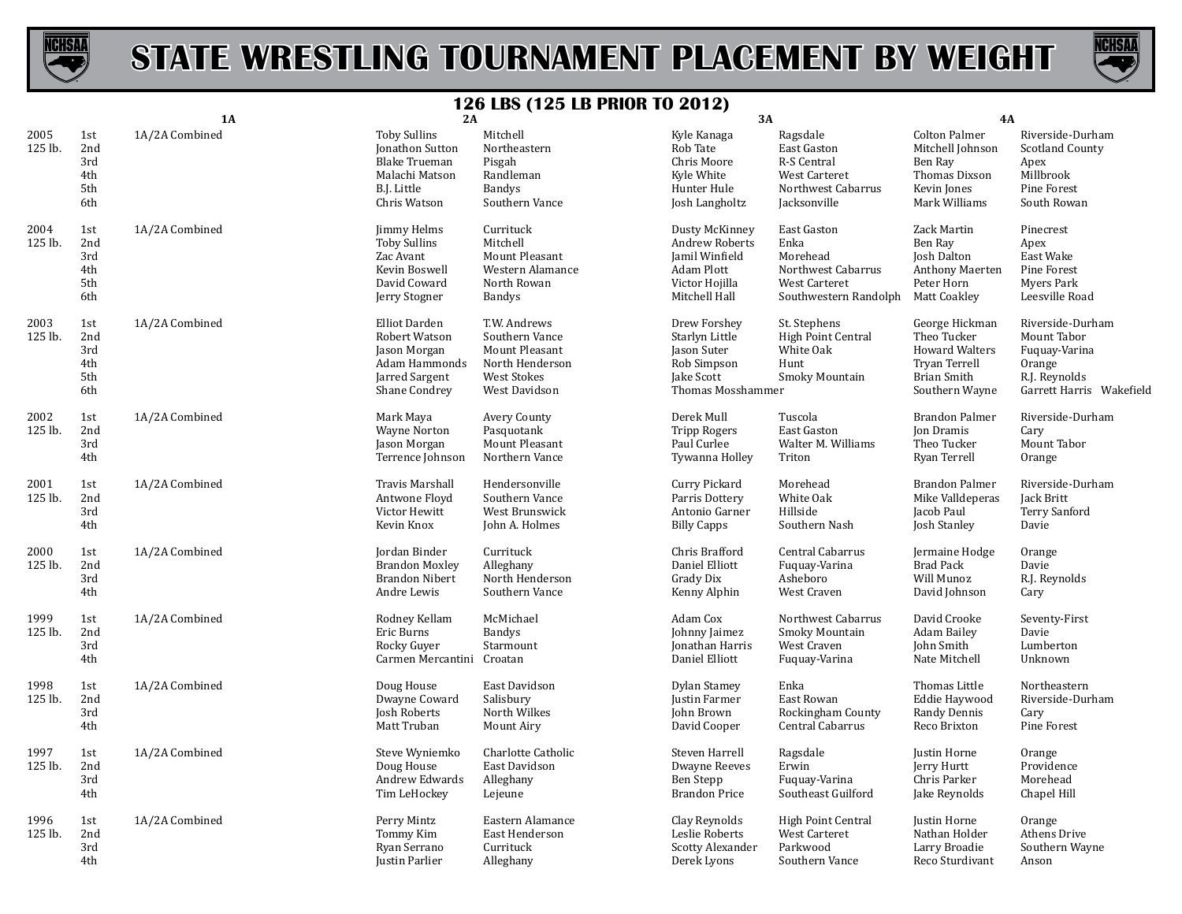# STATE WRESTLING TOURNAMENT PLACEMENT BY WEIGHT

## 126 LBS (125 LB PRIOR TO 2012)

| Year | Place | 1A | 2A | | 3A | | 4A | |
|---|---|---|---|---|---|---|---|---|
| 2005 125 lb. | 1st | 1A/2A Combined | Toby Sullins | Mitchell | Kyle Kanaga | Ragsdale | Colton Palmer | Riverside-Durham |
| | 2nd | | Jonathon Sutton | Northeastern | Rob Tate | East Gaston | Mitchell Johnson | Scotland County |
| | 3rd | | Blake Trueman | Pisgah | Chris Moore | R-S Central | Ben Ray | Apex |
| | 4th | | Malachi Matson | Randleman | Kyle White | West Carteret | Thomas Dixson | Millbrook |
| | 5th | | B.J. Little | Bandys | Hunter Hule | Northwest Cabarrus | Kevin Jones | Pine Forest |
| | 6th | | Chris Watson | Southern Vance | Josh Langholtz | Jacksonville | Mark Williams | South Rowan |
| 2004 125 lb. | 1st | 1A/2A Combined | Jimmy Helms | Currituck | Dusty McKinney | East Gaston | Zack Martin | Pinecrest |
| | 2nd | | Toby Sullins | Mitchell | Andrew Roberts | Enka | Ben Ray | Apex |
| | 3rd | | Zac Avant | Mount Pleasant | Jamil Winfield | Morehead | Josh Dalton | East Wake |
| | 4th | | Kevin Boswell | Western Alamance | Adam Plott | Northwest Cabarrus | Anthony Maerten | Pine Forest |
| | 5th | | David Coward | North Rowan | Victor Hojilla | West Carteret | Peter Horn | Myers Park |
| | 6th | | Jerry Stogner | Bandys | Mitchell Hall | Southwestern Randolph | Matt Coakley | Leesville Road |
| 2003 125 lb. | 1st | 1A/2A Combined | Elliot Darden | T.W. Andrews | Drew Forshey | St. Stephens | George Hickman | Riverside-Durham |
| | 2nd | | Robert Watson | Southern Vance | Starlyn Little | High Point Central | Theo Tucker | Mount Tabor |
| | 3rd | | Jason Morgan | Mount Pleasant | Jason Suter | White Oak | Howard Walters | Fuquay-Varina |
| | 4th | | Adam Hammonds | North Henderson | Rob Simpson | Hunt | Tryan Terrell | Orange |
| | 5th | | Jarred Sargent | West Stokes | Jake Scott | Smoky Mountain | Brian Smith | R.J. Reynolds |
| | 6th | | Shane Condrey | West Davidson | Thomas Mosshammer | | Southern Wayne | Garrett Harris Wakefield |
| 2002 125 lb. | 1st | 1A/2A Combined | Mark Maya | Avery County | Derek Mull | Tuscola | Brandon Palmer | Riverside-Durham |
| | 2nd | | Wayne Norton | Pasquotank | Tripp Rogers | East Gaston | Jon Dramis | Cary |
| | 3rd | | Jason Morgan | Mount Pleasant | Paul Curlee | Walter M. Williams | Theo Tucker | Mount Tabor |
| | 4th | | Terrence Johnson | Northern Vance | Tywanna Holley | Triton | Ryan Terrell | Orange |
| 2001 125 lb. | 1st | 1A/2A Combined | Travis Marshall | Hendersonville | Curry Pickard | Morehead | Brandon Palmer | Riverside-Durham |
| | 2nd | | Antwone Floyd | Southern Vance | Parris Dottery | White Oak | Mike Valldeperas | Jack Britt |
| | 3rd | | Victor Hewitt | West Brunswick | Antonio Garner | Hillside | Jacob Paul | Terry Sanford |
| | 4th | | Kevin Knox | John A. Holmes | Billy Capps | Southern Nash | Josh Stanley | Davie |
| 2000 125 lb. | 1st | 1A/2A Combined | Jordan Binder | Currituck | Chris Brafford | Central Cabarrus | Jermaine Hodge | Orange |
| | 2nd | | Brandon Moxley | Alleghany | Daniel Elliott | Fuquay-Varina | Brad Pack | Davie |
| | 3rd | | Brandon Nibert | North Henderson | Grady Dix | Asheboro | Will Munoz | R.J. Reynolds |
| | 4th | | Andre Lewis | Southern Vance | Kenny Alphin | West Craven | David Johnson | Cary |
| 1999 125 lb. | 1st | 1A/2A Combined | Rodney Kellam | McMichael | Adam Cox | Northwest Cabarrus | David Crooke | Seventy-First |
| | 2nd | | Eric Burns | Bandys | Johnny Jaimez | Smoky Mountain | Adam Bailey | Davie |
| | 3rd | | Rocky Guyer | Starmount | Jonathan Harris | West Craven | John Smith | Lumberton |
| | 4th | | Carmen Mercantini | Croatan | Daniel Elliott | Fuquay-Varina | Nate Mitchell | Unknown |
| 1998 125 lb. | 1st | 1A/2A Combined | Doug House | East Davidson | Dylan Stamey | Enka | Thomas Little | Northeastern |
| | 2nd | | Dwayne Coward | Salisbury | Justin Farmer | East Rowan | Eddie Haywood | Riverside-Durham |
| | 3rd | | Josh Roberts | North Wilkes | John Brown | Rockingham County | Randy Dennis | Cary |
| | 4th | | Matt Truban | Mount Airy | David Cooper | Central Cabarrus | Reco Brixton | Pine Forest |
| 1997 125 lb. | 1st | 1A/2A Combined | Steve Wyniemko | Charlotte Catholic | Steven Harrell | Ragsdale | Justin Horne | Orange |
| | 2nd | | Doug House | East Davidson | Dwayne Reeves | Erwin | Jerry Hurtt | Providence |
| | 3rd | | Andrew Edwards | Alleghany | Ben Stepp | Fuquay-Varina | Chris Parker | Morehead |
| | 4th | | Tim LeHockey | Lejeune | Brandon Price | Southeast Guilford | Jake Reynolds | Chapel Hill |
| 1996 125 lb. | 1st | 1A/2A Combined | Perry Mintz | Eastern Alamance | Clay Reynolds | High Point Central | Justin Horne | Orange |
| | 2nd | | Tommy Kim | East Henderson | Leslie Roberts | West Carteret | Nathan Holder | Athens Drive |
| | 3rd | | Ryan Serrano | Currituck | Scotty Alexander | Parkwood | Larry Broadie | Southern Wayne |
| | 4th | | Justin Parlier | Alleghany | Derek Lyons | Southern Vance | Reco Sturdivant | Anson |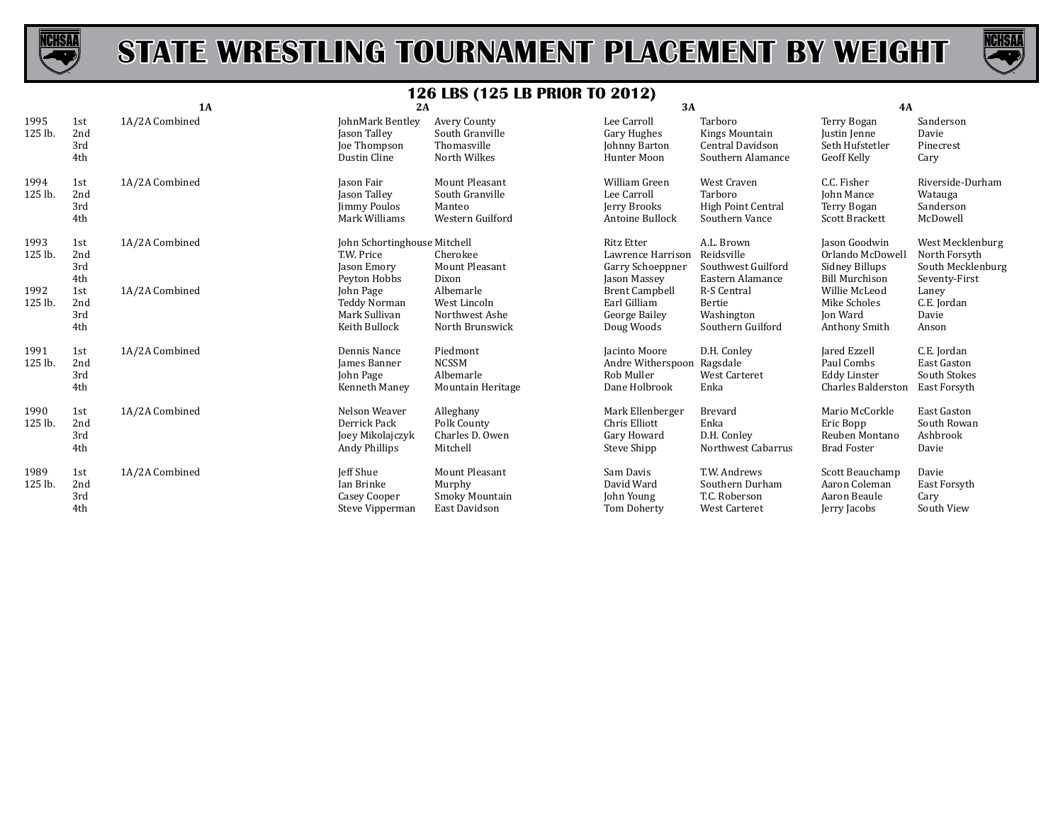# STATE WRESTLING TOURNAMENT PLACEMENT BY WEIGHT

## 126 LBS (125 LB PRIOR TO 2012)

| Year | Place | 1A | | 2A | | 3A | | 4A | |
|---|---|---|---|---|---|---|---|---|---|
| 1995 | 1st | 1A/2A Combined | | JohnMark Bentley | Avery County | Lee Carroll | Tarboro | Terry Bogan | Sanderson |
| 125 lb. | 2nd | | | Jason Talley | South Granville | Gary Hughes | Kings Mountain | Justin Jenne | Davie |
| | 3rd | | | Joe Thompson | Thomasville | Johnny Barton | Central Davidson | Seth Hufstetler | Pinecrest |
| | 4th | | | Dustin Cline | North Wilkes | Hunter Moon | Southern Alamance | Geoff Kelly | Cary |
| 1994 | 1st | 1A/2A Combined | | Jason Fair | Mount Pleasant | William Green | West Craven | C.C. Fisher | Riverside-Durham |
| 125 lb. | 2nd | | | Jason Talley | South Granville | Lee Carroll | Tarboro | John Mance | Watauga |
| | 3rd | | | Jimmy Poulos | Manteo | Jerry Brooks | High Point Central | Terry Bogan | Sanderson |
| | 4th | | | Mark Williams | Western Guilford | Antoine Bullock | Southern Vance | Scott Brackett | McDowell |
| 1993 | 1st | 1A/2A Combined | | John Schortinghouse | Mitchell | Ritz Etter | A.L. Brown | Jason Goodwin | West Mecklenburg |
| 125 lb. | 2nd | | | T.W. Price | Cherokee | Lawrence Harrison | Reidsville | Orlando McDowell | North Forsyth |
| | 3rd | | | Jason Emory | Mount Pleasant | Garry Schoeppner | Southwest Guilford | Sidney Billups | South Mecklenburg |
| | 4th | | | Peyton Hobbs | Dixon | Jason Massey | Eastern Alamance | Bill Murchison | Seventy-First |
| 1992 | 1st | 1A/2A Combined | | John Page | Albemarle | Brent Campbell | R-S Central | Willie McLeod | Laney |
| 125 lb. | 2nd | | | Teddy Norman | West Lincoln | Earl Gilliam | Bertie | Mike Scholes | C.E. Jordan |
| | 3rd | | | Mark Sullivan | Northwest Ashe | George Bailey | Washington | Jon Ward | Davie |
| | 4th | | | Keith Bullock | North Brunswick | Doug Woods | Southern Guilford | Anthony Smith | Anson |
| 1991 | 1st | 1A/2A Combined | | Dennis Nance | Piedmont | Jacinto Moore | D.H. Conley | Jared Ezzell | C.E. Jordan |
| 125 lb. | 2nd | | | James Banner | NCSSM | Andre Witherspoon | Ragsdale | Paul Combs | East Gaston |
| | 3rd | | | John Page | Albemarle | Rob Muller | West Carteret | Eddy Linster | South Stokes |
| | 4th | | | Kenneth Maney | Mountain Heritage | Dane Holbrook | Enka | Charles Balderston | East Forsyth |
| 1990 | 1st | 1A/2A Combined | | Nelson Weaver | Alleghany | Mark Ellenberger | Brevard | Mario McCorkle | East Gaston |
| 125 lb. | 2nd | | | Derrick Pack | Polk County | Chris Elliott | Enka | Eric Bopp | South Rowan |
| | 3rd | | | Joey Mikolajczyk | Charles D. Owen | Gary Howard | D.H. Conley | Reuben Montano | Ashbrook |
| | 4th | | | Andy Phillips | Mitchell | Steve Shipp | Northwest Cabarrus | Brad Foster | Davie |
| 1989 | 1st | 1A/2A Combined | | Jeff Shue | Mount Pleasant | Sam Davis | T.W. Andrews | Scott Beauchamp | Davie |
| 125 lb. | 2nd | | | Ian Brinke | Murphy | David Ward | Southern Durham | Aaron Coleman | East Forsyth |
| | 3rd | | | Casey Cooper | Smoky Mountain | John Young | T.C. Roberson | Aaron Beaule | Cary |
| | 4th | | | Steve Vipperman | East Davidson | Tom Doherty | West Carteret | Jerry Jacobs | South View |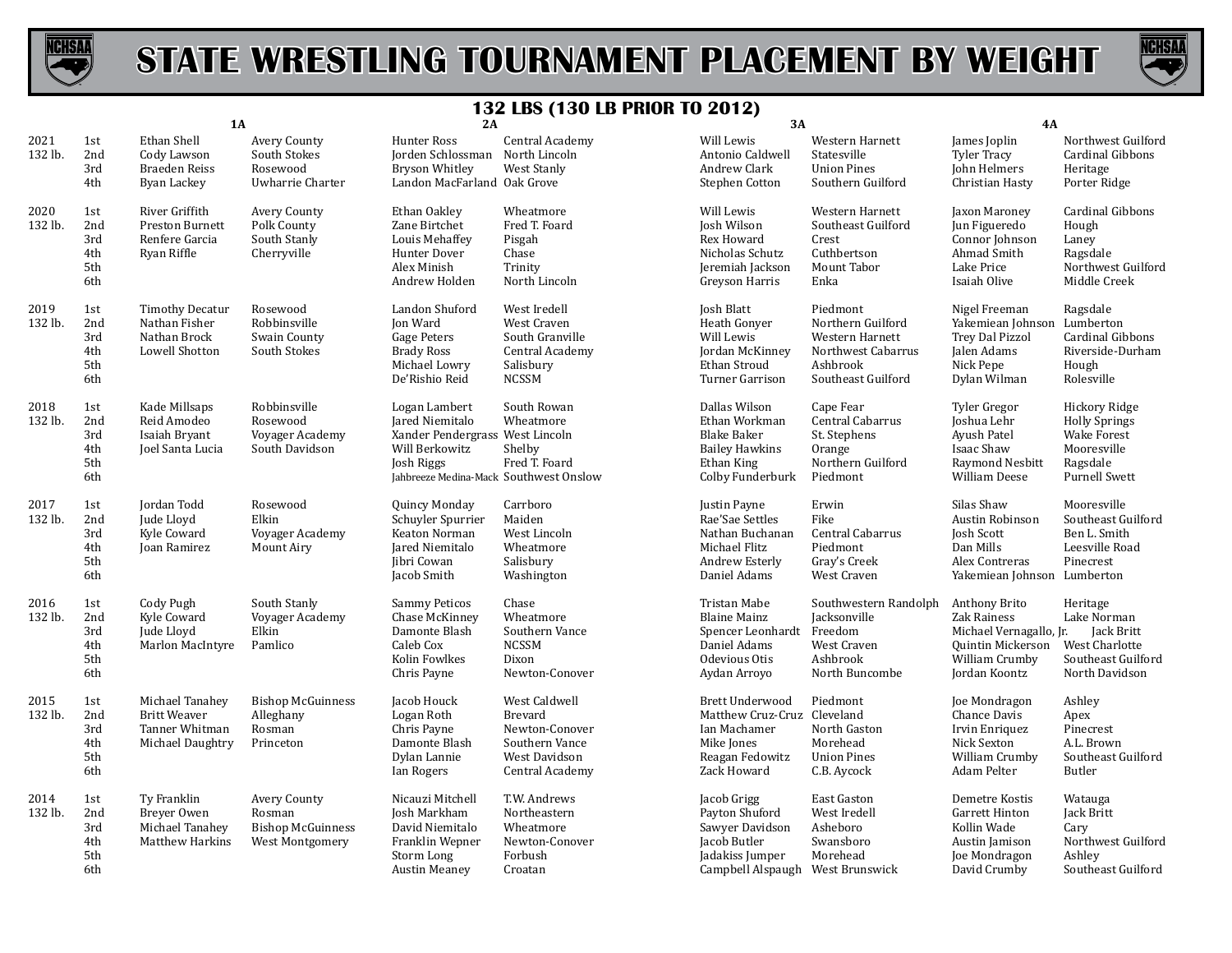# STATE WRESTLING TOURNAMENT PLACEMENT BY WEIGHT

## 132 LBS (130 LB PRIOR TO 2012)

| Year | Place | 1A | | 2A | | 3A | | 4A | |
|---|---|---|---|---|---|---|---|---|---|
| 2021 132 lb. | 1st | Ethan Shell | Avery County | Hunter Ross | Central Academy | Will Lewis | Western Harnett | James Joplin | Northwest Guilford |
| | 2nd | Cody Lawson | South Stokes | Jorden Schlossman | North Lincoln | Antonio Caldwell | Statesville | Tyler Tracy | Cardinal Gibbons |
| | 3rd | Braeden Reiss | Rosewood | Bryson Whitley | West Stanly | Andrew Clark | Union Pines | John Helmers | Heritage |
| | 4th | Byan Lackey | Uwharrie Charter | Landon MacFarland | Oak Grove | Stephen Cotton | Southern Guilford | Christian Hasty | Porter Ridge |
| 2020 132 lb. | 1st | River Griffith | Avery County | Ethan Oakley | Wheatmore | Will Lewis | Western Harnett | Jaxon Maroney | Cardinal Gibbons |
| | 2nd | Preston Burnett | Polk County | Zane Birtchet | Fred T. Foard | Josh Wilson | Southeast Guilford | Jun Figueredo | Hough |
| | 3rd | Renfere Garcia | South Stanly | Louis Mehaffey | Pisgah | Rex Howard | Crest | Connor Johnson | Laney |
| | 4th | Ryan Riffle | Cherryville | Hunter Dover | Chase | Nicholas Schutz | Cuthbertson | Ahmad Smith | Ragsdale |
| | 5th | | | Alex Minish | Trinity | Jeremiah Jackson | Mount Tabor | Lake Price | Northwest Guilford |
| | 6th | | | Andrew Holden | North Lincoln | Greyson Harris | Enka | Isaiah Olive | Middle Creek |
| 2019 132 lb. | 1st | Timothy Decatur | Rosewood | Landon Shuford | West Iredell | Josh Blatt | Piedmont | Nigel Freeman | Ragsdale |
| | 2nd | Nathan Fisher | Robbinsville | Jon Ward | West Craven | Heath Gonyer | Northern Guilford | Yakemiean Johnson | Lumberton |
| | 3rd | Nathan Brock | Swain County | Gage Peters | South Granville | Will Lewis | Western Harnett | Trey Dal Pizzol | Cardinal Gibbons |
| | 4th | Lowell Shotton | South Stokes | Brady Ross | Central Academy | Jordan McKinney | Northwest Cabarrus | Jalen Adams | Riverside-Durham |
| | 5th | | | Michael Lowry | Salisbury | Ethan Stroud | Ashbrook | Nick Pepe | Hough |
| | 6th | | | De'Rishio Reid | NCSSM | Turner Garrison | Southeast Guilford | Dylan Wilman | Rolesville |
| 2018 132 lb. | 1st | Kade Millsaps | Robbinsville | Logan Lambert | South Rowan | Dallas Wilson | Cape Fear | Tyler Gregor | Hickory Ridge |
| | 2nd | Reid Amodeo | Rosewood | Jared Niemitalo | Wheatmore | Ethan Workman | Central Cabarrus | Joshua Lehr | Holly Springs |
| | 3rd | Isaiah Bryant | Voyager Academy | Xander Pendergrass | West Lincoln | Blake Baker | St. Stephens | Ayush Patel | Wake Forest |
| | 4th | Joel Santa Lucia | South Davidson | Will Berkowitz | Shelby | Bailey Hawkins | Orange | Isaac Shaw | Mooresville |
| | 5th | | | Josh Riggs | Fred T. Foard | Ethan King | Northern Guilford | Raymond Nesbitt | Ragsdale |
| | 6th | | | Jahbreeze Medina-Mack | Southwest Onslow | Colby Funderburk | Piedmont | William Deese | Purnell Swett |
| 2017 132 lb. | 1st | Jordan Todd | Rosewood | Quincy Monday | Carrboro | Justin Payne | Erwin | Silas Shaw | Mooresville |
| | 2nd | Jude Lloyd | Elkin | Schuyler Spurrier | Maiden | Rae'Sae Settles | Fike | Austin Robinson | Southeast Guilford |
| | 3rd | Kyle Coward | Voyager Academy | Keaton Norman | West Lincoln | Nathan Buchanan | Central Cabarrus | Josh Scott | Ben L. Smith |
| | 4th | Joan Ramirez | Mount Airy | Jared Niemitalo | Wheatmore | Michael Flitz | Piedmont | Dan Mills | Leesville Road |
| | 5th | | | Jibri Cowan | Salisbury | Andrew Esterly | Gray's Creek | Alex Contreras | Pinecrest |
| | 6th | | | Jacob Smith | Washington | Daniel Adams | West Craven | Yakemiean Johnson | Lumberton |
| 2016 132 lb. | 1st | Cody Pugh | South Stanly | Sammy Peticos | Chase | Tristan Mabe | Southwestern Randolph | Anthony Brito | Heritage |
| | 2nd | Kyle Coward | Voyager Academy | Chase McKinney | Wheatmore | Blaine Mainz | Jacksonville | Zak Rainess | Lake Norman |
| | 3rd | Jude Lloyd | Elkin | Damonte Blash | Southern Vance | Spencer Leonhardt | Freedom | Michael Vernagallo, Jr. | Jack Britt |
| | 4th | Marlon MacIntyre | Pamlico | Caleb Cox | NCSSM | Daniel Adams | West Craven | Quintin Mickerson | West Charlotte |
| | 5th | | | Kolin Fowlkes | Dixon | Odevious Otis | Ashbrook | William Crumby | Southeast Guilford |
| | 6th | | | Chris Payne | Newton-Conover | Aydan Arroyo | North Buncombe | Jordan Koontz | North Davidson |
| 2015 132 lb. | 1st | Michael Tanahey | Bishop McGuinness | Jacob Houck | West Caldwell | Brett Underwood | Piedmont | Joe Mondragon | Ashley |
| | 2nd | Britt Weaver | Alleghany | Logan Roth | Brevard | Matthew Cruz-Cruz | Cleveland | Chance Davis | Apex |
| | 3rd | Tanner Whitman | Rosman | Chris Payne | Newton-Conover | Ian Machamer | North Gaston | Irvin Enriquez | Pinecrest |
| | 4th | Michael Daughtry | Princeton | Damonte Blash | Southern Vance | Mike Jones | Morehead | Nick Sexton | A.L. Brown |
| | 5th | | | Dylan Lannie | West Davidson | Reagan Fedowitz | Union Pines | William Crumby | Southeast Guilford |
| | 6th | | | Ian Rogers | Central Academy | Zack Howard | C.B. Aycock | Adam Pelter | Butler |
| 2014 132 lb. | 1st | Ty Franklin | Avery County | Nicauzi Mitchell | T.W. Andrews | Jacob Grigg | East Gaston | Demetre Kostis | Watauga |
| | 2nd | Breyer Owen | Rosman | Josh Markham | Northeastern | Payton Shuford | West Iredell | Garrett Hinton | Jack Britt |
| | 3rd | Michael Tanahey | Bishop McGuinness | David Niemitalo | Wheatmore | Sawyer Davidson | Asheboro | Kollin Wade | Cary |
| | 4th | Matthew Harkins | West Montgomery | Franklin Wepner | Newton-Conover | Jacob Butler | Swansboro | Austin Jamison | Northwest Guilford |
| | 5th | | | Storm Long | Forbush | Jadakiss Jumper | Morehead | Joe Mondragon | Ashley |
| | 6th | | | Austin Meaney | Croatan | Campbell Alspaugh | West Brunswick | David Crumby | Southeast Guilford |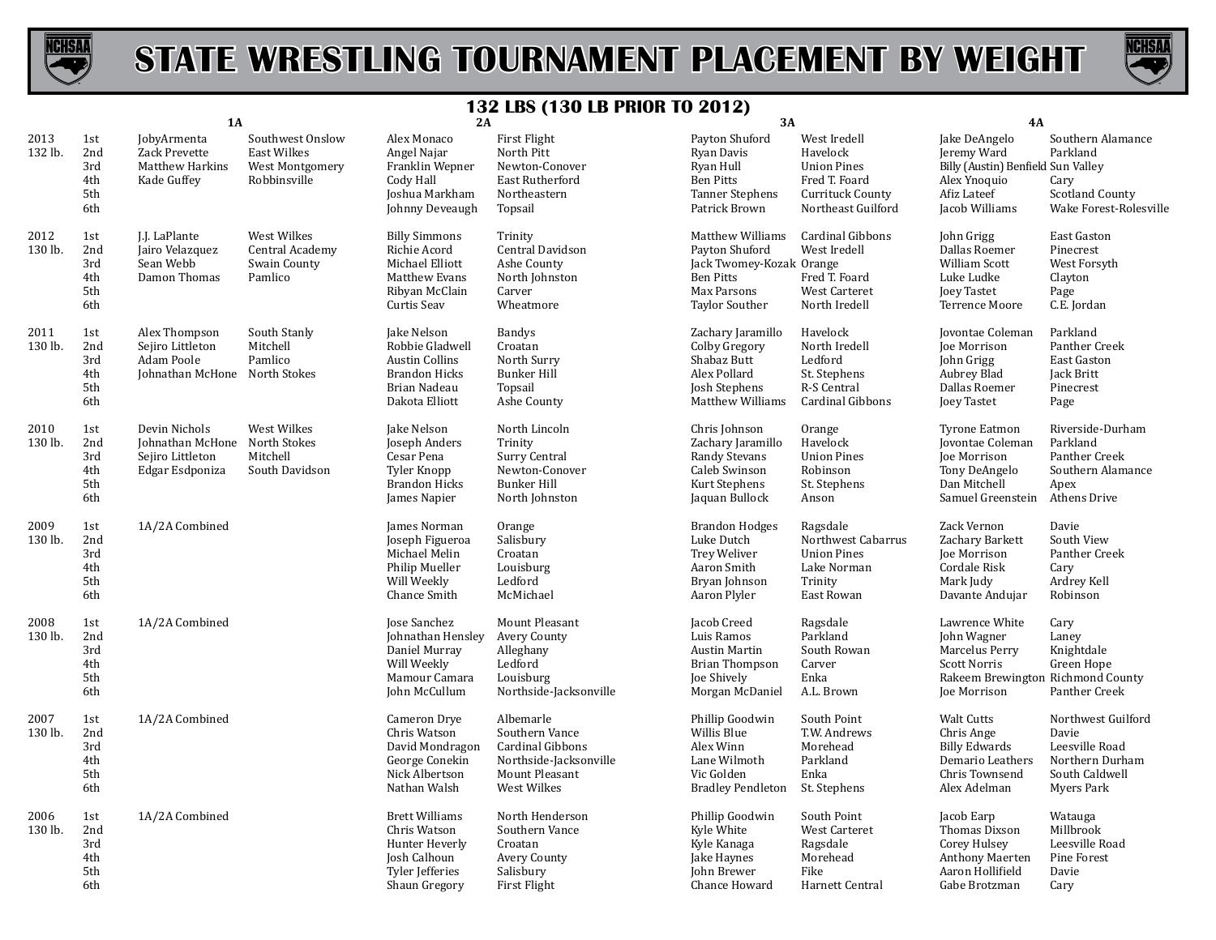# STATE WRESTLING TOURNAMENT PLACEMENT BY WEIGHT

## 132 LBS (130 LB PRIOR TO 2012)

| Year | Place | 1A | | 2A | | 3A | | 4A | |
|---|---|---|---|---|---|---|---|---|---|
| 2013 | 1st | JobyArmenta | Southwest Onslow | Alex Monaco | First Flight | Payton Shuford | West Iredell | Jake DeAngelo | Southern Alamance |
| 132 lb. | 2nd | Zack Prevette | East Wilkes | Angel Najar | North Pitt | Ryan Davis | Havelock | Jeremy Ward | Parkland |
| | 3rd | Matthew Harkins | West Montgomery | Franklin Wepner | Newton-Conover | Ryan Hull | Union Pines | Billy (Austin) Benfield | Sun Valley |
| | 4th | Kade Guffey | Robbinsville | Cody Hall | East Rutherford | Ben Pitts | Fred T. Foard | Alex Ynoquio | Cary |
| | 5th | | | Joshua Markham | Northeastern | Tanner Stephens | Currituck County | Afiz Lateef | Scotland County |
| | 6th | | | Johnny Deveaugh | Topsail | Patrick Brown | Northeast Guilford | Jacob Williams | Wake Forest-Rolesville |
| 2012 | 1st | J.J. LaPlante | West Wilkes | Billy Simmons | Trinity | Matthew Williams | Cardinal Gibbons | John Grigg | East Gaston |
| 130 lb. | 2nd | Jairo Velazquez | Central Academy | Richie Acord | Central Davidson | Payton Shuford | West Iredell | Dallas Roemer | Pinecrest |
| | 3rd | Sean Webb | Swain County | Michael Elliott | Ashe County | Jack Twomey-Kozak | Orange | William Scott | West Forsyth |
| | 4th | Damon Thomas | Pamlico | Matthew Evans | North Johnston | Ben Pitts | Fred T. Foard | Luke Ludke | Clayton |
| | 5th | | | Ribyan McClain | Carver | Max Parsons | West Carteret | Joey Tastet | Page |
| | 6th | | | Curtis Seav | Wheatmore | Taylor Souther | North Iredell | Terrence Moore | C.E. Jordan |
| 2011 | 1st | Alex Thompson | South Stanly | Jake Nelson | Bandys | Zachary Jaramillo | Havelock | Jovontae Coleman | Parkland |
| 130 lb. | 2nd | Sejiro Littleton | Mitchell | Robbie Gladwell | Croatan | Colby Gregory | North Iredell | Joe Morrison | Panther Creek |
| | 3rd | Adam Poole | Pamlico | Austin Collins | North Surry | Shabaz Butt | Ledford | John Grigg | East Gaston |
| | 4th | Johnathan McHone | North Stokes | Brandon Hicks | Bunker Hill | Alex Pollard | St. Stephens | Aubrey Blad | Jack Britt |
| | 5th | | | Brian Nadeau | Topsail | Josh Stephens | R-S Central | Dallas Roemer | Pinecrest |
| | 6th | | | Dakota Elliott | Ashe County | Matthew Williams | Cardinal Gibbons | Joey Tastet | Page |
| 2010 | 1st | Devin Nichols | West Wilkes | Jake Nelson | North Lincoln | Chris Johnson | Orange | Tyrone Eatmon | Riverside-Durham |
| 130 lb. | 2nd | Johnathan McHone | North Stokes | Joseph Anders | Trinity | Zachary Jaramillo | Havelock | Jovontae Coleman | Parkland |
| | 3rd | Sejiro Littleton | Mitchell | Cesar Pena | Surry Central | Randy Stevans | Union Pines | Joe Morrison | Panther Creek |
| | 4th | Edgar Esdponiza | South Davidson | Tyler Knopp | Newton-Conover | Caleb Swinson | Robinson | Tony DeAngelo | Southern Alamance |
| | 5th | | | Brandon Hicks | Bunker Hill | Kurt Stephens | St. Stephens | Dan Mitchell | Apex |
| | 6th | | | James Napier | North Johnston | Jaquan Bullock | Anson | Samuel Greenstein | Athens Drive |
| 2009 | 1st | 1A/2A Combined | | James Norman | Orange | Brandon Hodges | Ragsdale | Zack Vernon | Davie |
| 130 lb. | 2nd | | | Joseph Figueroa | Salisbury | Luke Dutch | Northwest Cabarrus | Zachary Barkett | South View |
| | 3rd | | | Michael Melin | Croatan | Trey Weliver | Union Pines | Joe Morrison | Panther Creek |
| | 4th | | | Philip Mueller | Louisburg | Aaron Smith | Lake Norman | Cordale Risk | Cary |
| | 5th | | | Will Weekly | Ledford | Bryan Johnson | Trinity | Mark Judy | Ardrey Kell |
| | 6th | | | Chance Smith | McMichael | Aaron Plyler | East Rowan | Davante Andujar | Robinson |
| 2008 | 1st | 1A/2A Combined | | Jose Sanchez | Mount Pleasant | Jacob Creed | Ragsdale | Lawrence White | Cary |
| 130 lb. | 2nd | | | Johnathan Hensley | Avery County | Luis Ramos | Parkland | John Wagner | Laney |
| | 3rd | | | Daniel Murray | Alleghany | Austin Martin | South Rowan | Marcelus Perry | Knightdale |
| | 4th | | | Will Weekly | Ledford | Brian Thompson | Carver | Scott Norris | Green Hope |
| | 5th | | | Mamour Camara | Louisburg | Joe Shively | Enka | Rakeem Brewington | Richmond County |
| | 6th | | | John McCullum | Northside-Jacksonville | Morgan McDaniel | A.L. Brown | Joe Morrison | Panther Creek |
| 2007 | 1st | 1A/2A Combined | | Cameron Drye | Albemarle | Phillip Goodwin | South Point | Walt Cutts | Northwest Guilford |
| 130 lb. | 2nd | | | Chris Watson | Southern Vance | Willis Blue | T.W. Andrews | Chris Ange | Davie |
| | 3rd | | | David Mondragon | Cardinal Gibbons | Alex Winn | Morehead | Billy Edwards | Leesville Road |
| | 4th | | | George Conekin | Northside-Jacksonville | Lane Wilmoth | Parkland | Demario Leathers | Northern Durham |
| | 5th | | | Nick Albertson | Mount Pleasant | Vic Golden | Enka | Chris Townsend | South Caldwell |
| | 6th | | | Nathan Walsh | West Wilkes | Bradley Pendleton | St. Stephens | Alex Adelman | Myers Park |
| 2006 | 1st | 1A/2A Combined | | Brett Williams | North Henderson | Phillip Goodwin | South Point | Jacob Earp | Watauga |
| 130 lb. | 2nd | | | Chris Watson | Southern Vance | Kyle White | West Carteret | Thomas Dixson | Millbrook |
| | 3rd | | | Hunter Heverly | Croatan | Kyle Kanaga | Ragsdale | Corey Hulsey | Leesville Road |
| | 4th | | | Josh Calhoun | Avery County | Jake Haynes | Morehead | Anthony Maerten | Pine Forest |
| | 5th | | | Tyler Jefferies | Salisbury | John Brewer | Fike | Aaron Hollifield | Davie |
| | 6th | | | Shaun Gregory | First Flight | Chance Howard | Harnett Central | Gabe Brotzman | Cary |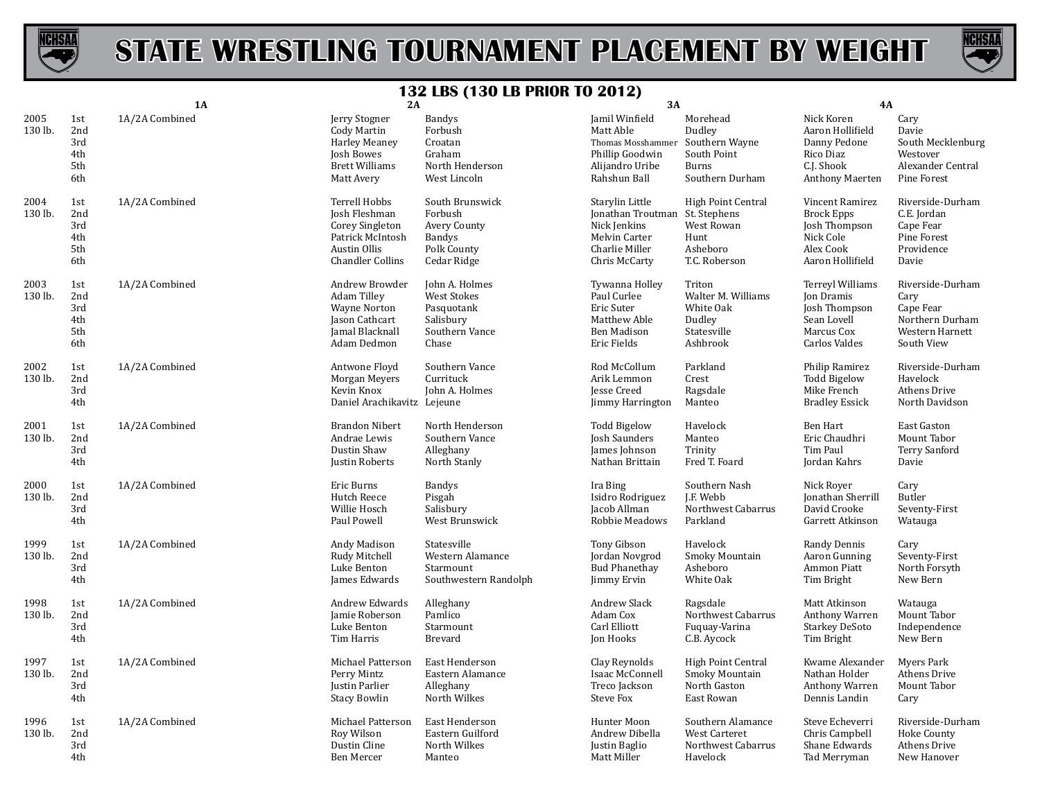# STATE WRESTLING TOURNAMENT PLACEMENT BY WEIGHT

## 132 LBS (130 LB PRIOR TO 2012)

| Year | Place | 1A | 2A | 2A School | 3A | 3A School | 4A | 4A School |
|---|---|---|---|---|---|---|---|---|
| 2005 | 1st | 1A/2A Combined | Jerry Stogner | Bandys | Jamil Winfield | Morehead | Nick Koren | Cary |
| 130 lb. | 2nd | | Cody Martin | Forbush | Matt Able | Dudley | Aaron Hollifield | Davie |
| | 3rd | | Harley Meaney | Croatan | Thomas Mosshammer | Southern Wayne | Danny Pedone | South Mecklenburg |
| | 4th | | Josh Bowes | Graham | Phillip Goodwin | South Point | Rico Diaz | Westover |
| | 5th | | Brett Williams | North Henderson | Alijandro Uribe | Burns | C.J. Shook | Alexander Central |
| | 6th | | Matt Avery | West Lincoln | Rahshun Ball | Southern Durham | Anthony Maerten | Pine Forest |
| 2004 | 1st | 1A/2A Combined | Terrell Hobbs | South Brunswick | Starylin Little | High Point Central | Vincent Ramirez | Riverside-Durham |
| 130 lb. | 2nd | | Josh Fleshman | Forbush | Jonathan Troutman | St. Stephens | Brock Epps | C.E. Jordan |
| | 3rd | | Corey Singleton | Avery County | Nick Jenkins | West Rowan | Josh Thompson | Cape Fear |
| | 4th | | Patrick McIntosh | Bandys | Melvin Carter | Hunt | Nick Cole | Pine Forest |
| | 5th | | Austin Ollis | Polk County | Charlie Miller | Asheboro | Alex Cook | Providence |
| | 6th | | Chandler Collins | Cedar Ridge | Chris McCarty | T.C. Roberson | Aaron Hollifield | Davie |
| 2003 | 1st | 1A/2A Combined | Andrew Browder | John A. Holmes | Tywanna Holley | Triton | Terreyl Williams | Riverside-Durham |
| 130 lb. | 2nd | | Adam Tilley | West Stokes | Paul Curlee | Walter M. Williams | Jon Dramis | Cary |
| | 3rd | | Wayne Norton | Pasquotank | Eric Suter | White Oak | Josh Thompson | Cape Fear |
| | 4th | | Jason Cathcart | Salisbury | Matthew Able | Dudley | Sean Lovell | Northern Durham |
| | 5th | | Jamal Blacknall | Southern Vance | Ben Madison | Statesville | Marcus Cox | Western Harnett |
| | 6th | | Adam Dedmon | Chase | Eric Fields | Ashbrook | Carlos Valdes | South View |
| 2002 | 1st | 1A/2A Combined | Antwone Floyd | Southern Vance | Rod McCollum | Parkland | Philip Ramirez | Riverside-Durham |
| 130 lb. | 2nd | | Morgan Meyers | Currituck | Arik Lemmon | Crest | Todd Bigelow | Havelock |
| | 3rd | | Kevin Knox | John A. Holmes | Jesse Creed | Ragsdale | Mike French | Athens Drive |
| | 4th | | Daniel Arachikavitz | Lejeune | Jimmy Harrington | Manteo | Bradley Essick | North Davidson |
| 2001 | 1st | 1A/2A Combined | Brandon Nibert | North Henderson | Todd Bigelow | Havelock | Ben Hart | East Gaston |
| 130 lb. | 2nd | | Andrae Lewis | Southern Vance | Josh Saunders | Manteo | Eric Chaudhri | Mount Tabor |
| | 3rd | | Dustin Shaw | Alleghany | James Johnson | Trinity | Tim Paul | Terry Sanford |
| | 4th | | Justin Roberts | North Stanly | Nathan Brittain | Fred T. Foard | Jordan Kahrs | Davie |
| 2000 | 1st | 1A/2A Combined | Eric Burns | Bandys | Ira Bing | Southern Nash | Nick Royer | Cary |
| 130 lb. | 2nd | | Hutch Reece | Pisgah | Isidro Rodriguez | J.F. Webb | Jonathan Sherrill | Butler |
| | 3rd | | Willie Hosch | Salisbury | Jacob Allman | Northwest Cabarrus | David Crooke | Seventy-First |
| | 4th | | Paul Powell | West Brunswick | Robbie Meadows | Parkland | Garrett Atkinson | Watauga |
| 1999 | 1st | 1A/2A Combined | Andy Madison | Statesville | Tony Gibson | Havelock | Randy Dennis | Cary |
| 130 lb. | 2nd | | Rudy Mitchell | Western Alamance | Jordan Novgrod | Smoky Mountain | Aaron Gunning | Seventy-First |
| | 3rd | | Luke Benton | Starmount | Bud Phanethay | Asheboro | Ammon Piatt | North Forsyth |
| | 4th | | James Edwards | Southwestern Randolph | Jimmy Ervin | White Oak | Tim Bright | New Bern |
| 1998 | 1st | 1A/2A Combined | Andrew Edwards | Alleghany | Andrew Slack | Ragsdale | Matt Atkinson | Watauga |
| 130 lb. | 2nd | | Jamie Roberson | Pamlico | Adam Cox | Northwest Cabarrus | Anthony Warren | Mount Tabor |
| | 3rd | | Luke Benton | Starmount | Carl Elliott | Fuquay-Varina | Starkey DeSoto | Independence |
| | 4th | | Tim Harris | Brevard | Jon Hooks | C.B. Aycock | Tim Bright | New Bern |
| 1997 | 1st | 1A/2A Combined | Michael Patterson | East Henderson | Clay Reynolds | High Point Central | Kwame Alexander | Myers Park |
| 130 lb. | 2nd | | Perry Mintz | Eastern Alamance | Isaac McConnell | Smoky Mountain | Nathan Holder | Athens Drive |
| | 3rd | | Justin Parlier | Alleghany | Treco Jackson | North Gaston | Anthony Warren | Mount Tabor |
| | 4th | | Stacy Bowlin | North Wilkes | Steve Fox | East Rowan | Dennis Landin | Cary |
| 1996 | 1st | 1A/2A Combined | Michael Patterson | East Henderson | Hunter Moon | Southern Alamance | Steve Echeverri | Riverside-Durham |
| 130 lb. | 2nd | | Roy Wilson | Eastern Guilford | Andrew Dibella | West Carteret | Chris Campbell | Hoke County |
| | 3rd | | Dustin Cline | North Wilkes | Justin Baglio | Northwest Cabarrus | Shane Edwards | Athens Drive |
| | 4th | | Ben Mercer | Manteo | Matt Miller | Havelock | Tad Merryman | New Hanover |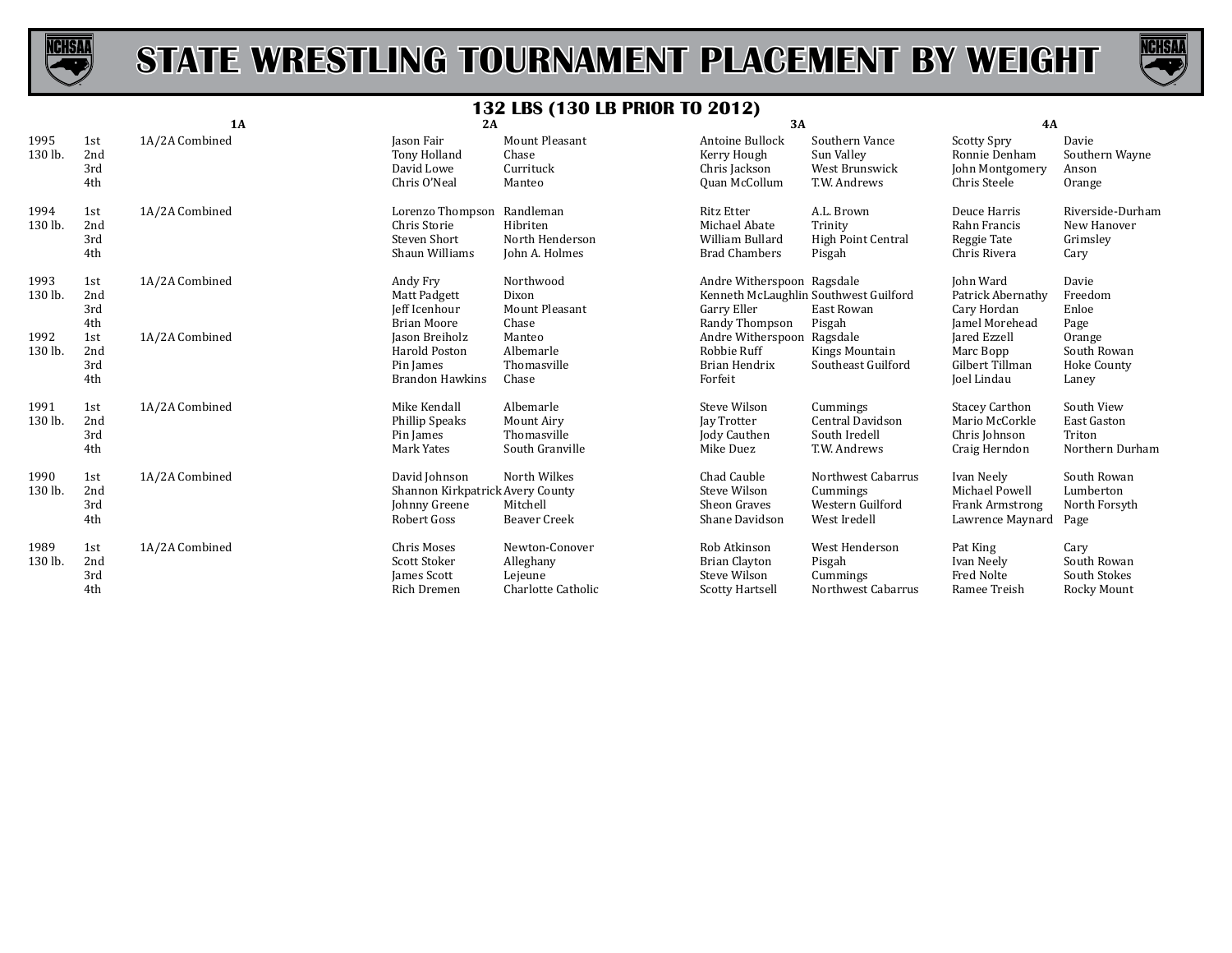# STATE WRESTLING TOURNAMENT PLACEMENT BY WEIGHT

## 132 LBS (130 LB PRIOR TO 2012)

| Year | Place | 1A | 2A | 2A School | 3A | 3A School | 4A | 4A School |
|---|---|---|---|---|---|---|---|---|
| 1995 | 1st | 1A/2A Combined | Jason Fair | Mount Pleasant | Antoine Bullock | Southern Vance | Scotty Spry | Davie |
| 130 lb. | 2nd | | Tony Holland | Chase | Kerry Hough | Sun Valley | Ronnie Denham | Southern Wayne |
| | 3rd | | David Lowe | Currituck | Chris Jackson | West Brunswick | John Montgomery | Anson |
| | 4th | | Chris O'Neal | Manteo | Quan McCollum | T.W. Andrews | Chris Steele | Orange |
| 1994 | 1st | 1A/2A Combined | Lorenzo Thompson | Randleman | Ritz Etter | A.L. Brown | Deuce Harris | Riverside-Durham |
| 130 lb. | 2nd | | Chris Storie | Hibriten | Michael Abate | Trinity | Rahn Francis | New Hanover |
| | 3rd | | Steven Short | North Henderson | William Bullard | High Point Central | Reggie Tate | Grimsley |
| | 4th | | Shaun Williams | John A. Holmes | Brad Chambers | Pisgah | Chris Rivera | Cary |
| 1993 | 1st | 1A/2A Combined | Andy Fry | Northwood | Andre Witherspoon | Ragsdale | John Ward | Davie |
| 130 lb. | 2nd | | Matt Padgett | Dixon | Kenneth McLaughlin | Southwest Guilford | Patrick Abernathy | Freedom |
| | 3rd | | Jeff Icenhour | Mount Pleasant | Garry Eller | East Rowan | Cary Hordan | Enloe |
| | 4th | | Brian Moore | Chase | Randy Thompson | Pisgah | Jamel Morehead | Page |
| 1992 | 1st | 1A/2A Combined | Jason Breiholz | Manteo | Andre Witherspoon | Ragsdale | Jared Ezzell | Orange |
| 130 lb. | 2nd | | Harold Poston | Albemarle | Robbie Ruff | Kings Mountain | Marc Bopp | South Rowan |
| | 3rd | | Pin James | Thomasville | Brian Hendrix | Southeast Guilford | Gilbert Tillman | Hoke County |
| | 4th | | Brandon Hawkins | Chase | Forfeit | | Joel Lindau | Laney |
| 1991 | 1st | 1A/2A Combined | Mike Kendall | Albemarle | Steve Wilson | Cummings | Stacey Carthon | South View |
| 130 lb. | 2nd | | Phillip Speaks | Mount Airy | Jay Trotter | Central Davidson | Mario McCorkle | East Gaston |
| | 3rd | | Pin James | Thomasville | Jody Cauthen | South Iredell | Chris Johnson | Triton |
| | 4th | | Mark Yates | South Granville | Mike Duez | T.W. Andrews | Craig Herndon | Northern Durham |
| 1990 | 1st | 1A/2A Combined | David Johnson | North Wilkes | Chad Cauble | Northwest Cabarrus | Ivan Neely | South Rowan |
| 130 lb. | 2nd | | Shannon Kirkpatrick | Avery County | Steve Wilson | Cummings | Michael Powell | Lumberton |
| | 3rd | | Johnny Greene | Mitchell | Sheon Graves | Western Guilford | Frank Armstrong | North Forsyth |
| | 4th | | Robert Goss | Beaver Creek | Shane Davidson | West Iredell | Lawrence Maynard | Page |
| 1989 | 1st | 1A/2A Combined | Chris Moses | Newton-Conover | Rob Atkinson | West Henderson | Pat King | Cary |
| 130 lb. | 2nd | | Scott Stoker | Alleghany | Brian Clayton | Pisgah | Ivan Neely | South Rowan |
| | 3rd | | James Scott | Lejeune | Steve Wilson | Cummings | Fred Nolte | South Stokes |
| | 4th | | Rich Dremen | Charlotte Catholic | Scotty Hartsell | Northwest Cabarrus | Ramee Treish | Rocky Mount |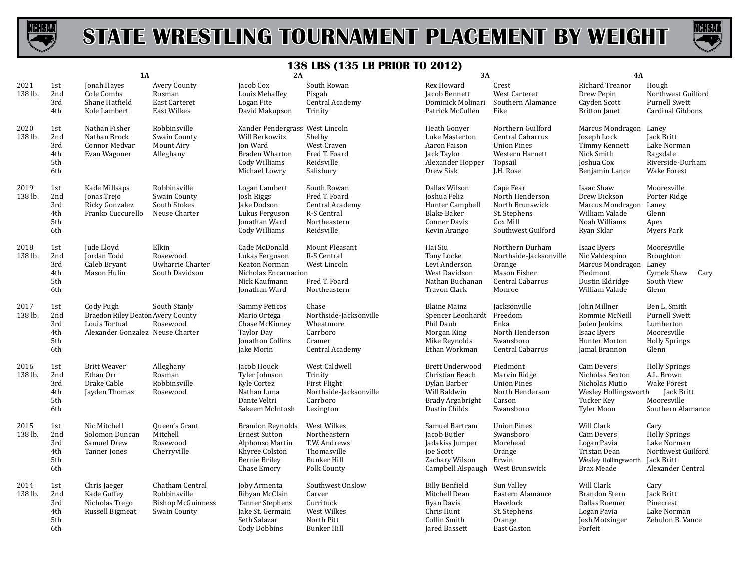# STATE WRESTLING TOURNAMENT PLACEMENT BY WEIGHT

## 138 LBS (135 LB PRIOR TO 2012)

| Year | Place | 1A | | 2A | | 3A | | 4A | |
|---|---|---|---|---|---|---|---|---|---|
| 2021 138 lb. | 1st | Jonah Hayes | Avery County | Jacob Cox | South Rowan | Rex Howard | Crest | Richard Treanor | Hough |
| | 2nd | Cole Combs | Rosman | Louis Mehaffey | Pisgah | Jacob Bennett | West Carteret | Drew Pepin | Northwest Guilford |
| | 3rd | Shane Hatfield | East Carteret | Logan Fite | Central Academy | Dominick Molinari | Southern Alamance | Cayden Scott | Purnell Swett |
| | 4th | Kole Lambert | East Wilkes | David Makupson | Trinity | Patrick McCullen | Fike | Britton Janet | Cardinal Gibbons |
| 2020 138 lb. | 1st | Nathan Fisher | Robbinsville | Xander Pendergrass | West Lincoln | Heath Gonyer | Northern Guilford | Marcus Mondragon | Laney |
| | 2nd | Nathan Brock | Swain County | Will Berkowitz | Shelby | Luke Masterton | Central Cabarrus | Joseph Lock | Jack Britt |
| | 3rd | Connor Medvar | Mount Airy | Jon Ward | West Craven | Aaron Faison | Union Pines | Timmy Kennett | Lake Norman |
| | 4th | Evan Wagoner | Alleghany | Braden Wharton | Fred T. Foard | Jack Taylor | Western Harnett | Nick Smith | Ragsdale |
| | 5th | | | Cody Williams | Reidsville | Alexander Hopper | Topsail | Joshua Cox | Riverside-Durham |
| | 6th | | | Michael Lowry | Salisbury | Drew Sisk | J.H. Rose | Benjamin Lance | Wake Forest |
| 2019 138 lb. | 1st | Kade Millsaps | Robbinsville | Logan Lambert | South Rowan | Dallas Wilson | Cape Fear | Isaac Shaw | Mooresville |
| | 2nd | Jonas Trejo | Swain County | Josh Riggs | Fred T. Foard | Joshua Feliz | North Henderson | Drew Dickson | Porter Ridge |
| | 3rd | Ricky Gonzalez | South Stokes | Jake Dodson | Central Academy | Hunter Campbell | North Brunswick | Marcus Mondragon | Laney |
| | 4th | Franko Cuccurello | Neuse Charter | Lukus Ferguson | R-S Central | Blake Baker | St. Stephens | William Valade | Glenn |
| | 5th | | | Jonathan Ward | Northeastern | Conner Davis | Cox Mill | Noah Williams | Apex |
| | 6th | | | Cody Williams | Reidsville | Kevin Arango | Southwest Guilford | Ryan Sklar | Myers Park |
| 2018 138 lb. | 1st | Jude Lloyd | Elkin | Cade McDonald | Mount Pleasant | Hai Siu | Northern Durham | Isaac Byers | Mooresville |
| | 2nd | Jordan Todd | Rosewood | Lukas Ferguson | R-S Central | Tony Locke | Northside-Jacksonville | Nic Valdespino | Broughton |
| | 3rd | Caleb Bryant | Uwharrie Charter | Keaton Norman | West Lincoln | Levi Anderson | Orange | Marcus Mondragon | Laney |
| | 4th | Mason Hulin | South Davidson | Nicholas Encarnacion | | West Davidson | Mason Fisher | Piedmont | Cymek Shaw Cary |
| | 5th | | | Nick Kaufmann | Fred T. Foard | Nathan Buchanan | Central Cabarrus | Dustin Eldridge | South View |
| | 6th | | | Jonathan Ward | Northeastern | Travon Clark | Monroe | William Valade | Glenn |
| 2017 138 lb. | 1st | Cody Pugh | South Stanly | Sammy Peticos | Chase | Blaine Mainz | Jacksonville | John Millner | Ben L. Smith |
| | 2nd | Braedon Riley Deaton | Avery County | Mario Ortega | Northside-Jacksonville | Spencer Leonhardt | Freedom | Rommie McNeill | Purnell Swett |
| | 3rd | Louis Tortual | Rosewood | Chase McKinney | Wheatmore | Phil Daub | Enka | Jaden Jenkins | Lumberton |
| | 4th | Alexander Gonzalez | Neuse Charter | Taylor Day | Carrboro | Morgan King | North Henderson | Isaac Byers | Mooresville |
| | 5th | | | Jonathon Collins | Cramer | Mike Reynolds | Swansboro | Hunter Morton | Holly Springs |
| | 6th | | | Jake Morin | Central Academy | Ethan Workman | Central Cabarrus | Jamal Brannon | Glenn |
| 2016 138 lb. | 1st | Britt Weaver | Alleghany | Jacob Houck | West Caldwell | Brett Underwood | Piedmont | Cam Devers | Holly Springs |
| | 2nd | Ethan Orr | Rosman | Tyler Johnson | Trinity | Christian Beach | Marvin Ridge | Nicholas Sexton | A.L. Brown |
| | 3rd | Drake Cable | Robbinsville | Kyle Cortez | First Flight | Dylan Barber | Union Pines | Nicholas Mutio | Wake Forest |
| | 4th | Jayden Thomas | Rosewood | Nathan Luna | Northside-Jacksonville | Will Baldwin | North Henderson | Wesley Hollingsworth | Jack Britt |
| | 5th | | | Dante Veltri | Carrboro | Brady Argabright | Carson | Tucker Key | Mooresville |
| | 6th | | | Sakeem McIntosh | Lexington | Dustin Childs | Swansboro | Tyler Moon | Southern Alamance |
| 2015 138 lb. | 1st | Nic Mitchell | Queen's Grant | Brandon Reynolds | West Wilkes | Samuel Bartram | Union Pines | Will Clark | Cary |
| | 2nd | Solomon Duncan | Mitchell | Ernest Sutton | Northeastern | Jacob Butler | Swansboro | Cam Devers | Holly Springs |
| | 3rd | Samuel Drew | Rosewood | Alphonso Martin | T.W. Andrews | Jadakiss Jumper | Morehead | Logan Pavia | Lake Norman |
| | 4th | Tanner Jones | Cherryville | Khyree Colston | Thomasville | Joe Scott | Orange | Tristan Dean | Northwest Guilford |
| | 5th | | | Bernie Briley | Bunker Hill | Zachary Wilson | Erwin | Wesley Hollingsworth | Jack Britt |
| | 6th | | | Chase Emory | Polk County | Campbell Alspaugh | West Brunswick | Brax Meade | Alexander Central |
| 2014 138 lb. | 1st | Chris Jaeger | Chatham Central | Joby Armenta | Southwest Onslow | Billy Benfield | Sun Valley | Will Clark | Cary |
| | 2nd | Kade Guffey | Robbinsville | Ribyan McClain | Carver | Mitchell Dean | Eastern Alamance | Brandon Stern | Jack Britt |
| | 3rd | Nicholas Trego | Bishop McGuinness | Tanner Stephens | Currituck | Ryan Davis | Havelock | Dallas Roemer | Pinecrest |
| | 4th | Russell Bigmeat | Swain County | Jake St. Germain | West Wilkes | Chris Hunt | St. Stephens | Logan Pavia | Lake Norman |
| | 5th | | | Seth Salazar | North Pitt | Collin Smith | Orange | Josh Motsinger | Zebulon B. Vance |
| | 6th | | | Cody Dobbins | Bunker Hill | Jared Bassett | East Gaston | Forfeit | |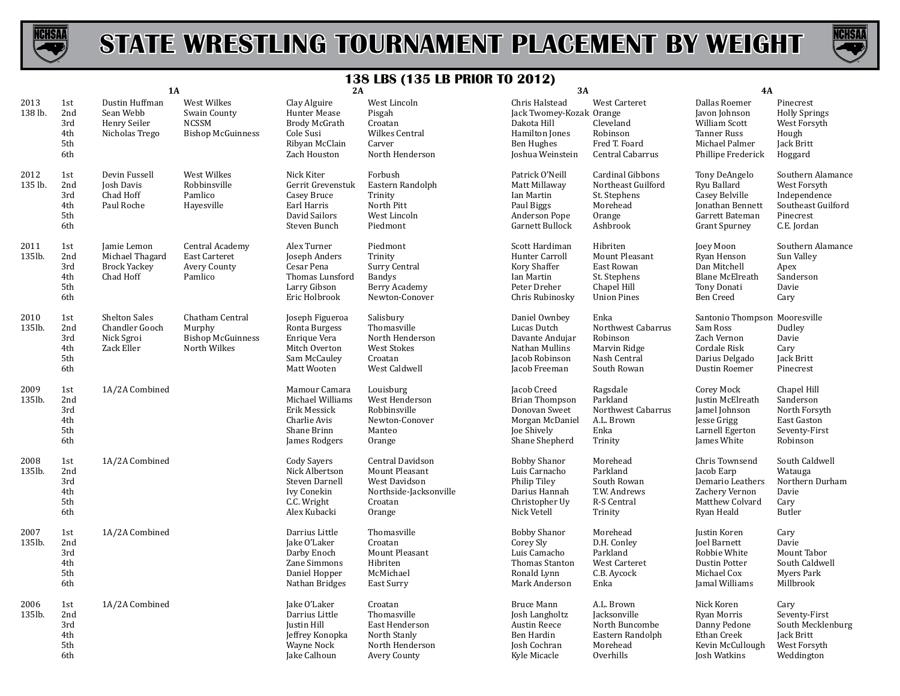# STATE WRESTLING TOURNAMENT PLACEMENT BY WEIGHT

## 138 LBS (135 LB PRIOR TO 2012)

| Year | Place | 1A | | 2A | | 3A | | 4A | |
|---|---|---|---|---|---|---|---|---|---|
| 2013 138 lb. | 1st | Dustin Huffman | West Wilkes | Clay Alguire | West Lincoln | Chris Halstead | West Carteret | Dallas Roemer | Pinecrest |
| | 2nd | Sean Webb | Swain County | Hunter Mease | Pisgah | Jack Twomey-Kozak | Orange | Javon Johnson | Holly Springs |
| | 3rd | Henry Seiler | NCSSM | Brody McGrath | Croatan | Dakota Hill | Cleveland | William Scott | West Forsyth |
| | 4th | Nicholas Trego | Bishop McGuinness | Cole Susi | Wilkes Central | Hamilton Jones | Robinson | Tanner Russ | Hough |
| | 5th | | | Ribyan McClain | Carver | Ben Hughes | Fred T. Foard | Michael Palmer | Jack Britt |
| | 6th | | | Zach Houston | North Henderson | Joshua Weinstein | Central Cabarrus | Phillipe Frederick | Hoggard |
| 2012 135 lb. | 1st | Devin Fussell | West Wilkes | Nick Kiter | Forbush | Patrick O'Neill | Cardinal Gibbons | Tony DeAngelo | Southern Alamance |
| | 2nd | Josh Davis | Robbinsville | Gerrit Grevenstuk | Eastern Randolph | Matt Millaway | Northeast Guilford | Ryu Ballard | West Forsyth |
| | 3rd | Chad Hoff | Pamlico | Casey Bruce | Trinity | Ian Martin | St. Stephens | Casey Belville | Independence |
| | 4th | Paul Roche | Hayesville | Earl Harris | North Pitt | Paul Biggs | Morehead | Jonathan Bennett | Southeast Guilford |
| | 5th | | | David Sailors | West Lincoln | Anderson Pope | Orange | Garrett Bateman | Pinecrest |
| | 6th | | | Steven Bunch | Piedmont | Garnett Bullock | Ashbrook | Grant Spurney | C.E. Jordan |
| 2011 135lb. | 1st | Jamie Lemon | Central Academy | Alex Turner | Piedmont | Scott Hardiman | Hibriten | Joey Moon | Southern Alamance |
| | 2nd | Michael Thagard | East Carteret | Joseph Anders | Trinity | Hunter Carroll | Mount Pleasant | Ryan Henson | Sun Valley |
| | 3rd | Brock Yackey | Avery County | Cesar Pena | Surry Central | Kory Shaffer | East Rowan | Dan Mitchell | Apex |
| | 4th | Chad Hoff | Pamlico | Thomas Lunsford | Bandys | Ian Martin | St. Stephens | Blane McElreath | Sanderson |
| | 5th | | | Larry Gibson | Berry Academy | Peter Dreher | Chapel Hill | Tony Donati | Davie |
| | 6th | | | Eric Holbrook | Newton-Conover | Chris Rubinosky | Union Pines | Ben Creed | Cary |
| 2010 135lb. | 1st | Shelton Sales | Chatham Central | Joseph Figueroa | Salisbury | Daniel Ownbey | Enka | Santonio Thompson | Mooresville |
| | 2nd | Chandler Gooch | Murphy | Ronta Burgess | Thomasville | Lucas Dutch | Northwest Cabarrus | Sam Ross | Dudley |
| | 3rd | Nick Sgroi | Bishop McGuinness | Enrique Vera | North Henderson | Davante Andujar | Robinson | Zach Vernon | Davie |
| | 4th | Zack Eller | North Wilkes | Mitch Overton | West Stokes | Nathan Mullins | Marvin Ridge | Cordale Risk | Cary |
| | 5th | | | Sam McCauley | Croatan | Jacob Robinson | Nash Central | Darius Delgado | Jack Britt |
| | 6th | | | Matt Wooten | West Caldwell | Jacob Freeman | South Rowan | Dustin Roemer | Pinecrest |
| 2009 135lb. | 1st | 1A/2A Combined | | Mamour Camara | Louisburg | Jacob Creed | Ragsdale | Corey Mock | Chapel Hill |
| | 2nd | | | Michael Williams | West Henderson | Brian Thompson | Parkland | Justin McElreath | Sanderson |
| | 3rd | | | Erik Messick | Robbinsville | Donovan Sweet | Northwest Cabarrus | Jamel Johnson | North Forsyth |
| | 4th | | | Charlie Avis | Newton-Conover | Morgan McDaniel | A.L. Brown | Jesse Grigg | East Gaston |
| | 5th | | | Shane Brinn | Manteo | Joe Shively | Enka | Larnell Egerton | Seventy-First |
| | 6th | | | James Rodgers | Orange | Shane Shepherd | Trinity | James White | Robinson |
| 2008 135lb. | 1st | 1A/2A Combined | | Cody Sayers | Central Davidson | Bobby Shanor | Morehead | Chris Townsend | South Caldwell |
| | 2nd | | | Nick Albertson | Mount Pleasant | Luis Carnacho | Parkland | Jacob Earp | Watauga |
| | 3rd | | | Steven Darnell | West Davidson | Philip Tiley | South Rowan | Demario Leathers | Northern Durham |
| | 4th | | | Ivy Conekin | Northside-Jacksonville | Darius Hannah | T.W. Andrews | Zachery Vernon | Davie |
| | 5th | | | C.C. Wright | Croatan | Christopher Uy | R-S Central | Matthew Colvard | Cary |
| | 6th | | | Alex Kubacki | Orange | Nick Vetell | Trinity | Ryan Heald | Butler |
| 2007 135lb. | 1st | 1A/2A Combined | | Darrius Little | Thomasville | Bobby Shanor | Morehead | Justin Koren | Cary |
| | 2nd | | | Jake O'Laker | Croatan | Corey Sly | D.H. Conley | Joel Barnett | Davie |
| | 3rd | | | Darby Enoch | Mount Pleasant | Luis Camacho | Parkland | Robbie White | Mount Tabor |
| | 4th | | | Zane Simmons | Hibriten | Thomas Stanton | West Carteret | Dustin Potter | South Caldwell |
| | 5th | | | Daniel Hopper | McMichael | Ronald Lynn | C.B. Aycock | Michael Cox | Myers Park |
| | 6th | | | Nathan Bridges | East Surry | Mark Anderson | Enka | Jamal Williams | Millbrook |
| 2006 135lb. | 1st | 1A/2A Combined | | Jake O'Laker | Croatan | Bruce Mann | A.L. Brown | Nick Koren | Cary |
| | 2nd | | | Darrius Little | Thomasville | Josh Langholtz | Jacksonville | Ryan Morris | Seventy-First |
| | 3rd | | | Justin Hill | East Henderson | Austin Reece | North Buncombe | Danny Pedone | South Mecklenburg |
| | 4th | | | Jeffrey Konopka | North Stanly | Ben Hardin | Eastern Randolph | Ethan Creek | Jack Britt |
| | 5th | | | Wayne Nock | North Henderson | Josh Cochran | Morehead | Kevin McCullough | West Forsyth |
| | 6th | | | Jake Calhoun | Avery County | Kyle Micacle | Overhills | Josh Watkins | Weddington |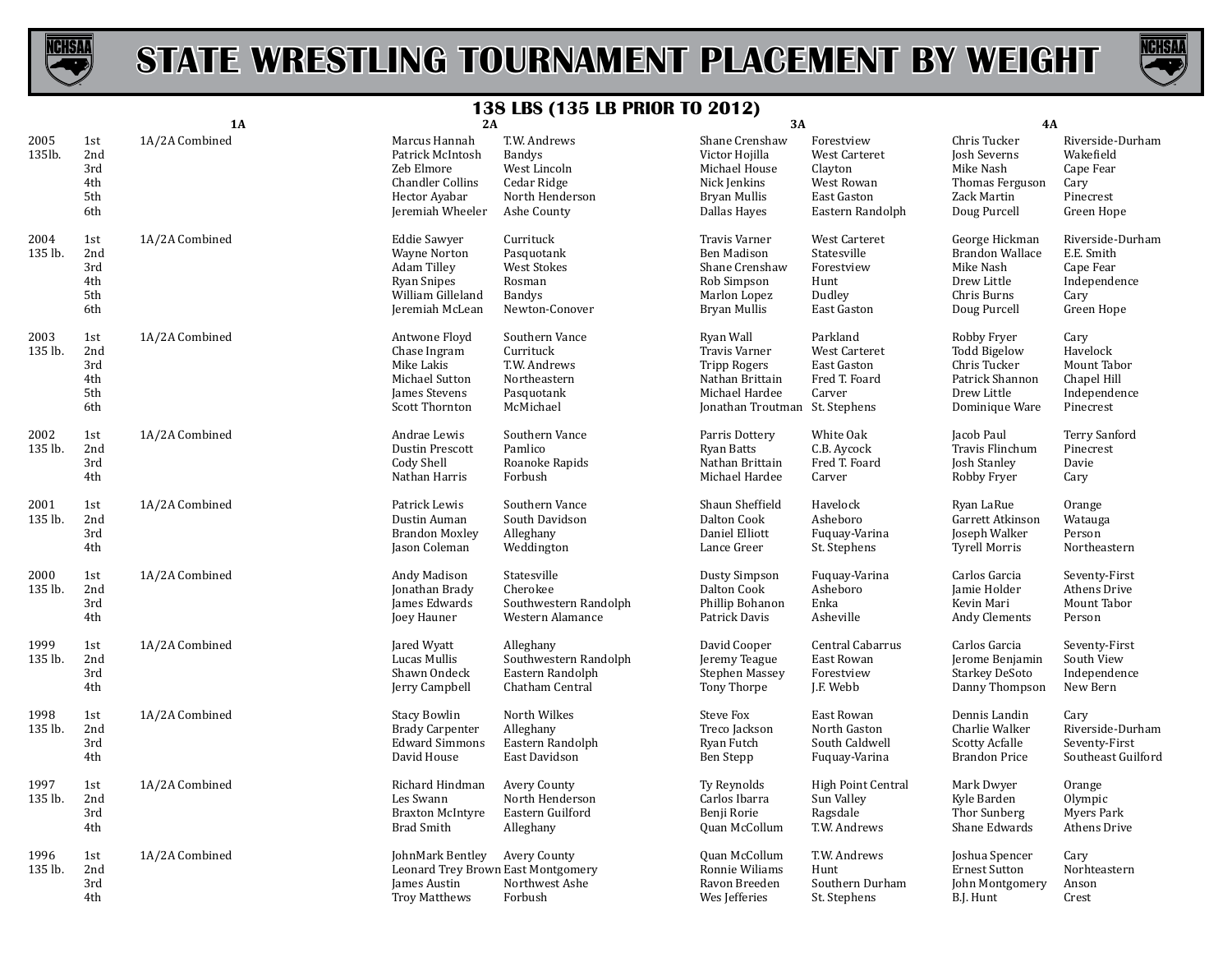# STATE WRESTLING TOURNAMENT PLACEMENT BY WEIGHT

## 138 LBS (135 LB PRIOR TO 2012)

| Year | Place | 1A | 2A | 2A School | 3A | 3A School | 4A | 4A School |
|---|---|---|---|---|---|---|---|---|
| 2005 135lb. | 1st | 1A/2A Combined | Marcus Hannah | T.W. Andrews | Shane Crenshaw | Forestview | Chris Tucker | Riverside-Durham |
| | 2nd | | Patrick McIntosh | Bandys | Victor Hojilla | West Carteret | Josh Severns | Wakefield |
| | 3rd | | Zeb Elmore | West Lincoln | Michael House | Clayton | Mike Nash | Cape Fear |
| | 4th | | Chandler Collins | Cedar Ridge | Nick Jenkins | West Rowan | Thomas Ferguson | Cary |
| | 5th | | Hector Ayabar | North Henderson | Bryan Mullis | East Gaston | Zack Martin | Pinecrest |
| | 6th | | Jeremiah Wheeler | Ashe County | Dallas Hayes | Eastern Randolph | Doug Purcell | Green Hope |
| 2004 135 lb. | 1st | 1A/2A Combined | Eddie Sawyer | Currituck | Travis Varner | West Carteret | George Hickman | Riverside-Durham |
| | 2nd | | Wayne Norton | Pasquotank | Ben Madison | Statesville | Brandon Wallace | E.E. Smith |
| | 3rd | | Adam Tilley | West Stokes | Shane Crenshaw | Forestview | Mike Nash | Cape Fear |
| | 4th | | Ryan Snipes | Rosman | Rob Simpson | Hunt | Drew Little | Independence |
| | 5th | | William Gilleland | Bandys | Marlon Lopez | Dudley | Chris Burns | Cary |
| | 6th | | Jeremiah McLean | Newton-Conover | Bryan Mullis | East Gaston | Doug Purcell | Green Hope |
| 2003 135 lb. | 1st | 1A/2A Combined | Antwone Floyd | Southern Vance | Ryan Wall | Parkland | Robby Fryer | Cary |
| | 2nd | | Chase Ingram | Currituck | Travis Varner | West Carteret | Todd Bigelow | Havelock |
| | 3rd | | Mike Lakis | T.W. Andrews | Tripp Rogers | East Gaston | Chris Tucker | Mount Tabor |
| | 4th | | Michael Sutton | Northeastern | Nathan Brittain | Fred T. Foard | Patrick Shannon | Chapel Hill |
| | 5th | | James Stevens | Pasquotank | Michael Hardee | Carver | Drew Little | Independence |
| | 6th | | Scott Thornton | McMichael | Jonathan Troutman | St. Stephens | Dominique Ware | Pinecrest |
| 2002 135 lb. | 1st | 1A/2A Combined | Andrae Lewis | Southern Vance | Parris Dottery | White Oak | Jacob Paul | Terry Sanford |
| | 2nd | | Dustin Prescott | Pamlico | Ryan Batts | C.B. Aycock | Travis Flinchum | Pinecrest |
| | 3rd | | Cody Shell | Roanoke Rapids | Nathan Brittain | Fred T. Foard | Josh Stanley | Davie |
| | 4th | | Nathan Harris | Forbush | Michael Hardee | Carver | Robby Fryer | Cary |
| 2001 135 lb. | 1st | 1A/2A Combined | Patrick Lewis | Southern Vance | Shaun Sheffield | Havelock | Ryan LaRue | Orange |
| | 2nd | | Dustin Auman | South Davidson | Dalton Cook | Asheboro | Garrett Atkinson | Watauga |
| | 3rd | | Brandon Moxley | Alleghany | Daniel Elliott | Fuquay-Varina | Joseph Walker | Person |
| | 4th | | Jason Coleman | Weddington | Lance Greer | St. Stephens | Tyrell Morris | Northeastern |
| 2000 135 lb. | 1st | 1A/2A Combined | Andy Madison | Statesville | Dusty Simpson | Fuquay-Varina | Carlos Garcia | Seventy-First |
| | 2nd | | Jonathan Brady | Cherokee | Dalton Cook | Asheboro | Jamie Holder | Athens Drive |
| | 3rd | | James Edwards | Southwestern Randolph | Phillip Bohanon | Enka | Kevin Mari | Mount Tabor |
| | 4th | | Joey Hauner | Western Alamance | Patrick Davis | Asheville | Andy Clements | Person |
| 1999 135 lb. | 1st | 1A/2A Combined | Jared Wyatt | Alleghany | David Cooper | Central Cabarrus | Carlos Garcia | Seventy-First |
| | 2nd | | Lucas Mullis | Southwestern Randolph | Jeremy Teague | East Rowan | Jerome Benjamin | South View |
| | 3rd | | Shawn Ondeck | Eastern Randolph | Stephen Massey | Forestview | Starkey DeSoto | Independence |
| | 4th | | Jerry Campbell | Chatham Central | Tony Thorpe | J.F. Webb | Danny Thompson | New Bern |
| 1998 135 lb. | 1st | 1A/2A Combined | Stacy Bowlin | North Wilkes | Steve Fox | East Rowan | Dennis Landin | Cary |
| | 2nd | | Brady Carpenter | Alleghany | Treco Jackson | North Gaston | Charlie Walker | Riverside-Durham |
| | 3rd | | Edward Simmons | Eastern Randolph | Ryan Futch | South Caldwell | Scotty Acfalle | Seventy-First |
| | 4th | | David House | East Davidson | Ben Stepp | Fuquay-Varina | Brandon Price | Southeast Guilford |
| 1997 135 lb. | 1st | 1A/2A Combined | Richard Hindman | Avery County | Ty Reynolds | High Point Central | Mark Dwyer | Orange |
| | 2nd | | Les Swann | North Henderson | Carlos Ibarra | Sun Valley | Kyle Barden | Olympic |
| | 3rd | | Braxton McIntyre | Eastern Guilford | Benji Rorie | Ragsdale | Thor Sunberg | Myers Park |
| | 4th | | Brad Smith | Alleghany | Quan McCollum | T.W. Andrews | Shane Edwards | Athens Drive |
| 1996 135 lb. | 1st | 1A/2A Combined | JohnMark Bentley | Avery County | Quan McCollum | T.W. Andrews | Joshua Spencer | Cary |
| | 2nd | | Leonard Trey Brown | East Montgomery | Ronnie Wiliams | Hunt | Ernest Sutton | Norhteastern |
| | 3rd | | James Austin | Northwest Ashe | Ravon Breeden | Southern Durham | John Montgomery | Anson |
| | 4th | | Troy Matthews | Forbush | Wes Jefferies | St. Stephens | B.J. Hunt | Crest |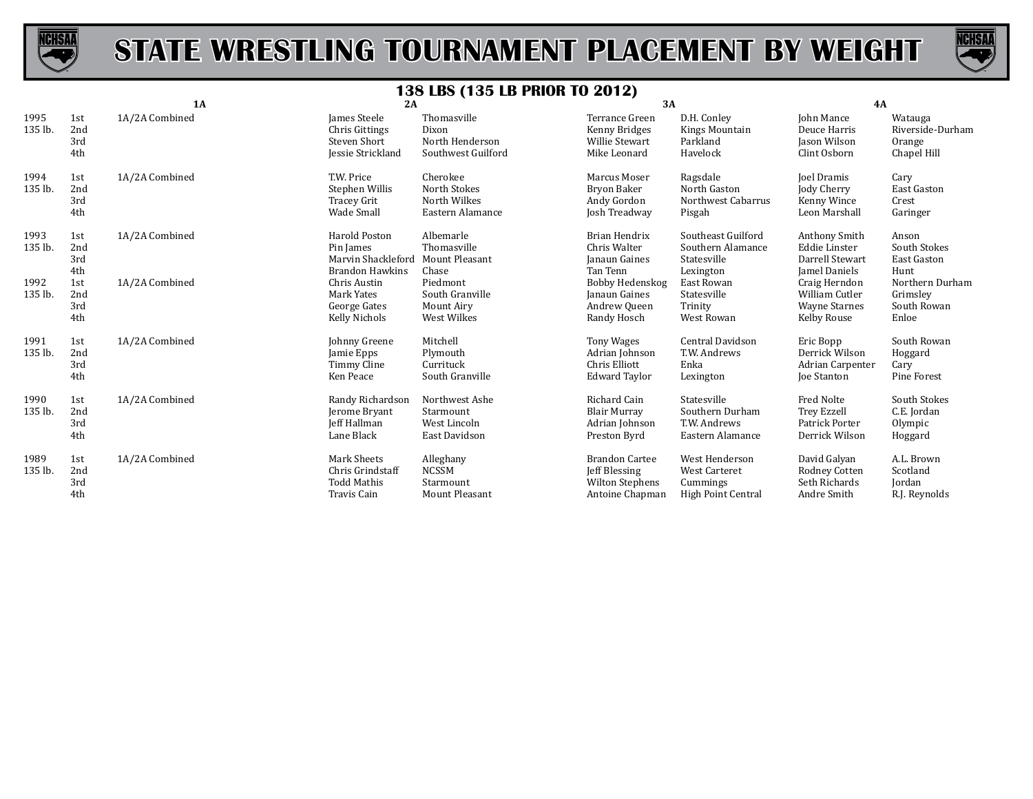# STATE WRESTLING TOURNAMENT PLACEMENT BY WEIGHT

## 138 LBS (135 LB PRIOR TO 2012)

| Year | Place | 1A | | 2A | | 3A | | 4A | |
|---|---|---|---|---|---|---|---|---|---|
| 1995 | 1st | 1A/2A Combined | | James Steele | Thomasville | Terrance Green | D.H. Conley | John Mance | Watauga |
| 135 lb. | 2nd | | | Chris Gittings | Dixon | Kenny Bridges | Kings Mountain | Deuce Harris | Riverside-Durham |
| | 3rd | | | Steven Short | North Henderson | Willie Stewart | Parkland | Jason Wilson | Orange |
| | 4th | | | Jessie Strickland | Southwest Guilford | Mike Leonard | Havelock | Clint Osborn | Chapel Hill |
| 1994 | 1st | 1A/2A Combined | | T.W. Price | Cherokee | Marcus Moser | Ragsdale | Joel Dramis | Cary |
| 135 lb. | 2nd | | | Stephen Willis | North Stokes | Bryon Baker | North Gaston | Jody Cherry | East Gaston |
| | 3rd | | | Tracey Grit | North Wilkes | Andy Gordon | Northwest Cabarrus | Kenny Wince | Crest |
| | 4th | | | Wade Small | Eastern Alamance | Josh Treadway | Pisgah | Leon Marshall | Garinger |
| 1993 | 1st | 1A/2A Combined | | Harold Poston | Albemarle | Brian Hendrix | Southeast Guilford | Anthony Smith | Anson |
| 135 lb. | 2nd | | | Pin James | Thomasville | Chris Walter | Southern Alamance | Eddie Linster | South Stokes |
| | 3rd | | | Marvin Shackleford | Mount Pleasant | Janaun Gaines | Statesville | Darrell Stewart | East Gaston |
| | 4th | | | Brandon Hawkins | Chase | Tan Tenn | Lexington | Jamel Daniels | Hunt |
| 1992 | 1st | 1A/2A Combined | | Chris Austin | Piedmont | Bobby Hedenskog | East Rowan | Craig Herndon | Northern Durham |
| 135 lb. | 2nd | | | Mark Yates | South Granville | Janaun Gaines | Statesville | William Cutler | Grimsley |
| | 3rd | | | George Gates | Mount Airy | Andrew Queen | Trinity | Wayne Starnes | South Rowan |
| | 4th | | | Kelly Nichols | West Wilkes | Randy Hosch | West Rowan | Kelby Rouse | Enloe |
| 1991 | 1st | 1A/2A Combined | | Johnny Greene | Mitchell | Tony Wages | Central Davidson | Eric Bopp | South Rowan |
| 135 lb. | 2nd | | | Jamie Epps | Plymouth | Adrian Johnson | T.W. Andrews | Derrick Wilson | Hoggard |
| | 3rd | | | Timmy Cline | Currituck | Chris Elliott | Enka | Adrian Carpenter | Cary |
| | 4th | | | Ken Peace | South Granville | Edward Taylor | Lexington | Joe Stanton | Pine Forest |
| 1990 | 1st | 1A/2A Combined | | Randy Richardson | Northwest Ashe | Richard Cain | Statesville | Fred Nolte | South Stokes |
| 135 lb. | 2nd | | | Jerome Bryant | Starmount | Blair Murray | Southern Durham | Trey Ezzell | C.E. Jordan |
| | 3rd | | | Jeff Hallman | West Lincoln | Adrian Johnson | T.W. Andrews | Patrick Porter | Olympic |
| | 4th | | | Lane Black | East Davidson | Preston Byrd | Eastern Alamance | Derrick Wilson | Hoggard |
| 1989 | 1st | 1A/2A Combined | | Mark Sheets | Alleghany | Brandon Cartee | West Henderson | David Galyan | A.L. Brown |
| 135 lb. | 2nd | | | Chris Grindstaff | NCSSM | Jeff Blessing | West Carteret | Rodney Cotten | Scotland |
| | 3rd | | | Todd Mathis | Starmount | Wilton Stephens | Cummings | Seth Richards | Jordan |
| | 4th | | | Travis Cain | Mount Pleasant | Antoine Chapman | High Point Central | Andre Smith | R.J. Reynolds |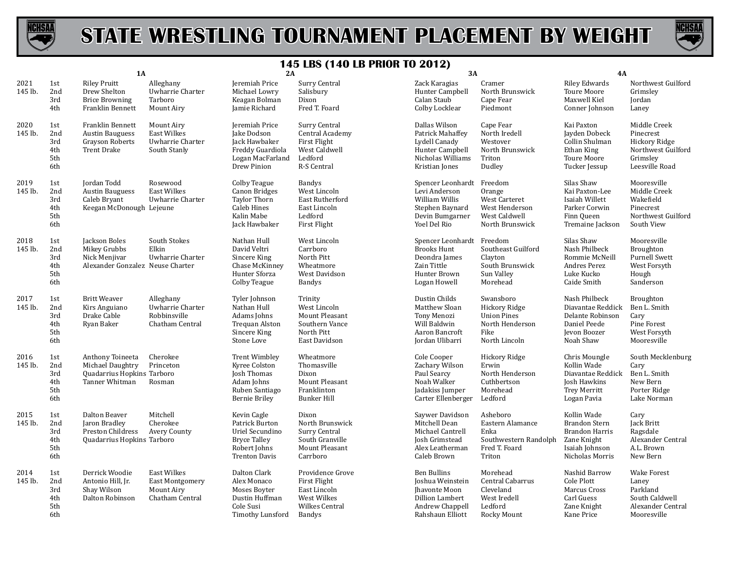# STATE WRESTLING TOURNAMENT PLACEMENT BY WEIGHT

## 145 LBS (140 LB PRIOR TO 2012)

| Year | Place | 1A | | 2A | | 3A | | 4A | |
|---|---|---|---|---|---|---|---|---|---|
| 2021 | 1st | Riley Pruitt | Alleghany | Jeremiah Price | Surry Central | Zack Karagias | Cramer | Riley Edwards | Northwest Guilford |
| 145 lb. | 2nd | Drew Shelton | Uwharrie Charter | Michael Lowry | Salisbury | Hunter Campbell | North Brunswick | Toure Moore | Grimsley |
| | 3rd | Brice Browning | Tarboro | Keagan Bolman | Dixon | Calan Staub | Cape Fear | Maxwell Kiel | Jordan |
| | 4th | Franklin Bennett | Mount Airy | Jamie Richard | Fred T. Foard | Colby Locklear | Piedmont | Conner Johnson | Laney |
| 2020 | 1st | Franklin Bennett | Mount Airy | Jeremiah Price | Surry Central | Dallas Wilson | Cape Fear | Kai Paxton | Middle Creek |
| 145 lb. | 2nd | Austin Bauguess | East Wilkes | Jake Dodson | Central Academy | Patrick Mahaffey | North Iredell | Jayden Dobeck | Pinecrest |
| | 3rd | Grayson Roberts | Uwharrie Charter | Jack Hawbaker | First Flight | Lydell Canady | Westover | Collin Shulman | Hickory Ridge |
| | 4th | Trent Drake | South Stanly | Freddy Guardiola | West Caldwell | Hunter Campbell | North Brunswick | Ethan King | Northwest Guilford |
| | 5th | | | Logan MacFarland | Ledford | Nicholas Williams | Triton | Toure Moore | Grimsley |
| | 6th | | | Drew Pinion | R-S Central | Kristian Jones | Dudley | Tucker Jessup | Leesville Road |
| 2019 | 1st | Jordan Todd | Rosewood | Colby Teague | Bandys | Spencer Leonhardt | Freedom | Silas Shaw | Mooresville |
| 145 lb. | 2nd | Austin Bauguess | East Wilkes | Canon Bridges | West Lincoln | Levi Anderson | Orange | Kai Paxton-Lee | Middle Creek |
| | 3rd | Caleb Bryant | Uwharrie Charter | Taylor Thorn | East Rutherford | William Willis | West Carteret | Isaiah Willett | Wakefield |
| | 4th | Keegan McDonough | Lejeune | Caleb Hines | East Lincoln | Stephen Baynard | West Henderson | Parker Corwin | Pinecrest |
| | 5th | | | Kalin Mabe | Ledford | Devin Bumgarner | West Caldwell | Finn Queen | Northwest Guilford |
| | 6th | | | Jack Hawbaker | First Flight | Yoel Del Rio | North Brunswick | Tremaine Jackson | South View |
| 2018 | 1st | Jackson Boles | South Stokes | Nathan Hull | West Lincoln | Spencer Leonhardt | Freedom | Silas Shaw | Mooresville |
| 145 lb. | 2nd | Mikey Grubbs | Elkin | David Veltri | Carrboro | Brooks Hunt | Southeast Guilford | Nash Philbeck | Broughton |
| | 3rd | Nick Menjivar | Uwharrie Charter | Sincere King | North Pitt | Deondra James | Clayton | Rommie McNeill | Purnell Swett |
| | 4th | Alexander Gonzalez | Neuse Charter | Chase McKinney | Wheatmore | Zain Tittle | South Brunswick | Andres Perez | West Forsyth |
| | 5th | | | Hunter Sforza | West Davidson | Hunter Brown | Sun Valley | Luke Kucko | Hough |
| | 6th | | | Colby Teague | Bandys | Logan Howell | Morehead | Caide Smith | Sanderson |
| 2017 | 1st | Britt Weaver | Alleghany | Tyler Johnson | Trinity | Dustin Childs | Swansboro | Nash Philbeck | Broughton |
| 145 lb. | 2nd | Kirs Anguiano | Uwharrie Charter | Nathan Hull | West Lincoln | Matthew Sloan | Hickory Ridge | Diavantae Reddick | Ben L. Smith |
| | 3rd | Drake Cable | Robbinsville | Adams Johns | Mount Pleasant | Tony Menozi | Union Pines | Delante Robinson | Cary |
| | 4th | Ryan Baker | Chatham Central | Trequan Alston | Southern Vance | Will Baldwin | North Henderson | Daniel Peede | Pine Forest |
| | 5th | | | Sincere King | North Pitt | Aaron Bancroft | Fike | Jevon Boozer | West Forsyth |
| | 6th | | | Stone Love | East Davidson | Jordan Ulibarri | North Lincoln | Noah Shaw | Mooresville |
| 2016 | 1st | Anthony Toineeta | Cherokee | Trent Wimbley | Wheatmore | Cole Cooper | Hickory Ridge | Chris Moungle | South Mecklenburg |
| 145 lb. | 2nd | Michael Daughtry | Princeton | Kyree Colston | Thomasville | Zachary Wilson | Erwin | Kollin Wade | Cary |
| | 3rd | Quadarrius Hopkins | Tarboro | Josh Thomas | Dixon | Paul Searcy | North Henderson | Diavantae Reddick | Ben L. Smith |
| | 4th | Tanner Whitman | Rosman | Adam Johns | Mount Pleasant | Noah Walker | Cuthbertson | Josh Hawkins | New Bern |
| | 5th | | | Ruben Santiago | Franklinton | Jadakiss Jumper | Morehead | Trey Merritt | Porter Ridge |
| | 6th | | | Bernie Briley | Bunker Hill | Carter Ellenberger | Ledford | Logan Pavia | Lake Norman |
| 2015 | 1st | Dalton Beaver | Mitchell | Kevin Cagle | Dixon | Saywer Davidson | Asheboro | Kollin Wade | Cary |
| 145 lb. | 2nd | Jaron Bradley | Cherokee | Patrick Burton | North Brunswick | Mitchell Dean | Eastern Alamance | Brandon Stern | Jack Britt |
| | 3rd | Preston Childress | Avery County | Uriel Secundino | Surry Central | Michael Cantrell | Enka | Brandon Harris | Ragsdale |
| | 4th | Quadarrius Hopkins | Tarboro | Bryce Talley | South Granville | Josh Grimstead | Southwestern Randolph | Zane Knight | Alexander Central |
| | 5th | | | Robert Johns | Mount Pleasant | Alex Leatherman | Fred T. Foard | Isaiah Johnson | A.L. Brown |
| | 6th | | | Trenton Davis | Carrboro | Caleb Brown | Triton | Nicholas Morris | New Bern |
| 2014 | 1st | Derrick Woodie | East Wilkes | Dalton Clark | Providence Grove | Ben Bullins | Morehead | Nashid Barrow | Wake Forest |
| 145 lb. | 2nd | Antonio Hill, Jr. | East Montgomery | Alex Monaco | First Flight | Joshua Weinstein | Central Cabarrus | Cole Plott | Laney |
| | 3rd | Shay Wilson | Mount Airy | Moses Boyter | East Lincoln | Jhavonte Moon | Cleveland | Marcus Cross | Parkland |
| | 4th | Dalton Robinson | Chatham Central | Dustin Huffman | West Wilkes | Dillion Lambert | West Iredell | Carl Guess | South Caldwell |
| | 5th | | | Cole Susi | Wilkes Central | Andrew Chappell | Ledford | Zane Knight | Alexander Central |
| | 6th | | | Timothy Lunsford | Bandys | Rahshaun Elliott | Rocky Mount | Kane Price | Mooresville |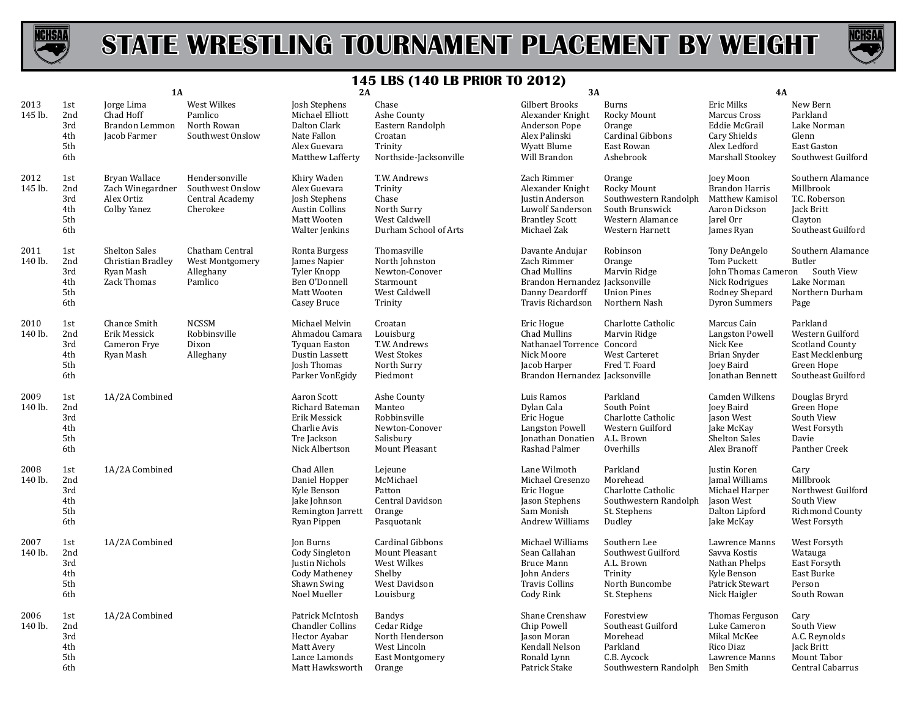# STATE WRESTLING TOURNAMENT PLACEMENT BY WEIGHT

## 145 LBS (140 LB PRIOR TO 2012)

| Year | Place | 1A | | 2A | | 3A | | 4A | |
|---|---|---|---|---|---|---|---|---|---|
| 2013 145 lb. | 1st | Jorge Lima | West Wilkes | Josh Stephens | Chase | Gilbert Brooks | Burns | Eric Milks | New Bern |
| | 2nd | Chad Hoff | Pamlico | Michael Elliott | Ashe County | Alexander Knight | Rocky Mount | Marcus Cross | Parkland |
| | 3rd | Brandon Lemmon | North Rowan | Dalton Clark | Eastern Randolph | Anderson Pope | Orange | Eddie McGrail | Lake Norman |
| | 4th | Jacob Farmer | Southwest Onslow | Nate Fallon | Croatan | Alex Palinski | Cardinal Gibbons | Cary Shields | Glenn |
| | 5th | | | Alex Guevara | Trinity | Wyatt Blume | East Rowan | Alex Ledford | East Gaston |
| | 6th | | | Matthew Lafferty | Northside-Jacksonville | Will Brandon | Ashebrook | Marshall Stookey | Southwest Guilford |
| 2012 145 lb. | 1st | Bryan Wallace | Hendersonville | Khiry Waden | T.W. Andrews | Zach Rimmer | Orange | Joey Moon | Southern Alamance |
| | 2nd | Zach Winegardner | Southwest Onslow | Alex Guevara | Trinity | Alexander Knight | Rocky Mount | Brandon Harris | Millbrook |
| | 3rd | Alex Ortiz | Central Academy | Josh Stephens | Chase | Justin Anderson | Southwestern Randolph | Matthew Kamisol | T.C. Roberson |
| | 4th | Colby Yanez | Cherokee | Austin Collins | North Surry | Luwolf Sanderson | South Brunswick | Aaron Dickson | Jack Britt |
| | 5th | | | Matt Wooten | West Caldwell | Brantley Scott | Western Alamance | Jarel Orr | Clayton |
| | 6th | | | Walter Jenkins | Durham School of Arts | Michael Zak | Western Harnett | James Ryan | Southeast Guilford |
| 2011 140 lb. | 1st | Shelton Sales | Chatham Central | Ronta Burgess | Thomasville | Davante Andujar | Robinson | Tony DeAngelo | Southern Alamance |
| | 2nd | Christian Bradley | West Montgomery | James Napier | North Johnston | Zach Rimmer | Orange | Tom Puckett | Butler |
| | 3rd | Ryan Mash | Alleghany | Tyler Knopp | Newton-Conover | Chad Mullins | Marvin Ridge | John Thomas Cameron | South View |
| | 4th | Zack Thomas | Pamlico | Ben O'Donnell | Starmount | Brandon Hernandez | Jacksonville | Nick Rodrigues | Lake Norman |
| | 5th | | | Matt Wooten | West Caldwell | Danny Deardorff | Union Pines | Rodney Shepard | Northern Durham |
| | 6th | | | Casey Bruce | Trinity | Travis Richardson | Northern Nash | Dyron Summers | Page |
| 2010 140 lb. | 1st | Chance Smith | NCSSM | Michael Melvin | Croatan | Eric Hogue | Charlotte Catholic | Marcus Cain | Parkland |
| | 2nd | Erik Messick | Robbinsville | Ahmadou Camara | Louisburg | Chad Mullins | Marvin Ridge | Langston Powell | Western Guilford |
| | 3rd | Cameron Frye | Dixon | Tyquan Easton | T.W. Andrews | Nathanael Torrence | Concord | Nick Kee | Scotland County |
| | 4th | Ryan Mash | Alleghany | Dustin Lassett | West Stokes | Nick Moore | West Carteret | Brian Snyder | East Mecklenburg |
| | 5th | | | Josh Thomas | North Surry | Jacob Harper | Fred T. Foard | Joey Baird | Green Hope |
| | 6th | | | Parker VonEgidy | Piedmont | Brandon Hernandez | Jacksonville | Jonathan Bennett | Southeast Guilford |
| 2009 140 lb. | 1st | 1A/2A Combined | | Aaron Scott | Ashe County | Luis Ramos | Parkland | Camden Wilkens | Douglas Bryrd |
| | 2nd | | | Richard Bateman | Manteo | Dylan Cala | South Point | Joey Baird | Green Hope |
| | 3rd | | | Erik Messick | Robbinsville | Eric Hogue | Charlotte Catholic | Jason West | South View |
| | 4th | | | Charlie Avis | Newton-Conover | Langston Powell | Western Guilford | Jake McKay | West Forsyth |
| | 5th | | | Tre Jackson | Salisbury | Jonathan Donatien | A.L. Brown | Shelton Sales | Davie |
| | 6th | | | Nick Albertson | Mount Pleasant | Rashad Palmer | Overhills | Alex Branoff | Panther Creek |
| 2008 140 lb. | 1st | 1A/2A Combined | | Chad Allen | Lejeune | Lane Wilmoth | Parkland | Justin Koren | Cary |
| | 2nd | | | Daniel Hopper | McMichael | Michael Cresenzo | Morehead | Jamal Williams | Millbrook |
| | 3rd | | | Kyle Benson | Patton | Eric Hogue | Charlotte Catholic | Michael Harper | Northwest Guilford |
| | 4th | | | Jake Johnson | Central Davidson | Jason Stephens | Southwestern Randolph | Jason West | South View |
| | 5th | | | Remington Jarrett | Orange | Sam Monish | St. Stephens | Dalton Lipford | Richmond County |
| | 6th | | | Ryan Pippen | Pasquotank | Andrew Williams | Dudley | Jake McKay | West Forsyth |
| 2007 140 lb. | 1st | 1A/2A Combined | | Jon Burns | Cardinal Gibbons | Michael Williams | Southern Lee | Lawrence Manns | West Forsyth |
| | 2nd | | | Cody Singleton | Mount Pleasant | Sean Callahan | Southwest Guilford | Savva Kostis | Watauga |
| | 3rd | | | Justin Nichols | West Wilkes | Bruce Mann | A.L. Brown | Nathan Phelps | East Forsyth |
| | 4th | | | Cody Matheney | Shelby | John Anders | Trinity | Kyle Benson | East Burke |
| | 5th | | | Shawn Swing | West Davidson | Travis Collins | North Buncombe | Patrick Stewart | Person |
| | 6th | | | Noel Mueller | Louisburg | Cody Rink | St. Stephens | Nick Haigler | South Rowan |
| 2006 140 lb. | 1st | 1A/2A Combined | | Patrick McIntosh | Bandys | Shane Crenshaw | Forestview | Thomas Ferguson | Cary |
| | 2nd | | | Chandler Collins | Cedar Ridge | Chip Powell | Southeast Guilford | Luke Cameron | South View |
| | 3rd | | | Hector Ayabar | North Henderson | Jason Moran | Morehead | Mikal McKee | A.C. Reynolds |
| | 4th | | | Matt Avery | West Lincoln | Kendall Nelson | Parkland | Rico Diaz | Jack Britt |
| | 5th | | | Lance Lamonds | East Montgomery | Ronald Lynn | C.B. Aycock | Lawrence Manns | Mount Tabor |
| | 6th | | | Matt Hawksworth | Orange | Patrick Stake | Southwestern Randolph | Ben Smith | Central Cabarrus |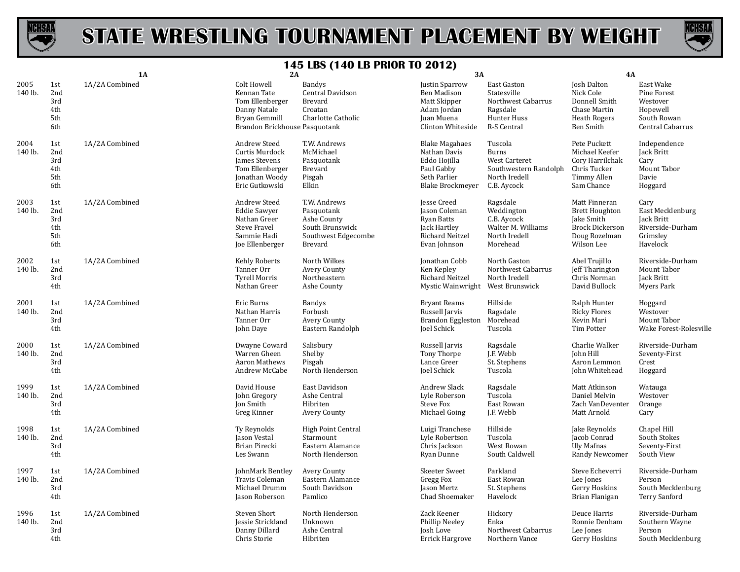# STATE WRESTLING TOURNAMENT PLACEMENT BY WEIGHT

## 145 LBS (140 LB PRIOR TO 2012)

| Year | Place | 1A | 2A | 2A School | 3A | 3A School | 4A | 4A School |
|---|---|---|---|---|---|---|---|---|
| 2005 140 lb. | 1st | 1A/2A Combined | Colt Howell | Bandys | Justin Sparrow | East Gaston | Josh Dalton | East Wake |
| | 2nd | | Kennan Tate | Central Davidson | Ben Madison | Statesville | Nick Cole | Pine Forest |
| | 3rd | | Tom Ellenberger | Brevard | Matt Skipper | Northwest Cabarrus | Donnell Smith | Westover |
| | 4th | | Danny Natale | Croatan | Adam Jordan | Ragsdale | Chase Martin | Hopewell |
| | 5th | | Bryan Gemmill | Charlotte Catholic | Juan Muena | Hunter Huss | Heath Rogers | South Rowan |
| | 6th | | Brandon Brickhouse | Pasquotank | Clinton Whiteside | R-S Central | Ben Smith | Central Cabarrus |
| 2004 140 lb. | 1st | 1A/2A Combined | Andrew Steed | T.W. Andrews | Blake Magahaes | Tuscola | Pete Puckett | Independence |
| | 2nd | | Curtis Murdock | McMichael | Nathan Davis | Burns | Michael Keefer | Jack Britt |
| | 3rd | | James Stevens | Pasquotank | Eddo Hojilla | West Carteret | Cory Harrilchak | Cary |
| | 4th | | Tom Ellenberger | Brevard | Paul Gabby | Southwestern Randolph | Chris Tucker | Mount Tabor |
| | 5th | | Jonathan Woody | Pisgah | Seth Parlier | North Iredell | Timmy Allen | Davie |
| | 6th | | Eric Gutkowski | Elkin | Blake Brockmeyer | C.B. Aycock | Sam Chance | Hoggard |
| 2003 140 lb. | 1st | 1A/2A Combined | Andrew Steed | T.W. Andrews | Jesse Creed | Ragsdale | Matt Finneran | Cary |
| | 2nd | | Eddie Sawyer | Pasquotank | Jason Coleman | Weddington | Brett Houghton | East Mecklenburg |
| | 3rd | | Nathan Greer | Ashe County | Ryan Batts | C.B. Aycock | Jake Smith | Jack Britt |
| | 4th | | Steve Fravel | South Brunswick | Jack Hartley | Walter M. Williams | Brock Dickerson | Riverside-Durham |
| | 5th | | Sammie Hadi | Southwest Edgecombe | Richard Neitzel | North Iredell | Doug Rozelman | Grimsley |
| | 6th | | Joe Ellenberger | Brevard | Evan Johnson | Morehead | Wilson Lee | Havelock |
| 2002 140 lb. | 1st | 1A/2A Combined | Kehly Roberts | North Wilkes | Jonathan Cobb | North Gaston | Abel Trujillo | Riverside-Durham |
| | 2nd | | Tanner Orr | Avery County | Ken Kepley | Northwest Cabarrus | Jeff Tharington | Mount Tabor |
| | 3rd | | Tyrell Morris | Northeastern | Richard Neitzel | North Iredell | Chris Norman | Jack Britt |
| | 4th | | Nathan Greer | Ashe County | Mystic Wainwright | West Brunswick | David Bullock | Myers Park |
| 2001 140 lb. | 1st | 1A/2A Combined | Eric Burns | Bandys | Bryant Reams | Hillside | Ralph Hunter | Hoggard |
| | 2nd | | Nathan Harris | Forbush | Russell Jarvis | Ragsdale | Ricky Flores | Westover |
| | 3rd | | Tanner Orr | Avery County | Brandon Eggleston | Morehead | Kevin Mari | Mount Tabor |
| | 4th | | John Daye | Eastern Randolph | Joel Schick | Tuscola | Tim Potter | Wake Forest-Rolesville |
| 2000 140 lb. | 1st | 1A/2A Combined | Dwayne Coward | Salisbury | Russell Jarvis | Ragsdale | Charlie Walker | Riverside-Durham |
| | 2nd | | Warren Gheen | Shelby | Tony Thorpe | J.F. Webb | John Hill | Seventy-First |
| | 3rd | | Aaron Mathews | Pisgah | Lance Greer | St. Stephens | Aaron Lemmon | Crest |
| | 4th | | Andrew McCabe | North Henderson | Joel Schick | Tuscola | John Whitehead | Hoggard |
| 1999 140 lb. | 1st | 1A/2A Combined | David House | East Davidson | Andrew Slack | Ragsdale | Matt Atkinson | Watauga |
| | 2nd | | John Gregory | Ashe Central | Lyle Roberson | Tuscola | Daniel Melvin | Westover |
| | 3rd | | Jon Smith | Hibriten | Steve Fox | East Rowan | Zach VanDeventer | Orange |
| | 4th | | Greg Kinner | Avery County | Michael Going | J.F. Webb | Matt Arnold | Cary |
| 1998 140 lb. | 1st | 1A/2A Combined | Ty Reynolds | High Point Central | Luigi Tranchese | Hillside | Jake Reynolds | Chapel Hill |
| | 2nd | | Jason Vestal | Starmount | Lyle Robertson | Tuscola | Jacob Conrad | South Stokes |
| | 3rd | | Brian Pirecki | Eastern Alamance | Chris Jackson | West Rowan | Uly Mafnas | Seventy-First |
| | 4th | | Les Swann | North Henderson | Ryan Dunne | South Caldwell | Randy Newcomer | South View |
| 1997 140 lb. | 1st | 1A/2A Combined | JohnMark Bentley | Avery County | Skeeter Sweet | Parkland | Steve Echeverri | Riverside-Durham |
| | 2nd | | Travis Coleman | Eastern Alamance | Gregg Fox | East Rowan | Lee Jones | Person |
| | 3rd | | Michael Drumm | South Davidson | Jason Mertz | St. Stephens | Gerry Hoskins | South Mecklenburg |
| | 4th | | Jason Roberson | Pamlico | Chad Shoemaker | Havelock | Brian Flanigan | Terry Sanford |
| 1996 140 lb. | 1st | 1A/2A Combined | Steven Short | North Henderson | Zack Keener | Hickory | Deuce Harris | Riverside-Durham |
| | 2nd | | Jessie Strickland | Unknown | Phillip Neeley | Enka | Ronnie Denham | Southern Wayne |
| | 3rd | | Danny Dillard | Ashe Central | Josh Love | Northwest Cabarrus | Lee Jones | Person |
| | 4th | | Chris Storie | Hibriten | Errick Hargrove | Northern Vance | Gerry Hoskins | South Mecklenburg |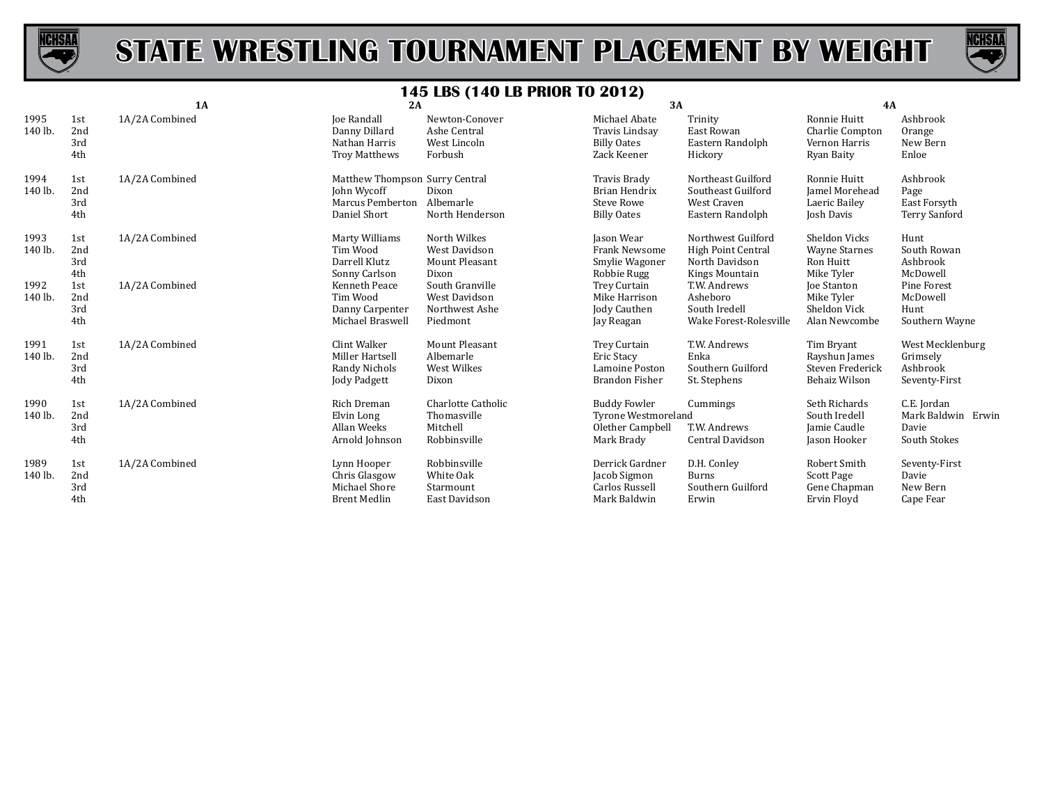# STATE WRESTLING TOURNAMENT PLACEMENT BY WEIGHT

## 145 LBS (140 LB PRIOR TO 2012)

| Year | Place | 1A | | 2A | | 3A | | 4A | |
|---|---|---|---|---|---|---|---|---|---|
| 1995 | 1st | 1A/2A Combined | | Joe Randall | Newton-Conover | Michael Abate | Trinity | Ronnie Huitt | Ashbrook |
| 140 lb. | 2nd | | | Danny Dillard | Ashe Central | Travis Lindsay | East Rowan | Charlie Compton | Orange |
| | 3rd | | | Nathan Harris | West Lincoln | Billy Oates | Eastern Randolph | Vernon Harris | New Bern |
| | 4th | | | Troy Matthews | Forbush | Zack Keener | Hickory | Ryan Baity | Enloe |
| 1994 | 1st | 1A/2A Combined | | Matthew Thompson | Surry Central | Travis Brady | Northeast Guilford | Ronnie Huitt | Ashbrook |
| 140 lb. | 2nd | | | John Wycoff | Dixon | Brian Hendrix | Southeast Guilford | Jamel Morehead | Page |
| | 3rd | | | Marcus Pemberton | Albemarle | Steve Rowe | West Craven | Laeric Bailey | East Forsyth |
| | 4th | | | Daniel Short | North Henderson | Billy Oates | Eastern Randolph | Josh Davis | Terry Sanford |
| 1993 | 1st | 1A/2A Combined | | Marty Williams | North Wilkes | Jason Wear | Northwest Guilford | Sheldon Vicks | Hunt |
| 140 lb. | 2nd | | | Tim Wood | West Davidson | Frank Newsome | High Point Central | Wayne Starnes | South Rowan |
| | 3rd | | | Darrell Klutz | Mount Pleasant | Smylie Wagoner | North Davidson | Ron Huitt | Ashbrook |
| | 4th | | | Sonny Carlson | Dixon | Robbie Rugg | Kings Mountain | Mike Tyler | McDowell |
| 1992 | 1st | 1A/2A Combined | | Kenneth Peace | South Granville | Trey Curtain | T.W. Andrews | Joe Stanton | Pine Forest |
| 140 lb. | 2nd | | | Tim Wood | West Davidson | Mike Harrison | Asheboro | Mike Tyler | McDowell |
| | 3rd | | | Danny Carpenter | Northwest Ashe | Jody Cauthen | South Iredell | Sheldon Vick | Hunt |
| | 4th | | | Michael Braswell | Piedmont | Jay Reagan | Wake Forest-Rolesville | Alan Newcombe | Southern Wayne |
| 1991 | 1st | 1A/2A Combined | | Clint Walker | Mount Pleasant | Trey Curtain | T.W. Andrews | Tim Bryant | West Mecklenburg |
| 140 lb. | 2nd | | | Miller Hartsell | Albemarle | Eric Stacy | Enka | Rayshun James | Grimsely |
| | 3rd | | | Randy Nichols | West Wilkes | Lamoine Poston | Southern Guilford | Steven Frederick | Ashbrook |
| | 4th | | | Jody Padgett | Dixon | Brandon Fisher | St. Stephens | Behaiz Wilson | Seventy-First |
| 1990 | 1st | 1A/2A Combined | | Rich Dreman | Charlotte Catholic | Buddy Fowler | Cummings | Seth Richards | C.E. Jordan |
| 140 lb. | 2nd | | | Elvin Long | Thomasville | Tyrone Westmoreland | | South Iredell | Mark Baldwin Erwin |
| | 3rd | | | Allan Weeks | Mitchell | Olether Campbell | T.W. Andrews | Jamie Caudle | Davie |
| | 4th | | | Arnold Johnson | Robbinsville | Mark Brady | Central Davidson | Jason Hooker | South Stokes |
| 1989 | 1st | 1A/2A Combined | | Lynn Hooper | Robbinsville | Derrick Gardner | D.H. Conley | Robert Smith | Seventy-First |
| 140 lb. | 2nd | | | Chris Glasgow | White Oak | Jacob Sigmon | Burns | Scott Page | Davie |
| | 3rd | | | Michael Shore | Starmount | Carlos Russell | Southern Guilford | Gene Chapman | New Bern |
| | 4th | | | Brent Medlin | East Davidson | Mark Baldwin | Erwin | Ervin Floyd | Cape Fear |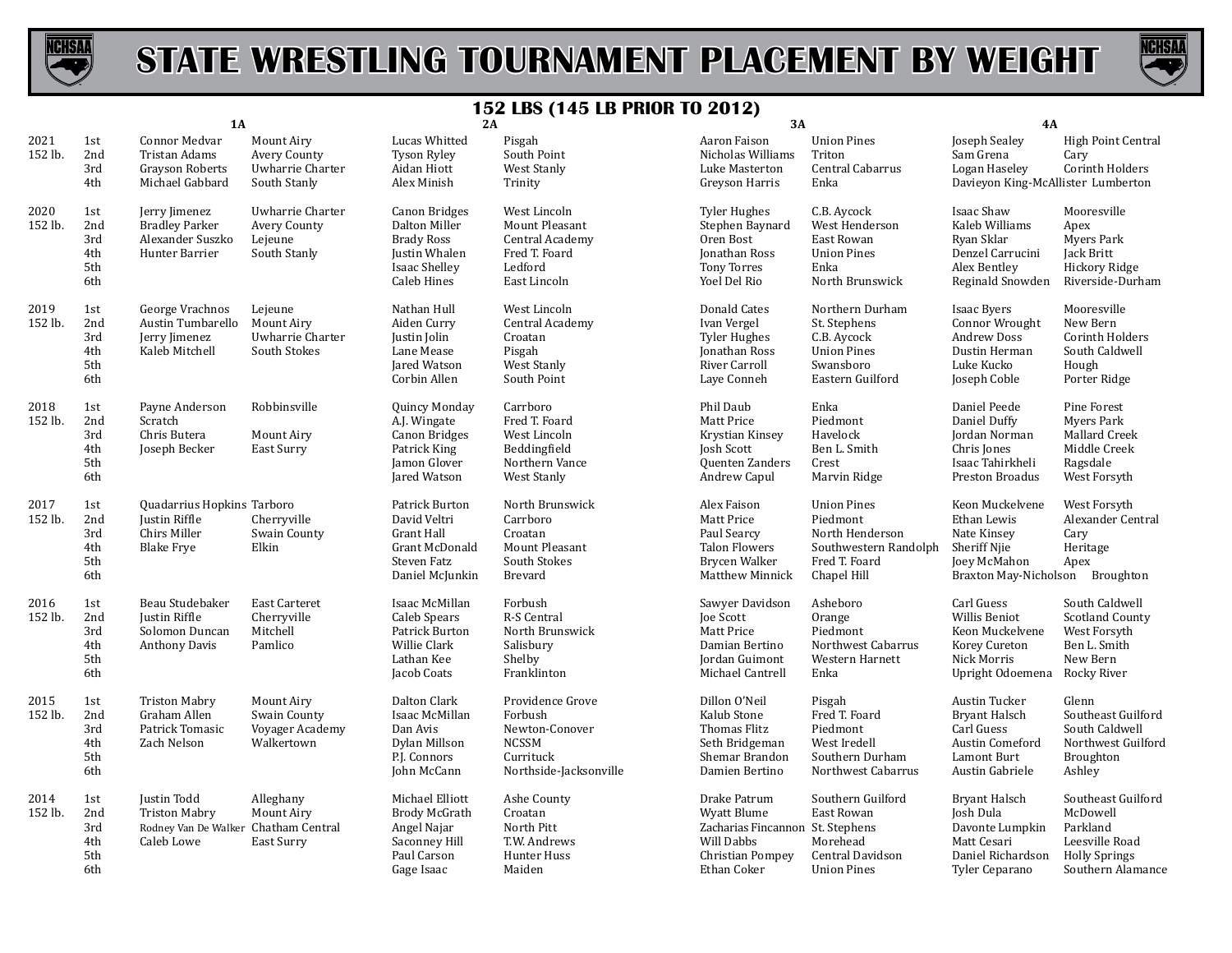# STATE WRESTLING TOURNAMENT PLACEMENT BY WEIGHT

## 152 LBS (145 LB PRIOR TO 2012)

| Year | Place | 1A | | 2A | | 3A | | 4A | |
|---|---|---|---|---|---|---|---|---|---|
| 2021 | 1st | Connor Medvar | Mount Airy | Lucas Whitted | Pisgah | Aaron Faison | Union Pines | Joseph Sealey | High Point Central |
| 152 lb. | 2nd | Tristan Adams | Avery County | Tyson Ryley | South Point | Nicholas Williams | Triton | Sam Grena | Cary |
| | 3rd | Grayson Roberts | Uwharrie Charter | Aidan Hiott | West Stanly | Luke Masterton | Central Cabarrus | Logan Haseley | Corinth Holders |
| | 4th | Michael Gabbard | South Stanly | Alex Minish | Trinity | Greyson Harris | Enka | Davieyon King-McAllister | Lumberton |
| 2020 | 1st | Jerry Jimenez | Uwharrie Charter | Canon Bridges | West Lincoln | Tyler Hughes | C.B. Aycock | Isaac Shaw | Mooresville |
| 152 lb. | 2nd | Bradley Parker | Avery County | Dalton Miller | Mount Pleasant | Stephen Baynard | West Henderson | Kaleb Williams | Apex |
| | 3rd | Alexander Suszko | Lejeune | Brady Ross | Central Academy | Oren Bost | East Rowan | Ryan Sklar | Myers Park |
| | 4th | Hunter Barrier | South Stanly | Justin Whalen | Fred T. Foard | Jonathan Ross | Union Pines | Denzel Carrucini | Jack Britt |
| | 5th | | | Isaac Shelley | Ledford | Tony Torres | Enka | Alex Bentley | Hickory Ridge |
| | 6th | | | Caleb Hines | East Lincoln | Yoel Del Rio | North Brunswick | Reginald Snowden | Riverside-Durham |
| 2019 | 1st | George Vrachnos | Lejeune | Nathan Hull | West Lincoln | Donald Cates | Northern Durham | Isaac Byers | Mooresville |
| 152 lb. | 2nd | Austin Tumbarello | Mount Airy | Aiden Curry | Central Academy | Ivan Vergel | St. Stephens | Connor Wrought | New Bern |
| | 3rd | Jerry Jimenez | Uwharrie Charter | Justin Jolin | Croatan | Tyler Hughes | C.B. Aycock | Andrew Doss | Corinth Holders |
| | 4th | Kaleb Mitchell | South Stokes | Lane Mease | Pisgah | Jonathan Ross | Union Pines | Dustin Herman | South Caldwell |
| | 5th | | | Jared Watson | West Stanly | River Carroll | Swansboro | Luke Kucko | Hough |
| | 6th | | | Corbin Allen | South Point | Laye Conneh | Eastern Guilford | Joseph Coble | Porter Ridge |
| 2018 | 1st | Payne Anderson | Robbinsville | Quincy Monday | Carrboro | Phil Daub | Enka | Daniel Peede | Pine Forest |
| 152 lb. | 2nd | Scratch | | A.J. Wingate | Fred T. Foard | Matt Price | Piedmont | Daniel Duffy | Myers Park |
| | 3rd | Chris Butera | Mount Airy | Canon Bridges | West Lincoln | Krystian Kinsey | Havelock | Jordan Norman | Mallard Creek |
| | 4th | Joseph Becker | East Surry | Patrick King | Beddingfield | Josh Scott | Ben L. Smith | Chris Jones | Middle Creek |
| | 5th | | | Jamon Glover | Northern Vance | Quenten Zanders | Crest | Isaac Tahirkheli | Ragsdale |
| | 6th | | | Jared Watson | West Stanly | Andrew Capul | Marvin Ridge | Preston Broadus | West Forsyth |
| 2017 | 1st | Quadarrius Hopkins | Tarboro | Patrick Burton | North Brunswick | Alex Faison | Union Pines | Keon Muckelvene | West Forsyth |
| 152 lb. | 2nd | Justin Riffle | Cherryville | David Veltri | Carrboro | Matt Price | Piedmont | Ethan Lewis | Alexander Central |
| | 3rd | Chirs Miller | Swain County | Grant Hall | Croatan | Paul Searcy | North Henderson | Nate Kinsey | Cary |
| | 4th | Blake Frye | Elkin | Grant McDonald | Mount Pleasant | Talon Flowers | Southwestern Randolph | Sheriff Njie | Heritage |
| | 5th | | | Steven Fatz | South Stokes | Brycen Walker | Fred T. Foard | Joey McMahon | Apex |
| | 6th | | | Daniel McJunkin | Brevard | Matthew Minnick | Chapel Hill | Braxton May-Nicholson | Broughton |
| 2016 | 1st | Beau Studebaker | East Carteret | Isaac McMillan | Forbush | Sawyer Davidson | Asheboro | Carl Guess | South Caldwell |
| 152 lb. | 2nd | Justin Riffle | Cherryville | Caleb Spears | R-S Central | Joe Scott | Orange | Willis Beniot | Scotland County |
| | 3rd | Solomon Duncan | Mitchell | Patrick Burton | North Brunswick | Matt Price | Piedmont | Keon Muckelvene | West Forsyth |
| | 4th | Anthony Davis | Pamlico | Willie Clark | Salisbury | Damian Bertino | Northwest Cabarrus | Korey Cureton | Ben L. Smith |
| | 5th | | | Lathan Kee | Shelby | Jordan Guimont | Western Harnett | Nick Morris | New Bern |
| | 6th | | | Jacob Coats | Franklinton | Michael Cantrell | Enka | Upright Odoemena | Rocky River |
| 2015 | 1st | Triston Mabry | Mount Airy | Dalton Clark | Providence Grove | Dillon O'Neil | Pisgah | Austin Tucker | Glenn |
| 152 lb. | 2nd | Graham Allen | Swain County | Isaac McMillan | Forbush | Kalub Stone | Fred T. Foard | Bryant Halsch | Southeast Guilford |
| | 3rd | Patrick Tomasic | Voyager Academy | Dan Avis | Newton-Conover | Thomas Flitz | Piedmont | Carl Guess | South Caldwell |
| | 4th | Zach Nelson | Walkertown | Dylan Millson | NCSSM | Seth Bridgeman | West Iredell | Austin Comeford | Northwest Guilford |
| | 5th | | | P.J. Connors | Currituck | Shemar Brandon | Southern Durham | Lamont Burt | Broughton |
| | 6th | | | John McCann | Northside-Jacksonville | Damien Bertino | Northwest Cabarrus | Austin Gabriele | Ashley |
| 2014 | 1st | Justin Todd | Alleghany | Michael Elliott | Ashe County | Drake Patrum | Southern Guilford | Bryant Halsch | Southeast Guilford |
| 152 lb. | 2nd | Triston Mabry | Mount Airy | Brody McGrath | Croatan | Wyatt Blume | East Rowan | Josh Dula | McDowell |
| | 3rd | Rodney Van De Walker | Chatham Central | Angel Najar | North Pitt | Zacharias Fincannon | St. Stephens | Davonte Lumpkin | Parkland |
| | 4th | Caleb Lowe | East Surry | Saconney Hill | T.W. Andrews | Will Dabbs | Morehead | Matt Cesari | Leesville Road |
| | 5th | | | Paul Carson | Hunter Huss | Christian Pompey | Central Davidson | Daniel Richardson | Holly Springs |
| | 6th | | | Gage Isaac | Maiden | Ethan Coker | Union Pines | Tyler Ceparano | Southern Alamance |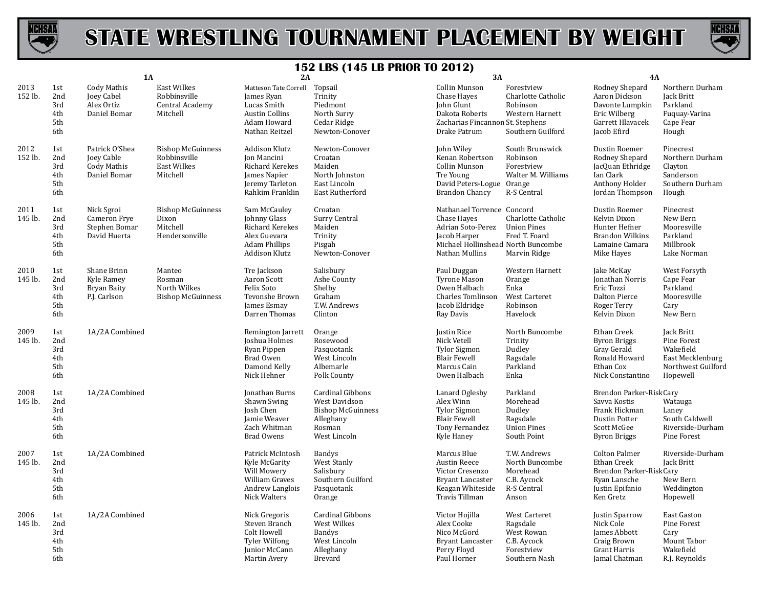# STATE WRESTLING TOURNAMENT PLACEMENT BY WEIGHT

## 152 LBS (145 LB PRIOR TO 2012)

| Year | Place | 1A | | 2A | | 3A | | 4A | |
|---|---|---|---|---|---|---|---|---|---|
| 2013 152 lb. | 1st | Cody Mathis | East Wilkes | Matteson Tate Correll | Topsail | Collin Munson | Forestview | Rodney Shepard | Northern Durham |
| | 2nd | Joey Cabel | Robbinsville | James Ryan | Trinity | Chase Hayes | Charlotte Catholic | Aaron Dickson | Jack Britt |
| | 3rd | Alex Ortiz | Central Academy | Lucas Smith | Piedmont | John Glunt | Robinson | Davonte Lumpkin | Parkland |
| | 4th | Daniel Bomar | Mitchell | Austin Collins | North Surry | Dakota Roberts | Western Harnett | Eric Wilberg | Fuquay-Varina |
| | 5th | | | Adam Howard | Cedar Ridge | Zacharias Fincannon | St. Stephens | Garrett Hlavacek | Cape Fear |
| | 6th | | | Nathan Reitzel | Newton-Conover | Drake Patrum | Southern Guilford | Jacob Efird | Hough |
| 2012 152 lb. | 1st | Patrick O'Shea | Bishop McGuinness | Addison Klutz | Newton-Conover | John Wiley | South Brunswick | Dustin Roemer | Pinecrest |
| | 2nd | Joey Cable | Robbinsville | Jon Mancini | Croatan | Kenan Robertson | Robinson | Rodney Shepard | Northern Durham |
| | 3rd | Cody Mathis | East Wilkes | Richard Kerekes | Maiden | Collin Munson | Forestview | JacQuan Ethridge | Clayton |
| | 4th | Daniel Bomar | Mitchell | James Napier | North Johnston | Tre Young | Walter M. Williams | Ian Clark | Sanderson |
| | 5th | | | Jeremy Tarleton | East Lincoln | David Peters-Logue | Orange | Anthony Holder | Southern Durham |
| | 6th | | | Rahkim Franklin | East Rutherford | Brandon Chancy | R-S Central | Jordan Thompson | Hough |
| 2011 145 lb. | 1st | Nick Sgroi | Bishop McGuinness | Sam McCauley | Croatan | Nathanael Torrence | Concord | Dustin Roemer | Pinecrest |
| | 2nd | Cameron Frye | Dixon | Johnny Glass | Surry Central | Chase Hayes | Charlotte Catholic | Kelvin Dixon | New Bern |
| | 3rd | Stephen Bomar | Mitchell | Richard Kerekes | Maiden | Adrian Soto-Perez | Union Pines | Hunter Hefner | Mooresville |
| | 4th | David Huerta | Hendersonville | Alex Guevara | Trinity | Jacob Harper | Fred T. Foard | Brandon Wilkins | Parkland |
| | 5th | | | Adam Phillips | Pisgah | Michael Hollinshead | North Buncombe | Lamaine Camara | Millbrook |
| | 6th | | | Addison Klutz | Newton-Conover | Nathan Mullins | Marvin Ridge | Mike Hayes | Lake Norman |
| 2010 145 lb. | 1st | Shane Brinn | Manteo | Tre Jackson | Salisbury | Paul Duggan | Western Harnett | Jake McKay | West Forsyth |
| | 2nd | Kyle Ramey | Rosman | Aaron Scott | Ashe County | Tyrone Mason | Orange | Jonathan Norris | Cape Fear |
| | 3rd | Bryan Baity | North Wilkes | Felix Soto | Shelby | Owen Halbach | Enka | Eric Tozzi | Parkland |
| | 4th | P.J. Carlson | Bishop McGuinness | Tevonshe Brown | Graham | Charles Tomlinson | West Carteret | Dalton Pierce | Mooresville |
| | 5th | | | James Esmay | T.W. Andrews | Jacob Eldridge | Robinson | Roger Terry | Cary |
| | 6th | | | Darren Thomas | Clinton | Ray Davis | Havelock | Kelvin Dixon | New Bern |
| 2009 145 lb. | 1st | 1A/2A Combined | | Remington Jarrett | Orange | Justin Rice | North Buncombe | Ethan Creek | Jack Britt |
| | 2nd | | | Joshua Holmes | Rosewood | Nick Vetell | Trinity | Byron Briggs | Pine Forest |
| | 3rd | | | Ryan Pippen | Pasquotank | Tylor Sigmon | Dudley | Gray Gerald | Wakefield |
| | 4th | | | Brad Owen | West Lincoln | Blair Fewell | Ragsdale | Ronald Howard | East Mecklenburg |
| | 5th | | | Damond Kelly | Albemarle | Marcus Cain | Parkland | Ethan Cox | Northwest Guilford |
| | 6th | | | Nick Hehner | Polk County | Owen Halbach | Enka | Nick Constantino | Hopewell |
| 2008 145 lb. | 1st | 1A/2A Combined | | Jonathan Burns | Cardinal Gibbons | Lanard Oglesby | Parkland | Brendon Parker-Risk | Cary |
| | 2nd | | | Shawn Swing | West Davidson | Alex Winn | Morehead | Savva Kostis | Watauga |
| | 3rd | | | Josh Chen | Bishop McGuinness | Tylor Sigmon | Dudley | Frank Hickman | Laney |
| | 4th | | | Jamie Weaver | Alleghany | Blair Fewell | Ragsdale | Dustin Potter | South Caldwell |
| | 5th | | | Zach Whitman | Rosman | Tony Fernandez | Union Pines | Scott McGee | Riverside-Durham |
| | 6th | | | Brad Owens | West Lincoln | Kyle Haney | South Point | Byron Briggs | Pine Forest |
| 2007 145 lb. | 1st | 1A/2A Combined | | Patrick McIntosh | Bandys | Marcus Blue | T.W. Andrews | Colton Palmer | Riverside-Durham |
| | 2nd | | | Kyle McGarity | West Stanly | Austin Reece | North Buncombe | Ethan Creek | Jack Britt |
| | 3rd | | | Will Mowery | Salisbury | Victor Cresenzo | Morehead | Brendon Parker-Risk | Cary |
| | 4th | | | William Graves | Southern Guilford | Bryant Lancaster | C.B. Aycock | Ryan Lansche | New Bern |
| | 5th | | | Andrew Langlois | Pasquotank | Keagan Whiteside | R-S Central | Justin Epifanio | Weddington |
| | 6th | | | Nick Walters | Orange | Travis Tillman | Anson | Ken Gretz | Hopewell |
| 2006 145 lb. | 1st | 1A/2A Combined | | Nick Gregoris | Cardinal Gibbons | Victor Hojilla | West Carteret | Justin Sparrow | East Gaston |
| | 2nd | | | Steven Branch | West Wilkes | Alex Cooke | Ragsdale | Nick Cole | Pine Forest |
| | 3rd | | | Colt Howell | Bandys | Nico McGord | West Rowan | James Abbott | Cary |
| | 4th | | | Tyler Wilfong | West Lincoln | Bryant Lancaster | C.B. Aycock | Craig Brown | Mount Tabor |
| | 5th | | | Junior McCann | Alleghany | Perry Floyd | Forestview | Grant Harris | Wakefield |
| | 6th | | | Martin Avery | Brevard | Paul Horner | Southern Nash | Jamal Chatman | R.J. Reynolds |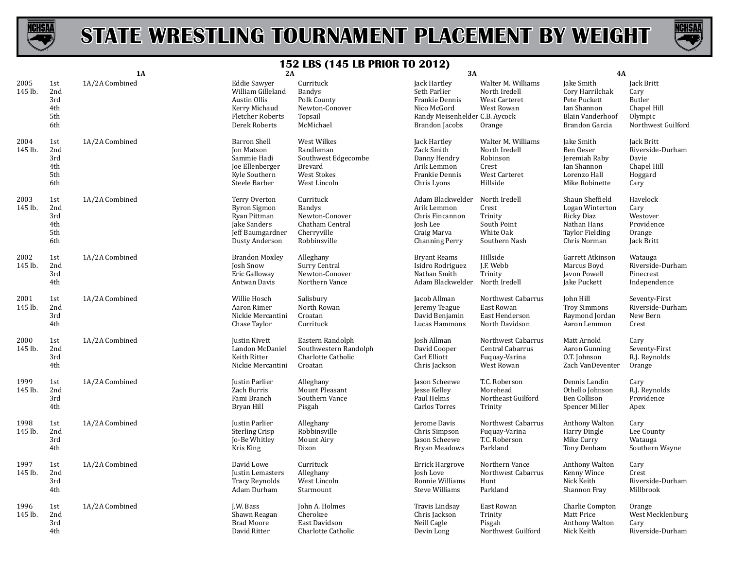# STATE WRESTLING TOURNAMENT PLACEMENT BY WEIGHT

## 152 LBS (145 LB PRIOR TO 2012)

| Year | Place | 1A | 2A | | 3A | | 4A | |
|---|---|---|---|---|---|---|---|---|
| 2005 145 lb. | 1st | 1A/2A Combined | Eddie Sawyer | Currituck | Jack Hartley | Walter M. Williams | Jake Smith | Jack Britt |
| | 2nd | | William Gilleland | Bandys | Seth Parlier | North Iredell | Cory Harrilchak | Cary |
| | 3rd | | Austin Ollis | Polk County | Frankie Dennis | West Carteret | Pete Puckett | Butler |
| | 4th | | Kerry Michaud | Newton-Conover | Nico McGord | West Rowan | Ian Shannon | Chapel Hill |
| | 5th | | Fletcher Roberts | Topsail | Randy Meisenhelder | C.B. Aycock | Blain Vanderhoof | Olympic |
| | 6th | | Derek Roberts | McMichael | Brandon Jacobs | Orange | Brandon Garcia | Northwest Guilford |
| 2004 145 lb. | 1st | 1A/2A Combined | Barron Shell | West Wilkes | Jack Hartley | Walter M. Williams | Jake Smith | Jack Britt |
| | 2nd | | Jon Matson | Randleman | Zack Smith | North Iredell | Ben Oeser | Riverside-Durham |
| | 3rd | | Sammie Hadi | Southwest Edgecombe | Danny Hendry | Robinson | Jeremiah Raby | Davie |
| | 4th | | Joe Ellenberger | Brevard | Arik Lemmon | Crest | Ian Shannon | Chapel Hill |
| | 5th | | Kyle Southern | West Stokes | Frankie Dennis | West Carteret | Lorenzo Hall | Hoggard |
| | 6th | | Steele Barber | West Lincoln | Chris Lyons | Hillside | Mike Robinette | Cary |
| 2003 145 lb. | 1st | 1A/2A Combined | Terry Overton | Currituck | Adam Blackwelder | North Iredell | Shaun Sheffield | Havelock |
| | 2nd | | Byron Sigmon | Bandys | Arik Lemmon | Crest | Logan Winterton | Cary |
| | 3rd | | Ryan Pittman | Newton-Conover | Chris Fincannon | Trinity | Ricky Diaz | Westover |
| | 4th | | Jake Sanders | Chatham Central | Josh Lee | South Point | Nathan Hans | Providence |
| | 5th | | Jeff Baumgardner | Cherryville | Craig Marva | White Oak | Taylor Fielding | Orange |
| | 6th | | Dusty Anderson | Robbinsville | Channing Perry | Southern Nash | Chris Norman | Jack Britt |
| 2002 145 lb. | 1st | 1A/2A Combined | Brandon Moxley | Alleghany | Bryant Reams | Hillside | Garrett Atkinson | Watauga |
| | 2nd | | Josh Snow | Surry Central | Isidro Rodriguez | J.F. Webb | Marcus Boyd | Riverside-Durham |
| | 3rd | | Eric Galloway | Newton-Conover | Nathan Smith | Trinity | Javon Powell | Pinecrest |
| | 4th | | Antwan Davis | Northern Vance | Adam Blackwelder | North Iredell | Jake Puckett | Independence |
| 2001 145 lb. | 1st | 1A/2A Combined | Willie Hosch | Salisbury | Jacob Allman | Northwest Cabarrus | John Hill | Seventy-First |
| | 2nd | | Aaron Rimer | North Rowan | Jeremy Teague | East Rowan | Troy Simmons | Riverside-Durham |
| | 3rd | | Nickie Mercantini | Croatan | David Benjamin | East Henderson | Raymond Jordan | New Bern |
| | 4th | | Chase Taylor | Currituck | Lucas Hammons | North Davidson | Aaron Lemmon | Crest |
| 2000 145 lb. | 1st | 1A/2A Combined | Justin Kivett | Eastern Randolph | Josh Allman | Northwest Cabarrus | Matt Arnold | Cary |
| | 2nd | | Landon McDaniel | Southwestern Randolph | David Cooper | Central Cabarrus | Aaron Gunning | Seventy-First |
| | 3rd | | Keith Ritter | Charlotte Catholic | Carl Elliott | Fuquay-Varina | O.T. Johnson | R.J. Reynolds |
| | 4th | | Nickie Mercantini | Croatan | Chris Jackson | West Rowan | Zach VanDeventer | Orange |
| 1999 145 lb. | 1st | 1A/2A Combined | Justin Parlier | Alleghany | Jason Scheewe | T.C. Roberson | Dennis Landin | Cary |
| | 2nd | | Zach Burris | Mount Pleasant | Jesse Kelley | Morehead | Othello Johnson | R.J. Reynolds |
| | 3rd | | Fami Branch | Southern Vance | Paul Helms | Northeast Guilford | Ben Collison | Providence |
| | 4th | | Bryan Hill | Pisgah | Carlos Torres | Trinity | Spencer Miller | Apex |
| 1998 145 lb. | 1st | 1A/2A Combined | Justin Parlier | Alleghany | Jerome Davis | Northwest Cabarrus | Anthony Walton | Cary |
| | 2nd | | Sterling Crisp | Robbinsville | Chris Simpson | Fuquay-Varina | Harry Dingle | Lee County |
| | 3rd | | Jo-Be Whitley | Mount Airy | Jason Scheewe | T.C. Roberson | Mike Curry | Watauga |
| | 4th | | Kris King | Dixon | Bryan Meadows | Parkland | Tony Denham | Southern Wayne |
| 1997 145 lb. | 1st | 1A/2A Combined | David Lowe | Currituck | Errick Hargrove | Northern Vance | Anthony Walton | Cary |
| | 2nd | | Justin Lemasters | Alleghany | Josh Love | Northwest Cabarrus | Kenny Wince | Crest |
| | 3rd | | Tracy Reynolds | West Lincoln | Ronnie Williams | Hunt | Nick Keith | Riverside-Durham |
| | 4th | | Adam Durham | Starmount | Steve Williams | Parkland | Shannon Fray | Millbrook |
| 1996 145 lb. | 1st | 1A/2A Combined | J.W. Bass | John A. Holmes | Travis Lindsay | East Rowan | Charlie Compton | Orange |
| | 2nd | | Shawn Reagan | Cherokee | Chris Jackson | Trinity | Matt Price | West Mecklenburg |
| | 3rd | | Brad Moore | East Davidson | Neill Cagle | Pisgah | Anthony Walton | Cary |
| | 4th | | David Ritter | Charlotte Catholic | Devin Long | Northwest Guilford | Nick Keith | Riverside-Durham |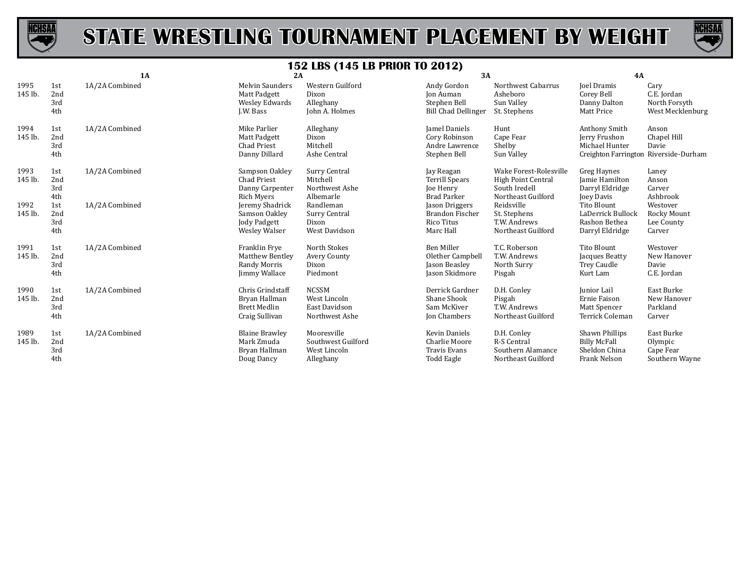# STATE WRESTLING TOURNAMENT PLACEMENT BY WEIGHT

## 152 LBS (145 LB PRIOR TO 2012)

| Year | Place | 1A | | 2A | | 3A | | 4A | |
|---|---|---|---|---|---|---|---|---|---|
| 1995 | 1st | 1A/2A Combined | | Melvin Saunders | Western Guilford | Andy Gordon | Northwest Cabarrus | Joel Dramis | Cary |
| 145 lb. | 2nd | | | Matt Padgett | Dixon | Jon Auman | Asheboro | Corey Bell | C.E. Jordan |
| | 3rd | | | Wesley Edwards | Alleghany | Stephen Bell | Sun Valley | Danny Dalton | North Forsyth |
| | 4th | | | J.W. Bass | John A. Holmes | Bill Chad Dellinger | St. Stephens | Matt Price | West Mecklenburg |
| 1994 | 1st | 1A/2A Combined | | Mike Parlier | Alleghany | Jamel Daniels | Hunt | Anthony Smith | Anson |
| 145 lb. | 2nd | | | Matt Padgett | Dixon | Cory Robinson | Cape Fear | Jerry Frushon | Chapel Hill |
| | 3rd | | | Chad Priest | Mitchell | Andre Lawrence | Shelby | Michael Hunter | Davie |
| | 4th | | | Danny Dillard | Ashe Central | Stephen Bell | Sun Valley | Creighton Farrington | Riverside-Durham |
| 1993 | 1st | 1A/2A Combined | | Sampson Oakley | Surry Central | Jay Reagan | Wake Forest-Rolesville | Greg Haynes | Laney |
| 145 lb. | 2nd | | | Chad Priest | Mitchell | Terrill Spears | High Point Central | Jamie Hamilton | Anson |
| | 3rd | | | Danny Carpenter | Northwest Ashe | Joe Henry | South Iredell | Darryl Eldridge | Carver |
| | 4th | | | Rich Myers | Albemarle | Brad Parker | Northeast Guilford | Joey Davis | Ashbrook |
| 1992 | 1st | 1A/2A Combined | | Jeremy Shadrick | Randleman | Jason Driggers | Reidsville | Tito Blount | Westover |
| 145 lb. | 2nd | | | Samson Oakley | Surry Central | Brandon Fischer | St. Stephens | LaDerrick Bullock | Rocky Mount |
| | 3rd | | | Jody Padgett | Dixon | Rico Titus | T.W. Andrews | Rashon Bethea | Lee County |
| | 4th | | | Wesley Walser | West Davidson | Marc Hall | Northeast Guilford | Darryl Eldridge | Carver |
| 1991 | 1st | 1A/2A Combined | | Franklin Frye | North Stokes | Ben Miller | T.C. Roberson | Tito Blount | Westover |
| 145 lb. | 2nd | | | Matthew Bentley | Avery County | Olether Campbell | T.W. Andrews | Jacques Beatty | New Hanover |
| | 3rd | | | Randy Morris | Dixon | Jason Beasley | North Surry | Trey Caudle | Davie |
| | 4th | | | Jimmy Wallace | Piedmont | Jason Skidmore | Pisgah | Kurt Lam | C.E. Jordan |
| 1990 | 1st | 1A/2A Combined | | Chris Grindstaff | NCSSM | Derrick Gardner | D.H. Conley | Junior Lail | East Burke |
| 145 lb. | 2nd | | | Bryan Hallman | West Lincoln | Shane Shook | Pisgah | Ernie Faison | New Hanover |
| | 3rd | | | Brett Medlin | East Davidson | Sam McKiver | T.W. Andrews | Matt Spencer | Parkland |
| | 4th | | | Craig Sullivan | Northwest Ashe | Jon Chambers | Northeast Guilford | Terrick Coleman | Carver |
| 1989 | 1st | 1A/2A Combined | | Blaine Brawley | Mooresville | Kevin Daniels | D.H. Conley | Shawn Phillips | East Burke |
| 145 lb. | 2nd | | | Mark Zmuda | Southwest Guilford | Charlie Moore | R-S Central | Billy McFall | Olympic |
| | 3rd | | | Bryan Hallman | West Lincoln | Travis Evans | Southern Alamance | Sheldon China | Cape Fear |
| | 4th | | | Doug Dancy | Alleghany | Todd Eagle | Northeast Guilford | Frank Nelson | Southern Wayne |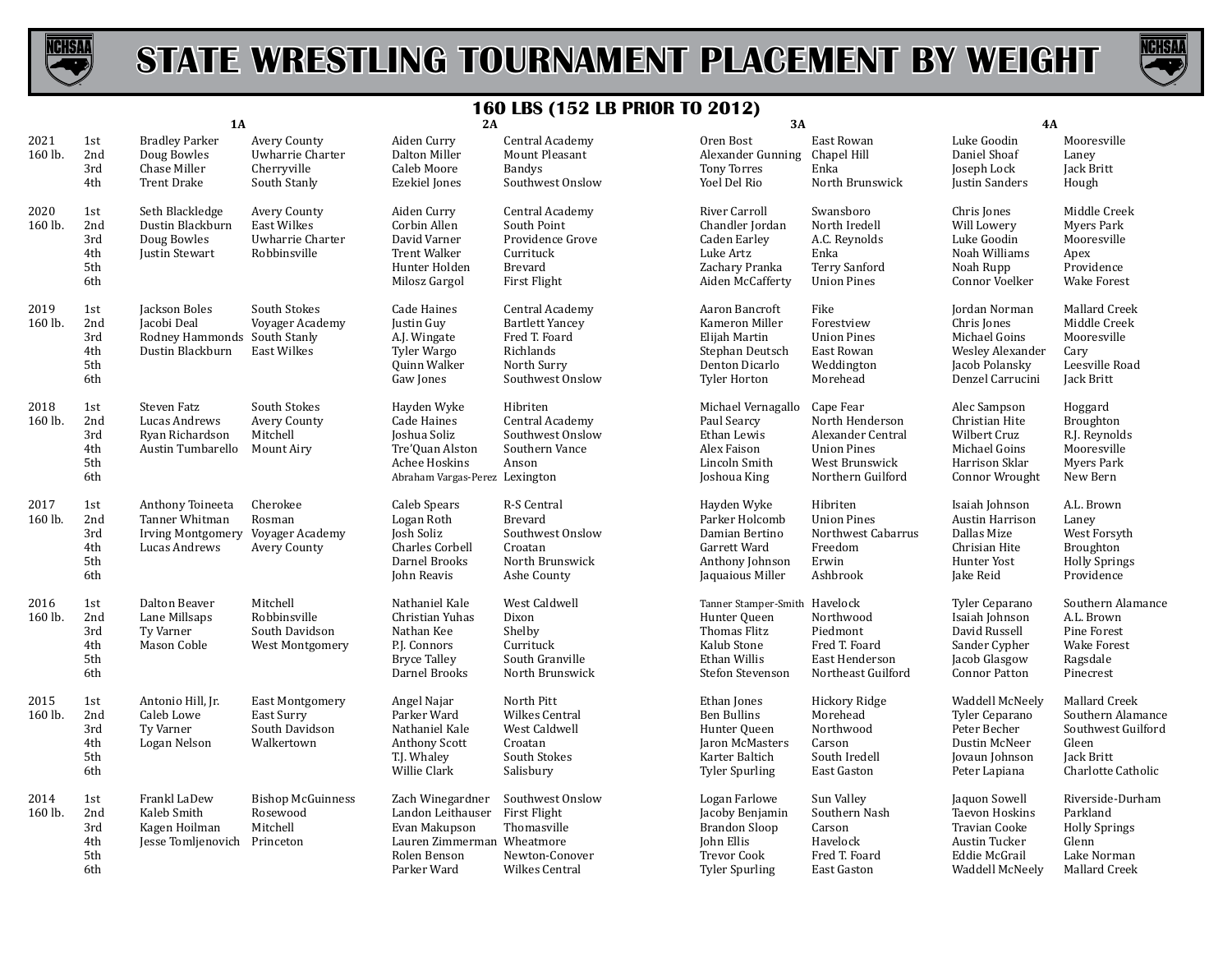# STATE WRESTLING TOURNAMENT PLACEMENT BY WEIGHT

## 160 LBS (152 LB PRIOR TO 2012)

| Year | Place | 1A | | 2A | | 3A | | 4A | |
|---|---|---|---|---|---|---|---|---|---|
| 2021 | 1st | Bradley Parker | Avery County | Aiden Curry | Central Academy | Oren Bost | East Rowan | Luke Goodin | Mooresville |
| 160 lb. | 2nd | Doug Bowles | Uwharrie Charter | Dalton Miller | Mount Pleasant | Alexander Gunning | Chapel Hill | Daniel Shoaf | Laney |
| | 3rd | Chase Miller | Cherryville | Caleb Moore | Bandys | Tony Torres | Enka | Joseph Lock | Jack Britt |
| | 4th | Trent Drake | South Stanly | Ezekiel Jones | Southwest Onslow | Yoel Del Rio | North Brunswick | Justin Sanders | Hough |
| 2020 | 1st | Seth Blackledge | Avery County | Aiden Curry | Central Academy | River Carroll | Swansboro | Chris Jones | Middle Creek |
| 160 lb. | 2nd | Dustin Blackburn | East Wilkes | Corbin Allen | South Point | Chandler Jordan | North Iredell | Will Lowery | Myers Park |
| | 3rd | Doug Bowles | Uwharrie Charter | David Varner | Providence Grove | Caden Earley | A.C. Reynolds | Luke Goodin | Mooresville |
| | 4th | Justin Stewart | Robbinsville | Trent Walker | Currituck | Luke Artz | Enka | Noah Williams | Apex |
| | 5th | | | Hunter Holden | Brevard | Zachary Pranka | Terry Sanford | Noah Rupp | Providence |
| | 6th | | | Milosz Gargol | First Flight | Aiden McCafferty | Union Pines | Connor Voelker | Wake Forest |
| 2019 | 1st | Jackson Boles | South Stokes | Cade Haines | Central Academy | Aaron Bancroft | Fike | Jordan Norman | Mallard Creek |
| 160 lb. | 2nd | Jacobi Deal | Voyager Academy | Justin Guy | Bartlett Yancey | Kameron Miller | Forestview | Chris Jones | Middle Creek |
| | 3rd | Rodney Hammonds | South Stanly | A.J. Wingate | Fred T. Foard | Elijah Martin | Union Pines | Michael Goins | Mooresville |
| | 4th | Dustin Blackburn | East Wilkes | Tyler Wargo | Richlands | Stephan Deutsch | East Rowan | Wesley Alexander | Cary |
| | 5th | | | Quinn Walker | North Surry | Denton Dicarlo | Weddington | Jacob Polansky | Leesville Road |
| | 6th | | | Gaw Jones | Southwest Onslow | Tyler Horton | Morehead | Denzel Carrucini | Jack Britt |
| 2018 | 1st | Steven Fatz | South Stokes | Hayden Wyke | Hibriten | Michael Vernagallo | Cape Fear | Alec Sampson | Hoggard |
| 160 lb. | 2nd | Lucas Andrews | Avery County | Cade Haines | Central Academy | Paul Searcy | North Henderson | Christian Hite | Broughton |
| | 3rd | Ryan Richardson | Mitchell | Joshua Soliz | Southwest Onslow | Ethan Lewis | Alexander Central | Wilbert Cruz | R.J. Reynolds |
| | 4th | Austin Tumbarello | Mount Airy | Tre'Quan Alston | Southern Vance | Alex Faison | Union Pines | Michael Goins | Mooresville |
| | 5th | | | Achee Hoskins | Anson | Lincoln Smith | West Brunswick | Harrison Sklar | Myers Park |
| | 6th | | | Abraham Vargas-Perez | Lexington | Joshoua King | Northern Guilford | Connor Wrought | New Bern |
| 2017 | 1st | Anthony Toineeta | Cherokee | Caleb Spears | R-S Central | Hayden Wyke | Hibriten | Isaiah Johnson | A.L. Brown |
| 160 lb. | 2nd | Tanner Whitman | Rosman | Logan Roth | Brevard | Parker Holcomb | Union Pines | Austin Harrison | Laney |
| | 3rd | Irving Montgomery | Voyager Academy | Josh Soliz | Southwest Onslow | Damian Bertino | Northwest Cabarrus | Dallas Mize | West Forsyth |
| | 4th | Lucas Andrews | Avery County | Charles Corbell | Croatan | Garrett Ward | Freedom | Chrisian Hite | Broughton |
| | 5th | | | Darnel Brooks | North Brunswick | Anthony Johnson | Erwin | Hunter Yost | Holly Springs |
| | 6th | | | John Reavis | Ashe County | Jaquaious Miller | Ashbrook | Jake Reid | Providence |
| 2016 | 1st | Dalton Beaver | Mitchell | Nathaniel Kale | West Caldwell | Tanner Stamper-Smith | Havelock | Tyler Ceparano | Southern Alamance |
| 160 lb. | 2nd | Lane Millsaps | Robbinsville | Christian Yuhas | Dixon | Hunter Queen | Northwood | Isaiah Johnson | A.L. Brown |
| | 3rd | Ty Varner | South Davidson | Nathan Kee | Shelby | Thomas Flitz | Piedmont | David Russell | Pine Forest |
| | 4th | Mason Coble | West Montgomery | P.J. Connors | Currituck | Kalub Stone | Fred T. Foard | Sander Cypher | Wake Forest |
| | 5th | | | Bryce Talley | South Granville | Ethan Willis | East Henderson | Jacob Glasgow | Ragsdale |
| | 6th | | | Darnel Brooks | North Brunswick | Stefon Stevenson | Northeast Guilford | Connor Patton | Pinecrest |
| 2015 | 1st | Antonio Hill, Jr. | East Montgomery | Angel Najar | North Pitt | Ethan Jones | Hickory Ridge | Waddell McNeely | Mallard Creek |
| 160 lb. | 2nd | Caleb Lowe | East Surry | Parker Ward | Wilkes Central | Ben Bullins | Morehead | Tyler Ceparano | Southern Alamance |
| | 3rd | Ty Varner | South Davidson | Nathaniel Kale | West Caldwell | Hunter Queen | Northwood | Peter Becher | Southwest Guilford |
| | 4th | Logan Nelson | Walkertown | Anthony Scott | Croatan | Jaron McMasters | Carson | Dustin McNeer | Gleen |
| | 5th | | | T.J. Whaley | South Stokes | Karter Baltich | South Iredell | Jovaun Johnson | Jack Britt |
| | 6th | | | Willie Clark | Salisbury | Tyler Spurling | East Gaston | Peter Lapiana | Charlotte Catholic |
| 2014 | 1st | Frankl LaDew | Bishop McGuinness | Zach Winegardner | Southwest Onslow | Logan Farlowe | Sun Valley | Jaquon Sowell | Riverside-Durham |
| 160 lb. | 2nd | Kaleb Smith | Rosewood | Landon Leithauser | First Flight | Jacoby Benjamin | Southern Nash | Taevon Hoskins | Parkland |
| | 3rd | Kagen Hoilman | Mitchell | Evan Makupson | Thomasville | Brandon Sloop | Carson | Travian Cooke | Holly Springs |
| | 4th | Jesse Tomljenovich | Princeton | Lauren Zimmerman | Wheatmore | John Ellis | Havelock | Austin Tucker | Glenn |
| | 5th | | | Rolen Benson | Newton-Conover | Trevor Cook | Fred T. Foard | Eddie McGrail | Lake Norman |
| | 6th | | | Parker Ward | Wilkes Central | Tyler Spurling | East Gaston | Waddell McNeely | Mallard Creek |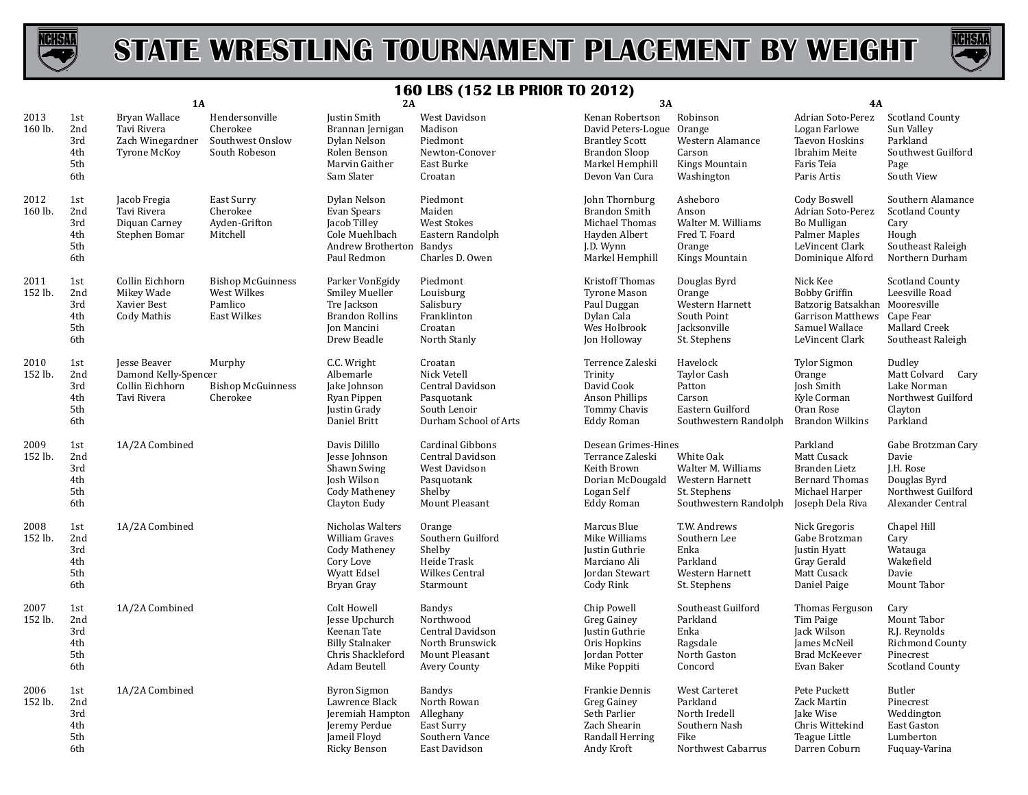# STATE WRESTLING TOURNAMENT PLACEMENT BY WEIGHT

## 160 LBS (152 LB PRIOR TO 2012)

| Year | Place | 1A | | 2A | | 3A | | 4A | |
|---|---|---|---|---|---|---|---|---|---|
| 2013 160 lb. | 1st | Bryan Wallace | Hendersonville | Justin Smith | West Davidson | Kenan Robertson | Robinson | Adrian Soto-Perez | Scotland County |
| | 2nd | Tavi Rivera | Cherokee | Brannan Jernigan | Madison | David Peters-Logue | Orange | Logan Farlowe | Sun Valley |
| | 3rd | Zach Winegardner | Southwest Onslow | Dylan Nelson | Piedmont | Brantley Scott | Western Alamance | Taevon Hoskins | Parkland |
| | 4th | Tyrone McKoy | South Robeson | Rolen Benson | Newton-Conover | Brandon Sloop | Carson | Ibrahim Meite | Southwest Guilford |
| | 5th | | | Marvin Gaither | East Burke | Markel Hemphill | Kings Mountain | Faris Teia | Page |
| | 6th | | | Sam Slater | Croatan | Devon Van Cura | Washington | Paris Artis | South View |
| 2012 160 lb. | 1st | Jacob Fregia | East Surry | Dylan Nelson | Piedmont | John Thornburg | Asheboro | Cody Boswell | Southern Alamance |
| | 2nd | Tavi Rivera | Cherokee | Evan Spears | Maiden | Brandon Smith | Anson | Adrian Soto-Perez | Scotland County |
| | 3rd | Diquan Carney | Ayden-Grifton | Jacob Tilley | West Stokes | Michael Thomas | Walter M. Williams | Bo Mulligan | Cary |
| | 4th | Stephen Bomar | Mitchell | Cole Muehlbach | Eastern Randolph | Hayden Albert | Fred T. Foard | Palmer Maples | Hough |
| | 5th | | | Andrew Brotherton | Bandys | J.D. Wynn | Orange | LeVincent Clark | Southeast Raleigh |
| | 6th | | | Paul Redmon | Charles D. Owen | Markel Hemphill | Kings Mountain | Dominique Alford | Northern Durham |
| 2011 152 lb. | 1st | Collin Eichhorn | Bishop McGuinness | Parker VonEgidy | Piedmont | Kristoff Thomas | Douglas Byrd | Nick Kee | Scotland County |
| | 2nd | Mikey Wade | West Wilkes | Smiley Mueller | Louisburg | Tyrone Mason | Orange | Bobby Griffin | Leesville Road |
| | 3rd | Xavier Best | Pamlico | Tre Jackson | Salisbury | Paul Duggan | Western Harnett | Batzorig Batsakhan | Mooresville |
| | 4th | Cody Mathis | East Wilkes | Brandon Rollins | Franklinton | Dylan Cala | South Point | Garrison Matthews | Cape Fear |
| | 5th | | | Jon Mancini | Croatan | Wes Holbrook | Jacksonville | Samuel Wallace | Mallard Creek |
| | 6th | | | Drew Beadle | North Stanly | Jon Holloway | St. Stephens | LeVincent Clark | Southeast Raleigh |
| 2010 152 lb. | 1st | Jesse Beaver | Murphy | C.C. Wright | Croatan | Terrence Zaleski | Havelock | Tylor Sigmon | Dudley |
| | 2nd | Damond Kelly-Spencer | | Albemarle | Nick Vetell | Trinity | Taylor Cash | Orange | Matt Colvard Cary |
| | 3rd | Collin Eichhorn | Bishop McGuinness | Jake Johnson | Central Davidson | David Cook | Patton | Josh Smith | Lake Norman |
| | 4th | Tavi Rivera | Cherokee | Ryan Pippen | Pasquotank | Anson Phillips | Carson | Kyle Corman | Northwest Guilford |
| | 5th | | | Justin Grady | South Lenoir | Tommy Chavis | Eastern Guilford | Oran Rose | Clayton |
| | 6th | | | Daniel Britt | Durham School of Arts | Eddy Roman | Southwestern Randolph | Brandon Wilkins | Parkland |
| 2009 152 lb. | 1st | 1A/2A Combined | | Davis Dilillo | Cardinal Gibbons | Desean Grimes-Hines | | Parkland | Gabe Brotzman Cary |
| | 2nd | | | Jesse Johnson | Central Davidson | Terrance Zaleski | White Oak | Matt Cusack | Davie |
| | 3rd | | | Shawn Swing | West Davidson | Keith Brown | Walter M. Williams | Branden Lietz | J.H. Rose |
| | 4th | | | Josh Wilson | Pasquotank | Dorian McDougald | Western Harnett | Bernard Thomas | Douglas Byrd |
| | 5th | | | Cody Matheney | Shelby | Logan Self | St. Stephens | Michael Harper | Northwest Guilford |
| | 6th | | | Clayton Eudy | Mount Pleasant | Eddy Roman | Southwestern Randolph | Joseph Dela Riva | Alexander Central |
| 2008 152 lb. | 1st | 1A/2A Combined | | Nicholas Walters | Orange | Marcus Blue | T.W. Andrews | Nick Gregoris | Chapel Hill |
| | 2nd | | | William Graves | Southern Guilford | Mike Williams | Southern Lee | Gabe Brotzman | Cary |
| | 3rd | | | Cody Matheney | Shelby | Justin Guthrie | Enka | Justin Hyatt | Watauga |
| | 4th | | | Cory Love | Heide Trask | Marciano Ali | Parkland | Gray Gerald | Wakefield |
| | 5th | | | Wyatt Edsel | Wilkes Central | Jordan Stewart | Western Harnett | Matt Cusack | Davie |
| | 6th | | | Bryan Gray | Starmount | Cody Rink | St. Stephens | Daniel Paige | Mount Tabor |
| 2007 152 lb. | 1st | 1A/2A Combined | | Colt Howell | Bandys | Chip Powell | Southeast Guilford | Thomas Ferguson | Cary |
| | 2nd | | | Jesse Upchurch | Northwood | Greg Gainey | Parkland | Tim Paige | Mount Tabor |
| | 3rd | | | Keenan Tate | Central Davidson | Justin Guthrie | Enka | Jack Wilson | R.J. Reynolds |
| | 4th | | | Billy Stalnaker | North Brunswick | Oris Hopkins | Ragsdale | James McNeil | Richmond County |
| | 5th | | | Chris Shackleford | Mount Pleasant | Jordan Potter | North Gaston | Brad McKeever | Pinecrest |
| | 6th | | | Adam Beutell | Avery County | Mike Poppiti | Concord | Evan Baker | Scotland County |
| 2006 152 lb. | 1st | 1A/2A Combined | | Byron Sigmon | Bandys | Frankie Dennis | West Carteret | Pete Puckett | Butler |
| | 2nd | | | Lawrence Black | North Rowan | Greg Gainey | Parkland | Zack Martin | Pinecrest |
| | 3rd | | | Jeremiah Hampton | Alleghany | Seth Parlier | North Iredell | Jake Wise | Weddington |
| | 4th | | | Jeremy Perdue | East Surry | Zach Shearin | Southern Nash | Chris Wittekind | East Gaston |
| | 5th | | | Jameil Floyd | Southern Vance | Randall Herring | Fike | Teague Little | Lumberton |
| | 6th | | | Ricky Benson | East Davidson | Andy Kroft | Northwest Cabarrus | Darren Coburn | Fuquay-Varina |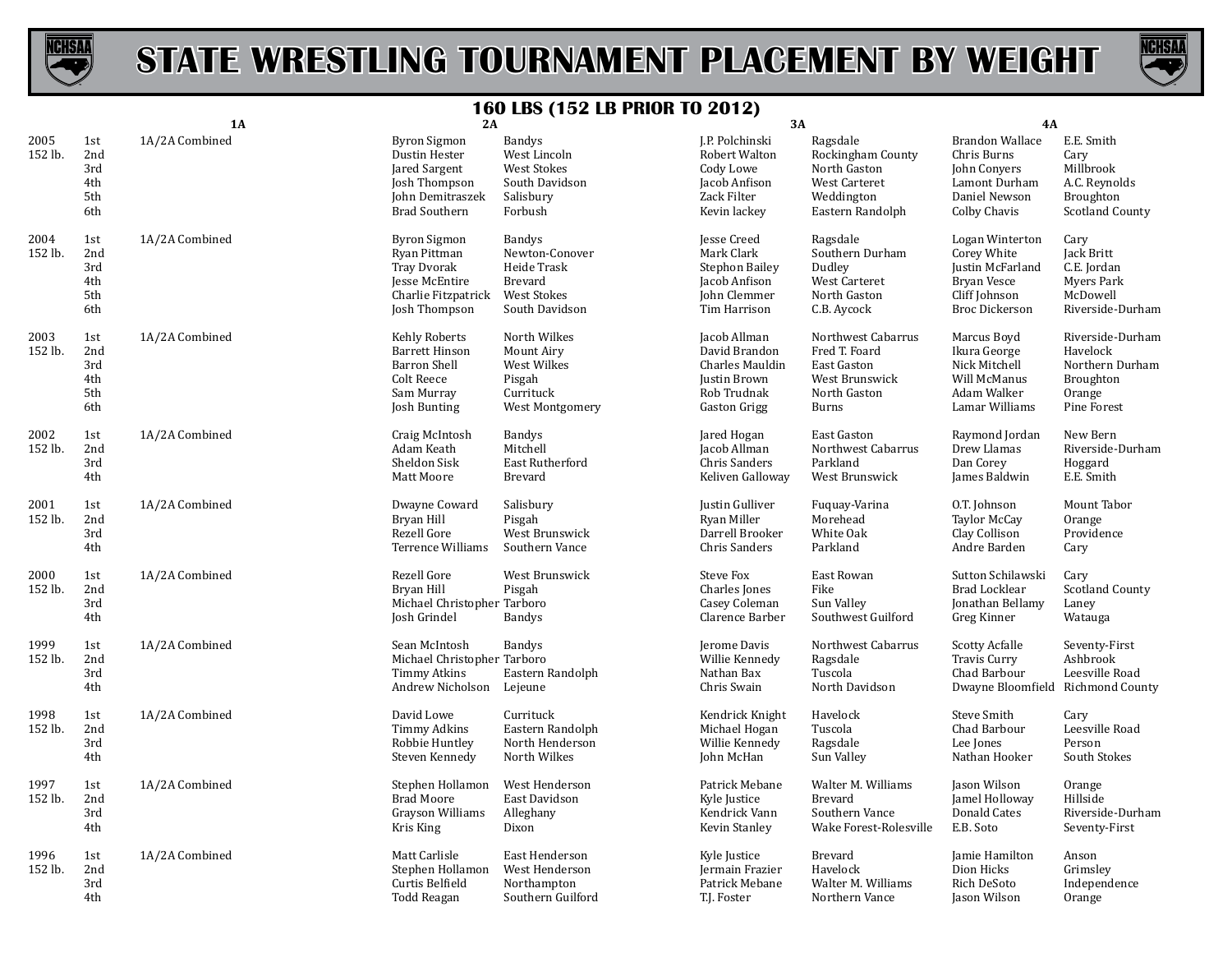# STATE WRESTLING TOURNAMENT PLACEMENT BY WEIGHT

## 160 LBS (152 LB PRIOR TO 2012)

| Year | Place | 1A | | 2A | | 3A | | 4A | |
|---|---|---|---|---|---|---|---|---|---|
| 2005 152 lb. | 1st | 1A/2A Combined | | Byron Sigmon | Bandys | J.P. Polchinski | Ragsdale | Brandon Wallace | E.E. Smith |
| | 2nd | | | Dustin Hester | West Lincoln | Robert Walton | Rockingham County | Chris Burns | Cary |
| | 3rd | | | Jared Sargent | West Stokes | Cody Lowe | North Gaston | John Conyers | Millbrook |
| | 4th | | | Josh Thompson | South Davidson | Jacob Anfison | West Carteret | Lamont Durham | A.C. Reynolds |
| | 5th | | | John Demitraszek | Salisbury | Zack Filter | Weddington | Daniel Newson | Broughton |
| | 6th | | | Brad Southern | Forbush | Kevin lackey | Eastern Randolph | Colby Chavis | Scotland County |
| 2004 152 lb. | 1st | 1A/2A Combined | | Byron Sigmon | Bandys | Jesse Creed | Ragsdale | Logan Winterton | Cary |
| | 2nd | | | Ryan Pittman | Newton-Conover | Mark Clark | Southern Durham | Corey White | Jack Britt |
| | 3rd | | | Tray Dvorak | Heide Trask | Stephon Bailey | Dudley | Justin McFarland | C.E. Jordan |
| | 4th | | | Jesse McEntire | Brevard | Jacob Anfison | West Carteret | Bryan Vesce | Myers Park |
| | 5th | | | Charlie Fitzpatrick | West Stokes | John Clemmer | North Gaston | Cliff Johnson | McDowell |
| | 6th | | | Josh Thompson | South Davidson | Tim Harrison | C.B. Aycock | Broc Dickerson | Riverside-Durham |
| 2003 152 lb. | 1st | 1A/2A Combined | | Kehly Roberts | North Wilkes | Jacob Allman | Northwest Cabarrus | Marcus Boyd | Riverside-Durham |
| | 2nd | | | Barrett Hinson | Mount Airy | David Brandon | Fred T. Foard | Ikura George | Havelock |
| | 3rd | | | Barron Shell | West Wilkes | Charles Mauldin | East Gaston | Nick Mitchell | Northern Durham |
| | 4th | | | Colt Reece | Pisgah | Justin Brown | West Brunswick | Will McManus | Broughton |
| | 5th | | | Sam Murray | Currituck | Rob Trudnak | North Gaston | Adam Walker | Orange |
| | 6th | | | Josh Bunting | West Montgomery | Gaston Grigg | Burns | Lamar Williams | Pine Forest |
| 2002 152 lb. | 1st | 1A/2A Combined | | Craig McIntosh | Bandys | Jared Hogan | East Gaston | Raymond Jordan | New Bern |
| | 2nd | | | Adam Keath | Mitchell | Jacob Allman | Northwest Cabarrus | Drew Llamas | Riverside-Durham |
| | 3rd | | | Sheldon Sisk | East Rutherford | Chris Sanders | Parkland | Dan Corey | Hoggard |
| | 4th | | | Matt Moore | Brevard | Keliven Galloway | West Brunswick | James Baldwin | E.E. Smith |
| 2001 152 lb. | 1st | 1A/2A Combined | | Dwayne Coward | Salisbury | Justin Gulliver | Fuquay-Varina | O.T. Johnson | Mount Tabor |
| | 2nd | | | Bryan Hill | Pisgah | Ryan Miller | Morehead | Taylor McCay | Orange |
| | 3rd | | | Rezell Gore | West Brunswick | Darrell Brooker | White Oak | Clay Collison | Providence |
| | 4th | | | Terrence Williams | Southern Vance | Chris Sanders | Parkland | Andre Barden | Cary |
| 2000 152 lb. | 1st | 1A/2A Combined | | Rezell Gore | West Brunswick | Steve Fox | East Rowan | Sutton Schilawski | Cary |
| | 2nd | | | Bryan Hill | Pisgah | Charles Jones | Fike | Brad Locklear | Scotland County |
| | 3rd | | | Michael Christopher | Tarboro | Casey Coleman | Sun Valley | Jonathan Bellamy | Laney |
| | 4th | | | Josh Grindel | Bandys | Clarence Barber | Southwest Guilford | Greg Kinner | Watauga |
| 1999 152 lb. | 1st | 1A/2A Combined | | Sean McIntosh | Bandys | Jerome Davis | Northwest Cabarrus | Scotty Acfalle | Seventy-First |
| | 2nd | | | Michael Christopher | Tarboro | Willie Kennedy | Ragsdale | Travis Curry | Ashbrook |
| | 3rd | | | Timmy Atkins | Eastern Randolph | Nathan Bax | Tuscola | Chad Barbour | Leesville Road |
| | 4th | | | Andrew Nicholson | Lejeune | Chris Swain | North Davidson | Dwayne Bloomfield | Richmond County |
| 1998 152 lb. | 1st | 1A/2A Combined | | David Lowe | Currituck | Kendrick Knight | Havelock | Steve Smith | Cary |
| | 2nd | | | Timmy Adkins | Eastern Randolph | Michael Hogan | Tuscola | Chad Barbour | Leesville Road |
| | 3rd | | | Robbie Huntley | North Henderson | Willie Kennedy | Ragsdale | Lee Jones | Person |
| | 4th | | | Steven Kennedy | North Wilkes | John McHan | Sun Valley | Nathan Hooker | South Stokes |
| 1997 152 lb. | 1st | 1A/2A Combined | | Stephen Hollamon | West Henderson | Patrick Mebane | Walter M. Williams | Jason Wilson | Orange |
| | 2nd | | | Brad Moore | East Davidson | Kyle Justice | Brevard | Jamel Holloway | Hillside |
| | 3rd | | | Grayson Williams | Alleghany | Kendrick Vann | Southern Vance | Donald Cates | Riverside-Durham |
| | 4th | | | Kris King | Dixon | Kevin Stanley | Wake Forest-Rolesville | E.B. Soto | Seventy-First |
| 1996 152 lb. | 1st | 1A/2A Combined | | Matt Carlisle | East Henderson | Kyle Justice | Brevard | Jamie Hamilton | Anson |
| | 2nd | | | Stephen Hollamon | West Henderson | Jermain Frazier | Havelock | Dion Hicks | Grimsley |
| | 3rd | | | Curtis Belfield | Northampton | Patrick Mebane | Walter M. Williams | Rich DeSoto | Independence |
| | 4th | | | Todd Reagan | Southern Guilford | T.J. Foster | Northern Vance | Jason Wilson | Orange |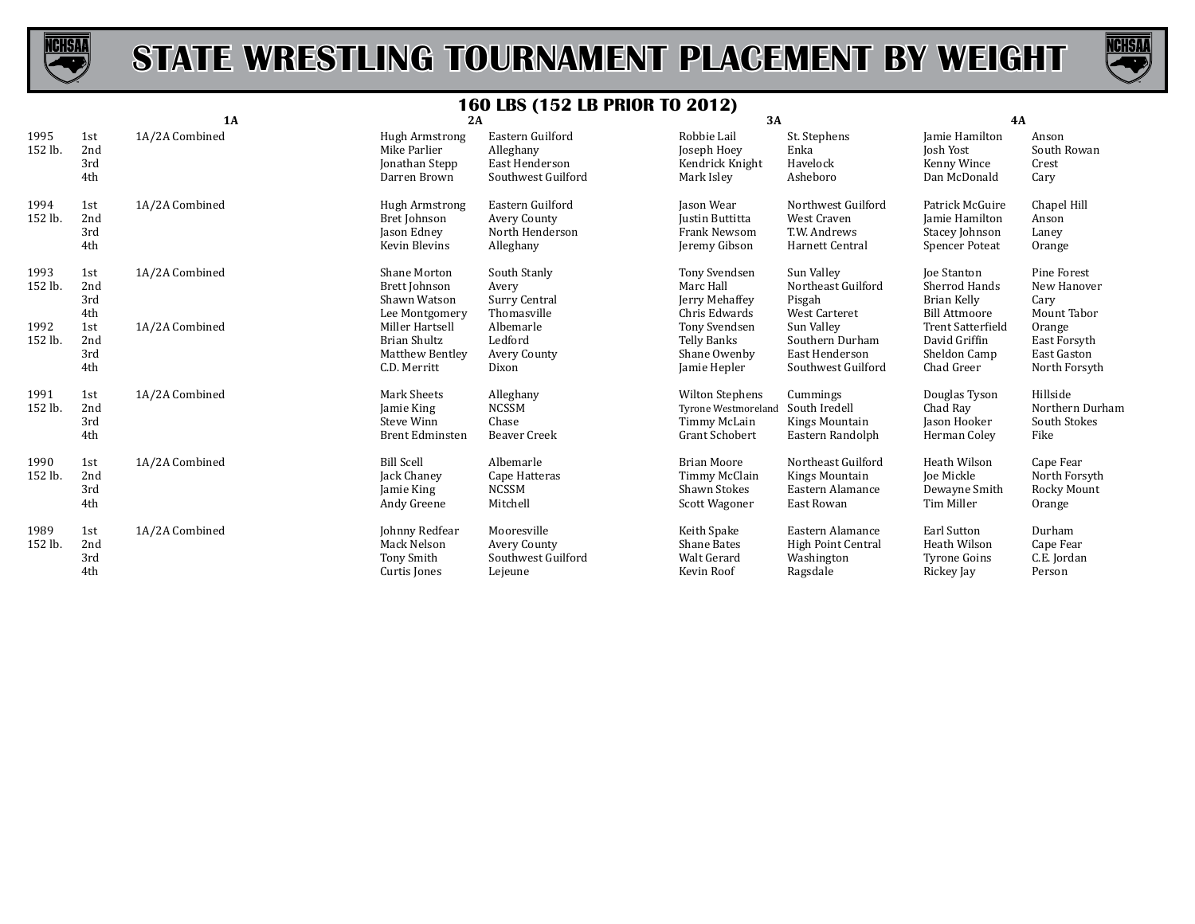# STATE WRESTLING TOURNAMENT PLACEMENT BY WEIGHT

## 160 LBS (152 LB PRIOR TO 2012)

| Year | Place | 1A | | 2A | | 3A | | 4A | |
|---|---|---|---|---|---|---|---|---|---|
| 1995 | 1st | 1A/2A Combined | | Hugh Armstrong | Eastern Guilford | Robbie Lail | St. Stephens | Jamie Hamilton | Anson |
| 152 lb. | 2nd | | | Mike Parlier | Alleghany | Joseph Hoey | Enka | Josh Yost | South Rowan |
| | 3rd | | | Jonathan Stepp | East Henderson | Kendrick Knight | Havelock | Kenny Wince | Crest |
| | 4th | | | Darren Brown | Southwest Guilford | Mark Isley | Asheboro | Dan McDonald | Cary |
| 1994 | 1st | 1A/2A Combined | | Hugh Armstrong | Eastern Guilford | Jason Wear | Northwest Guilford | Patrick McGuire | Chapel Hill |
| 152 lb. | 2nd | | | Bret Johnson | Avery County | Justin Buttitta | West Craven | Jamie Hamilton | Anson |
| | 3rd | | | Jason Edney | North Henderson | Frank Newsom | T.W. Andrews | Stacey Johnson | Laney |
| | 4th | | | Kevin Blevins | Alleghany | Jeremy Gibson | Harnett Central | Spencer Poteat | Orange |
| 1993 | 1st | 1A/2A Combined | | Shane Morton | South Stanly | Tony Svendsen | Sun Valley | Joe Stanton | Pine Forest |
| 152 lb. | 2nd | | | Brett Johnson | Avery | Marc Hall | Northeast Guilford | Sherrod Hands | New Hanover |
| | 3rd | | | Shawn Watson | Surry Central | Jerry Mehaffey | Pisgah | Brian Kelly | Cary |
| | 4th | | | Lee Montgomery | Thomasville | Chris Edwards | West Carteret | Bill Attmoore | Mount Tabor |
| 1992 | 1st | 1A/2A Combined | | Miller Hartsell | Albemarle | Tony Svendsen | Sun Valley | Trent Satterfield | Orange |
| 152 lb. | 2nd | | | Brian Shultz | Ledford | Telly Banks | Southern Durham | David Griffin | East Forsyth |
| | 3rd | | | Matthew Bentley | Avery County | Shane Owenby | East Henderson | Sheldon Camp | East Gaston |
| | 4th | | | C.D. Merritt | Dixon | Jamie Hepler | Southwest Guilford | Chad Greer | North Forsyth |
| 1991 | 1st | 1A/2A Combined | | Mark Sheets | Alleghany | Wilton Stephens | Cummings | Douglas Tyson | Hillside |
| 152 lb. | 2nd | | | Jamie King | NCSSM | Tyrone Westmoreland | South Iredell | Chad Ray | Northern Durham |
| | 3rd | | | Steve Winn | Chase | Timmy McLain | Kings Mountain | Jason Hooker | South Stokes |
| | 4th | | | Brent Edminsten | Beaver Creek | Grant Schobert | Eastern Randolph | Herman Coley | Fike |
| 1990 | 1st | 1A/2A Combined | | Bill Scell | Albemarle | Brian Moore | Northeast Guilford | Heath Wilson | Cape Fear |
| 152 lb. | 2nd | | | Jack Chaney | Cape Hatteras | Timmy McClain | Kings Mountain | Joe Mickle | North Forsyth |
| | 3rd | | | Jamie King | NCSSM | Shawn Stokes | Eastern Alamance | Dewayne Smith | Rocky Mount |
| | 4th | | | Andy Greene | Mitchell | Scott Wagoner | East Rowan | Tim Miller | Orange |
| 1989 | 1st | 1A/2A Combined | | Johnny Redfear | Mooresville | Keith Spake | Eastern Alamance | Earl Sutton | Durham |
| 152 lb. | 2nd | | | Mack Nelson | Avery County | Shane Bates | High Point Central | Heath Wilson | Cape Fear |
| | 3rd | | | Tony Smith | Southwest Guilford | Walt Gerard | Washington | Tyrone Goins | C.E. Jordan |
| | 4th | | | Curtis Jones | Lejeune | Kevin Roof | Ragsdale | Rickey Jay | Person |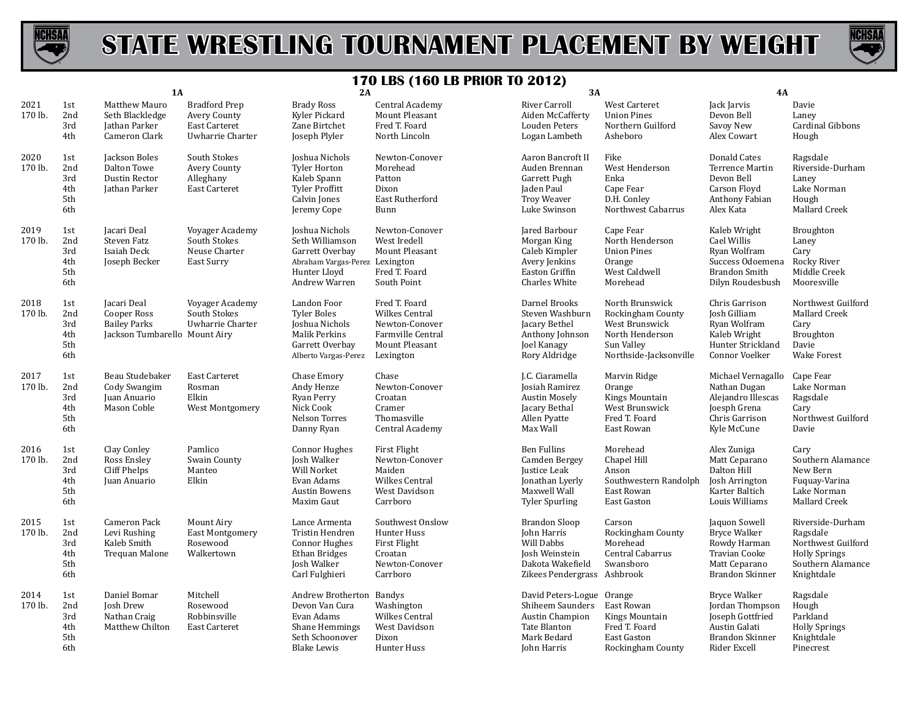# STATE WRESTLING TOURNAMENT PLACEMENT BY WEIGHT

## 170 LBS (160 LB PRIOR TO 2012)

| Year | Place | 1A | | 2A | | 3A | | 4A | |
|---|---|---|---|---|---|---|---|---|---|
| 2021 170 lb. | 1st | Matthew Mauro | Bradford Prep | Brady Ross | Central Academy | River Carroll | West Carteret | Jack Jarvis | Davie |
| | 2nd | Seth Blackledge | Avery County | Kyler Pickard | Mount Pleasant | Aiden McCafferty | Union Pines | Devon Bell | Laney |
| | 3rd | Jathan Parker | East Carteret | Zane Birtchet | Fred T. Foard | Louden Peters | Northern Guilford | Savoy New | Cardinal Gibbons |
| | 4th | Cameron Clark | Uwharrie Charter | Joseph Plyler | North Lincoln | Logan Lambeth | Asheboro | Alex Cowart | Hough |
| 2020 170 lb. | 1st | Jackson Boles | South Stokes | Joshua Nichols | Newton-Conover | Aaron Bancroft II | Fike | Donald Cates | Ragsdale |
| | 2nd | Dalton Towe | Avery County | Tyler Horton | Morehead | Auden Brennan | West Henderson | Terrence Martin | Riverside-Durham |
| | 3rd | Dustin Rector | Alleghany | Kaleb Spann | Patton | Garrett Pugh | Enka | Devon Bell | Laney |
| | 4th | Jathan Parker | East Carteret | Tyler Proffitt | Dixon | Jaden Paul | Cape Fear | Carson Floyd | Lake Norman |
| | 5th | | | Calvin Jones | East Rutherford | Troy Weaver | D.H. Conley | Anthony Fabian | Hough |
| | 6th | | | Jeremy Cope | Bunn | Luke Swinson | Northwest Cabarrus | Alex Kata | Mallard Creek |
| 2019 170 lb. | 1st | Jacari Deal | Voyager Academy | Joshua Nichols | Newton-Conover | Jared Barbour | Cape Fear | Kaleb Wright | Broughton |
| | 2nd | Steven Fatz | South Stokes | Seth Williamson | West Iredell | Morgan King | North Henderson | Cael Willis | Laney |
| | 3rd | Isaiah Deck | Neuse Charter | Garrett Overbay | Mount Pleasant | Caleb Kimpler | Union Pines | Ryan Wolfram | Cary |
| | 4th | Joseph Becker | East Surry | Abraham Vargas-Perez | Lexington | Avery Jenkins | Orange | Success Odoemena | Rocky River |
| | 5th | | | Hunter Lloyd | Fred T. Foard | Easton Griffin | West Caldwell | Brandon Smith | Middle Creek |
| | 6th | | | Andrew Warren | South Point | Charles White | Morehead | Dilyn Roudesbush | Mooresville |
| 2018 170 lb. | 1st | Jacari Deal | Voyager Academy | Landon Foor | Fred T. Foard | Darnel Brooks | North Brunswick | Chris Garrison | Northwest Guilford |
| | 2nd | Cooper Ross | South Stokes | Tyler Boles | Wilkes Central | Steven Washburn | Rockingham County | Josh Gilliam | Mallard Creek |
| | 3rd | Bailey Parks | Uwharrie Charter | Joshua Nichols | Newton-Conover | Jacary Bethel | West Brunswick | Ryan Wolfram | Cary |
| | 4th | Jackson Tumbarello | Mount Airy | Malik Perkins | Farmville Central | Anthony Johnson | North Henderson | Kaleb Wright | Broughton |
| | 5th | | | Garrett Overbay | Mount Pleasant | Joel Kanagy | Sun Valley | Hunter Strickland | Davie |
| | 6th | | | Alberto Vargas-Perez | Lexington | Rory Aldridge | Northside-Jacksonville | Connor Voelker | Wake Forest |
| 2017 170 lb. | 1st | Beau Studebaker | East Carteret | Chase Emory | Chase | J.C. Ciaramella | Marvin Ridge | Michael Vernagallo | Cape Fear |
| | 2nd | Cody Swangim | Rosman | Andy Henze | Newton-Conover | Josiah Ramirez | Orange | Nathan Dugan | Lake Norman |
| | 3rd | Juan Anuario | Elkin | Ryan Perry | Croatan | Austin Mosely | Kings Mountain | Alejandro Illescas | Ragsdale |
| | 4th | Mason Coble | West Montgomery | Nick Cook | Cramer | Jacary Bethal | West Brunswick | Joesph Grena | Cary |
| | 5th | | | Nelson Torres | Thomasville | Allen Pyatte | Fred T. Foard | Chris Garrison | Northwest Guilford |
| | 6th | | | Danny Ryan | Central Academy | Max Wall | East Rowan | Kyle McCune | Davie |
| 2016 170 lb. | 1st | Clay Conley | Pamlico | Connor Hughes | First Flight | Ben Fullins | Morehead | Alex Zuniga | Cary |
| | 2nd | Ross Ensley | Swain County | Josh Walker | Newton-Conover | Camden Bergey | Chapel Hill | Matt Ceparano | Southern Alamance |
| | 3rd | Cliff Phelps | Manteo | Will Norket | Maiden | Justice Leak | Anson | Dalton Hill | New Bern |
| | 4th | Juan Anuario | Elkin | Evan Adams | Wilkes Central | Jonathan Lyerly | Southwestern Randolph | Josh Arrington | Fuquay-Varina |
| | 5th | | | Austin Bowens | West Davidson | Maxwell Wall | East Rowan | Karter Baltich | Lake Norman |
| | 6th | | | Maxim Gaut | Carrboro | Tyler Spurling | East Gaston | Louis Williams | Mallard Creek |
| 2015 170 lb. | 1st | Cameron Pack | Mount Airy | Lance Armenta | Southwest Onslow | Brandon Sloop | Carson | Jaquon Sowell | Riverside-Durham |
| | 2nd | Levi Rushing | East Montgomery | Tristin Hendren | Hunter Huss | John Harris | Rockingham County | Bryce Walker | Ragsdale |
| | 3rd | Kaleb Smith | Rosewood | Connor Hughes | First Flight | Will Dabbs | Morehead | Rowdy Harman | Northwest Guilford |
| | 4th | Trequan Malone | Walkertown | Ethan Bridges | Croatan | Josh Weinstein | Central Cabarrus | Travian Cooke | Holly Springs |
| | 5th | | | Josh Walker | Newton-Conover | Dakota Wakefield | Swansboro | Matt Ceparano | Southern Alamance |
| | 6th | | | Carl Fulghieri | Carrboro | Zikees Pendergrass | Ashbrook | Brandon Skinner | Knightdale |
| 2014 170 lb. | 1st | Daniel Bomar | Mitchell | Andrew Brotherton | Bandys | David Peters-Logue | Orange | Bryce Walker | Ragsdale |
| | 2nd | Josh Drew | Rosewood | Devon Van Cura | Washington | Shiheem Saunders | East Rowan | Jordan Thompson | Hough |
| | 3rd | Nathan Craig | Robbinsville | Evan Adams | Wilkes Central | Austin Champion | Kings Mountain | Joseph Gottfried | Parkland |
| | 4th | Matthew Chilton | East Carteret | Shane Hemmings | West Davidson | Tate Blanton | Fred T. Foard | Austin Galati | Holly Springs |
| | 5th | | | Seth Schoonover | Dixon | Mark Bedard | East Gaston | Brandon Skinner | Knightdale |
| | 6th | | | Blake Lewis | Hunter Huss | John Harris | Rockingham County | Rider Excell | Pinecrest |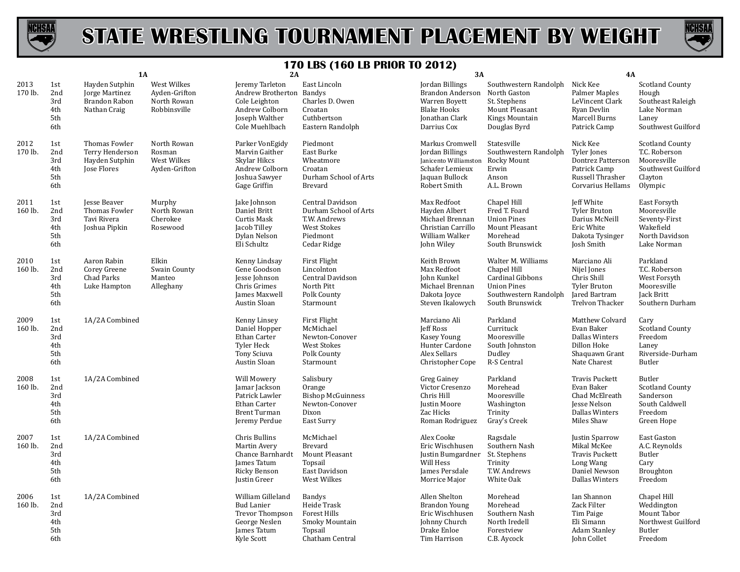# STATE WRESTLING TOURNAMENT PLACEMENT BY WEIGHT

## 170 LBS (160 LB PRIOR TO 2012)

| Year | Place | 1A | | 2A | | 3A | | 4A | |
|---|---|---|---|---|---|---|---|---|---|
| 2013 170 lb. | 1st | Hayden Sutphin | West Wilkes | Jeremy Tarleton | East Lincoln | Jordan Billings | Southwestern Randolph | Nick Kee | Scotland County |
| | 2nd | Jorge Martinez | Ayden-Grifton | Andrew Brotherton | Bandys | Brandon Anderson | North Gaston | Palmer Maples | Hough |
| | 3rd | Brandon Rabon | North Rowan | Cole Leighton | Charles D. Owen | Warren Boyett | St. Stephens | LeVincent Clark | Southeast Raleigh |
| | 4th | Nathan Craig | Robbinsville | Andrew Colborn | Croatan | Blake Hooks | Mount Pleasant | Ryan Devlin | Lake Norman |
| | 5th | | | Joseph Walther | Cuthbertson | Jonathan Clark | Kings Mountain | Marcell Burns | Laney |
| | 6th | | | Cole Muehlbach | Eastern Randolph | Darrius Cox | Douglas Byrd | Patrick Camp | Southwest Guilford |
| 2012 170 lb. | 1st | Thomas Fowler | North Rowan | Parker VonEgidy | Piedmont | Markus Cromwell | Statesville | Nick Kee | Scotland County |
| | 2nd | Terry Henderson | Rosman | Marvin Gaither | East Burke | Jordan Billings | Southwestern Randolph | Tyler Jones | T.C. Roberson |
| | 3rd | Hayden Sutphin | West Wilkes | Skylar Hikcs | Wheatmore | Janicento Williamston | Rocky Mount | Dontrez Patterson | Mooresville |
| | 4th | Jose Flores | Ayden-Grifton | Andrew Colborn | Croatan | Schafer Lemieux | Erwin | Patrick Camp | Southwest Guilford |
| | 5th | | | Joshua Sawyer | Durham School of Arts | Jaquan Bullock | Anson | Russell Thrasher | Clayton |
| | 6th | | | Gage Griffin | Brevard | Robert Smith | A.L. Brown | Corvarius Hellams | Olympic |
| 2011 160 lb. | 1st | Jesse Beaver | Murphy | Jake Johnson | Central Davidson | Max Redfoot | Chapel Hill | Jeff White | East Forsyth |
| | 2nd | Thomas Fowler | North Rowan | Daniel Britt | Durham School of Arts | Hayden Albert | Fred T. Foard | Tyler Bruton | Mooresville |
| | 3rd | Tavi Rivera | Cherokee | Curtis Mask | T.W. Andrews | Michael Brennan | Union Pines | Darius McNeill | Seventy-First |
| | 4th | Joshua Pipkin | Rosewood | Jacob Tilley | West Stokes | Christian Carrillo | Mount Pleasant | Eric White | Wakefield |
| | 5th | | | Dylan Nelson | Piedmont | William Walker | Morehead | Dakota Tysinger | North Davidson |
| | 6th | | | Eli Schultz | Cedar Ridge | John Wiley | South Brunswick | Josh Smith | Lake Norman |
| 2010 160 lb. | 1st | Aaron Rabin | Elkin | Kenny Lindsay | First Flight | Keith Brown | Walter M. Williams | Marciano Ali | Parkland |
| | 2nd | Corey Greene | Swain County | Gene Goodson | Lincolnton | Max Redfoot | Chapel Hill | Nijel Jones | T.C. Roberson |
| | 3rd | Chad Parks | Manteo | Jesse Johnson | Central Davidson | John Kunkel | Cardinal Gibbons | Chris Shill | West Forsyth |
| | 4th | Luke Hampton | Alleghany | Chris Grimes | North Pitt | Michael Brennan | Union Pines | Tyler Bruton | Mooresville |
| | 5th | | | James Maxwell | Polk County | Dakota Joyce | Southwestern Randolph | Jared Bartram | Jack Britt |
| | 6th | | | Austin Sloan | Starmount | Steven Ikalowych | South Brunswick | Trelvon Thacker | Southern Durham |
| 2009 160 lb. | 1st | 1A/2A Combined | | Kenny Linsey | First Flight | Marciano Ali | Parkland | Matthew Colvard | Cary |
| | 2nd | | | Daniel Hopper | McMichael | Jeff Ross | Currituck | Evan Baker | Scotland County |
| | 3rd | | | Ethan Carter | Newton-Conover | Kasey Young | Mooresville | Dallas Winters | Freedom |
| | 4th | | | Tyler Heck | West Stokes | Hunter Cardone | South Johnston | Dillon Hoke | Laney |
| | 5th | | | Tony Sciuva | Polk County | Alex Sellars | Dudley | Shaquawn Grant | Riverside-Durham |
| | 6th | | | Austin Sloan | Starmount | Christopher Cope | R-S Central | Nate Charest | Butler |
| 2008 160 lb. | 1st | 1A/2A Combined | | Will Mowery | Salisbury | Greg Gainey | Parkland | Travis Puckett | Butler |
| | 2nd | | | Jamar Jackson | Orange | Victor Cresenzo | Morehead | Evan Baker | Scotland County |
| | 3rd | | | Patrick Lawler | Bishop McGuinness | Chris Hill | Mooresville | Chad McElreath | Sanderson |
| | 4th | | | Ethan Carter | Newton-Conover | Justin Moore | Washington | Jesse Nelson | South Caldwell |
| | 5th | | | Brent Turman | Dixon | Zac Hicks | Trinity | Dallas Winters | Freedom |
| | 6th | | | Jeremy Perdue | East Surry | Roman Rodriguez | Gray's Creek | Miles Shaw | Green Hope |
| 2007 160 lb. | 1st | 1A/2A Combined | | Chris Bullins | McMichael | Alex Cooke | Ragsdale | Justin Sparrow | East Gaston |
| | 2nd | | | Martin Avery | Brevard | Eric Wischhusen | Southern Nash | Mikal McKee | A.C. Reynolds |
| | 3rd | | | Chance Barnhardt | Mount Pleasant | Justin Bumgardner | St. Stephens | Travis Puckett | Butler |
| | 4th | | | James Tatum | Topsail | Will Hess | Trinity | Long Wang | Cary |
| | 5th | | | Ricky Benson | East Davidson | James Persdale | T.W. Andrews | Daniel Newson | Broughton |
| | 6th | | | Justin Greer | West Wilkes | Morrice Major | White Oak | Dallas Winters | Freedom |
| 2006 160 lb. | 1st | 1A/2A Combined | | William Gilleland | Bandys | Allen Shelton | Morehead | Ian Shannon | Chapel Hill |
| | 2nd | | | Bud Lanier | Heide Trask | Brandon Young | Morehead | Zack Filter | Weddington |
| | 3rd | | | Trevor Thompson | Forest Hills | Eric Wischhusen | Southern Nash | Tim Paige | Mount Tabor |
| | 4th | | | George Neslen | Smoky Mountain | Johnny Church | North Iredell | Eli Simann | Northwest Guilford |
| | 5th | | | James Tatum | Topsail | Drake Enloe | Forestview | Adam Stanley | Butler |
| | 6th | | | Kyle Scott | Chatham Central | Tim Harrison | C.B. Aycock | John Collet | Freedom |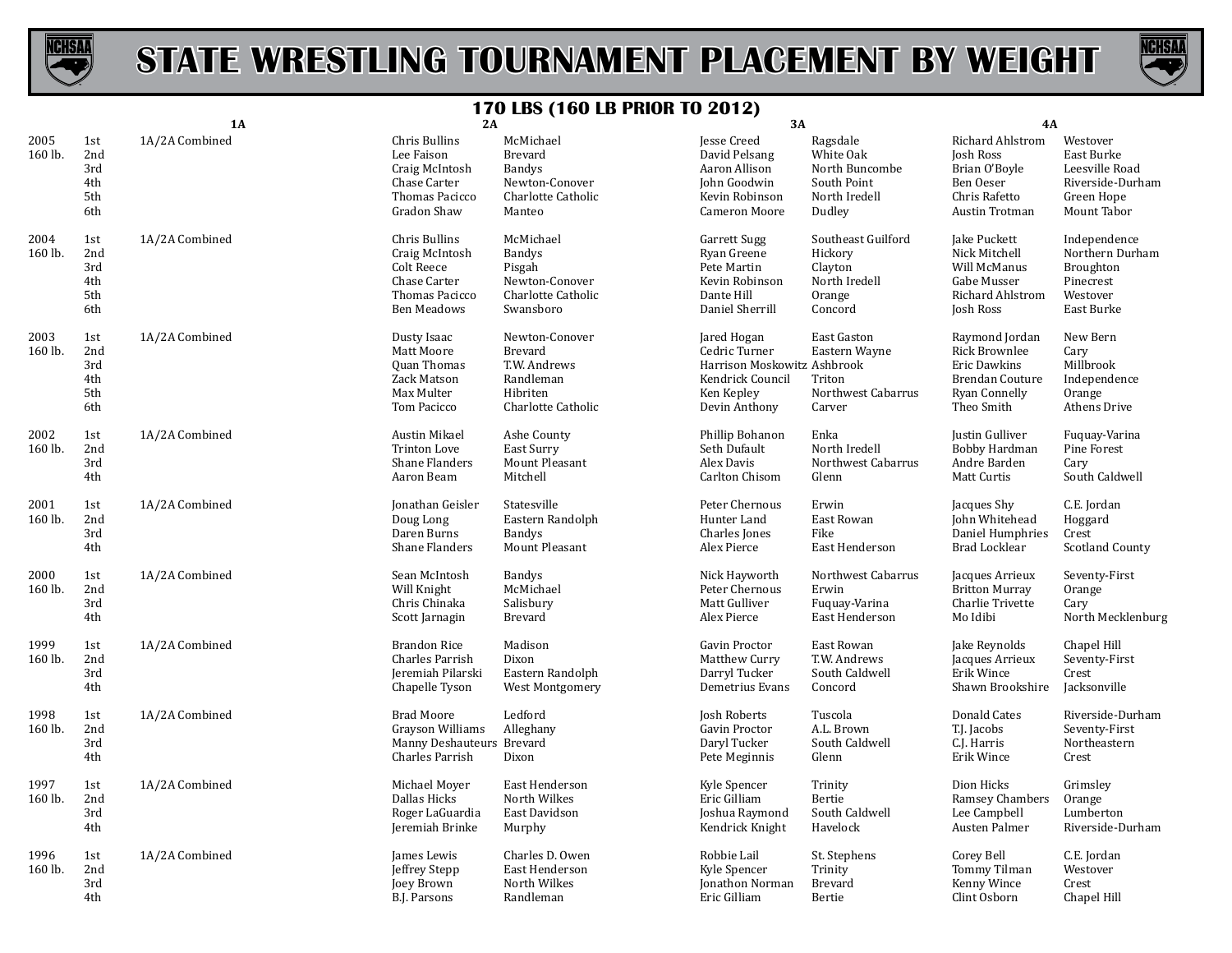# STATE WRESTLING TOURNAMENT PLACEMENT BY WEIGHT

## 170 LBS (160 LB PRIOR TO 2012)

| Year | Place | 1A | 2A | 2A School | 3A | 3A School | 4A | 4A School |
|---|---|---|---|---|---|---|---|---|
| 2005 | 1st | 1A/2A Combined | Chris Bullins | McMichael | Jesse Creed | Ragsdale | Richard Ahlstrom | Westover |
| 160 lb. | 2nd | | Lee Faison | Brevard | David Pelsang | White Oak | Josh Ross | East Burke |
| | 3rd | | Craig McIntosh | Bandys | Aaron Allison | North Buncombe | Brian O'Boyle | Leesville Road |
| | 4th | | Chase Carter | Newton-Conover | John Goodwin | South Point | Ben Oeser | Riverside-Durham |
| | 5th | | Thomas Pacicco | Charlotte Catholic | Kevin Robinson | North Iredell | Chris Rafetto | Green Hope |
| | 6th | | Gradon Shaw | Manteo | Cameron Moore | Dudley | Austin Trotman | Mount Tabor |
| 2004 | 1st | 1A/2A Combined | Chris Bullins | McMichael | Garrett Sugg | Southeast Guilford | Jake Puckett | Independence |
| 160 lb. | 2nd | | Craig McIntosh | Bandys | Ryan Greene | Hickory | Nick Mitchell | Northern Durham |
| | 3rd | | Colt Reece | Pisgah | Pete Martin | Clayton | Will McManus | Broughton |
| | 4th | | Chase Carter | Newton-Conover | Kevin Robinson | North Iredell | Gabe Musser | Pinecrest |
| | 5th | | Thomas Pacicco | Charlotte Catholic | Dante Hill | Orange | Richard Ahlstrom | Westover |
| | 6th | | Ben Meadows | Swansboro | Daniel Sherrill | Concord | Josh Ross | East Burke |
| 2003 | 1st | 1A/2A Combined | Dusty Isaac | Newton-Conover | Jared Hogan | East Gaston | Raymond Jordan | New Bern |
| 160 lb. | 2nd | | Matt Moore | Brevard | Cedric Turner | Eastern Wayne | Rick Brownlee | Cary |
| | 3rd | | Quan Thomas | T.W. Andrews | Harrison Moskowitz | Ashbrook | Eric Dawkins | Millbrook |
| | 4th | | Zack Matson | Randleman | Kendrick Council | Triton | Brendan Couture | Independence |
| | 5th | | Max Multer | Hibriten | Ken Kepley | Northwest Cabarrus | Ryan Connelly | Orange |
| | 6th | | Tom Pacicco | Charlotte Catholic | Devin Anthony | Carver | Theo Smith | Athens Drive |
| 2002 | 1st | 1A/2A Combined | Austin Mikael | Ashe County | Phillip Bohanon | Enka | Justin Gulliver | Fuquay-Varina |
| 160 lb. | 2nd | | Trinton Love | East Surry | Seth Dufault | North Iredell | Bobby Hardman | Pine Forest |
| | 3rd | | Shane Flanders | Mount Pleasant | Alex Davis | Northwest Cabarrus | Andre Barden | Cary |
| | 4th | | Aaron Beam | Mitchell | Carlton Chisom | Glenn | Matt Curtis | South Caldwell |
| 2001 | 1st | 1A/2A Combined | Jonathan Geisler | Statesville | Peter Chernous | Erwin | Jacques Shy | C.E. Jordan |
| 160 lb. | 2nd | | Doug Long | Eastern Randolph | Hunter Land | East Rowan | John Whitehead | Hoggard |
| | 3rd | | Daren Burns | Bandys | Charles Jones | Fike | Daniel Humphries | Crest |
| | 4th | | Shane Flanders | Mount Pleasant | Alex Pierce | East Henderson | Brad Locklear | Scotland County |
| 2000 | 1st | 1A/2A Combined | Sean McIntosh | Bandys | Nick Hayworth | Northwest Cabarrus | Jacques Arrieux | Seventy-First |
| 160 lb. | 2nd | | Will Knight | McMichael | Peter Chernous | Erwin | Britton Murray | Orange |
| | 3rd | | Chris Chinaka | Salisbury | Matt Gulliver | Fuquay-Varina | Charlie Trivette | Cary |
| | 4th | | Scott Jarnagin | Brevard | Alex Pierce | East Henderson | Mo Idibi | North Mecklenburg |
| 1999 | 1st | 1A/2A Combined | Brandon Rice | Madison | Gavin Proctor | East Rowan | Jake Reynolds | Chapel Hill |
| 160 lb. | 2nd | | Charles Parrish | Dixon | Matthew Curry | T.W. Andrews | Jacques Arrieux | Seventy-First |
| | 3rd | | Jeremiah Pilarski | Eastern Randolph | Darryl Tucker | South Caldwell | Erik Wince | Crest |
| | 4th | | Chapelle Tyson | West Montgomery | Demetrius Evans | Concord | Shawn Brookshire | Jacksonville |
| 1998 | 1st | 1A/2A Combined | Brad Moore | Ledford | Josh Roberts | Tuscola | Donald Cates | Riverside-Durham |
| 160 lb. | 2nd | | Grayson Williams | Alleghany | Gavin Proctor | A.L. Brown | T.J. Jacobs | Seventy-First |
| | 3rd | | Manny Deshauteurs | Brevard | Daryl Tucker | South Caldwell | C.J. Harris | Northeastern |
| | 4th | | Charles Parrish | Dixon | Pete Meginnis | Glenn | Erik Wince | Crest |
| 1997 | 1st | 1A/2A Combined | Michael Moyer | East Henderson | Kyle Spencer | Trinity | Dion Hicks | Grimsley |
| 160 lb. | 2nd | | Dallas Hicks | North Wilkes | Eric Gilliam | Bertie | Ramsey Chambers | Orange |
| | 3rd | | Roger LaGuardia | East Davidson | Joshua Raymond | South Caldwell | Lee Campbell | Lumberton |
| | 4th | | Jeremiah Brinke | Murphy | Kendrick Knight | Havelock | Austen Palmer | Riverside-Durham |
| 1996 | 1st | 1A/2A Combined | James Lewis | Charles D. Owen | Robbie Lail | St. Stephens | Corey Bell | C.E. Jordan |
| 160 lb. | 2nd | | Jeffrey Stepp | East Henderson | Kyle Spencer | Trinity | Tommy Tilman | Westover |
| | 3rd | | Joey Brown | North Wilkes | Jonathon Norman | Brevard | Kenny Wince | Crest |
| | 4th | | B.J. Parsons | Randleman | Eric Gilliam | Bertie | Clint Osborn | Chapel Hill |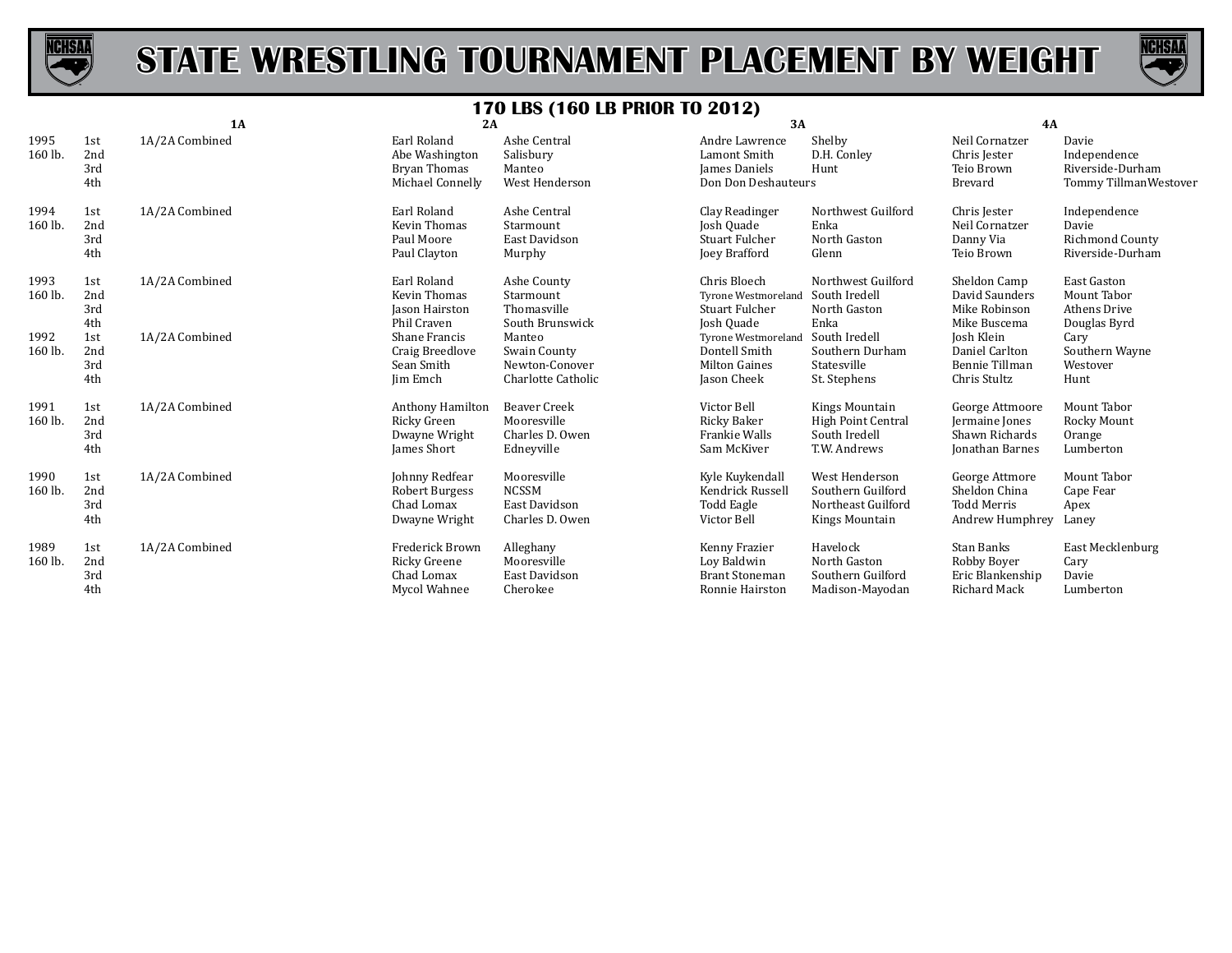# STATE WRESTLING TOURNAMENT PLACEMENT BY WEIGHT

## 170 LBS (160 LB PRIOR TO 2012)

| Year | Place | 1A | 2A | | 3A | | 4A | |
|---|---|---|---|---|---|---|---|---|
| 1995 | 1st | 1A/2A Combined | Earl Roland | Ashe Central | Andre Lawrence | Shelby | Neil Cornatzer | Davie |
| 160 lb. | 2nd | | Abe Washington | Salisbury | Lamont Smith | D.H. Conley | Chris Jester | Independence |
| | 3rd | | Bryan Thomas | Manteo | James Daniels | Hunt | Teio Brown | Riverside-Durham |
| | 4th | | Michael Connelly | West Henderson | Don Don Deshauteurs | | Brevard | Tommy TillmanWestover |
| 1994 | 1st | 1A/2A Combined | Earl Roland | Ashe Central | Clay Readinger | Northwest Guilford | Chris Jester | Independence |
| 160 lb. | 2nd | | Kevin Thomas | Starmount | Josh Quade | Enka | Neil Cornatzer | Davie |
| | 3rd | | Paul Moore | East Davidson | Stuart Fulcher | North Gaston | Danny Via | Richmond County |
| | 4th | | Paul Clayton | Murphy | Joey Brafford | Glenn | Teio Brown | Riverside-Durham |
| 1993 | 1st | 1A/2A Combined | Earl Roland | Ashe County | Chris Bloech | Northwest Guilford | Sheldon Camp | East Gaston |
| 160 lb. | 2nd | | Kevin Thomas | Starmount | Tyrone Westmoreland | South Iredell | David Saunders | Mount Tabor |
| | 3rd | | Jason Hairston | Thomasville | Stuart Fulcher | North Gaston | Mike Robinson | Athens Drive |
| | 4th | | Phil Craven | South Brunswick | Josh Quade | Enka | Mike Buscema | Douglas Byrd |
| 1992 | 1st | 1A/2A Combined | Shane Francis | Manteo | Tyrone Westmoreland | South Iredell | Josh Klein | Cary |
| 160 lb. | 2nd | | Craig Breedlove | Swain County | Dontell Smith | Southern Durham | Daniel Carlton | Southern Wayne |
| | 3rd | | Sean Smith | Newton-Conover | Milton Gaines | Statesville | Bennie Tillman | Westover |
| | 4th | | Jim Emch | Charlotte Catholic | Jason Cheek | St. Stephens | Chris Stultz | Hunt |
| 1991 | 1st | 1A/2A Combined | Anthony Hamilton | Beaver Creek | Victor Bell | Kings Mountain | George Attmoore | Mount Tabor |
| 160 lb. | 2nd | | Ricky Green | Mooresville | Ricky Baker | High Point Central | Jermaine Jones | Rocky Mount |
| | 3rd | | Dwayne Wright | Charles D. Owen | Frankie Walls | South Iredell | Shawn Richards | Orange |
| | 4th | | James Short | Edneyville | Sam McKiver | T.W. Andrews | Jonathan Barnes | Lumberton |
| 1990 | 1st | 1A/2A Combined | Johnny Redfear | Mooresville | Kyle Kuykendall | West Henderson | George Attmore | Mount Tabor |
| 160 lb. | 2nd | | Robert Burgess | NCSSM | Kendrick Russell | Southern Guilford | Sheldon China | Cape Fear |
| | 3rd | | Chad Lomax | East Davidson | Todd Eagle | Northeast Guilford | Todd Merris | Apex |
| | 4th | | Dwayne Wright | Charles D. Owen | Victor Bell | Kings Mountain | Andrew Humphrey | Laney |
| 1989 | 1st | 1A/2A Combined | Frederick Brown | Alleghany | Kenny Frazier | Havelock | Stan Banks | East Mecklenburg |
| 160 lb. | 2nd | | Ricky Greene | Mooresville | Loy Baldwin | North Gaston | Robby Boyer | Cary |
| | 3rd | | Chad Lomax | East Davidson | Brant Stoneman | Southern Guilford | Eric Blankenship | Davie |
| | 4th | | Mycol Wahnee | Cherokee | Ronnie Hairston | Madison-Mayodan | Richard Mack | Lumberton |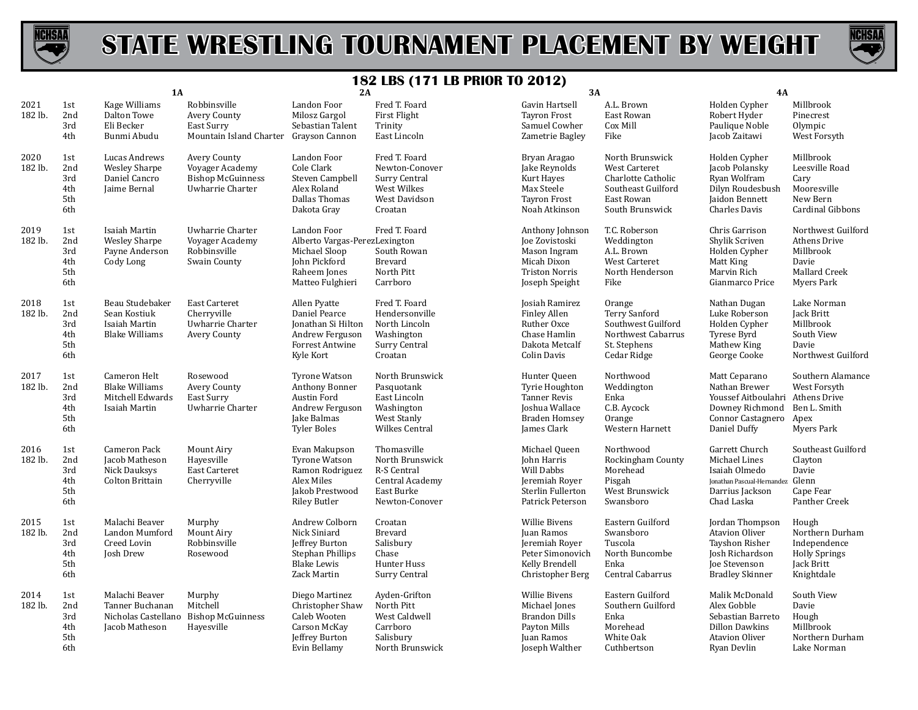# STATE WRESTLING TOURNAMENT PLACEMENT BY WEIGHT

## 182 LBS (171 LB PRIOR TO 2012)

| Year | Place | 1A | | 2A | | 3A | | 4A | |
|---|---|---|---|---|---|---|---|---|---|
| 2021 | 1st | Kage Williams | Robbinsville | Landon Foor | Fred T. Foard | Gavin Hartsell | A.L. Brown | Holden Cypher | Millbrook |
| 182 lb. | 2nd | Dalton Towe | Avery County | Milosz Gargol | First Flight | Tayron Frost | East Rowan | Robert Hyder | Pinecrest |
| | 3rd | Eli Becker | East Surry | Sebastian Talent | Trinity | Samuel Cowher | Cox Mill | Paulique Noble | Olympic |
| | 4th | Bunmi Abudu | Mountain Island Charter | Grayson Cannon | East Lincoln | Zametrie Bagley | Fike | Jacob Zaitawi | West Forsyth |
| 2020 | 1st | Lucas Andrews | Avery County | Landon Foor | Fred T. Foard | Bryan Aragao | North Brunswick | Holden Cypher | Millbrook |
| 182 lb. | 2nd | Wesley Sharpe | Voyager Academy | Cole Clark | Newton-Conover | Jake Reynolds | West Carteret | Jacob Polansky | Leesville Road |
| | 3rd | Daniel Cancro | Bishop McGuinness | Steven Campbell | Surry Central | Kurt Hayes | Charlotte Catholic | Ryan Wolfram | Cary |
| | 4th | Jaime Bernal | Uwharrie Charter | Alex Roland | West Wilkes | Max Steele | Southeast Guilford | Dilyn Roudesbush | Mooresville |
| | 5th | | | Dallas Thomas | West Davidson | Tayron Frost | East Rowan | Jaidon Bennett | New Bern |
| | 6th | | | Dakota Gray | Croatan | Noah Atkinson | South Brunswick | Charles Davis | Cardinal Gibbons |
| 2019 | 1st | Isaiah Martin | Uwharrie Charter | Landon Foor | Fred T. Foard | Anthony Johnson | T.C. Roberson | Chris Garrison | Northwest Guilford |
| 182 lb. | 2nd | Wesley Sharpe | Voyager Academy | Alberto Vargas-Perez | Lexington | Joe Zovistoski | Weddington | Shylik Scriven | Athens Drive |
| | 3rd | Payne Anderson | Robbinsville | Michael Sloop | South Rowan | Mason Ingram | A.L. Brown | Holden Cypher | Millbrook |
| | 4th | Cody Long | Swain County | John Pickford | Brevard | Micah Dixon | West Carteret | Matt King | Davie |
| | 5th | | | Raheem Jones | North Pitt | Triston Norris | North Henderson | Marvin Rich | Mallard Creek |
| | 6th | | | Matteo Fulghieri | Carrboro | Joseph Speight | Fike | Gianmarco Price | Myers Park |
| 2018 | 1st | Beau Studebaker | East Carteret | Allen Pyatte | Fred T. Foard | Josiah Ramirez | Orange | Nathan Dugan | Lake Norman |
| 182 lb. | 2nd | Sean Kostiuk | Cherryville | Daniel Pearce | Hendersonville | Finley Allen | Terry Sanford | Luke Roberson | Jack Britt |
| | 3rd | Isaiah Martin | Uwharrie Charter | Jonathan Si Hilton | North Lincoln | Ruther Oxce | Southwest Guilford | Holden Cypher | Millbrook |
| | 4th | Blake Williams | Avery County | Andrew Ferguson | Washington | Chase Hamlin | Northwest Cabarrus | Tyrese Byrd | South View |
| | 5th | | | Forrest Antwine | Surry Central | Dakota Metcalf | St. Stephens | Mathew King | Davie |
| | 6th | | | Kyle Kort | Croatan | Colin Davis | Cedar Ridge | George Cooke | Northwest Guilford |
| 2017 | 1st | Cameron Helt | Rosewood | Tyrone Watson | North Brunswick | Hunter Queen | Northwood | Matt Ceparano | Southern Alamance |
| 182 lb. | 2nd | Blake Williams | Avery County | Anthony Bonner | Pasquotank | Tyrie Houghton | Weddington | Nathan Brewer | West Forsyth |
| | 3rd | Mitchell Edwards | East Surry | Austin Ford | East Lincoln | Tanner Revis | Enka | Youssef Aitboulahri | Athens Drive |
| | 4th | Isaiah Martin | Uwharrie Charter | Andrew Ferguson | Washington | Joshua Wallace | C.B. Aycock | Downey Richmond | Ben L. Smith |
| | 5th | | | Jake Balmas | West Stanly | Braden Homsey | Orange | Connor Castagnero | Apex |
| | 6th | | | Tyler Boles | Wilkes Central | James Clark | Western Harnett | Daniel Duffy | Myers Park |
| 2016 | 1st | Cameron Pack | Mount Airy | Evan Makupson | Thomasville | Michael Queen | Northwood | Garrett Church | Southeast Guilford |
| 182 lb. | 2nd | Jacob Matheson | Hayesville | Tyrone Watson | North Brunswick | John Harris | Rockingham County | Michael Lines | Clayton |
| | 3rd | Nick Dauksys | East Carteret | Ramon Rodriguez | R-S Central | Will Dabbs | Morehead | Isaiah Olmedo | Davie |
| | 4th | Colton Brittain | Cherryville | Alex Miles | Central Academy | Jeremiah Royer | Pisgah | Jonathan Pascual-Hernandez | Glenn |
| | 5th | | | Jakob Prestwood | East Burke | Sterlin Fullerton | West Brunswick | Darrius Jackson | Cape Fear |
| | 6th | | | Riley Butler | Newton-Conover | Patrick Peterson | Swansboro | Chad Laska | Panther Creek |
| 2015 | 1st | Malachi Beaver | Murphy | Andrew Colborn | Croatan | Willie Bivens | Eastern Guilford | Jordan Thompson | Hough |
| 182 lb. | 2nd | Landon Mumford | Mount Airy | Nick Siniard | Brevard | Juan Ramos | Swansboro | Atavion Oliver | Northern Durham |
| | 3rd | Creed Lovin | Robbinsville | Jeffrey Burton | Salisbury | Jeremiah Royer | Tuscola | Tayshon Risher | Independence |
| | 4th | Josh Drew | Rosewood | Stephan Phillips | Chase | Peter Simonovich | North Buncombe | Josh Richardson | Holly Springs |
| | 5th | | | Blake Lewis | Hunter Huss | Kelly Brendell | Enka | Joe Stevenson | Jack Britt |
| | 6th | | | Zack Martin | Surry Central | Christopher Berg | Central Cabarrus | Bradley Skinner | Knightdale |
| 2014 | 1st | Malachi Beaver | Murphy | Diego Martinez | Ayden-Grifton | Willie Bivens | Eastern Guilford | Malik McDonald | South View |
| 182 lb. | 2nd | Tanner Buchanan | Mitchell | Christopher Shaw | North Pitt | Michael Jones | Southern Guilford | Alex Gobble | Davie |
| | 3rd | Nicholas Castellano | Bishop McGuinness | Caleb Wooten | West Caldwell | Brandon Dills | Enka | Sebastian Barreto | Hough |
| | 4th | Jacob Matheson | Hayesville | Carson McKay | Carrboro | Payton Mills | Morehead | Dillon Dawkins | Millbrook |
| | 5th | | | Jeffrey Burton | Salisbury | Juan Ramos | White Oak | Atavion Oliver | Northern Durham |
| | 6th | | | Evin Bellamy | North Brunswick | Joseph Walther | Cuthbertson | Ryan Devlin | Lake Norman |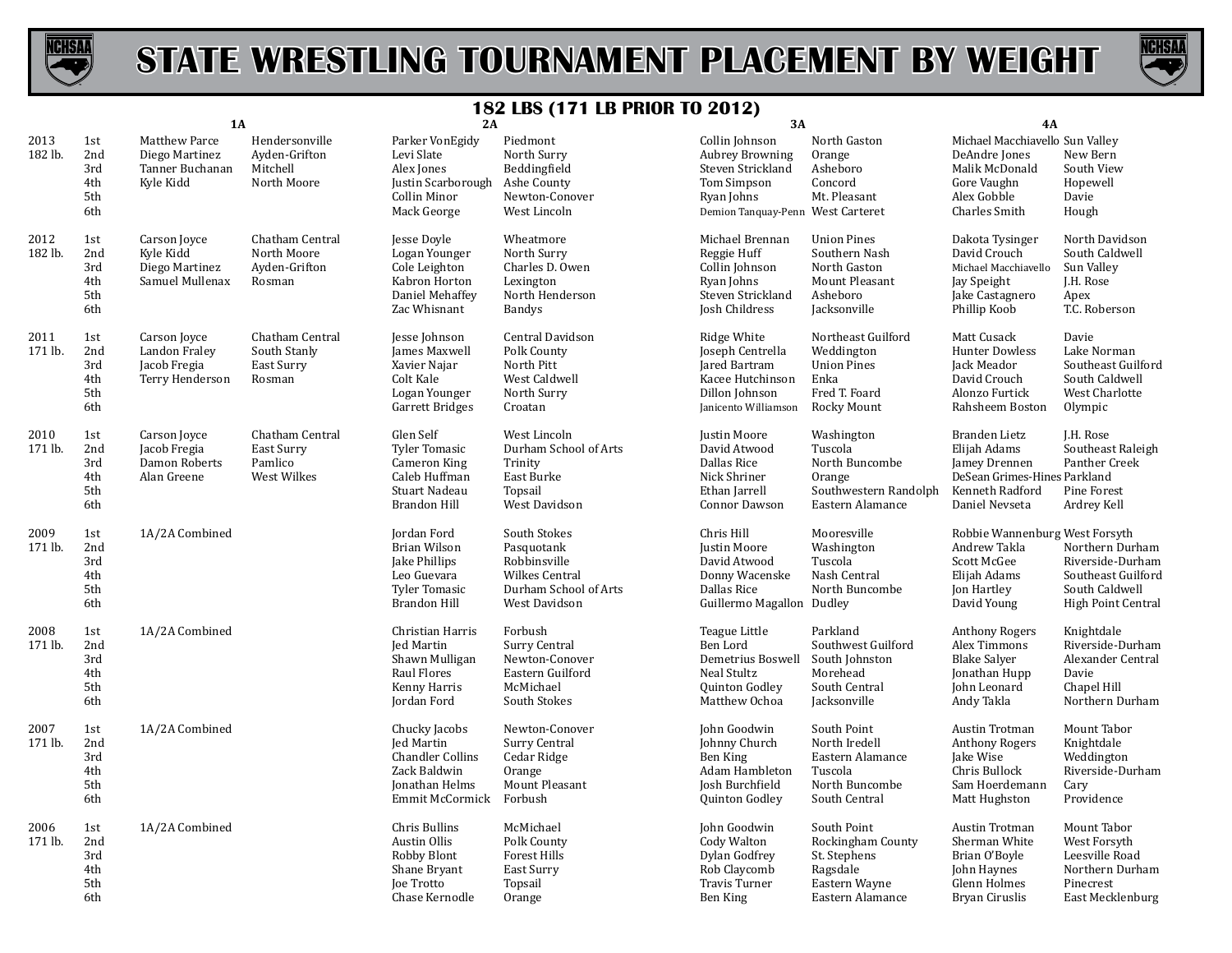# STATE WRESTLING TOURNAMENT PLACEMENT BY WEIGHT

## 182 LBS (171 LB PRIOR TO 2012)

| Year | Place | 1A | | 2A | | 3A | | 4A | |
|---|---|---|---|---|---|---|---|---|---|
| 2013 182 lb. | 1st | Matthew Parce | Hendersonville | Parker VonEgidy | Piedmont | Collin Johnson | North Gaston | Michael Macchiavello | Sun Valley |
| | 2nd | Diego Martinez | Ayden-Grifton | Levi Slate | North Surry | Aubrey Browning | Orange | DeAndre Jones | New Bern |
| | 3rd | Tanner Buchanan | Mitchell | Alex Jones | Beddingfield | Steven Strickland | Asheboro | Malik McDonald | South View |
| | 4th | Kyle Kidd | North Moore | Justin Scarborough | Ashe County | Tom Simpson | Concord | Gore Vaughn | Hopewell |
| | 5th | | | Collin Minor | Newton-Conover | Ryan Johns | Mt. Pleasant | Alex Gobble | Davie |
| | 6th | | | Mack George | West Lincoln | Demion Tanquay-Penn | West Carteret | Charles Smith | Hough |
| 2012 182 lb. | 1st | Carson Joyce | Chatham Central | Jesse Doyle | Wheatmore | Michael Brennan | Union Pines | Dakota Tysinger | North Davidson |
| | 2nd | Kyle Kidd | North Moore | Logan Younger | North Surry | Reggie Huff | Southern Nash | David Crouch | South Caldwell |
| | 3rd | Diego Martinez | Ayden-Grifton | Cole Leighton | Charles D. Owen | Collin Johnson | North Gaston | Michael Macchiavello | Sun Valley |
| | 4th | Samuel Mullenax | Rosman | Kabron Horton | Lexington | Ryan Johns | Mount Pleasant | Jay Speight | J.H. Rose |
| | 5th | | | Daniel Mehaffey | North Henderson | Steven Strickland | Asheboro | Jake Castagnero | Apex |
| | 6th | | | Zac Whisnant | Bandys | Josh Childress | Jacksonville | Phillip Koob | T.C. Roberson |
| 2011 171 lb. | 1st | Carson Joyce | Chatham Central | Jesse Johnson | Central Davidson | Ridge White | Northeast Guilford | Matt Cusack | Davie |
| | 2nd | Landon Fraley | South Stanly | James Maxwell | Polk County | Joseph Centrella | Weddington | Hunter Dowless | Lake Norman |
| | 3rd | Jacob Fregia | East Surry | Xavier Najar | North Pitt | Jared Bartram | Union Pines | Jack Meador | Southeast Guilford |
| | 4th | Terry Henderson | Rosman | Colt Kale | West Caldwell | Kacee Hutchinson | Enka | David Crouch | South Caldwell |
| | 5th | | | Logan Younger | North Surry | Dillon Johnson | Fred T. Foard | Alonzo Furtick | West Charlotte |
| | 6th | | | Garrett Bridges | Croatan | Janicento Williamson | Rocky Mount | Rahsheem Boston | Olympic |
| 2010 171 lb. | 1st | Carson Joyce | Chatham Central | Glen Self | West Lincoln | Justin Moore | Washington | Branden Lietz | J.H. Rose |
| | 2nd | Jacob Fregia | East Surry | Tyler Tomasic | Durham School of Arts | David Atwood | Tuscola | Elijah Adams | Southeast Raleigh |
| | 3rd | Damon Roberts | Pamlico | Cameron King | Trinity | Dallas Rice | North Buncombe | Jamey Drennen | Panther Creek |
| | 4th | Alan Greene | West Wilkes | Caleb Huffman | East Burke | Nick Shriner | Orange | DeSean Grimes-Hines | Parkland |
| | 5th | | | Stuart Nadeau | Topsail | Ethan Jarrell | Southwestern Randolph | Kenneth Radford | Pine Forest |
| | 6th | | | Brandon Hill | West Davidson | Connor Dawson | Eastern Alamance | Daniel Nevseta | Ardrey Kell |
| 2009 171 lb. | 1st | 1A/2A Combined | | Jordan Ford | South Stokes | Chris Hill | Mooresville | Robbie Wannenburg | West Forsyth |
| | 2nd | | | Brian Wilson | Pasquotank | Justin Moore | Washington | Andrew Takla | Northern Durham |
| | 3rd | | | Jake Phillips | Robbinsville | David Atwood | Tuscola | Scott McGee | Riverside-Durham |
| | 4th | | | Leo Guevara | Wilkes Central | Donny Wacenske | Nash Central | Elijah Adams | Southeast Guilford |
| | 5th | | | Tyler Tomasic | Durham School of Arts | Dallas Rice | North Buncombe | Jon Hartley | South Caldwell |
| | 6th | | | Brandon Hill | West Davidson | Guillermo Magallon | Dudley | David Young | High Point Central |
| 2008 171 lb. | 1st | 1A/2A Combined | | Christian Harris | Forbush | Teague Little | Parkland | Anthony Rogers | Knightdale |
| | 2nd | | | Jed Martin | Surry Central | Ben Lord | Southwest Guilford | Alex Timmons | Riverside-Durham |
| | 3rd | | | Shawn Mulligan | Newton-Conover | Demetrius Boswell | South Johnston | Blake Salyer | Alexander Central |
| | 4th | | | Raul Flores | Eastern Guilford | Neal Stultz | Morehead | Jonathan Hupp | Davie |
| | 5th | | | Kenny Harris | McMichael | Quinton Godley | South Central | John Leonard | Chapel Hill |
| | 6th | | | Jordan Ford | South Stokes | Matthew Ochoa | Jacksonville | Andy Takla | Northern Durham |
| 2007 171 lb. | 1st | 1A/2A Combined | | Chucky Jacobs | Newton-Conover | John Goodwin | South Point | Austin Trotman | Mount Tabor |
| | 2nd | | | Jed Martin | Surry Central | Johnny Church | North Iredell | Anthony Rogers | Knightdale |
| | 3rd | | | Chandler Collins | Cedar Ridge | Ben King | Eastern Alamance | Jake Wise | Weddington |
| | 4th | | | Zack Baldwin | Orange | Adam Hambleton | Tuscola | Chris Bullock | Riverside-Durham |
| | 5th | | | Jonathan Helms | Mount Pleasant | Josh Burchfield | North Buncombe | Sam Hoerdemann | Cary |
| | 6th | | | Emmit McCormick | Forbush | Quinton Godley | South Central | Matt Hughston | Providence |
| 2006 171 lb. | 1st | 1A/2A Combined | | Chris Bullins | McMichael | John Goodwin | South Point | Austin Trotman | Mount Tabor |
| | 2nd | | | Austin Ollis | Polk County | Cody Walton | Rockingham County | Sherman White | West Forsyth |
| | 3rd | | | Robby Blont | Forest Hills | Dylan Godfrey | St. Stephens | Brian O'Boyle | Leesville Road |
| | 4th | | | Shane Bryant | East Surry | Rob Claycomb | Ragsdale | John Haynes | Northern Durham |
| | 5th | | | Joe Trotto | Topsail | Travis Turner | Eastern Wayne | Glenn Holmes | Pinecrest |
| | 6th | | | Chase Kernodle | Orange | Ben King | Eastern Alamance | Bryan Ciruslis | East Mecklenburg |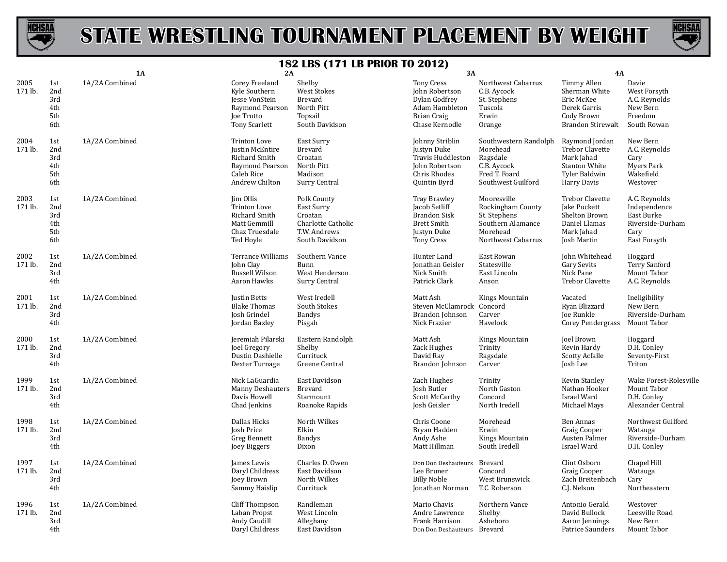# STATE WRESTLING TOURNAMENT PLACEMENT BY WEIGHT

## 182 LBS (171 LB PRIOR TO 2012)

| Year | Place | 1A | 2A | 2A School | 3A | 3A School | 4A | 4A School |
|---|---|---|---|---|---|---|---|---|
| 2005 | 1st | 1A/2A Combined | Corey Freeland | Shelby | Tony Cress | Northwest Cabarrus | Timmy Allen | Davie |
| 171 lb. | 2nd | | Kyle Southern | West Stokes | John Robertson | C.B. Aycock | Sherman White | West Forsyth |
| | 3rd | | Jesse VonStein | Brevard | Dylan Godfrey | St. Stephens | Eric McKee | A.C. Reynolds |
| | 4th | | Raymond Pearson | North Pitt | Adam Hambleton | Tuscola | Derek Garris | New Bern |
| | 5th | | Joe Trotto | Topsail | Brian Craig | Erwin | Cody Brown | Freedom |
| | 6th | | Tony Scarlett | South Davidson | Chase Kernodle | Orange | Brandon Stirewalt | South Rowan |
| 2004 | 1st | 1A/2A Combined | Trinton Love | East Surry | Johnny Striblin | Southwestern Randolph | Raymond Jordan | New Bern |
| 171 lb. | 2nd | | Justin McEntire | Brevard | Justyn Duke | Morehead | Trebor Clavette | A.C. Reynolds |
| | 3rd | | Richard Smith | Croatan | Travis Huddleston | Ragsdale | Mark Jahad | Cary |
| | 4th | | Raymond Pearson | North Pitt | John Robertson | C.B. Aycock | Stanton White | Myers Park |
| | 5th | | Caleb Rice | Madison | Chris Rhodes | Fred T. Foard | Tyler Baldwin | Wakefield |
| | 6th | | Andrew Chilton | Surry Central | Quintin Byrd | Southwest Guilford | Harry Davis | Westover |
| 2003 | 1st | 1A/2A Combined | Jim Ollis | Polk County | Tray Brawley | Mooresville | Trebor Clavette | A.C. Reynolds |
| 171 lb. | 2nd | | Trinton Love | East Surry | Jacob Setliff | Rockingham County | Jake Puckett | Independence |
| | 3rd | | Richard Smith | Croatan | Brandon Sisk | St. Stephens | Shelton Brown | East Burke |
| | 4th | | Matt Gemmill | Charlotte Catholic | Brett Smith | Southern Alamance | Daniel Llamas | Riverside-Durham |
| | 5th | | Chaz Truesdale | T.W. Andrews | Justyn Duke | Morehead | Mark Jahad | Cary |
| | 6th | | Ted Hoyle | South Davidson | Tony Cress | Northwest Cabarrus | Josh Martin | East Forsyth |
| 2002 | 1st | 1A/2A Combined | Terrance Williams | Southern Vance | Hunter Land | East Rowan | John Whitehead | Hoggard |
| 171 lb. | 2nd | | John Clay | Bunn | Jonathan Geisler | Statesville | Gary Sevits | Terry Sanford |
| | 3rd | | Russell Wilson | West Henderson | Nick Smith | East Lincoln | Nick Pane | Mount Tabor |
| | 4th | | Aaron Hawks | Surry Central | Patrick Clark | Anson | Trebor Clavette | A.C. Reynolds |
| 2001 | 1st | 1A/2A Combined | Justin Betts | West Iredell | Matt Ash | Kings Mountain | Vacated | Ineligibility |
| 171 lb. | 2nd | | Blake Thomas | South Stokes | Steven McClamrock | Concord | Ryan Blizzard | New Bern |
| | 3rd | | Josh Grindel | Bandys | Brandon Johnson | Carver | Joe Runkle | Riverside-Durham |
| | 4th | | Jordan Baxley | Pisgah | Nick Frazier | Havelock | Corey Pendergrass | Mount Tabor |
| 2000 | 1st | 1A/2A Combined | Jeremiah Pilarski | Eastern Randolph | Matt Ash | Kings Mountain | Joel Brown | Hoggard |
| 171 lb. | 2nd | | Joel Gregory | Shelby | Zack Hughes | Trinity | Kevin Hardy | D.H. Conley |
| | 3rd | | Dustin Dashielle | Currituck | David Ray | Ragsdale | Scotty Acfalle | Seventy-First |
| | 4th | | Dexter Turnage | Greene Central | Brandon Johnson | Carver | Josh Lee | Triton |
| 1999 | 1st | 1A/2A Combined | Nick LaGuardia | East Davidson | Zach Hughes | Trinity | Kevin Stanley | Wake Forest-Rolesville |
| 171 lb. | 2nd | | Manny Deshauters | Brevard | Josh Butler | North Gaston | Nathan Hooker | Mount Tabor |
| | 3rd | | Davis Howell | Starmount | Scott McCarthy | Concord | Israel Ward | D.H. Conley |
| | 4th | | Chad Jenkins | Roanoke Rapids | Josh Geisler | North Iredell | Michael Mays | Alexander Central |
| 1998 | 1st | 1A/2A Combined | Dallas Hicks | North Wilkes | Chris Coone | Morehead | Ben Annas | Northwest Guilford |
| 171 lb. | 2nd | | Josh Price | Elkin | Bryan Hadden | Erwin | Graig Cooper | Watauga |
| | 3rd | | Greg Bennett | Bandys | Andy Ashe | Kings Mountain | Austen Palmer | Riverside-Durham |
| | 4th | | Joey Biggers | Dixon | Matt Hillman | South Iredell | Israel Ward | D.H. Conley |
| 1997 | 1st | 1A/2A Combined | James Lewis | Charles D. Owen | Don Don Deshauteurs | Brevard | Clint Osborn | Chapel Hill |
| 171 lb. | 2nd | | Daryl Childress | East Davidson | Lee Bruner | Concord | Graig Cooper | Watauga |
| | 3rd | | Joey Brown | North Wilkes | Billy Noble | West Brunswick | Zach Breitenbach | Cary |
| | 4th | | Sammy Haislip | Currituck | Jonathan Norman | T.C. Roberson | C.J. Nelson | Northeastern |
| 1996 | 1st | 1A/2A Combined | Cliff Thompson | Randleman | Mario Chavis | Northern Vance | Antonio Gerald | Westover |
| 171 lb. | 2nd | | Laban Propst | West Lincoln | Andre Lawrence | Shelby | David Bullock | Leesville Road |
| | 3rd | | Andy Caudill | Alleghany | Frank Harrison | Asheboro | Aaron Jennings | New Bern |
| | 4th | | Daryl Childress | East Davidson | Don Don Deshauteurs | Brevard | Patrice Saunders | Mount Tabor |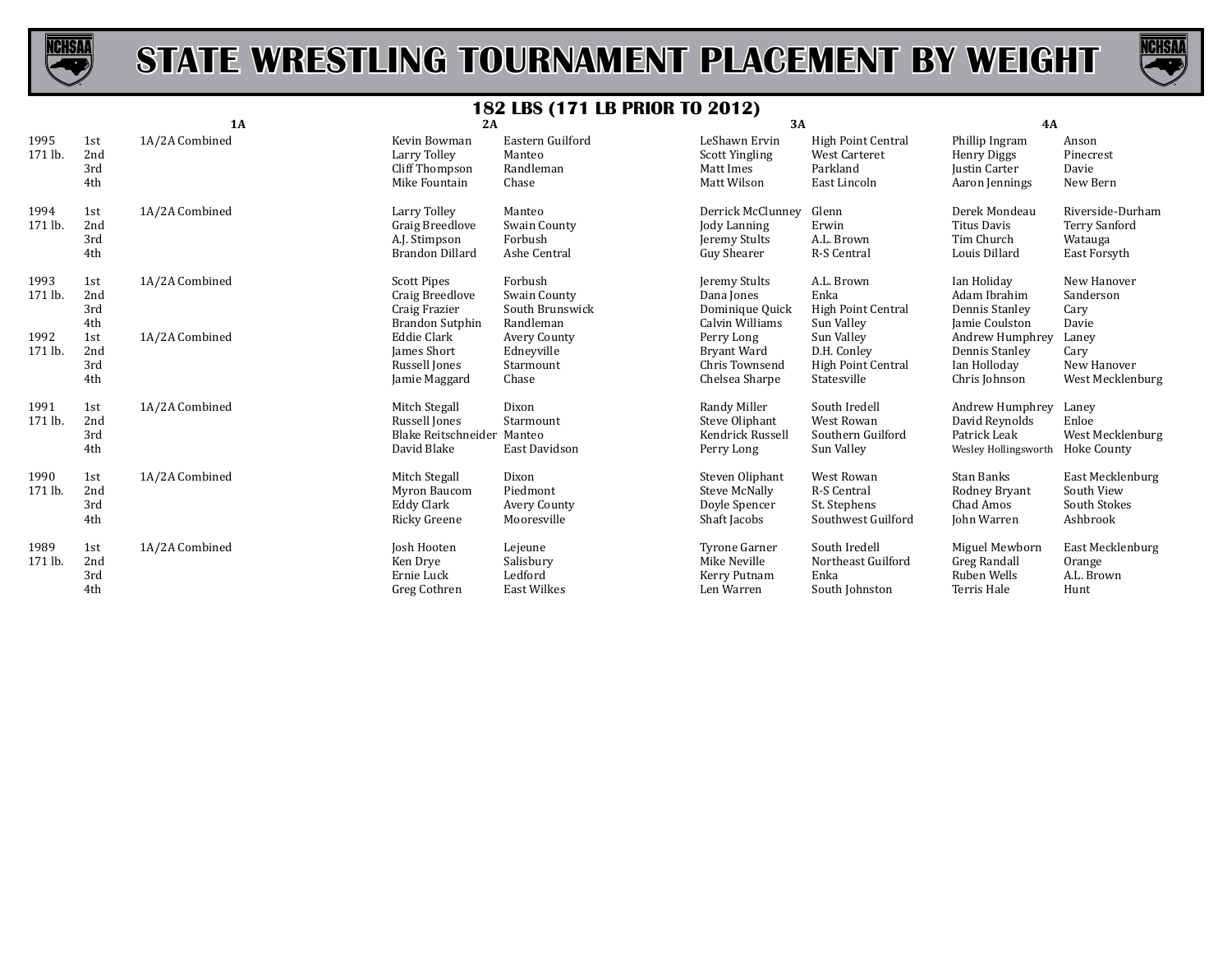# STATE WRESTLING TOURNAMENT PLACEMENT BY WEIGHT

## 182 LBS (171 LB PRIOR TO 2012)

| Year | Place | 1A | 2A | | 3A | | 4A | |
|---|---|---|---|---|---|---|---|---|
| 1995 | 1st | 1A/2A Combined | Kevin Bowman | Eastern Guilford | LeShawn Ervin | High Point Central | Phillip Ingram | Anson |
| 171 lb. | 2nd | | Larry Tolley | Manteo | Scott Yingling | West Carteret | Henry Diggs | Pinecrest |
| | 3rd | | Cliff Thompson | Randleman | Matt Imes | Parkland | Justin Carter | Davie |
| | 4th | | Mike Fountain | Chase | Matt Wilson | East Lincoln | Aaron Jennings | New Bern |
| 1994 | 1st | 1A/2A Combined | Larry Tolley | Manteo | Derrick McClunney | Glenn | Derek Mondeau | Riverside-Durham |
| 171 lb. | 2nd | | Graig Breedlove | Swain County | Jody Lanning | Erwin | Titus Davis | Terry Sanford |
| | 3rd | | A.J. Stimpson | Forbush | Jeremy Stults | A.L. Brown | Tim Church | Watauga |
| | 4th | | Brandon Dillard | Ashe Central | Guy Shearer | R-S Central | Louis Dillard | East Forsyth |
| 1993 | 1st | 1A/2A Combined | Scott Pipes | Forbush | Jeremy Stults | A.L. Brown | Ian Holiday | New Hanover |
| 171 lb. | 2nd | | Craig Breedlove | Swain County | Dana Jones | Enka | Adam Ibrahim | Sanderson |
| | 3rd | | Craig Frazier | South Brunswick | Dominique Quick | High Point Central | Dennis Stanley | Cary |
| | 4th | | Brandon Sutphin | Randleman | Calvin Williams | Sun Valley | Jamie Coulston | Davie |
| 1992 | 1st | 1A/2A Combined | Eddie Clark | Avery County | Perry Long | Sun Valley | Andrew Humphrey | Laney |
| 171 lb. | 2nd | | James Short | Edneyville | Bryant Ward | D.H. Conley | Dennis Stanley | Cary |
| | 3rd | | Russell Jones | Starmount | Chris Townsend | High Point Central | Ian Holloday | New Hanover |
| | 4th | | Jamie Maggard | Chase | Chelsea Sharpe | Statesville | Chris Johnson | West Mecklenburg |
| 1991 | 1st | 1A/2A Combined | Mitch Stegall | Dixon | Randy Miller | South Iredell | Andrew Humphrey | Laney |
| 171 lb. | 2nd | | Russell Jones | Starmount | Steve Oliphant | West Rowan | David Reynolds | Enloe |
| | 3rd | | Blake Reitschneider | Manteo | Kendrick Russell | Southern Guilford | Patrick Leak | West Mecklenburg |
| | 4th | | David Blake | East Davidson | Perry Long | Sun Valley | Wesley Hollingsworth | Hoke County |
| 1990 | 1st | 1A/2A Combined | Mitch Stegall | Dixon | Steven Oliphant | West Rowan | Stan Banks | East Mecklenburg |
| 171 lb. | 2nd | | Myron Baucom | Piedmont | Steve McNally | R-S Central | Rodney Bryant | South View |
| | 3rd | | Eddy Clark | Avery County | Doyle Spencer | St. Stephens | Chad Amos | South Stokes |
| | 4th | | Ricky Greene | Mooresville | Shaft Jacobs | Southwest Guilford | John Warren | Ashbrook |
| 1989 | 1st | 1A/2A Combined | Josh Hooten | Lejeune | Tyrone Garner | South Iredell | Miguel Mewborn | East Mecklenburg |
| 171 lb. | 2nd | | Ken Drye | Salisbury | Mike Neville | Northeast Guilford | Greg Randall | Orange |
| | 3rd | | Ernie Luck | Ledford | Kerry Putnam | Enka | Ruben Wells | A.L. Brown |
| | 4th | | Greg Cothren | East Wilkes | Len Warren | South Johnston | Terris Hale | Hunt |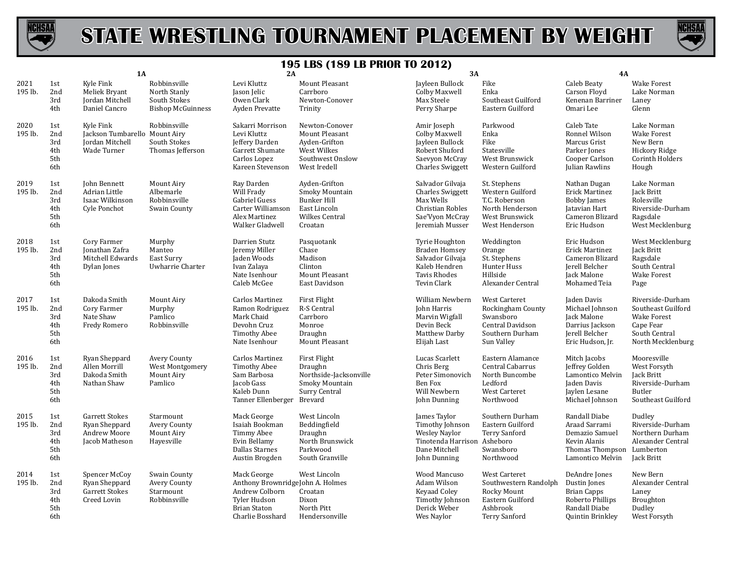# STATE WRESTLING TOURNAMENT PLACEMENT BY WEIGHT

## 195 LBS (189 LB PRIOR TO 2012)

| Year | Place | 1A | | 2A | | 3A | | 4A | |
|---|---|---|---|---|---|---|---|---|---|
| 2021 195 lb. | 1st | Kyle Fink | Robbinsville | Levi Kluttz | Mount Pleasant | Jayleen Bullock | Fike | Caleb Beaty | Wake Forest |
| | 2nd | Meliek Bryant | North Stanly | Jason Jelic | Carrboro | Colby Maxwell | Enka | Carson Floyd | Lake Norman |
| | 3rd | Jordan Mitchell | South Stokes | Owen Clark | Newton-Conover | Max Steele | Southeast Guilford | Kenenan Barriner | Laney |
| | 4th | Daniel Cancro | Bishop McGuinness | Ayden Prevatte | Trinity | Perry Sharpe | Eastern Guilford | Omari Lee | Glenn |
| 2020 195 lb. | 1st | Kyle Fink | Robbinsville | Sakarri Morrison | Newton-Conover | Amir Joseph | Parkwood | Caleb Tate | Lake Norman |
| | 2nd | Jackson Tumbarello | Mount Airy | Levi Kluttz | Mount Pleasant | Colby Maxwell | Enka | Ronnel Wilson | Wake Forest |
| | 3rd | Jordan Mitchell | South Stokes | Jeffery Darden | Ayden-Grifton | Jayleen Bullock | Fike | Marcus Grist | New Bern |
| | 4th | Wade Turner | Thomas Jefferson | Garrett Shumate | West Wilkes | Robert Shuford | Statesville | Parker Jones | Hickory Ridge |
| | 5th | | | Carlos Lopez | Southwest Onslow | Saevyon McCray | West Brunswick | Cooper Carlson | Corinth Holders |
| | 6th | | | Kareen Stevenson | West Iredell | Charles Swiggett | Western Guilford | Julian Rawlins | Hough |
| 2019 195 lb. | 1st | John Bennett | Mount Airy | Ray Darden | Ayden-Grifton | Salvador Gilvaja | St. Stephens | Nathan Dugan | Lake Norman |
| | 2nd | Adrian Little | Albemarle | Will Frady | Smoky Mountain | Charles Swiggett | Western Guilford | Erick Martinez | Jack Britt |
| | 3rd | Isaac Wilkinson | Robbinsville | Gabriel Guess | Bunker Hill | Max Wells | T.C. Roberson | Bobby James | Rolesville |
| | 4th | Cyle Ponchot | Swain County | Carter Williamson | East Lincoln | Christian Robles | North Henderson | Jatavian Hart | Riverside-Durham |
| | 5th | | | Alex Martinez | Wilkes Central | Sae'Vyon McCray | West Brunswick | Cameron Blizard | Ragsdale |
| | 6th | | | Walker Gladwell | Croatan | Jeremiah Musser | West Henderson | Eric Hudson | West Mecklenburg |
| 2018 195 lb. | 1st | Cory Farmer | Murphy | Darrien Stutz | Pasquotank | Tyrie Houghton | Weddington | Eric Hudson | West Mecklenburg |
| | 2nd | Jonathan Zafra | Manteo | Jeremy Miller | Chase | Braden Homsey | Orange | Erick Martinez | Jack Britt |
| | 3rd | Mitchell Edwards | East Surry | Jaden Woods | Madison | Salvador Gilvaja | St. Stephens | Cameron Blizard | Ragsdale |
| | 4th | Dylan Jones | Uwharrie Charter | Ivan Zalaya | Clinton | Kaleb Hendren | Hunter Huss | Jerell Belcher | South Central |
| | 5th | | | Nate Isenhour | Mount Pleasant | Tavis Rhodes | Hillside | Jack Malone | Wake Forest |
| | 6th | | | Caleb McGee | East Davidson | Tevin Clark | Alexander Central | Mohamed Teia | Page |
| 2017 195 lb. | 1st | Dakoda Smith | Mount Airy | Carlos Martinez | First Flight | William Newbern | West Carteret | Jaden Davis | Riverside-Durham |
| | 2nd | Cory Farmer | Murphy | Ramon Rodriguez | R-S Central | John Harris | Rockingham County | Michael Johnson | Southeast Guilford |
| | 3rd | Nate Shaw | Pamlico | Mark Chaid | Carrboro | Marvin Wigfall | Swansboro | Jack Malone | Wake Forest |
| | 4th | Fredy Romero | Robbinsville | Devohn Cruz | Monroe | Devin Beck | Central Davidson | Darrius Jackson | Cape Fear |
| | 5th | | | Timothy Abee | Draughn | Matthew Darby | Southern Durham | Jerell Belcher | South Central |
| | 6th | | | Nate Isenhour | Mount Pleasant | Elijah Last | Sun Valley | Eric Hudson, Jr. | North Mecklenburg |
| 2016 195 lb. | 1st | Ryan Sheppard | Avery County | Carlos Martinez | First Flight | Lucas Scarlett | Eastern Alamance | Mitch Jacobs | Mooresville |
| | 2nd | Allen Morrill | West Montgomery | Timothy Abee | Draughn | Chris Berg | Central Cabarrus | Jeffrey Golden | West Forsyth |
| | 3rd | Dakoda Smith | Mount Airy | Sam Barbosa | Northside-Jacksonville | Peter Simonovich | North Buncombe | Lamontico Melvin | Jack Britt |
| | 4th | Nathan Shaw | Pamlico | Jacob Gass | Smoky Mountain | Ben Fox | Ledford | Jaden Davis | Riverside-Durham |
| | 5th | | | Kaleb Dunn | Surry Central | Will Newbern | West Carteret | Jaylen Lesane | Butler |
| | 6th | | | Tanner Ellenberger | Brevard | John Dunning | Northwood | Michael Johnson | Southeast Guilford |
| 2015 195 lb. | 1st | Garrett Stokes | Starmount | Mack George | West Lincoln | James Taylor | Southern Durham | Randall Diabe | Dudley |
| | 2nd | Ryan Sheppard | Avery County | Isaiah Bookman | Beddingfield | Timothy Johnson | Eastern Guilford | Araad Sarrami | Riverside-Durham |
| | 3rd | Andrew Moore | Mount Airy | Timmy Abee | Draughn | Wesley Naylor | Terry Sanford | Demazio Samuel | Northern Durham |
| | 4th | Jacob Matheson | Hayesville | Evin Bellamy | North Brunswick | Tinotenda Harrison | Asheboro | Kevin Alanis | Alexander Central |
| | 5th | | | Dallas Starnes | Parkwood | Dane Mitchell | Swansboro | Thomas Thompson | Lumberton |
| | 6th | | | Austin Brogden | South Granville | John Dunning | Northwood | Lamontico Melvin | Jack Britt |
| 2014 195 lb. | 1st | Spencer McCoy | Swain County | Mack George | West Lincoln | Wood Mancuso | West Carteret | DeAndre Jones | New Bern |
| | 2nd | Ryan Sheppard | Avery County | Anthony Brownridge | John A. Holmes | Adam Wilson | Southwestern Randolph | Dustin Jones | Alexander Central |
| | 3rd | Garrett Stokes | Starmount | Andrew Colborn | Croatan | Keyaad Coley | Rocky Mount | Brian Capps | Laney |
| | 4th | Creed Lovin | Robbinsville | Tyler Hudson | Dixon | Timothy Johnson | Eastern Guilford | Roberto Phillips | Broughton |
| | 5th | | | Brian Staton | North Pitt | Derick Weber | Ashbrook | Randall Diabe | Dudley |
| | 6th | | | Charlie Bosshard | Hendersonville | Wes Naylor | Terry Sanford | Quintin Brinkley | West Forsyth |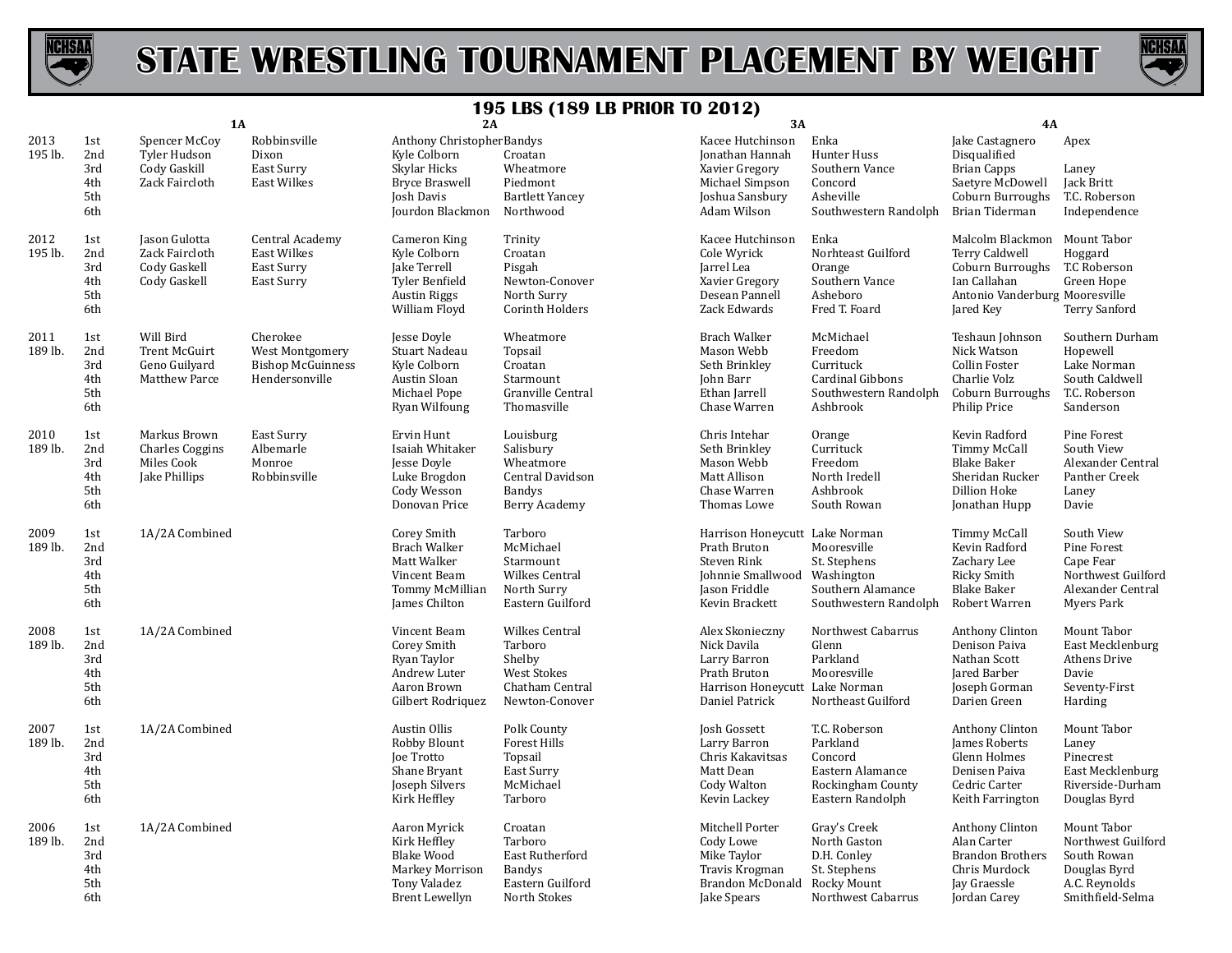# STATE WRESTLING TOURNAMENT PLACEMENT BY WEIGHT

## 195 LBS (189 LB PRIOR TO 2012)

| Year | Place | 1A | | 2A | | 3A | | 4A | |
|---|---|---|---|---|---|---|---|---|---|
| 2013 | 1st | Spencer McCoy | Robbinsville | Anthony Christopher | Bandys | Kacee Hutchinson | Enka | Jake Castagnero | Apex |
| 195 lb. | 2nd | Tyler Hudson | Dixon | Kyle Colborn | Croatan | Jonathan Hannah | Hunter Huss | Disqualified | |
| | 3rd | Cody Gaskill | East Surry | Skylar Hicks | Wheatmore | Xavier Gregory | Southern Vance | Brian Capps | Laney |
| | 4th | Zack Faircloth | East Wilkes | Bryce Braswell | Piedmont | Michael Simpson | Concord | Saetyre McDowell | Jack Britt |
| | 5th | | | Josh Davis | Bartlett Yancey | Joshua Sansbury | Asheville | Coburn Burroughs | T.C. Roberson |
| | 6th | | | Jourdon Blackmon | Northwood | Adam Wilson | Southwestern Randolph | Brian Tiderman | Independence |
| 2012 | 1st | Jason Gulotta | Central Academy | Cameron King | Trinity | Kacee Hutchinson | Enka | Malcolm Blackmon | Mount Tabor |
| 195 lb. | 2nd | Zack Faircloth | East Wilkes | Kyle Colborn | Croatan | Cole Wyrick | Norhteast Guilford | Terry Caldwell | Hoggard |
| | 3rd | Cody Gaskell | East Surry | Jake Terrell | Pisgah | Jarrel Lea | Orange | Coburn Burroughs | T.C Roberson |
| | 4th | Cody Gaskell | East Surry | Tyler Benfield | Newton-Conover | Xavier Gregory | Southern Vance | Ian Callahan | Green Hope |
| | 5th | | | Austin Riggs | North Surry | Desean Pannell | Asheboro | Antonio Vanderburg | Mooresville |
| | 6th | | | William Floyd | Corinth Holders | Zack Edwards | Fred T. Foard | Jared Key | Terry Sanford |
| 2011 | 1st | Will Bird | Cherokee | Jesse Doyle | Wheatmore | Brach Walker | McMichael | Teshaun Johnson | Southern Durham |
| 189 lb. | 2nd | Trent McGuirt | West Montgomery | Stuart Nadeau | Topsail | Mason Webb | Freedom | Nick Watson | Hopewell |
| | 3rd | Geno Guilyard | Bishop McGuinness | Kyle Colborn | Croatan | Seth Brinkley | Currituck | Collin Foster | Lake Norman |
| | 4th | Matthew Parce | Hendersonville | Austin Sloan | Starmount | John Barr | Cardinal Gibbons | Charlie Volz | South Caldwell |
| | 5th | | | Michael Pope | Granville Central | Ethan Jarrell | Southwestern Randolph | Coburn Burroughs | T.C. Roberson |
| | 6th | | | Ryan Wilfoung | Thomasville | Chase Warren | Ashbrook | Philip Price | Sanderson |
| 2010 | 1st | Markus Brown | East Surry | Ervin Hunt | Louisburg | Chris Intehar | Orange | Kevin Radford | Pine Forest |
| 189 lb. | 2nd | Charles Coggins | Albemarle | Isaiah Whitaker | Salisbury | Seth Brinkley | Currituck | Timmy McCall | South View |
| | 3rd | Miles Cook | Monroe | Jesse Doyle | Wheatmore | Mason Webb | Freedom | Blake Baker | Alexander Central |
| | 4th | Jake Phillips | Robbinsville | Luke Brogdon | Central Davidson | Matt Allison | North Iredell | Sheridan Rucker | Panther Creek |
| | 5th | | | Cody Wesson | Bandys | Chase Warren | Ashbrook | Dillion Hoke | Laney |
| | 6th | | | Donovan Price | Berry Academy | Thomas Lowe | South Rowan | Jonathan Hupp | Davie |
| 2009 | 1st | 1A/2A Combined | | Corey Smith | Tarboro | Harrison Honeycutt | Lake Norman | Timmy McCall | South View |
| 189 lb. | 2nd | | | Brach Walker | McMichael | Prath Bruton | Mooresville | Kevin Radford | Pine Forest |
| | 3rd | | | Matt Walker | Starmount | Steven Rink | St. Stephens | Zachary Lee | Cape Fear |
| | 4th | | | Vincent Beam | Wilkes Central | Johnnie Smallwood | Washington | Ricky Smith | Northwest Guilford |
| | 5th | | | Tommy McMillian | North Surry | Jason Friddle | Southern Alamance | Blake Baker | Alexander Central |
| | 6th | | | James Chilton | Eastern Guilford | Kevin Brackett | Southwestern Randolph | Robert Warren | Myers Park |
| 2008 | 1st | 1A/2A Combined | | Vincent Beam | Wilkes Central | Alex Skonieczny | Northwest Cabarrus | Anthony Clinton | Mount Tabor |
| 189 lb. | 2nd | | | Corey Smith | Tarboro | Nick Davila | Glenn | Denison Paiva | East Mecklenburg |
| | 3rd | | | Ryan Taylor | Shelby | Larry Barron | Parkland | Nathan Scott | Athens Drive |
| | 4th | | | Andrew Luter | West Stokes | Prath Bruton | Mooresville | Jared Barber | Davie |
| | 5th | | | Aaron Brown | Chatham Central | Harrison Honeycutt | Lake Norman | Joseph Gorman | Seventy-First |
| | 6th | | | Gilbert Rodriquez | Newton-Conover | Daniel Patrick | Northeast Guilford | Darien Green | Harding |
| 2007 | 1st | 1A/2A Combined | | Austin Ollis | Polk County | Josh Gossett | T.C. Roberson | Anthony Clinton | Mount Tabor |
| 189 lb. | 2nd | | | Robby Blount | Forest Hills | Larry Barron | Parkland | James Roberts | Laney |
| | 3rd | | | Joe Trotto | Topsail | Chris Kakavitsas | Concord | Glenn Holmes | Pinecrest |
| | 4th | | | Shane Bryant | East Surry | Matt Dean | Eastern Alamance | Denisen Paiva | East Mecklenburg |
| | 5th | | | Joseph Silvers | McMichael | Cody Walton | Rockingham County | Cedric Carter | Riverside-Durham |
| | 6th | | | Kirk Heffley | Tarboro | Kevin Lackey | Eastern Randolph | Keith Farrington | Douglas Byrd |
| 2006 | 1st | 1A/2A Combined | | Aaron Myrick | Croatan | Mitchell Porter | Gray's Creek | Anthony Clinton | Mount Tabor |
| 189 lb. | 2nd | | | Kirk Heffley | Tarboro | Cody Lowe | North Gaston | Alan Carter | Northwest Guilford |
| | 3rd | | | Blake Wood | East Rutherford | Mike Taylor | D.H. Conley | Brandon Brothers | South Rowan |
| | 4th | | | Markey Morrison | Bandys | Travis Krogman | St. Stephens | Chris Murdock | Douglas Byrd |
| | 5th | | | Tony Valadez | Eastern Guilford | Brandon McDonald | Rocky Mount | Jay Graessle | A.C. Reynolds |
| | 6th | | | Brent Lewellyn | North Stokes | Jake Spears | Northwest Cabarrus | Jordan Carey | Smithfield-Selma |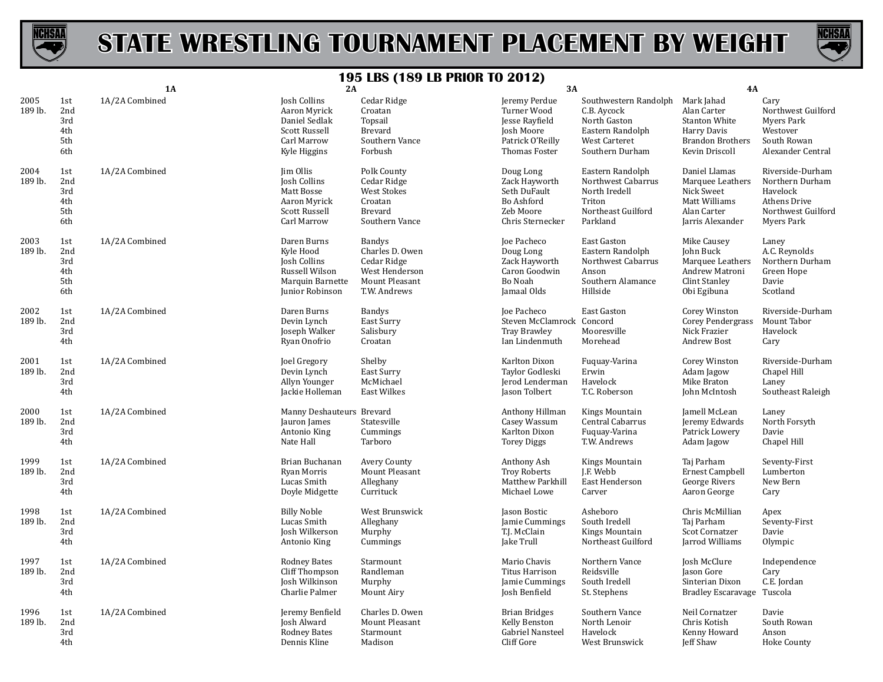# STATE WRESTLING TOURNAMENT PLACEMENT BY WEIGHT

## 195 LBS (189 LB PRIOR TO 2012)

| Year | Place | 1A | | 2A | | 3A | | 4A | |
|---|---|---|---|---|---|---|---|---|---|
| 2005 189 lb. | 1st | 1A/2A Combined | | Josh Collins | Cedar Ridge | Jeremy Perdue | Southwestern Randolph | Mark Jahad | Cary |
| | 2nd | | | Aaron Myrick | Croatan | Turner Wood | C.B. Aycock | Alan Carter | Northwest Guilford |
| | 3rd | | | Daniel Sedlak | Topsail | Jesse Rayfield | North Gaston | Stanton White | Myers Park |
| | 4th | | | Scott Russell | Brevard | Josh Moore | Eastern Randolph | Harry Davis | Westover |
| | 5th | | | Carl Marrow | Southern Vance | Patrick O'Reilly | West Carteret | Brandon Brothers | South Rowan |
| | 6th | | | Kyle Higgins | Forbush | Thomas Foster | Southern Durham | Kevin Driscoll | Alexander Central |
| 2004 189 lb. | 1st | 1A/2A Combined | | Jim Ollis | Polk County | Doug Long | Eastern Randolph | Daniel Llamas | Riverside-Durham |
| | 2nd | | | Josh Collins | Cedar Ridge | Zack Hayworth | Northwest Cabarrus | Marquee Leathers | Northern Durham |
| | 3rd | | | Matt Bosse | West Stokes | Seth DuFault | North Iredell | Nick Sweet | Havelock |
| | 4th | | | Aaron Myrick | Croatan | Bo Ashford | Triton | Matt Williams | Athens Drive |
| | 5th | | | Scott Russell | Brevard | Zeb Moore | Northeast Guilford | Alan Carter | Northwest Guilford |
| | 6th | | | Carl Marrow | Southern Vance | Chris Sternecker | Parkland | Jarris Alexander | Myers Park |
| 2003 189 lb. | 1st | 1A/2A Combined | | Daren Burns | Bandys | Joe Pacheco | East Gaston | Mike Causey | Laney |
| | 2nd | | | Kyle Hood | Charles D. Owen | Doug Long | Eastern Randolph | John Buck | A.C. Reynolds |
| | 3rd | | | Josh Collins | Cedar Ridge | Zack Hayworth | Northwest Cabarrus | Marquee Leathers | Northern Durham |
| | 4th | | | Russell Wilson | West Henderson | Caron Goodwin | Anson | Andrew Matroni | Green Hope |
| | 5th | | | Marquin Barnette | Mount Pleasant | Bo Noah | Southern Alamance | Clint Stanley | Davie |
| | 6th | | | Junior Robinson | T.W. Andrews | Jamaal Olds | Hillside | Obi Egibuna | Scotland |
| 2002 189 lb. | 1st | 1A/2A Combined | | Daren Burns | Bandys | Joe Pacheco | East Gaston | Corey Winston | Riverside-Durham |
| | 2nd | | | Devin Lynch | East Surry | Steven McClamrock | Concord | Corey Pendergrass | Mount Tabor |
| | 3rd | | | Joseph Walker | Salisbury | Tray Brawley | Mooresville | Nick Frazier | Havelock |
| | 4th | | | Ryan Onofrio | Croatan | Ian Lindenmuth | Morehead | Andrew Bost | Cary |
| 2001 189 lb. | 1st | 1A/2A Combined | | Joel Gregory | Shelby | Karlton Dixon | Fuquay-Varina | Corey Winston | Riverside-Durham |
| | 2nd | | | Devin Lynch | East Surry | Taylor Godleski | Erwin | Adam Jagow | Chapel Hill |
| | 3rd | | | Allyn Younger | McMichael | Jerod Lenderman | Havelock | Mike Braton | Laney |
| | 4th | | | Jackie Holleman | East Wilkes | Jason Tolbert | T.C. Roberson | John McIntosh | Southeast Raleigh |
| 2000 189 lb. | 1st | 1A/2A Combined | | Manny Deshauteurs | Brevard | Anthony Hillman | Kings Mountain | Jamell McLean | Laney |
| | 2nd | | | Jauron James | Statesville | Casey Wassum | Central Cabarrus | Jeremy Edwards | North Forsyth |
| | 3rd | | | Antonio King | Cummings | Karlton Dixon | Fuquay-Varina | Patrick Lowery | Davie |
| | 4th | | | Nate Hall | Tarboro | Torey Diggs | T.W. Andrews | Adam Jagow | Chapel Hill |
| 1999 189 lb. | 1st | 1A/2A Combined | | Brian Buchanan | Avery County | Anthony Ash | Kings Mountain | Taj Parham | Seventy-First |
| | 2nd | | | Ryan Morris | Mount Pleasant | Troy Roberts | J.F. Webb | Ernest Campbell | Lumberton |
| | 3rd | | | Lucas Smith | Alleghany | Matthew Parkhill | East Henderson | George Rivers | New Bern |
| | 4th | | | Doyle Midgette | Currituck | Michael Lowe | Carver | Aaron George | Cary |
| 1998 189 lb. | 1st | 1A/2A Combined | | Billy Noble | West Brunswick | Jason Bostic | Asheboro | Chris McMillian | Apex |
| | 2nd | | | Lucas Smith | Alleghany | Jamie Cummings | South Iredell | Taj Parham | Seventy-First |
| | 3rd | | | Josh Wilkerson | Murphy | T.J. McClain | Kings Mountain | Scot Cornatzer | Davie |
| | 4th | | | Antonio King | Cummings | Jake Trull | Northeast Guilford | Jarrod Williams | Olympic |
| 1997 189 lb. | 1st | 1A/2A Combined | | Rodney Bates | Starmount | Mario Chavis | Northern Vance | Josh McClure | Independence |
| | 2nd | | | Cliff Thompson | Randleman | Titus Harrison | Reidsville | Jason Gore | Cary |
| | 3rd | | | Josh Wilkinson | Murphy | Jamie Cummings | South Iredell | Sinterian Dixon | C.E. Jordan |
| | 4th | | | Charlie Palmer | Mount Airy | Josh Benfield | St. Stephens | Bradley Escaravage | Tuscola |
| 1996 189 lb. | 1st | 1A/2A Combined | | Jeremy Benfield | Charles D. Owen | Brian Bridges | Southern Vance | Neil Cornatzer | Davie |
| | 2nd | | | Josh Alward | Mount Pleasant | Kelly Benston | North Lenoir | Chris Kotish | South Rowan |
| | 3rd | | | Rodney Bates | Starmount | Gabriel Nansteel | Havelock | Kenny Howard | Anson |
| | 4th | | | Dennis Kline | Madison | Cliff Gore | West Brunswick | Jeff Shaw | Hoke County |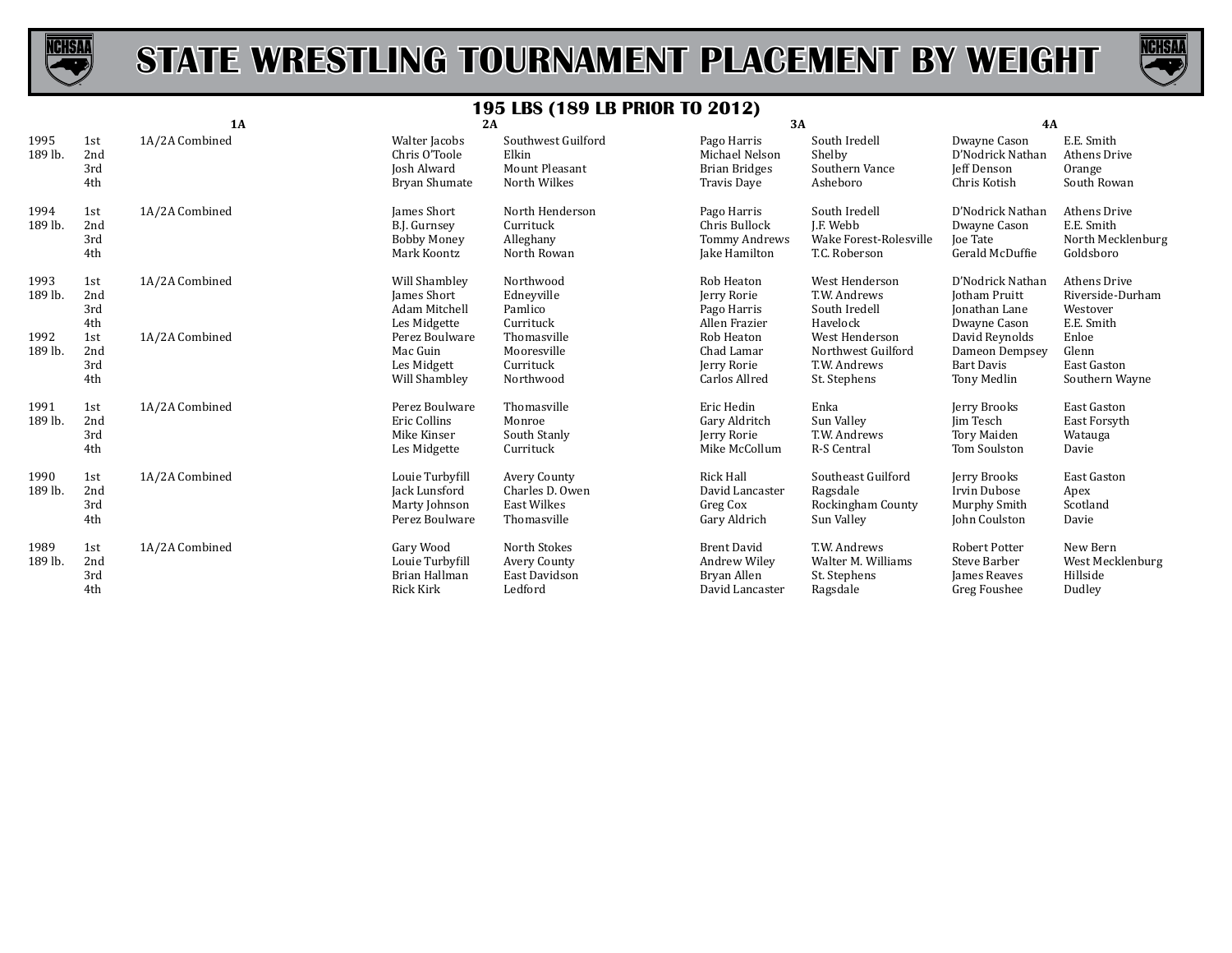# STATE WRESTLING TOURNAMENT PLACEMENT BY WEIGHT

## 195 LBS (189 LB PRIOR TO 2012)

| Year | Place | 1A | 2A | | 3A | | 4A | |
|---|---|---|---|---|---|---|---|---|
| 1995 | 1st | 1A/2A Combined | Walter Jacobs | Southwest Guilford | Pago Harris | South Iredell | Dwayne Cason | E.E. Smith |
| 189 lb. | 2nd | | Chris O'Toole | Elkin | Michael Nelson | Shelby | D'Nodrick Nathan | Athens Drive |
| | 3rd | | Josh Alward | Mount Pleasant | Brian Bridges | Southern Vance | Jeff Denson | Orange |
| | 4th | | Bryan Shumate | North Wilkes | Travis Daye | Asheboro | Chris Kotish | South Rowan |
| 1994 | 1st | 1A/2A Combined | James Short | North Henderson | Pago Harris | South Iredell | D'Nodrick Nathan | Athens Drive |
| 189 lb. | 2nd | | B.J. Gurnsey | Currituck | Chris Bullock | J.F. Webb | Dwayne Cason | E.E. Smith |
| | 3rd | | Bobby Money | Alleghany | Tommy Andrews | Wake Forest-Rolesville | Joe Tate | North Mecklenburg |
| | 4th | | Mark Koontz | North Rowan | Jake Hamilton | T.C. Roberson | Gerald McDuffie | Goldsboro |
| 1993 | 1st | 1A/2A Combined | Will Shambley | Northwood | Rob Heaton | West Henderson | D'Nodrick Nathan | Athens Drive |
| 189 lb. | 2nd | | James Short | Edneyville | Jerry Rorie | T.W. Andrews | Jotham Pruitt | Riverside-Durham |
| | 3rd | | Adam Mitchell | Pamlico | Pago Harris | South Iredell | Jonathan Lane | Westover |
| | 4th | | Les Midgette | Currituck | Allen Frazier | Havelock | Dwayne Cason | E.E. Smith |
| 1992 | 1st | 1A/2A Combined | Perez Boulware | Thomasville | Rob Heaton | West Henderson | David Reynolds | Enloe |
| 189 lb. | 2nd | | Mac Guin | Mooresville | Chad Lamar | Northwest Guilford | Dameon Dempsey | Glenn |
| | 3rd | | Les Midgett | Currituck | Jerry Rorie | T.W. Andrews | Bart Davis | East Gaston |
| | 4th | | Will Shambley | Northwood | Carlos Allred | St. Stephens | Tony Medlin | Southern Wayne |
| 1991 | 1st | 1A/2A Combined | Perez Boulware | Thomasville | Eric Hedin | Enka | Jerry Brooks | East Gaston |
| 189 lb. | 2nd | | Eric Collins | Monroe | Gary Aldritch | Sun Valley | Jim Tesch | East Forsyth |
| | 3rd | | Mike Kinser | South Stanly | Jerry Rorie | T.W. Andrews | Tory Maiden | Watauga |
| | 4th | | Les Midgette | Currituck | Mike McCollum | R-S Central | Tom Soulston | Davie |
| 1990 | 1st | 1A/2A Combined | Louie Turbyfill | Avery County | Rick Hall | Southeast Guilford | Jerry Brooks | East Gaston |
| 189 lb. | 2nd | | Jack Lunsford | Charles D. Owen | David Lancaster | Ragsdale | Irvin Dubose | Apex |
| | 3rd | | Marty Johnson | East Wilkes | Greg Cox | Rockingham County | Murphy Smith | Scotland |
| | 4th | | Perez Boulware | Thomasville | Gary Aldrich | Sun Valley | John Coulston | Davie |
| 1989 | 1st | 1A/2A Combined | Gary Wood | North Stokes | Brent David | T.W. Andrews | Robert Potter | New Bern |
| 189 lb. | 2nd | | Louie Turbyfill | Avery County | Andrew Wiley | Walter M. Williams | Steve Barber | West Mecklenburg |
| | 3rd | | Brian Hallman | East Davidson | Bryan Allen | St. Stephens | James Reaves | Hillside |
| | 4th | | Rick Kirk | Ledford | David Lancaster | Ragsdale | Greg Foushee | Dudley |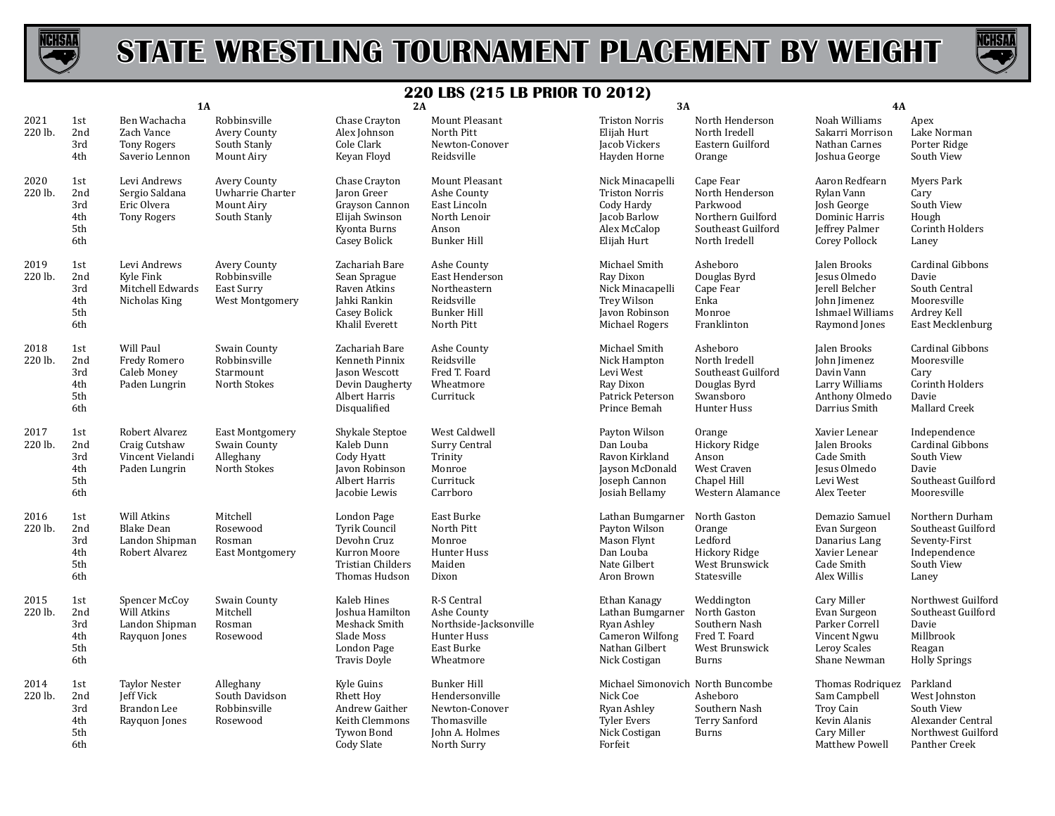# STATE WRESTLING TOURNAMENT PLACEMENT BY WEIGHT

## 220 LBS (215 LB PRIOR TO 2012)

| Year | Place | 1A | | 2A | | 3A | | 4A | |
|---|---|---|---|---|---|---|---|---|---|
| 2021 220 lb. | 1st | Ben Wachacha | Robbinsville | Chase Crayton | Mount Pleasant | Triston Norris | North Henderson | Noah Williams | Apex |
| | 2nd | Zach Vance | Avery County | Alex Johnson | North Pitt | Elijah Hurt | North Iredell | Sakarri Morrison | Lake Norman |
| | 3rd | Tony Rogers | South Stanly | Cole Clark | Newton-Conover | Jacob Vickers | Eastern Guilford | Nathan Carnes | Porter Ridge |
| | 4th | Saverio Lennon | Mount Airy | Keyan Floyd | Reidsville | Hayden Horne | Orange | Joshua George | South View |
| 2020 220 lb. | 1st | Levi Andrews | Avery County | Chase Crayton | Mount Pleasant | Nick Minacapelli | Cape Fear | Aaron Redfearn | Myers Park |
| | 2nd | Sergio Saldana | Uwharrie Charter | Jaron Greer | Ashe County | Triston Norris | North Henderson | Rylan Vann | Cary |
| | 3rd | Eric Olvera | Mount Airy | Grayson Cannon | East Lincoln | Cody Hardy | Parkwood | Josh George | South View |
| | 4th | Tony Rogers | South Stanly | Elijah Swinson | North Lenoir | Jacob Barlow | Northern Guilford | Dominic Harris | Hough |
| | 5th | | | Kyonta Burns | Anson | Alex McCalop | Southeast Guilford | Jeffrey Palmer | Corinth Holders |
| | 6th | | | Casey Bolick | Bunker Hill | Elijah Hurt | North Iredell | Corey Pollock | Laney |
| 2019 220 lb. | 1st | Levi Andrews | Avery County | Zachariah Bare | Ashe County | Michael Smith | Asheboro | Jalen Brooks | Cardinal Gibbons |
| | 2nd | Kyle Fink | Robbinsville | Sean Sprague | East Henderson | Ray Dixon | Douglas Byrd | Jesus Olmedo | Davie |
| | 3rd | Mitchell Edwards | East Surry | Raven Atkins | Northeastern | Nick Minacapelli | Cape Fear | Jerell Belcher | South Central |
| | 4th | Nicholas King | West Montgomery | Jahki Rankin | Reidsville | Trey Wilson | Enka | John Jimenez | Mooresville |
| | 5th | | | Casey Bolick | Bunker Hill | Javon Robinson | Monroe | Ishmael Williams | Ardrey Kell |
| | 6th | | | Khalil Everett | North Pitt | Michael Rogers | Franklinton | Raymond Jones | East Mecklenburg |
| 2018 220 lb. | 1st | Will Paul | Swain County | Zachariah Bare | Ashe County | Michael Smith | Asheboro | Jalen Brooks | Cardinal Gibbons |
| | 2nd | Fredy Romero | Robbinsville | Kenneth Pinnix | Reidsville | Nick Hampton | North Iredell | John Jimenez | Mooresville |
| | 3rd | Caleb Money | Starmount | Jason Wescott | Fred T. Foard | Levi West | Southeast Guilford | Davin Vann | Cary |
| | 4th | Paden Lungrin | North Stokes | Devin Daugherty | Wheatmore | Ray Dixon | Douglas Byrd | Larry Williams | Corinth Holders |
| | 5th | | | Albert Harris | Currituck | Patrick Peterson | Swansboro | Anthony Olmedo | Davie |
| | 6th | | | Disqualified | | Prince Bemah | Hunter Huss | Darrius Smith | Mallard Creek |
| 2017 220 lb. | 1st | Robert Alvarez | East Montgomery | Shykale Steptoe | West Caldwell | Payton Wilson | Orange | Xavier Lenear | Independence |
| | 2nd | Craig Cutshaw | Swain County | Kaleb Dunn | Surry Central | Dan Louba | Hickory Ridge | Jalen Brooks | Cardinal Gibbons |
| | 3rd | Vincent Vielandi | Alleghany | Cody Hyatt | Trinity | Ravon Kirkland | Anson | Cade Smith | South View |
| | 4th | Paden Lungrin | North Stokes | Javon Robinson | Monroe | Jayson McDonald | West Craven | Jesus Olmedo | Davie |
| | 5th | | | Albert Harris | Currituck | Joseph Cannon | Chapel Hill | Levi West | Southeast Guilford |
| | 6th | | | Jacobie Lewis | Carrboro | Josiah Bellamy | Western Alamance | Alex Teeter | Mooresville |
| 2016 220 lb. | 1st | Will Atkins | Mitchell | London Page | East Burke | Lathan Bumgarner | North Gaston | Demazio Samuel | Northern Durham |
| | 2nd | Blake Dean | Rosewood | Tyrik Council | North Pitt | Payton Wilson | Orange | Evan Surgeon | Southeast Guilford |
| | 3rd | Landon Shipman | Rosman | Devohn Cruz | Monroe | Mason Flynt | Ledford | Danarius Lang | Seventy-First |
| | 4th | Robert Alvarez | East Montgomery | Kurron Moore | Hunter Huss | Dan Louba | Hickory Ridge | Xavier Lenear | Independence |
| | 5th | | | Tristian Childers | Maiden | Nate Gilbert | West Brunswick | Cade Smith | South View |
| | 6th | | | Thomas Hudson | Dixon | Aron Brown | Statesville | Alex Willis | Laney |
| 2015 220 lb. | 1st | Spencer McCoy | Swain County | Kaleb Hines | R-S Central | Ethan Kanagy | Weddington | Cary Miller | Northwest Guilford |
| | 2nd | Will Atkins | Mitchell | Joshua Hamilton | Ashe County | Lathan Bumgarner | North Gaston | Evan Surgeon | Southeast Guilford |
| | 3rd | Landon Shipman | Rosman | Meshack Smith | Northside-Jacksonville | Ryan Ashley | Southern Nash | Parker Correll | Davie |
| | 4th | Rayquon Jones | Rosewood | Slade Moss | Hunter Huss | Cameron Wilfong | Fred T. Foard | Vincent Ngwu | Millbrook |
| | 5th | | | London Page | East Burke | Nathan Gilbert | West Brunswick | Leroy Scales | Reagan |
| | 6th | | | Travis Doyle | Wheatmore | Nick Costigan | Burns | Shane Newman | Holly Springs |
| 2014 220 lb. | 1st | Taylor Nester | Alleghany | Kyle Guins | Bunker Hill | Michael Simonovich | North Buncombe | Thomas Rodriquez | Parkland |
| | 2nd | Jeff Vick | South Davidson | Rhett Hoy | Hendersonville | Nick Coe | Asheboro | Sam Campbell | West Johnston |
| | 3rd | Brandon Lee | Robbinsville | Andrew Gaither | Newton-Conover | Ryan Ashley | Southern Nash | Troy Cain | South View |
| | 4th | Rayquon Jones | Rosewood | Keith Clemmons | Thomasville | Tyler Evers | Terry Sanford | Kevin Alanis | Alexander Central |
| | 5th | | | Tywon Bond | John A. Holmes | Nick Costigan | Burns | Cary Miller | Northwest Guilford |
| | 6th | | | Cody Slate | North Surry | Forfeit | | Matthew Powell | Panther Creek |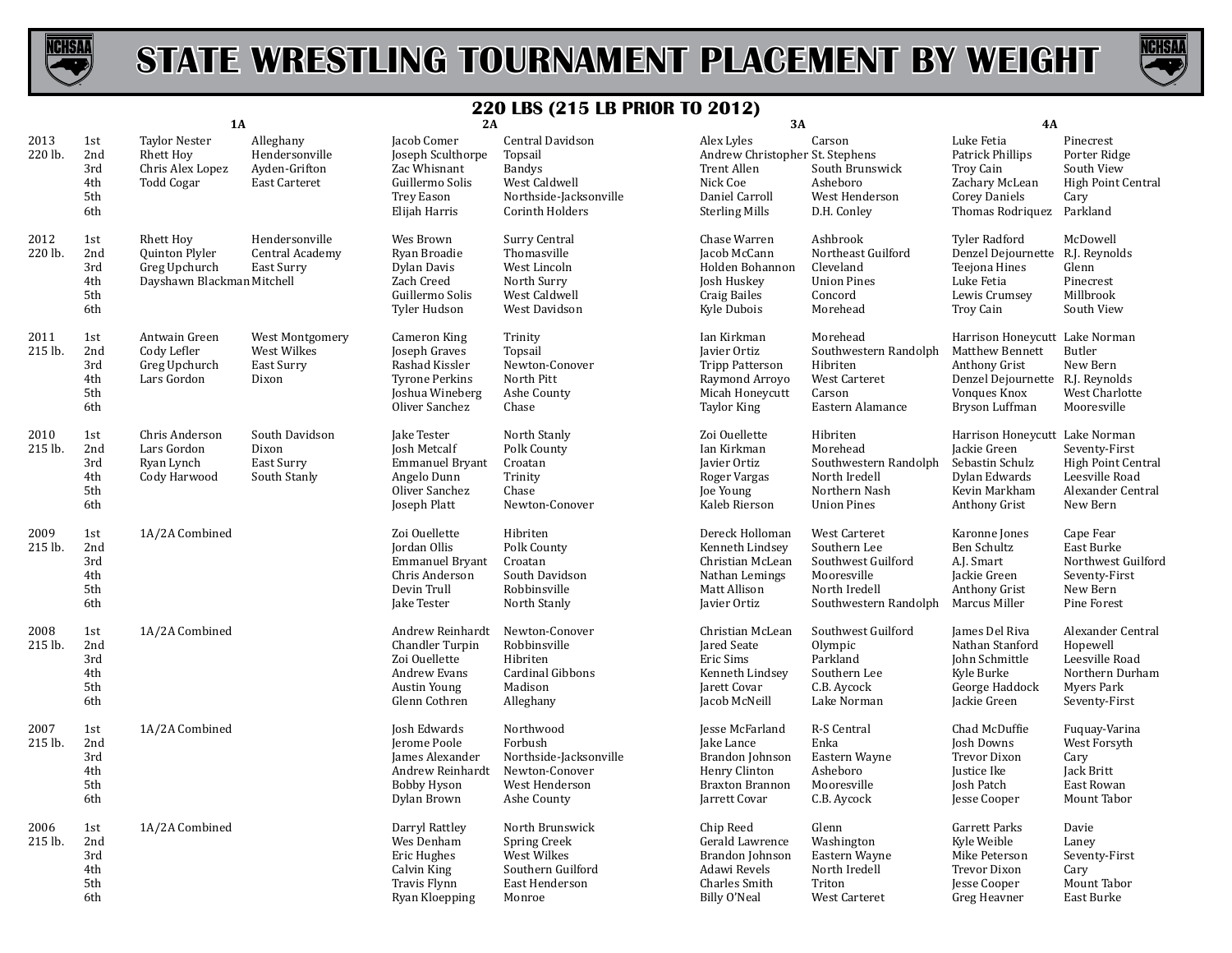# STATE WRESTLING TOURNAMENT PLACEMENT BY WEIGHT

## 220 LBS (215 LB PRIOR TO 2012)

| Year | Place | 1A | | 2A | | 3A | | 4A | |
|---|---|---|---|---|---|---|---|---|---|
| 2013 220 lb. | 1st | Taylor Nester | Alleghany | Jacob Comer | Central Davidson | Alex Lyles | Carson | Luke Fetia | Pinecrest |
| | 2nd | Rhett Hoy | Hendersonville | Joseph Sculthorpe | Topsail | Andrew Christopher | St. Stephens | Patrick Phillips | Porter Ridge |
| | 3rd | Chris Alex Lopez | Ayden-Grifton | Zac Whisnant | Bandys | Trent Allen | South Brunswick | Troy Cain | South View |
| | 4th | Todd Cogar | East Carteret | Guillermo Solis | West Caldwell | Nick Coe | Asheboro | Zachary McLean | High Point Central |
| | 5th | | | Trey Eason | Northside-Jacksonville | Daniel Carroll | West Henderson | Corey Daniels | Cary |
| | 6th | | | Elijah Harris | Corinth Holders | Sterling Mills | D.H. Conley | Thomas Rodriquez | Parkland |
| 2012 220 lb. | 1st | Rhett Hoy | Hendersonville | Wes Brown | Surry Central | Chase Warren | Ashbrook | Tyler Radford | McDowell |
| | 2nd | Quinton Plyler | Central Academy | Ryan Broadie | Thomasville | Jacob McCann | Northeast Guilford | Denzel Dejournette | R.J. Reynolds |
| | 3rd | Greg Upchurch | East Surry | Dylan Davis | West Lincoln | Holden Bohannon | Cleveland | Teejona Hines | Glenn |
| | 4th | Dayshawn Blackman | Mitchell | Zach Creed | North Surry | Josh Huskey | Union Pines | Luke Fetia | Pinecrest |
| | 5th | | | Guillermo Solis | West Caldwell | Craig Bailes | Concord | Lewis Crumsey | Millbrook |
| | 6th | | | Tyler Hudson | West Davidson | Kyle Dubois | Morehead | Troy Cain | South View |
| 2011 215 lb. | 1st | Antwain Green | West Montgomery | Cameron King | Trinity | Ian Kirkman | Morehead | Harrison Honeycutt | Lake Norman |
| | 2nd | Cody Lefler | West Wilkes | Joseph Graves | Topsail | Javier Ortiz | Southwestern Randolph | Matthew Bennett | Butler |
| | 3rd | Greg Upchurch | East Surry | Rashad Kissler | Newton-Conover | Tripp Patterson | Hibriten | Anthony Grist | New Bern |
| | 4th | Lars Gordon | Dixon | Tyrone Perkins | North Pitt | Raymond Arroyo | West Carteret | Denzel Dejournette | R.J. Reynolds |
| | 5th | | | Joshua Wineberg | Ashe County | Micah Honeycutt | Carson | Vonques Knox | West Charlotte |
| | 6th | | | Oliver Sanchez | Chase | Taylor King | Eastern Alamance | Bryson Luffman | Mooresville |
| 2010 215 lb. | 1st | Chris Anderson | South Davidson | Jake Tester | North Stanly | Zoi Ouellette | Hibriten | Harrison Honeycutt | Lake Norman |
| | 2nd | Lars Gordon | Dixon | Josh Metcalf | Polk County | Ian Kirkman | Morehead | Jackie Green | Seventy-First |
| | 3rd | Ryan Lynch | East Surry | Emmanuel Bryant | Croatan | Javier Ortiz | Southwestern Randolph | Sebastin Schulz | High Point Central |
| | 4th | Cody Harwood | South Stanly | Angelo Dunn | Trinity | Roger Vargas | North Iredell | Dylan Edwards | Leesville Road |
| | 5th | | | Oliver Sanchez | Chase | Joe Young | Northern Nash | Kevin Markham | Alexander Central |
| | 6th | | | Joseph Platt | Newton-Conover | Kaleb Rierson | Union Pines | Anthony Grist | New Bern |
| 2009 215 lb. | 1st | 1A/2A Combined | | Zoi Ouellette | Hibriten | Dereck Holloman | West Carteret | Karonne Jones | Cape Fear |
| | 2nd | | | Jordan Ollis | Polk County | Kenneth Lindsey | Southern Lee | Ben Schultz | East Burke |
| | 3rd | | | Emmanuel Bryant | Croatan | Christian McLean | Southwest Guilford | A.J. Smart | Northwest Guilford |
| | 4th | | | Chris Anderson | South Davidson | Nathan Lemings | Mooresville | Jackie Green | Seventy-First |
| | 5th | | | Devin Trull | Robbinsville | Matt Allison | North Iredell | Anthony Grist | New Bern |
| | 6th | | | Jake Tester | North Stanly | Javier Ortiz | Southwestern Randolph | Marcus Miller | Pine Forest |
| 2008 215 lb. | 1st | 1A/2A Combined | | Andrew Reinhardt | Newton-Conover | Christian McLean | Southwest Guilford | James Del Riva | Alexander Central |
| | 2nd | | | Chandler Turpin | Robbinsville | Jared Seate | Olympic | Nathan Stanford | Hopewell |
| | 3rd | | | Zoi Ouellette | Hibriten | Eric Sims | Parkland | John Schmitte | Leesville Road |
| | 4th | | | Andrew Evans | Cardinal Gibbons | Kenneth Lindsey | Southern Lee | Kyle Burke | Northern Durham |
| | 5th | | | Austin Young | Madison | Jarett Covar | C.B. Aycock | George Haddock | Myers Park |
| | 6th | | | Glenn Cothren | Alleghany | Jacob McNeill | Lake Norman | Jackie Green | Seventy-First |
| 2007 215 lb. | 1st | 1A/2A Combined | | Josh Edwards | Northwood | Jesse McFarland | R-S Central | Chad McDuffie | Fuquay-Varina |
| | 2nd | | | Jerome Poole | Forbush | Jake Lance | Enka | Josh Downs | West Forsyth |
| | 3rd | | | James Alexander | Northside-Jacksonville | Brandon Johnson | Eastern Wayne | Trevor Dixon | Cary |
| | 4th | | | Andrew Reinhardt | Newton-Conover | Henry Clinton | Asheboro | Justice Ike | Jack Britt |
| | 5th | | | Bobby Hyson | West Henderson | Braxton Brannon | Mooresville | Josh Patch | East Rowan |
| | 6th | | | Dylan Brown | Ashe County | Jarrett Covar | C.B. Aycock | Jesse Cooper | Mount Tabor |
| 2006 215 lb. | 1st | 1A/2A Combined | | Darryl Rattley | North Brunswick | Chip Reed | Glenn | Garrett Parks | Davie |
| | 2nd | | | Wes Denham | Spring Creek | Gerald Lawrence | Washington | Kyle Weible | Laney |
| | 3rd | | | Eric Hughes | West Wilkes | Brandon Johnson | Eastern Wayne | Mike Peterson | Seventy-First |
| | 4th | | | Calvin King | Southern Guilford | Adawi Revels | North Iredell | Trevor Dixon | Cary |
| | 5th | | | Travis Flynn | East Henderson | Charles Smith | Triton | Jesse Cooper | Mount Tabor |
| | 6th | | | Ryan Kloepping | Monroe | Billy O'Neal | West Carteret | Greg Heavner | East Burke |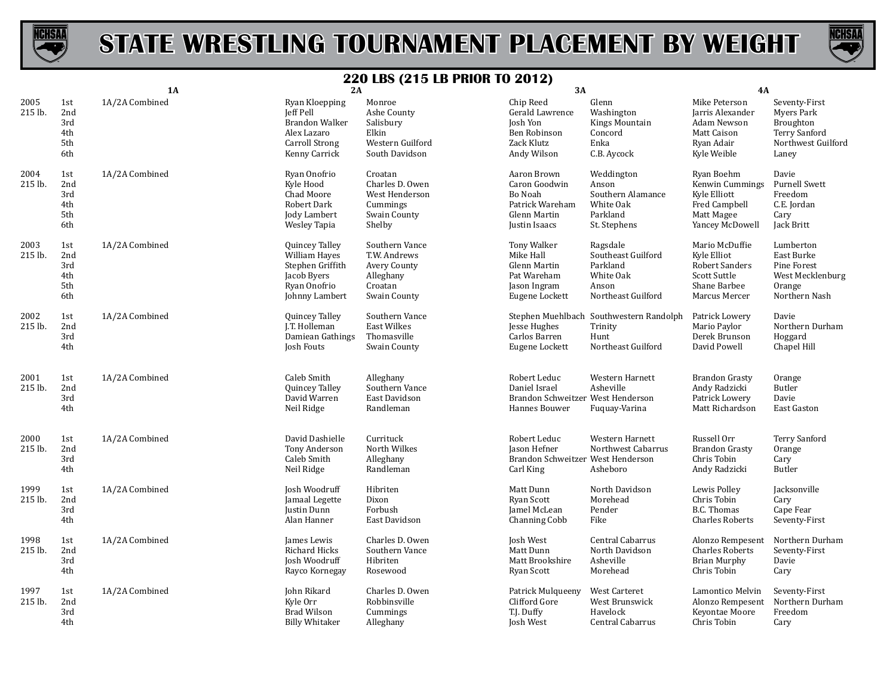# STATE WRESTLING TOURNAMENT PLACEMENT BY WEIGHT

## 220 LBS (215 LB PRIOR TO 2012)

| Year | Place | 1A | 2A | 2A School | 3A | 3A School | 4A | 4A School |
|---|---|---|---|---|---|---|---|---|
| 2005 | 1st | 1A/2A Combined | Ryan Kloepping | Monroe | Chip Reed | Glenn | Mike Peterson | Seventy-First |
| 215 lb. | 2nd | | Jeff Pell | Ashe County | Gerald Lawrence | Washington | Jarris Alexander | Myers Park |
| | 3rd | | Brandon Walker | Salisbury | Josh Yon | Kings Mountain | Adam Newson | Broughton |
| | 4th | | Alex Lazaro | Elkin | Ben Robinson | Concord | Matt Caison | Terry Sanford |
| | 5th | | Carroll Strong | Western Guilford | Zack Klutz | Enka | Ryan Adair | Northwest Guilford |
| | 6th | | Kenny Carrick | South Davidson | Andy Wilson | C.B. Aycock | Kyle Weible | Laney |
| 2004 | 1st | 1A/2A Combined | Ryan Onofrio | Croatan | Aaron Brown | Weddington | Ryan Boehm | Davie |
| 215 lb. | 2nd | | Kyle Hood | Charles D. Owen | Caron Goodwin | Anson | Kenwin Cummings | Purnell Swett |
| | 3rd | | Chad Moore | West Henderson | Bo Noah | Southern Alamance | Kyle Elliott | Freedom |
| | 4th | | Robert Dark | Cummings | Patrick Wareham | White Oak | Fred Campbell | C.E. Jordan |
| | 5th | | Jody Lambert | Swain County | Glenn Martin | Parkland | Matt Magee | Cary |
| | 6th | | Wesley Tapia | Shelby | Justin Isaacs | St. Stephens | Yancey McDowell | Jack Britt |
| 2003 | 1st | 1A/2A Combined | Quincey Talley | Southern Vance | Tony Walker | Ragsdale | Mario McDuffie | Lumberton |
| 215 lb. | 2nd | | William Hayes | T.W. Andrews | Mike Hall | Southeast Guilford | Kyle Elliot | East Burke |
| | 3rd | | Stephen Griffith | Avery County | Glenn Martin | Parkland | Robert Sanders | Pine Forest |
| | 4th | | Jacob Byers | Alleghany | Pat Wareham | White Oak | Scott Suttle | West Mecklenburg |
| | 5th | | Ryan Onofrio | Croatan | Jason Ingram | Anson | Shane Barbee | Orange |
| | 6th | | Johnny Lambert | Swain County | Eugene Lockett | Northeast Guilford | Marcus Mercer | Northern Nash |
| 2002 | 1st | 1A/2A Combined | Quincey Talley | Southern Vance | Stephen Muehlbach | Southwestern Randolph | Patrick Lowery | Davie |
| 215 lb. | 2nd | | J.T. Holleman | East Wilkes | Jesse Hughes | Trinity | Mario Paylor | Northern Durham |
| | 3rd | | Damiean Gathings | Thomasville | Carlos Barren | Hunt | Derek Brunson | Hoggard |
| | 4th | | Josh Fouts | Swain County | Eugene Lockett | Northeast Guilford | David Powell | Chapel Hill |
| 2001 | 1st | 1A/2A Combined | Caleb Smith | Alleghany | Robert Leduc | Western Harnett | Brandon Grasty | Orange |
| 215 lb. | 2nd | | Quincey Talley | Southern Vance | Daniel Israel | Asheville | Andy Radzicki | Butler |
| | 3rd | | David Warren | East Davidson | Brandon Schweitzer | West Henderson | Patrick Lowery | Davie |
| | 4th | | Neil Ridge | Randleman | Hannes Bouwer | Fuquay-Varina | Matt Richardson | East Gaston |
| 2000 | 1st | 1A/2A Combined | David Dashielle | Currituck | Robert Leduc | Western Harnett | Russell Orr | Terry Sanford |
| 215 lb. | 2nd | | Tony Anderson | North Wilkes | Jason Hefner | Northwest Cabarrus | Brandon Grasty | Orange |
| | 3rd | | Caleb Smith | Alleghany | Brandon Schweitzer | West Henderson | Chris Tobin | Cary |
| | 4th | | Neil Ridge | Randleman | Carl King | Asheboro | Andy Radzicki | Butler |
| 1999 | 1st | 1A/2A Combined | Josh Woodruff | Hibriten | Matt Dunn | North Davidson | Lewis Polley | Jacksonville |
| 215 lb. | 2nd | | Jamaal Legette | Dixon | Ryan Scott | Morehead | Chris Tobin | Cary |
| | 3rd | | Justin Dunn | Forbush | Jamel McLean | Pender | B.C. Thomas | Cape Fear |
| | 4th | | Alan Hanner | East Davidson | Channing Cobb | Fike | Charles Roberts | Seventy-First |
| 1998 | 1st | 1A/2A Combined | James Lewis | Charles D. Owen | Josh West | Central Cabarrus | Alonzo Rempesent | Northern Durham |
| 215 lb. | 2nd | | Richard Hicks | Southern Vance | Matt Dunn | North Davidson | Charles Roberts | Seventy-First |
| | 3rd | | Josh Woodruff | Hibriten | Matt Brookshire | Asheville | Brian Murphy | Davie |
| | 4th | | Rayco Kornegay | Rosewood | Ryan Scott | Morehead | Chris Tobin | Cary |
| 1997 | 1st | 1A/2A Combined | John Rikard | Charles D. Owen | Patrick Mulqueeny | West Carteret | Lamontico Melvin | Seventy-First |
| 215 lb. | 2nd | | Kyle Orr | Robbinsville | Clifford Gore | West Brunswick | Alonzo Rempesent | Northern Durham |
| | 3rd | | Brad Wilson | Cummings | T.J. Duffy | Havelock | Keyontae Moore | Freedom |
| | 4th | | Billy Whitaker | Alleghany | Josh West | Central Cabarrus | Chris Tobin | Cary |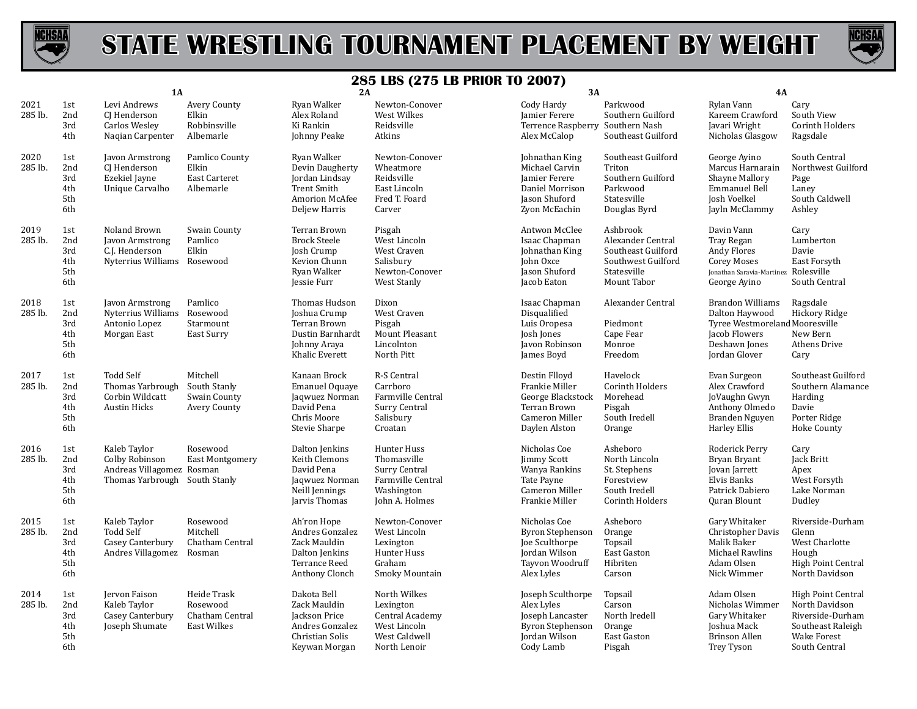# STATE WRESTLING TOURNAMENT PLACEMENT BY WEIGHT

## 285 LBS (275 LB PRIOR TO 2007)

| Year | Place | 1A | | 2A | | 3A | | 4A | |
|---|---|---|---|---|---|---|---|---|---|
| 2021 | 1st | Levi Andrews | Avery County | Ryan Walker | Newton-Conover | Cody Hardy | Parkwood | Rylan Vann | Cary |
| 285 lb. | 2nd | CJ Henderson | Elkin | Alex Roland | West Wilkes | Jamier Ferere | Southern Guilford | Kareem Crawford | South View |
| | 3rd | Carlos Wesley | Robbinsville | Ki Rankin | Reidsville | Terrence Raspberry | Southern Nash | Javari Wright | Corinth Holders |
| | 4th | Naqian Carpenter | Albemarle | Johnny Peake | Atkins | Alex McCalop | Southeast Guilford | Nicholas Glasgow | Ragsdale |
| 2020 | 1st | Javon Armstrong | Pamlico County | Ryan Walker | Newton-Conover | Johnathan King | Southeast Guilford | George Ayino | South Central |
| 285 lb. | 2nd | CJ Henderson | Elkin | Devin Daugherty | Wheatmore | Michael Carvin | Triton | Marcus Harnarain | Northwest Guilford |
| | 3rd | Ezekiel Jayne | East Carteret | Jordan Lindsay | Reidsville | Jamier Ferere | Southern Guilford | Shayne Mallory | Page |
| | 4th | Unique Carvalho | Albemarle | Trent Smith | East Lincoln | Daniel Morrison | Parkwood | Emmanuel Bell | Laney |
| | 5th | | | Amorion McAfee | Fred T. Foard | Jason Shuford | Statesville | Josh Voelkel | South Caldwell |
| | 6th | | | Deljew Harris | Carver | Zyon McEachin | Douglas Byrd | Jayln McClammy | Ashley |
| 2019 | 1st | Noland Brown | Swain County | Terran Brown | Pisgah | Antwon McClee | Ashbrook | Davin Vann | Cary |
| 285 lb. | 2nd | Javon Armstrong | Pamlico | Brock Steele | West Lincoln | Isaac Chapman | Alexander Central | Tray Regan | Lumberton |
| | 3rd | C.J. Henderson | Elkin | Josh Crump | West Craven | Johnathan King | Southeast Guilford | Andy Flores | Davie |
| | 4th | Nyterrius Williams | Rosewood | Kevion Chunn | Salisbury | John Oxce | Southwest Guilford | Corey Moses | East Forsyth |
| | 5th | | | Ryan Walker | Newton-Conover | Jason Shuford | Statesville | Jonathan Saravia-Martinez | Rolesville |
| | 6th | | | Jessie Furr | West Stanly | Jacob Eaton | Mount Tabor | George Ayino | South Central |
| 2018 | 1st | Javon Armstrong | Pamlico | Thomas Hudson | Dixon | Isaac Chapman | Alexander Central | Brandon Williams | Ragsdale |
| 285 lb. | 2nd | Nyterrius Williams | Rosewood | Joshua Crump | West Craven | Disqualified | | Dalton Haywood | Hickory Ridge |
| | 3rd | Antonio Lopez | Starmount | Terran Brown | Pisgah | Luis Oropesa | Piedmont | Tyree Westmoreland | Mooresville |
| | 4th | Morgan East | East Surry | Dustin Barnhardt | Mount Pleasant | Josh Jones | Cape Fear | Jacob Flowers | New Bern |
| | 5th | | | Johnny Araya | Lincolnton | Javon Robinson | Monroe | Deshawn Jones | Athens Drive |
| | 6th | | | Khalic Everett | North Pitt | James Boyd | Freedom | Jordan Glover | Cary |
| 2017 | 1st | Todd Self | Mitchell | Kanaan Brock | R-S Central | Destin Flloyd | Havelock | Evan Surgeon | Southeast Guilford |
| 285 lb. | 2nd | Thomas Yarbrough | South Stanly | Emanuel Oquaye | Carrboro | Frankie Miller | Corinth Holders | Alex Crawford | Southern Alamance |
| | 3rd | Corbin Wildcatt | Swain County | Jaqwuez Norman | Farmville Central | George Blackstock | Morehead | JoVaughn Gwyn | Harding |
| | 4th | Austin Hicks | Avery County | David Pena | Surry Central | Terran Brown | Pisgah | Anthony Olmedo | Davie |
| | 5th | | | Chris Moore | Salisbury | Cameron Miller | South Iredell | Branden Nguyen | Porter Ridge |
| | 6th | | | Stevie Sharpe | Croatan | Daylen Alston | Orange | Harley Ellis | Hoke County |
| 2016 | 1st | Kaleb Taylor | Rosewood | Dalton Jenkins | Hunter Huss | Nicholas Coe | Asheboro | Roderick Perry | Cary |
| 285 lb. | 2nd | Colby Robinson | East Montgomery | Keith Clemons | Thomasville | Jimmy Scott | North Lincoln | Bryan Bryant | Jack Britt |
| | 3rd | Andreas Villagomez | Rosman | David Pena | Surry Central | Wanya Rankins | St. Stephens | Jovan Jarrett | Apex |
| | 4th | Thomas Yarbrough | South Stanly | Jaqwuez Norman | Farmville Central | Tate Payne | Forestview | Elvis Banks | West Forsyth |
| | 5th | | | Neill Jennings | Washington | Cameron Miller | South Iredell | Patrick Dabiero | Lake Norman |
| | 6th | | | Jarvis Thomas | John A. Holmes | Frankie Miller | Corinth Holders | Quran Blount | Dudley |
| 2015 | 1st | Kaleb Taylor | Rosewood | Ah'ron Hope | Newton-Conover | Nicholas Coe | Asheboro | Gary Whitaker | Riverside-Durham |
| 285 lb. | 2nd | Todd Self | Mitchell | Andres Gonzalez | West Lincoln | Byron Stephenson | Orange | Christopher Davis | Glenn |
| | 3rd | Casey Canterbury | Chatham Central | Zack Mauldin | Lexington | Joe Sculthorpe | Topsail | Malik Baker | West Charlotte |
| | 4th | Andres Villagomez | Rosman | Dalton Jenkins | Hunter Huss | Jordan Wilson | East Gaston | Michael Rawlins | Hough |
| | 5th | | | Terrance Reed | Graham | Tayvon Woodruff | Hibriten | Adam Olsen | High Point Central |
| | 6th | | | Anthony Clonch | Smoky Mountain | Alex Lyles | Carson | Nick Wimmer | North Davidson |
| 2014 | 1st | Jervon Faison | Heide Trask | Dakota Bell | North Wilkes | Joseph Sculthorpe | Topsail | Adam Olsen | High Point Central |
| 285 lb. | 2nd | Kaleb Taylor | Rosewood | Zack Mauldin | Lexington | Alex Lyles | Carson | Nicholas Wimmer | North Davidson |
| | 3rd | Casey Canterbury | Chatham Central | Jackson Price | Central Academy | Joseph Lancaster | North Iredell | Gary Whitaker | Riverside-Durham |
| | 4th | Joseph Shumate | East Wilkes | Andres Gonzalez | West Lincoln | Byron Stephenson | Orange | Joshua Mack | Southeast Raleigh |
| | 5th | | | Christian Solis | West Caldwell | Jordan Wilson | East Gaston | Brinson Allen | Wake Forest |
| | 6th | | | Keywan Morgan | North Lenoir | Cody Lamb | Pisgah | Trey Tyson | South Central |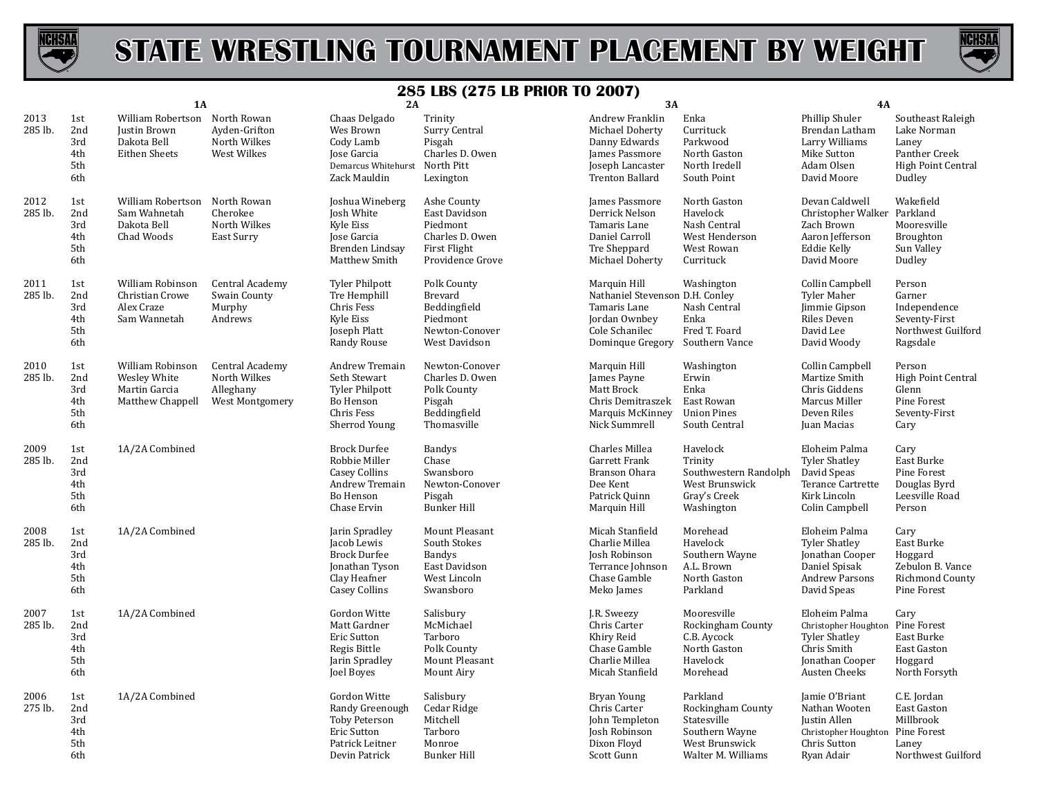# STATE WRESTLING TOURNAMENT PLACEMENT BY WEIGHT

## 285 LBS (275 LB PRIOR TO 2007)

| Year | Place | 1A | | 2A | | 3A | | 4A | |
|---|---|---|---|---|---|---|---|---|---|
| 2013 285 lb. | 1st | William Robertson | North Rowan | Chaas Delgado | Trinity | Andrew Franklin | Enka | Phillip Shuler | Southeast Raleigh |
| | 2nd | Justin Brown | Ayden-Grifton | Wes Brown | Surry Central | Michael Doherty | Currituck | Brendan Latham | Lake Norman |
| | 3rd | Dakota Bell | North Wilkes | Cody Lamb | Pisgah | Danny Edwards | Parkwood | Larry Williams | Laney |
| | 4th | Eithen Sheets | West Wilkes | Jose Garcia | Charles D. Owen | James Passmore | North Gaston | Mike Sutton | Panther Creek |
| | 5th | | | Demarcus Whitehurst | North Pitt | Joseph Lancaster | North Iredell | Adam Olsen | High Point Central |
| | 6th | | | Zack Mauldin | Lexington | Trenton Ballard | South Point | David Moore | Dudley |
| 2012 285 lb. | 1st | William Robertson | North Rowan | Joshua Wineberg | Ashe County | James Passmore | North Gaston | Devan Caldwell | Wakefield |
| | 2nd | Sam Wahnetah | Cherokee | Josh White | East Davidson | Derrick Nelson | Havelock | Christopher Walker | Parkland |
| | 3rd | Dakota Bell | North Wilkes | Kyle Eiss | Piedmont | Tamaris Lane | Nash Central | Zach Brown | Mooresville |
| | 4th | Chad Woods | East Surry | Jose Garcia | Charles D. Owen | Daniel Carroll | West Henderson | Aaron Jefferson | Broughton |
| | 5th | | | Brenden Lindsay | First Flight | Tre Sheppard | West Rowan | Eddie Kelly | Sun Valley |
| | 6th | | | Matthew Smith | Providence Grove | Michael Doherty | Currituck | David Moore | Dudley |
| 2011 285 lb. | 1st | William Robinson | Central Academy | Tyler Philpott | Polk County | Marquin Hill | Washington | Collin Campbell | Person |
| | 2nd | Christian Crowe | Swain County | Tre Hemphill | Brevard | Nathaniel Stevenson | D.H. Conley | Tyler Maher | Garner |
| | 3rd | Alex Craze | Murphy | Chris Fess | Beddingfield | Tamaris Lane | Nash Central | Jimmie Gipson | Independence |
| | 4th | Sam Wannetah | Andrews | Kyle Eiss | Piedmont | Jordan Ownbey | Enka | Riles Deven | Seventy-First |
| | 5th | | | Joseph Platt | Newton-Conover | Cole Schanilec | Fred T. Foard | David Lee | Northwest Guilford |
| | 6th | | | Randy Rouse | West Davidson | Dominque Gregory | Southern Vance | David Woody | Ragsdale |
| 2010 285 lb. | 1st | William Robinson | Central Academy | Andrew Tremain | Newton-Conover | Marquin Hill | Washington | Collin Campbell | Person |
| | 2nd | Wesley White | North Wilkes | Seth Stewart | Charles D. Owen | James Payne | Erwin | Martize Smith | High Point Central |
| | 3rd | Martin Garcia | Alleghany | Tyler Philpott | Polk County | Matt Brock | Enka | Chris Giddens | Glenn |
| | 4th | Matthew Chappell | West Montgomery | Bo Henson | Pisgah | Chris Demitraszek | East Rowan | Marcus Miller | Pine Forest |
| | 5th | | | Chris Fess | Beddingfield | Marquis McKinney | Union Pines | Deven Riles | Seventy-First |
| | 6th | | | Sherrod Young | Thomasville | Nick Summrell | South Central | Juan Macias | Cary |
| 2009 285 lb. | 1st | 1A/2A Combined | | Brock Durfee | Bandys | Charles Millea | Havelock | Eloheim Palma | Cary |
| | 2nd | | | Robbie Miller | Chase | Garrett Frank | Trinity | Tyler Shatley | East Burke |
| | 3rd | | | Casey Collins | Swansboro | Branson Ohara | Southwestern Randolph | David Speas | Pine Forest |
| | 4th | | | Andrew Tremain | Newton-Conover | Dee Kent | West Brunswick | Terance Cartrette | Douglas Byrd |
| | 5th | | | Bo Henson | Pisgah | Patrick Quinn | Gray's Creek | Kirk Lincoln | Leesville Road |
| | 6th | | | Chase Ervin | Bunker Hill | Marquin Hill | Washington | Colin Campbell | Person |
| 2008 285 lb. | 1st | 1A/2A Combined | | Jarin Spradley | Mount Pleasant | Micah Stanfield | Morehead | Eloheim Palma | Cary |
| | 2nd | | | Jacob Lewis | South Stokes | Charlie Millea | Havelock | Tyler Shatley | East Burke |
| | 3rd | | | Brock Durfee | Bandys | Josh Robinson | Southern Wayne | Jonathan Cooper | Hoggard |
| | 4th | | | Jonathan Tyson | East Davidson | Terrance Johnson | A.L. Brown | Daniel Spisak | Zebulon B. Vance |
| | 5th | | | Clay Heafner | West Lincoln | Chase Gamble | North Gaston | Andrew Parsons | Richmond County |
| | 6th | | | Casey Collins | Swansboro | Meko James | Parkland | David Speas | Pine Forest |
| 2007 285 lb. | 1st | 1A/2A Combined | | Gordon Witte | Salisbury | J.R. Sweezy | Mooresville | Eloheim Palma | Cary |
| | 2nd | | | Matt Gardner | McMichael | Chris Carter | Rockingham County | Christopher Houghton | Pine Forest |
| | 3rd | | | Eric Sutton | Tarboro | Khiry Reid | C.B. Aycock | Tyler Shatley | East Burke |
| | 4th | | | Regis Bittle | Polk County | Chase Gamble | North Gaston | Chris Smith | East Gaston |
| | 5th | | | Jarin Spradley | Mount Pleasant | Charlie Millea | Havelock | Jonathan Cooper | Hoggard |
| | 6th | | | Joel Boyes | Mount Airy | Micah Stanfield | Morehead | Austen Cheeks | North Forsyth |
| 2006 275 lb. | 1st | 1A/2A Combined | | Gordon Witte | Salisbury | Bryan Young | Parkland | Jamie O'Briant | C.E. Jordan |
| | 2nd | | | Randy Greenough | Cedar Ridge | Chris Carter | Rockingham County | Nathan Wooten | East Gaston |
| | 3rd | | | Toby Peterson | Mitchell | John Templeton | Statesville | Justin Allen | Millbrook |
| | 4th | | | Eric Sutton | Tarboro | Josh Robinson | Southern Wayne | Christopher Houghton | Pine Forest |
| | 5th | | | Patrick Leitner | Monroe | Dixon Floyd | West Brunswick | Chris Sutton | Laney |
| | 6th | | | Devin Patrick | Bunker Hill | Scott Gunn | Walter M. Williams | Ryan Adair | Northwest Guilford |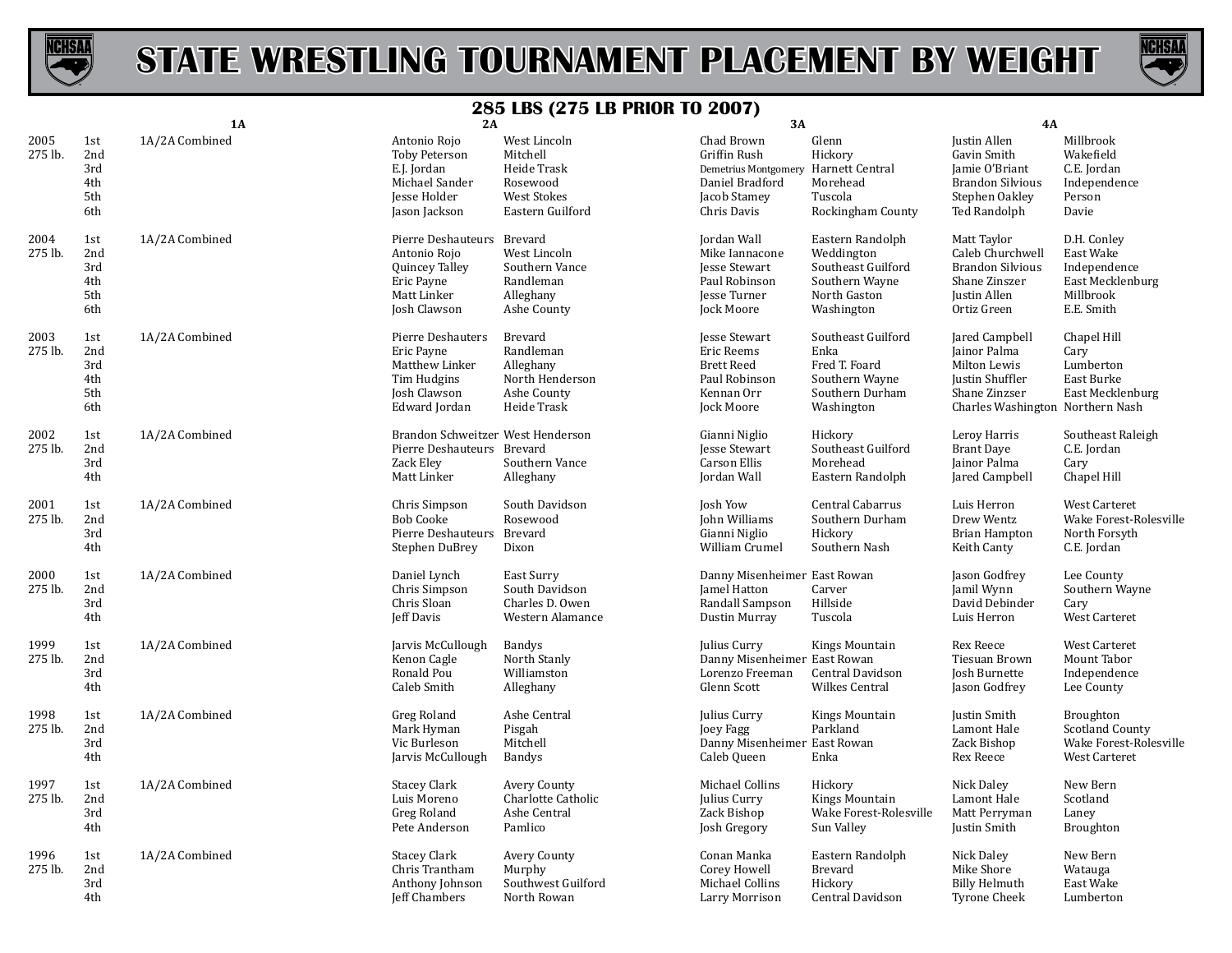# STATE WRESTLING TOURNAMENT PLACEMENT BY WEIGHT

## 285 LBS (275 LB PRIOR TO 2007)

| Year | Place | 1A | 2A | 2A School | 3A | 3A School | 4A | 4A School |
|---|---|---|---|---|---|---|---|---|
| 2005 | 1st | 1A/2A Combined | Antonio Rojo | West Lincoln | Chad Brown | Glenn | Justin Allen | Millbrook |
| 275 lb. | 2nd | | Toby Peterson | Mitchell | Griffin Rush | Hickory | Gavin Smith | Wakefield |
| | 3rd | | E.J. Jordan | Heide Trask | Demetrius Montgomery | Harnett Central | Jamie O'Briant | C.E. Jordan |
| | 4th | | Michael Sander | Rosewood | Daniel Bradford | Morehead | Brandon Silvious | Independence |
| | 5th | | Jesse Holder | West Stokes | Jacob Stamey | Tuscola | Stephen Oakley | Person |
| | 6th | | Jason Jackson | Eastern Guilford | Chris Davis | Rockingham County | Ted Randolph | Davie |
| 2004 | 1st | 1A/2A Combined | Pierre Deshauteurs | Brevard | Jordan Wall | Eastern Randolph | Matt Taylor | D.H. Conley |
| 275 lb. | 2nd | | Antonio Rojo | West Lincoln | Mike Iannacone | Weddington | Caleb Churchwell | East Wake |
| | 3rd | | Quincey Talley | Southern Vance | Jesse Stewart | Southeast Guilford | Brandon Silvious | Independence |
| | 4th | | Eric Payne | Randleman | Paul Robinson | Southern Wayne | Shane Zinszer | East Mecklenburg |
| | 5th | | Matt Linker | Alleghany | Jesse Turner | North Gaston | Justin Allen | Millbrook |
| | 6th | | Josh Clawson | Ashe County | Jock Moore | Washington | Ortiz Green | E.E. Smith |
| 2003 | 1st | 1A/2A Combined | Pierre Deshauters | Brevard | Jesse Stewart | Southeast Guilford | Jared Campbell | Chapel Hill |
| 275 lb. | 2nd | | Eric Payne | Randleman | Eric Reems | Enka | Jainor Palma | Cary |
| | 3rd | | Matthew Linker | Alleghany | Brett Reed | Fred T. Foard | Milton Lewis | Lumberton |
| | 4th | | Tim Hudgins | North Henderson | Paul Robinson | Southern Wayne | Justin Shuffler | East Burke |
| | 5th | | Josh Clawson | Ashe County | Kennan Orr | Southern Durham | Shane Zinzser | East Mecklenburg |
| | 6th | | Edward Jordan | Heide Trask | Jock Moore | Washington | Charles Washington | Northern Nash |
| 2002 | 1st | 1A/2A Combined | Brandon Schweitzer | West Henderson | Gianni Niglio | Hickory | Leroy Harris | Southeast Raleigh |
| 275 lb. | 2nd | | Pierre Deshauteurs | Brevard | Jesse Stewart | Southeast Guilford | Brant Daye | C.E. Jordan |
| | 3rd | | Zack Eley | Southern Vance | Carson Ellis | Morehead | Jainor Palma | Cary |
| | 4th | | Matt Linker | Alleghany | Jordan Wall | Eastern Randolph | Jared Campbell | Chapel Hill |
| 2001 | 1st | 1A/2A Combined | Chris Simpson | South Davidson | Josh Yow | Central Cabarrus | Luis Herron | West Carteret |
| 275 lb. | 2nd | | Bob Cooke | Rosewood | John Williams | Southern Durham | Drew Wentz | Wake Forest-Rolesville |
| | 3rd | | Pierre Deshauteurs | Brevard | Gianni Niglio | Hickory | Brian Hampton | North Forsyth |
| | 4th | | Stephen DuBrey | Dixon | William Crumel | Southern Nash | Keith Canty | C.E. Jordan |
| 2000 | 1st | 1A/2A Combined | Daniel Lynch | East Surry | Danny Misenheimer | East Rowan | Jason Godfrey | Lee County |
| 275 lb. | 2nd | | Chris Simpson | South Davidson | Jamel Hatton | Carver | Jamil Wynn | Southern Wayne |
| | 3rd | | Chris Sloan | Charles D. Owen | Randall Sampson | Hillside | David Debinder | Cary |
| | 4th | | Jeff Davis | Western Alamance | Dustin Murray | Tuscola | Luis Herron | West Carteret |
| 1999 | 1st | 1A/2A Combined | Jarvis McCullough | Bandys | Julius Curry | Kings Mountain | Rex Reece | West Carteret |
| 275 lb. | 2nd | | Kenon Cagle | North Stanly | Danny Misenheimer | East Rowan | Tiesuan Brown | Mount Tabor |
| | 3rd | | Ronald Pou | Williamston | Lorenzo Freeman | Central Davidson | Josh Burnette | Independence |
| | 4th | | Caleb Smith | Alleghany | Glenn Scott | Wilkes Central | Jason Godfrey | Lee County |
| 1998 | 1st | 1A/2A Combined | Greg Roland | Ashe Central | Julius Curry | Kings Mountain | Justin Smith | Broughton |
| 275 lb. | 2nd | | Mark Hyman | Pisgah | Joey Fagg | Parkland | Lamont Hale | Scotland County |
| | 3rd | | Vic Burleson | Mitchell | Danny Misenheimer | East Rowan | Zack Bishop | Wake Forest-Rolesville |
| | 4th | | Jarvis McCullough | Bandys | Caleb Queen | Enka | Rex Reece | West Carteret |
| 1997 | 1st | 1A/2A Combined | Stacey Clark | Avery County | Michael Collins | Hickory | Nick Daley | New Bern |
| 275 lb. | 2nd | | Luis Moreno | Charlotte Catholic | Julius Curry | Kings Mountain | Lamont Hale | Scotland |
| | 3rd | | Greg Roland | Ashe Central | Zack Bishop | Wake Forest-Rolesville | Matt Perryman | Laney |
| | 4th | | Pete Anderson | Pamlico | Josh Gregory | Sun Valley | Justin Smith | Broughton |
| 1996 | 1st | 1A/2A Combined | Stacey Clark | Avery County | Conan Manka | Eastern Randolph | Nick Daley | New Bern |
| 275 lb. | 2nd | | Chris Trantham | Murphy | Corey Howell | Brevard | Mike Shore | Watauga |
| | 3rd | | Anthony Johnson | Southwest Guilford | Michael Collins | Hickory | Billy Helmuth | East Wake |
| | 4th | | Jeff Chambers | North Rowan | Larry Morrison | Central Davidson | Tyrone Cheek | Lumberton |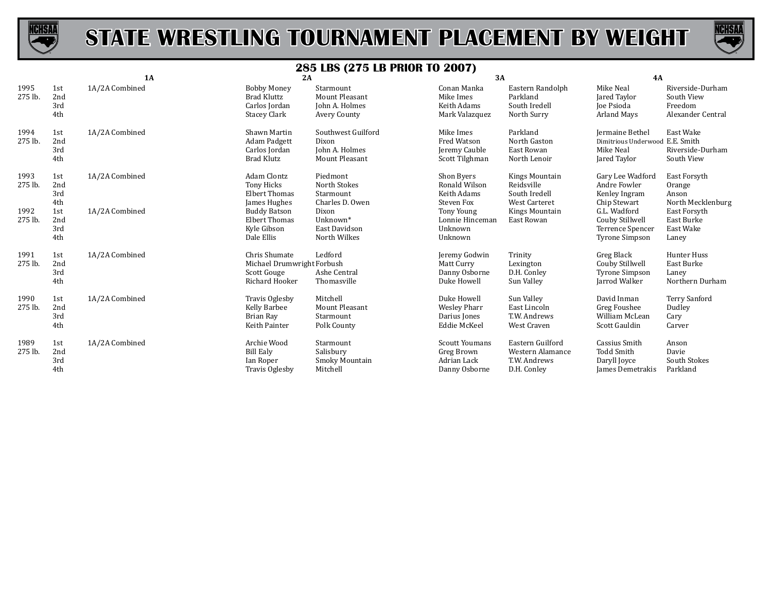# STATE WRESTLING TOURNAMENT PLACEMENT BY WEIGHT

## 285 LBS (275 LB PRIOR TO 2007)

| | | 1A | 2A | | 3A | | 4A | |
|---|---|---|---|---|---|---|---|---|
| 1995 | 1st | 1A/2A Combined | Bobby Money | Starmount | Conan Manka | Eastern Randolph | Mike Neal | Riverside-Durham |
| 275 lb. | 2nd | | Brad Kluttz | Mount Pleasant | Mike Imes | Parkland | Jared Taylor | South View |
| | 3rd | | Carlos Jordan | John A. Holmes | Keith Adams | South Iredell | Joe Psioda | Freedom |
| | 4th | | Stacey Clark | Avery County | Mark Valazquez | North Surry | Arland Mays | Alexander Central |
| 1994 | 1st | 1A/2A Combined | Shawn Martin | Southwest Guilford | Mike Imes | Parkland | Jermaine Bethel | East Wake |
| 275 lb. | 2nd | | Adam Padgett | Dixon | Fred Watson | North Gaston | Dimitrious Underwood | E.E. Smith |
| | 3rd | | Carlos Jordan | John A. Holmes | Jeremy Cauble | East Rowan | Mike Neal | Riverside-Durham |
| | 4th | | Brad Klutz | Mount Pleasant | Scott Tilghman | North Lenoir | Jared Taylor | South View |
| 1993 | 1st | 1A/2A Combined | Adam Clontz | Piedmont | Shon Byers | Kings Mountain | Gary Lee Wadford | East Forsyth |
| 275 lb. | 2nd | | Tony Hicks | North Stokes | Ronald Wilson | Reidsville | Andre Fowler | Orange |
| | 3rd | | Elbert Thomas | Starmount | Keith Adams | South Iredell | Kenley Ingram | Anson |
| | 4th | | James Hughes | Charles D. Owen | Steven Fox | West Carteret | Chip Stewart | North Mecklenburg |
| 1992 | 1st | 1A/2A Combined | Buddy Batson | Dixon | Tony Young | Kings Mountain | G.L. Wadford | East Forsyth |
| 275 lb. | 2nd | | Elbert Thomas | Unknown* | Lonnie Hinceman | East Rowan | Couby Stillwell | East Burke |
| | 3rd | | Kyle Gibson | East Davidson | Unknown | | Terrence Spencer | East Wake |
| | 4th | | Dale Ellis | North Wilkes | Unknown | | Tyrone Simpson | Laney |
| 1991 | 1st | 1A/2A Combined | Chris Shumate | Ledford | Jeremy Godwin | Trinity | Greg Black | Hunter Huss |
| 275 lb. | 2nd | | Michael Drumwright | Forbush | Matt Curry | Lexington | Couby Stillwell | East Burke |
| | 3rd | | Scott Gouge | Ashe Central | Danny Osborne | D.H. Conley | Tyrone Simpson | Laney |
| | 4th | | Richard Hooker | Thomasville | Duke Howell | Sun Valley | Jarrod Walker | Northern Durham |
| 1990 | 1st | 1A/2A Combined | Travis Oglesby | Mitchell | Duke Howell | Sun Valley | David Inman | Terry Sanford |
| 275 lb. | 2nd | | Kelly Barbee | Mount Pleasant | Wesley Pharr | East Lincoln | Greg Foushee | Dudley |
| | 3rd | | Brian Ray | Starmount | Darius Jones | T.W. Andrews | William McLean | Cary |
| | 4th | | Keith Painter | Polk County | Eddie McKeel | West Craven | Scott Gauldin | Carver |
| 1989 | 1st | 1A/2A Combined | Archie Wood | Starmount | Scoutt Youmans | Eastern Guilford | Cassius Smith | Anson |
| 275 lb. | 2nd | | Bill Ealy | Salisbury | Greg Brown | Western Alamance | Todd Smith | Davie |
| | 3rd | | Ian Roper | Smoky Mountain | Adrian Lack | T.W. Andrews | Daryll Joyce | South Stokes |
| | 4th | | Travis Oglesby | Mitchell | Danny Osborne | D.H. Conley | James Demetrakis | Parkland |